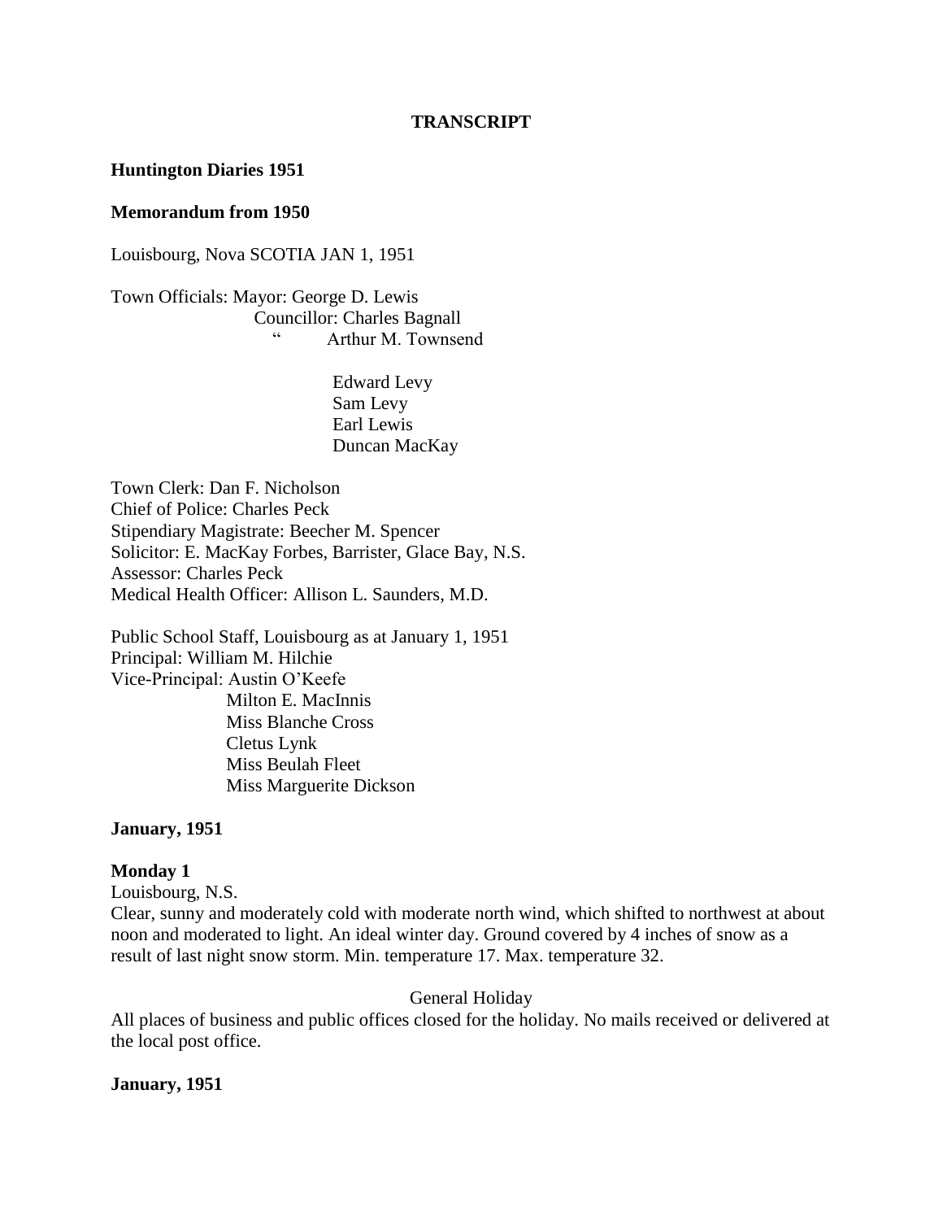**TRANSCRIPT**

**Huntington Diaries 1951**

**Memorandum from 1950**

Louisbourg, Nova SCOTIA JAN 1, 1951

Town Officials: Mayor: George D. Lewis
Councillor: Charles Bagnall
" Arthur M. Townsend

Edward Levy
Sam Levy
Earl Lewis
Duncan MacKay

Town Clerk: Dan F. Nicholson
Chief of Police: Charles Peck
Stipendiary Magistrate: Beecher M. Spencer
Solicitor: E. MacKay Forbes, Barrister, Glace Bay, N.S.
Assessor: Charles Peck
Medical Health Officer: Allison L. Saunders, M.D.

Public School Staff, Louisbourg as at January 1, 1951
Principal: William M. Hilchie
Vice-Principal: Austin O'Keefe
Milton E. MacInnis
Miss Blanche Cross
Cletus Lynk
Miss Beulah Fleet
Miss Marguerite Dickson

**January, 1951**

**Monday 1**
Louisbourg, N.S.
Clear, sunny and moderately cold with moderate north wind, which shifted to northwest at about noon and moderated to light. An ideal winter day. Ground covered by 4 inches of snow as a result of last night snow storm. Min. temperature 17. Max. temperature 32.

General Holiday
All places of business and public offices closed for the holiday. No mails received or delivered at the local post office.

**January, 1951**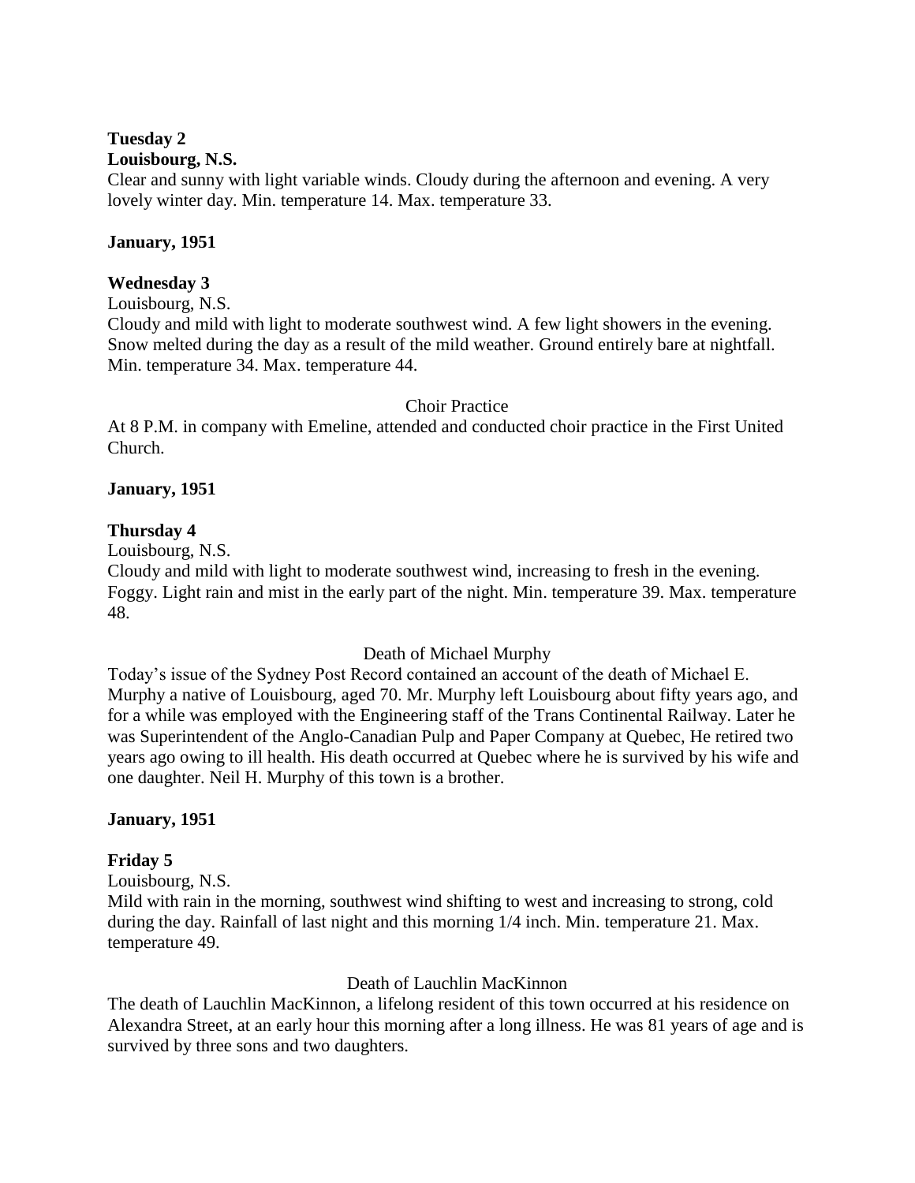**Tuesday 2**
**Louisbourg, N.S.**
Clear and sunny with light variable winds. Cloudy during the afternoon and evening. A very lovely winter day. Min. temperature 14. Max. temperature 33.

**January, 1951**

**Wednesday 3**
Louisbourg, N.S.
Cloudy and mild with light to moderate southwest wind. A few light showers in the evening. Snow melted during the day as a result of the mild weather. Ground entirely bare at nightfall. Min. temperature 34. Max. temperature 44.

Choir Practice

At 8 P.M. in company with Emeline, attended and conducted choir practice in the First United Church.

**January, 1951**

**Thursday 4**
Louisbourg, N.S.
Cloudy and mild with light to moderate southwest wind, increasing to fresh in the evening. Foggy. Light rain and mist in the early part of the night. Min. temperature 39. Max. temperature 48.

Death of Michael Murphy

Today's issue of the Sydney Post Record contained an account of the death of Michael E. Murphy a native of Louisbourg, aged 70. Mr. Murphy left Louisbourg about fifty years ago, and for a while was employed with the Engineering staff of the Trans Continental Railway. Later he was Superintendent of the Anglo-Canadian Pulp and Paper Company at Quebec, He retired two years ago owing to ill health. His death occurred at Quebec where he is survived by his wife and one daughter. Neil H. Murphy of this town is a brother.

**January, 1951**

**Friday 5**
Louisbourg, N.S.
Mild with rain in the morning, southwest wind shifting to west and increasing to strong, cold during the day. Rainfall of last night and this morning 1/4 inch. Min. temperature 21. Max. temperature 49.

Death of Lauchlin MacKinnon

The death of Lauchlin MacKinnon, a lifelong resident of this town occurred at his residence on Alexandra Street, at an early hour this morning after a long illness. He was 81 years of age and is survived by three sons and two daughters.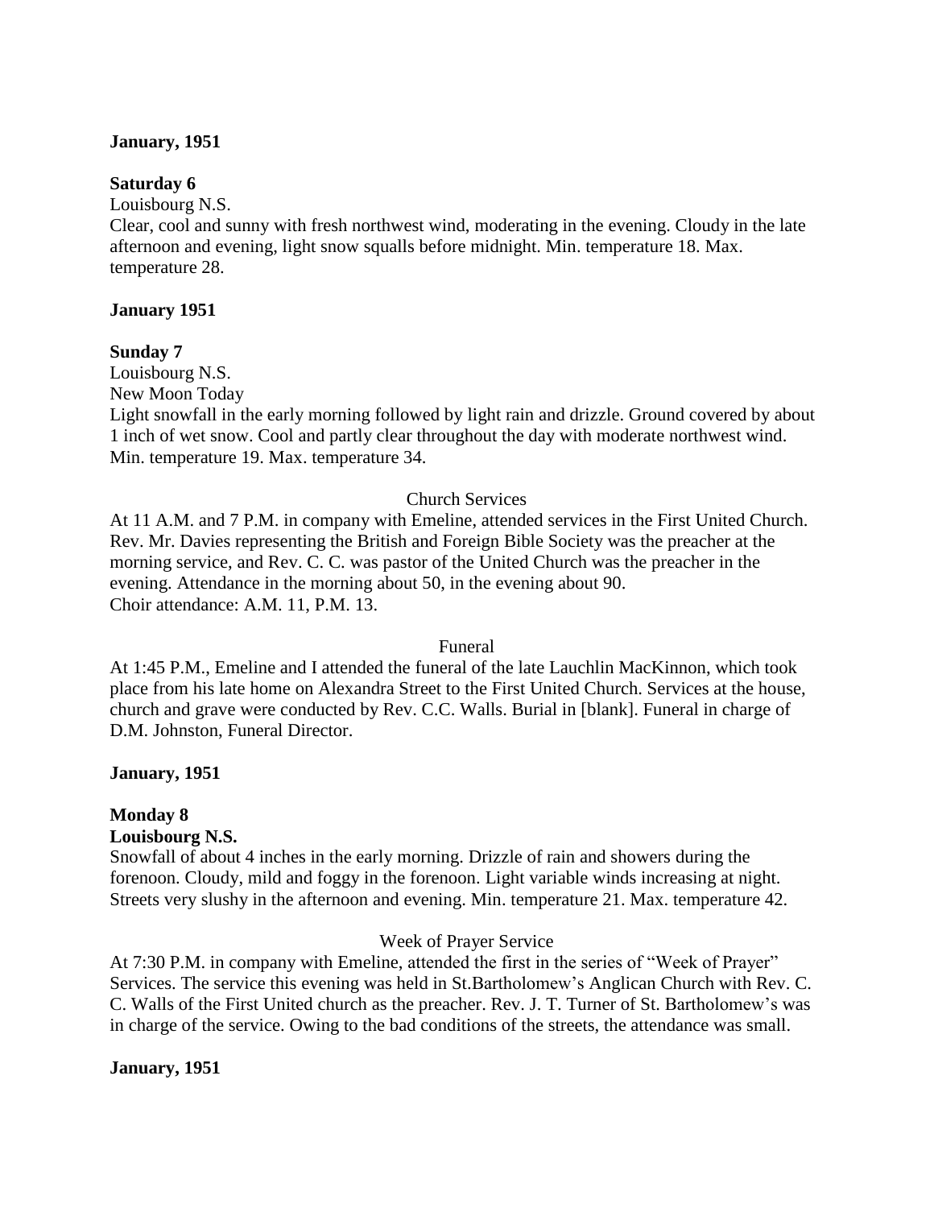**January, 1951**

**Saturday 6**

Louisbourg N.S.

Clear, cool and sunny with fresh northwest wind, moderating in the evening. Cloudy in the late afternoon and evening, light snow squalls before midnight. Min. temperature 18. Max. temperature 28.

**January 1951**

**Sunday 7**

Louisbourg N.S.

New Moon Today

Light snowfall in the early morning followed by light rain and drizzle. Ground covered by about 1 inch of wet snow. Cool and partly clear throughout the day with moderate northwest wind. Min. temperature 19. Max. temperature 34.

Church Services

At 11 A.M. and 7 P.M. in company with Emeline, attended services in the First United Church. Rev. Mr. Davies representing the British and Foreign Bible Society was the preacher at the morning service, and Rev. C. C. was pastor of the United Church was the preacher in the evening. Attendance in the morning about 50, in the evening about 90.
Choir attendance: A.M. 11, P.M. 13.

Funeral

At 1:45 P.M., Emeline and I attended the funeral of the late Lauchlin MacKinnon, which took place from his late home on Alexandra Street to the First United Church. Services at the house, church and grave were conducted by Rev. C.C. Walls. Burial in [blank]. Funeral in charge of D.M. Johnston, Funeral Director.

**January, 1951**

**Monday 8**

**Louisbourg N.S.**

Snowfall of about 4 inches in the early morning. Drizzle of rain and showers during the forenoon. Cloudy, mild and foggy in the forenoon. Light variable winds increasing at night. Streets very slushy in the afternoon and evening. Min. temperature 21. Max. temperature 42.

Week of Prayer Service

At 7:30 P.M. in company with Emeline, attended the first in the series of "Week of Prayer" Services. The service this evening was held in St.Bartholomew's Anglican Church with Rev. C. C. Walls of the First United church as the preacher. Rev. J. T. Turner of St. Bartholomew's was in charge of the service. Owing to the bad conditions of the streets, the attendance was small.

**January, 1951**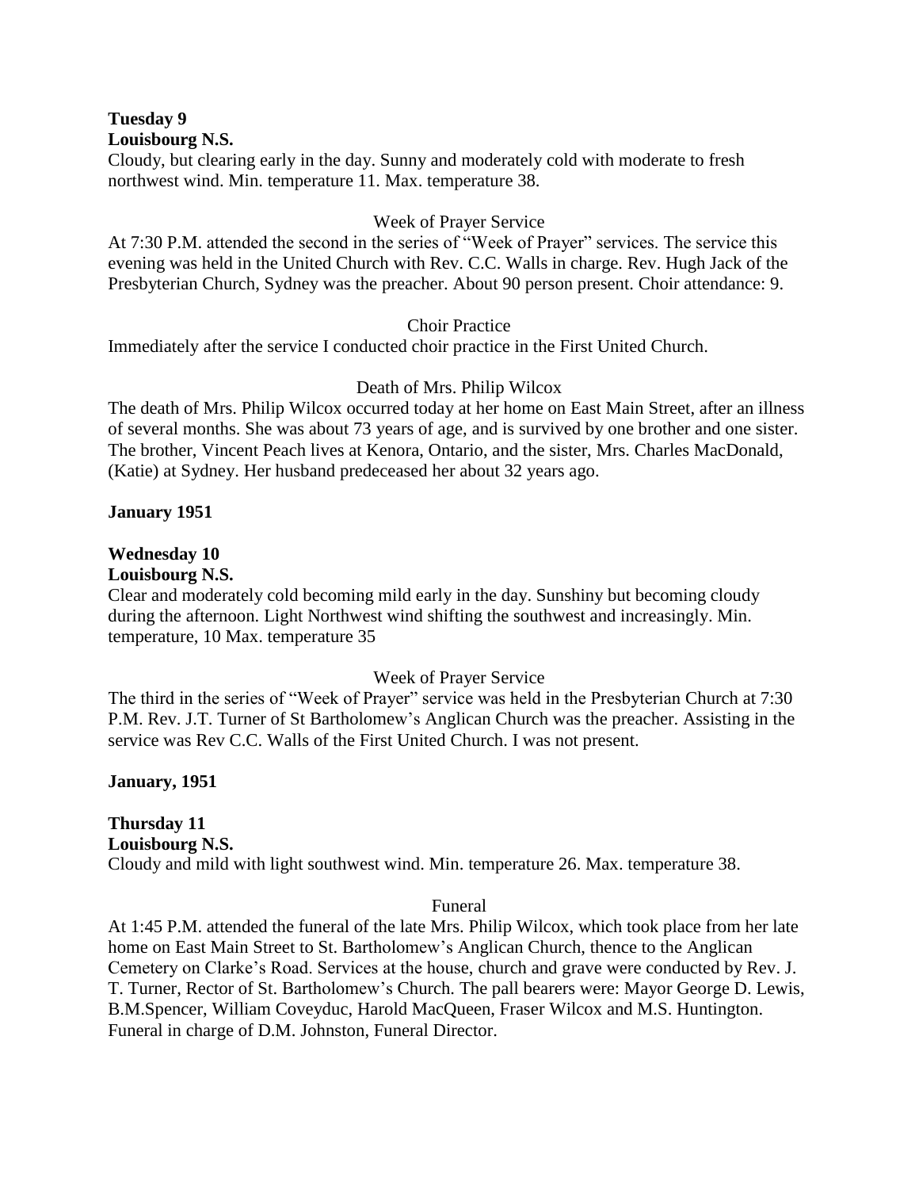**Tuesday 9**
**Louisbourg N.S.**
Cloudy, but clearing early in the day. Sunny and moderately cold with moderate to fresh northwest wind. Min. temperature 11. Max. temperature 38.

Week of Prayer Service

At 7:30 P.M. attended the second in the series of "Week of Prayer" services. The service this evening was held in the United Church with Rev. C.C. Walls in charge. Rev. Hugh Jack of the Presbyterian Church, Sydney was the preacher. About 90 person present. Choir attendance: 9.

Choir Practice

Immediately after the service I conducted choir practice in the First United Church.

Death of Mrs. Philip Wilcox

The death of Mrs. Philip Wilcox occurred today at her home on East Main Street, after an illness of several months. She was about 73 years of age, and is survived by one brother and one sister. The brother, Vincent Peach lives at Kenora, Ontario, and the sister, Mrs. Charles MacDonald, (Katie) at Sydney. Her husband predeceased her about 32 years ago.

**January 1951**

**Wednesday 10**
**Louisbourg N.S.**
Clear and moderately cold becoming mild early in the day. Sunshiny but becoming cloudy during the afternoon. Light Northwest wind shifting the southwest and increasingly. Min. temperature, 10 Max. temperature 35

Week of Prayer Service

The third in the series of "Week of Prayer" service was held in the Presbyterian Church at 7:30 P.M. Rev. J.T. Turner of St Bartholomew's Anglican Church was the preacher. Assisting in the service was Rev C.C. Walls of the First United Church. I was not present.

**January, 1951**

**Thursday 11**
**Louisbourg N.S.**
Cloudy and mild with light southwest wind. Min. temperature 26. Max. temperature 38.

Funeral

At 1:45 P.M. attended the funeral of the late Mrs. Philip Wilcox, which took place from her late home on East Main Street to St. Bartholomew's Anglican Church, thence to the Anglican Cemetery on Clarke's Road. Services at the house, church and grave were conducted by Rev. J. T. Turner, Rector of St. Bartholomew's Church. The pall bearers were: Mayor George D. Lewis, B.M.Spencer, William Coveyduc, Harold MacQueen, Fraser Wilcox and M.S. Huntington. Funeral in charge of D.M. Johnston, Funeral Director.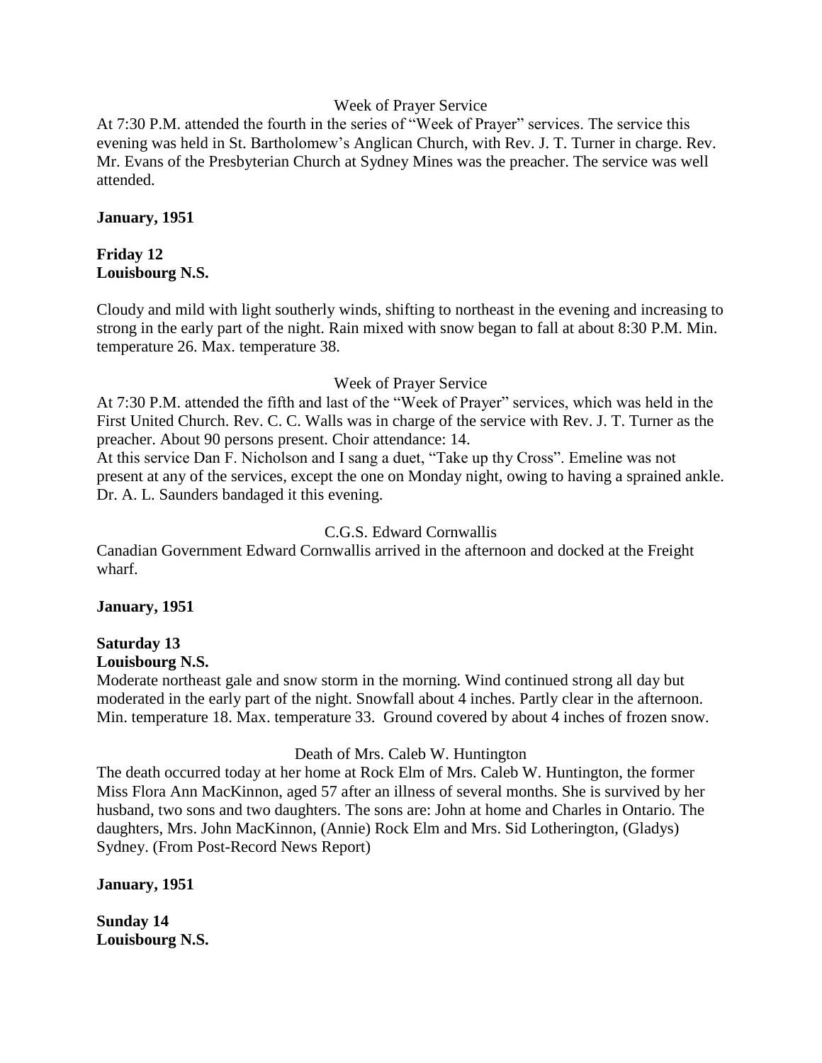Week of Prayer Service

At 7:30 P.M. attended the fourth in the series of "Week of Prayer" services. The service this evening was held in St. Bartholomew's Anglican Church, with Rev. J. T. Turner in charge. Rev. Mr. Evans of the Presbyterian Church at Sydney Mines was the preacher. The service was well attended.

**January, 1951**

**Friday 12**
**Louisbourg N.S.**

Cloudy and mild with light southerly winds, shifting to northeast in the evening and increasing to strong in the early part of the night. Rain mixed with snow began to fall at about 8:30 P.M. Min. temperature 26. Max. temperature 38.

Week of Prayer Service

At 7:30 P.M. attended the fifth and last of the "Week of Prayer" services, which was held in the First United Church. Rev. C. C. Walls was in charge of the service with Rev. J. T. Turner as the preacher. About 90 persons present. Choir attendance: 14.

At this service Dan F. Nicholson and I sang a duet, "Take up thy Cross". Emeline was not present at any of the services, except the one on Monday night, owing to having a sprained ankle. Dr. A. L. Saunders bandaged it this evening.

C.G.S. Edward Cornwallis

Canadian Government Edward Cornwallis arrived in the afternoon and docked at the Freight wharf.

**January, 1951**

**Saturday 13**
**Louisbourg N.S.**

Moderate northeast gale and snow storm in the morning. Wind continued strong all day but moderated in the early part of the night. Snowfall about 4 inches. Partly clear in the afternoon. Min. temperature 18. Max. temperature 33. Ground covered by about 4 inches of frozen snow.

Death of Mrs. Caleb W. Huntington

The death occurred today at her home at Rock Elm of Mrs. Caleb W. Huntington, the former Miss Flora Ann MacKinnon, aged 57 after an illness of several months. She is survived by her husband, two sons and two daughters. The sons are: John at home and Charles in Ontario. The daughters, Mrs. John MacKinnon, (Annie) Rock Elm and Mrs. Sid Lotherington, (Gladys) Sydney. (From Post-Record News Report)

**January, 1951**

**Sunday 14**
**Louisbourg N.S.**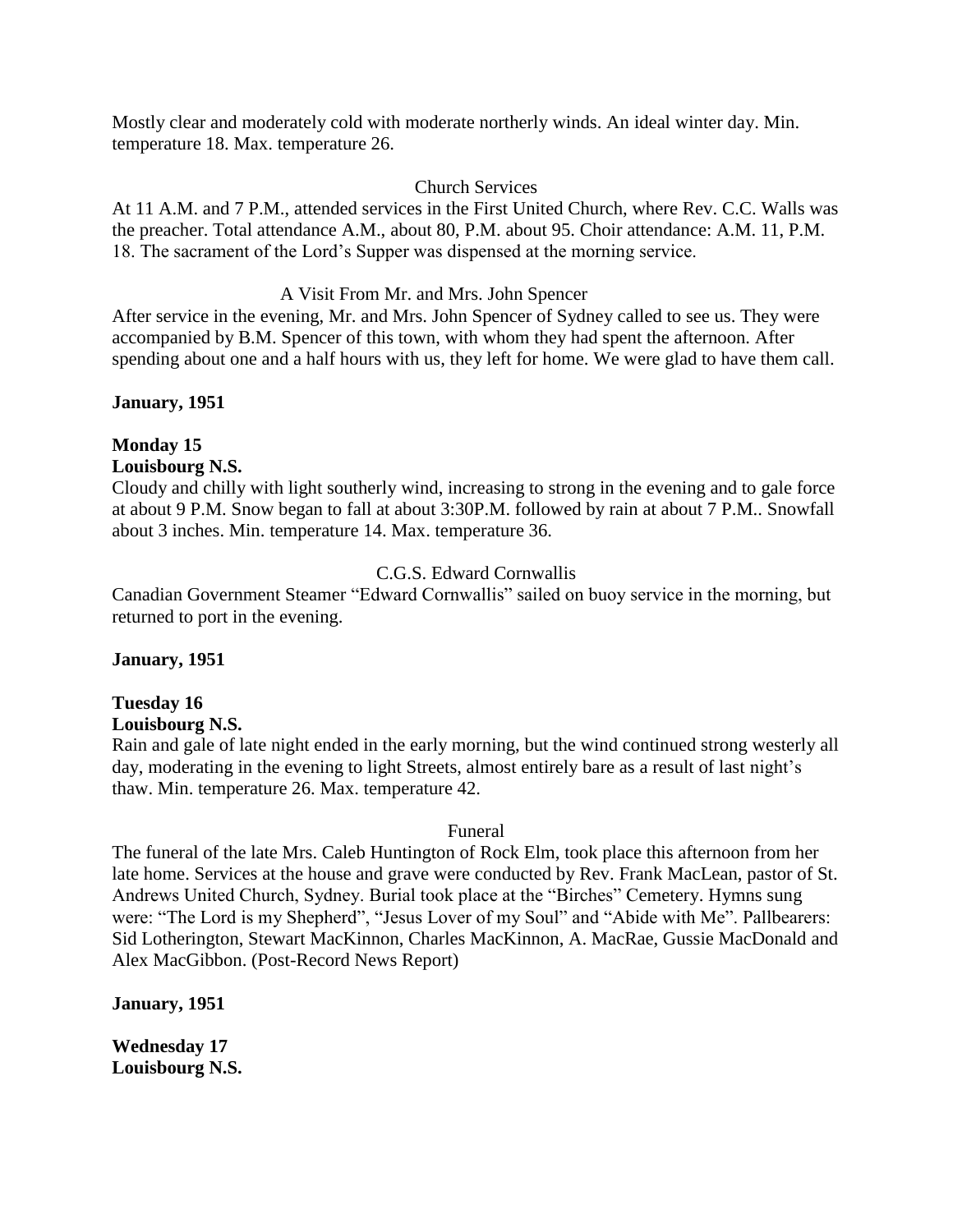Mostly clear and moderately cold with moderate northerly winds. An ideal winter day. Min. temperature 18. Max. temperature 26.

Church Services

At 11 A.M. and 7 P.M., attended services in the First United Church, where Rev. C.C. Walls was the preacher. Total attendance A.M., about 80, P.M. about 95. Choir attendance: A.M. 11, P.M. 18. The sacrament of the Lord's Supper was dispensed at the morning service.

A Visit From Mr. and Mrs. John Spencer

After service in the evening, Mr. and Mrs. John Spencer of Sydney called to see us. They were accompanied by B.M. Spencer of this town, with whom they had spent the afternoon. After spending about one and a half hours with us, they left for home. We were glad to have them call.

**January, 1951**

**Monday 15**
**Louisbourg N.S.**

Cloudy and chilly with light southerly wind, increasing to strong in the evening and to gale force at about 9 P.M. Snow began to fall at about 3:30P.M. followed by rain at about 7 P.M.. Snowfall about 3 inches. Min. temperature 14. Max. temperature 36.

C.G.S. Edward Cornwallis

Canadian Government Steamer "Edward Cornwallis" sailed on buoy service in the morning, but returned to port in the evening.

**January, 1951**

**Tuesday 16**
**Louisbourg N.S.**

Rain and gale of late night ended in the early morning, but the wind continued strong westerly all day, moderating in the evening to light Streets, almost entirely bare as a result of last night's thaw. Min. temperature 26. Max. temperature 42.

Funeral

The funeral of the late Mrs. Caleb Huntington of Rock Elm, took place this afternoon from her late home. Services at the house and grave were conducted by Rev. Frank MacLean, pastor of St. Andrews United Church, Sydney. Burial took place at the "Birches" Cemetery. Hymns sung were: "The Lord is my Shepherd", "Jesus Lover of my Soul" and "Abide with Me". Pallbearers: Sid Lotherington, Stewart MacKinnon, Charles MacKinnon, A. MacRae, Gussie MacDonald and Alex MacGibbon. (Post-Record News Report)

**January, 1951**

**Wednesday 17**
**Louisbourg N.S.**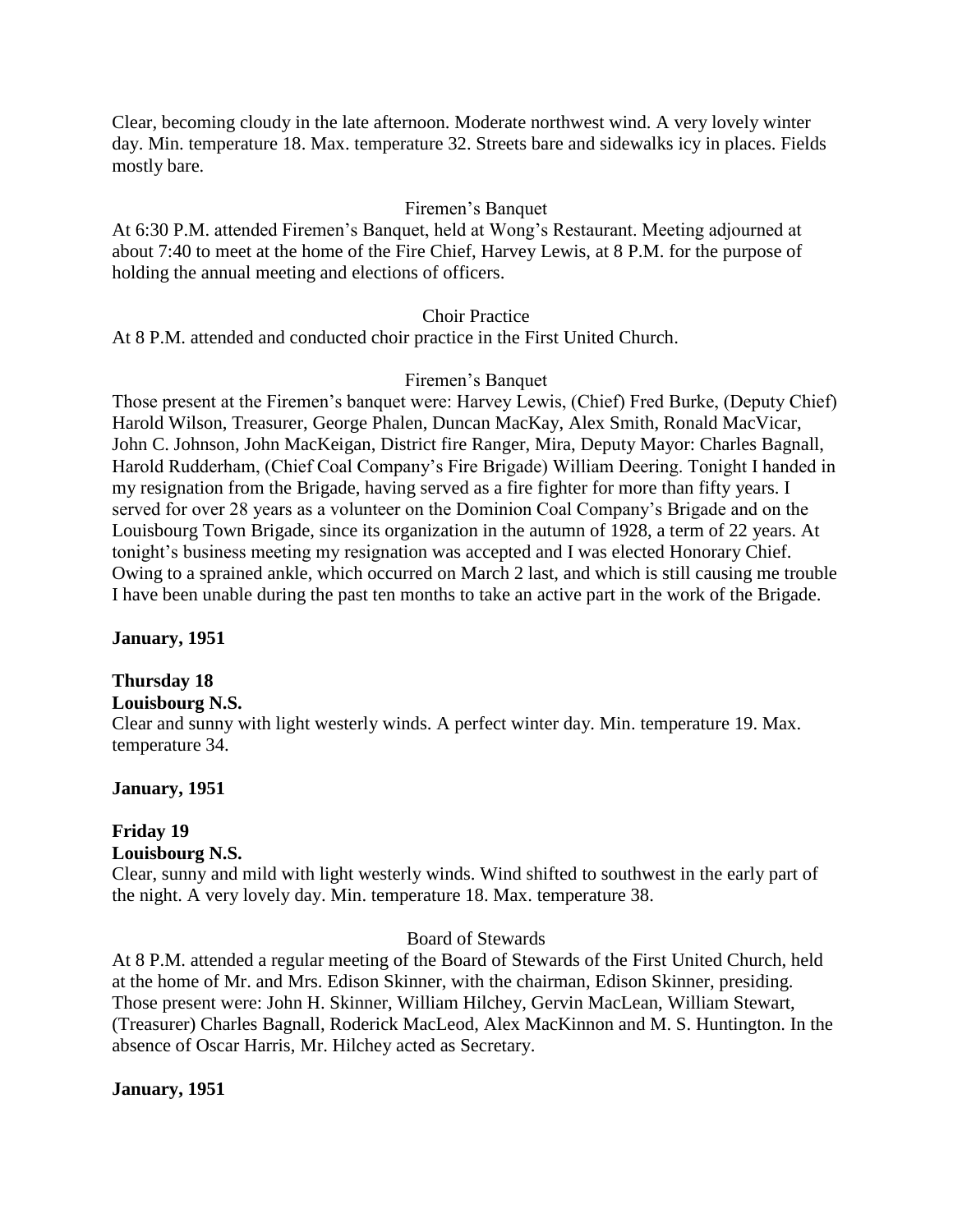Clear, becoming cloudy in the late afternoon. Moderate northwest wind. A very lovely winter day. Min. temperature 18. Max. temperature 32. Streets bare and sidewalks icy in places. Fields mostly bare.

Firemen's Banquet

At 6:30 P.M. attended Firemen's Banquet, held at Wong's Restaurant. Meeting adjourned at about 7:40 to meet at the home of the Fire Chief, Harvey Lewis, at 8 P.M. for the purpose of holding the annual meeting and elections of officers.

Choir Practice

At 8 P.M. attended and conducted choir practice in the First United Church.

Firemen's Banquet

Those present at the Firemen's banquet were: Harvey Lewis, (Chief) Fred Burke, (Deputy Chief) Harold Wilson, Treasurer, George Phalen, Duncan MacKay, Alex Smith, Ronald MacVicar, John C. Johnson, John MacKeigan, District fire Ranger, Mira, Deputy Mayor: Charles Bagnall, Harold Rudderham, (Chief Coal Company's Fire Brigade) William Deering. Tonight I handed in my resignation from the Brigade, having served as a fire fighter for more than fifty years. I served for over 28 years as a volunteer on the Dominion Coal Company's Brigade and on the Louisbourg Town Brigade, since its organization in the autumn of 1928, a term of 22 years. At tonight's business meeting my resignation was accepted and I was elected Honorary Chief. Owing to a sprained ankle, which occurred on March 2 last, and which is still causing me trouble I have been unable during the past ten months to take an active part in the work of the Brigade.

**January, 1951**

**Thursday 18**

**Louisbourg N.S.**

Clear and sunny with light westerly winds. A perfect winter day. Min. temperature 19. Max. temperature 34.

**January, 1951**

**Friday 19**

**Louisbourg N.S.**

Clear, sunny and mild with light westerly winds. Wind shifted to southwest in the early part of the night. A very lovely day. Min. temperature 18. Max. temperature 38.

Board of Stewards

At 8 P.M. attended a regular meeting of the Board of Stewards of the First United Church, held at the home of Mr. and Mrs. Edison Skinner, with the chairman, Edison Skinner, presiding. Those present were: John H. Skinner, William Hilchey, Gervin MacLean, William Stewart, (Treasurer) Charles Bagnall, Roderick MacLeod, Alex MacKinnon and M. S. Huntington. In the absence of Oscar Harris, Mr. Hilchey acted as Secretary.

**January, 1951**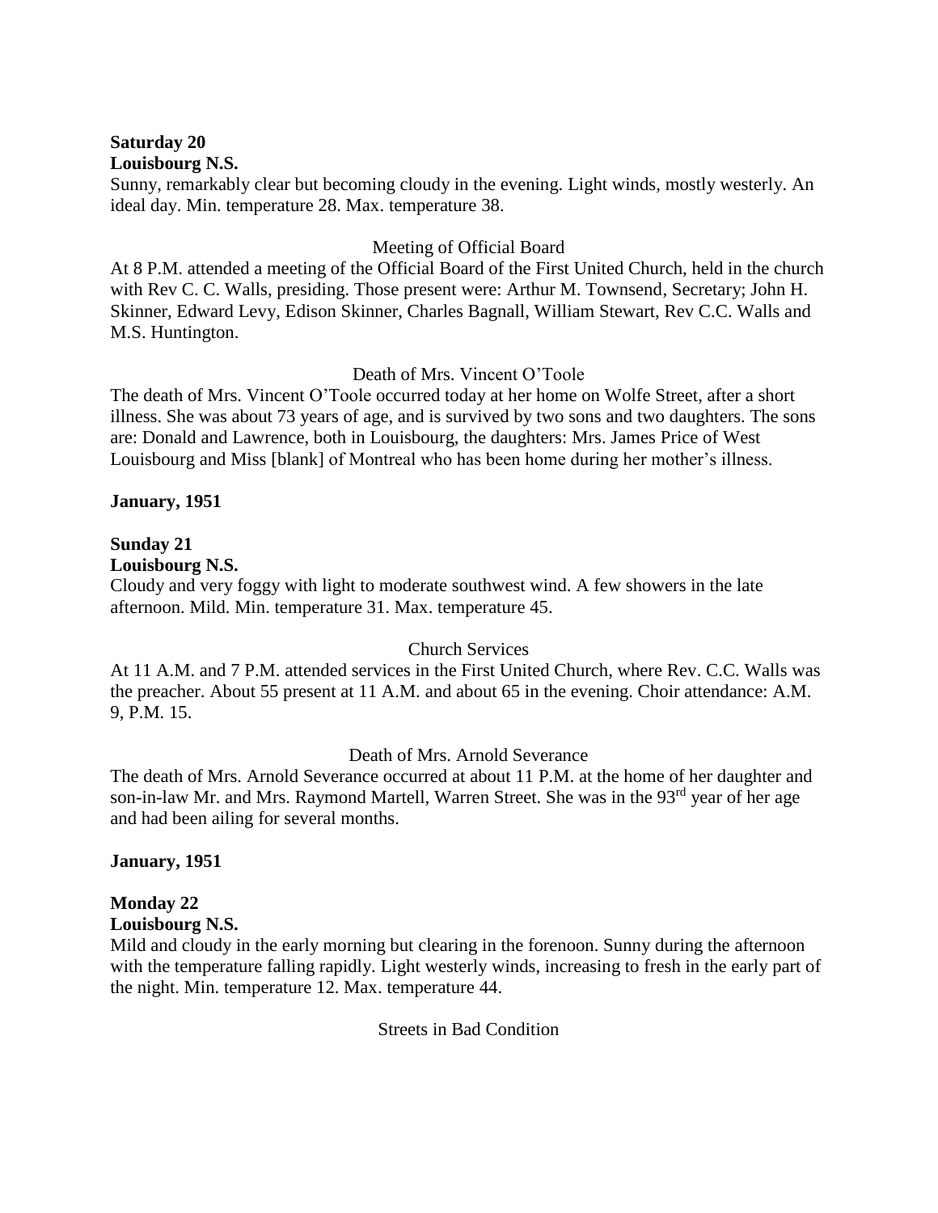**Saturday 20**
**Louisbourg N.S.**
Sunny, remarkably clear but becoming cloudy in the evening. Light winds, mostly westerly. An ideal day. Min. temperature 28. Max. temperature 38.

Meeting of Official Board

At 8 P.M. attended a meeting of the Official Board of the First United Church, held in the church with Rev C. C. Walls, presiding. Those present were: Arthur M. Townsend, Secretary; John H. Skinner, Edward Levy, Edison Skinner, Charles Bagnall, William Stewart, Rev C.C. Walls and M.S. Huntington.

Death of Mrs. Vincent O'Toole

The death of Mrs. Vincent O'Toole occurred today at her home on Wolfe Street, after a short illness. She was about 73 years of age, and is survived by two sons and two daughters. The sons are: Donald and Lawrence, both in Louisbourg, the daughters: Mrs. James Price of West Louisbourg and Miss [blank] of Montreal who has been home during her mother's illness.

**January, 1951**

**Sunday 21**
**Louisbourg N.S.**
Cloudy and very foggy with light to moderate southwest wind. A few showers in the late afternoon. Mild. Min. temperature 31. Max. temperature 45.

Church Services

At 11 A.M. and 7 P.M. attended services in the First United Church, where Rev. C.C. Walls was the preacher. About 55 present at 11 A.M. and about 65 in the evening. Choir attendance: A.M. 9, P.M. 15.

Death of Mrs. Arnold Severance

The death of Mrs. Arnold Severance occurred at about 11 P.M. at the home of her daughter and son-in-law Mr. and Mrs. Raymond Martell, Warren Street. She was in the 93rd year of her age and had been ailing for several months.

**January, 1951**

**Monday 22**
**Louisbourg N.S.**
Mild and cloudy in the early morning but clearing in the forenoon. Sunny during the afternoon with the temperature falling rapidly. Light westerly winds, increasing to fresh in the early part of the night. Min. temperature 12. Max. temperature 44.

Streets in Bad Condition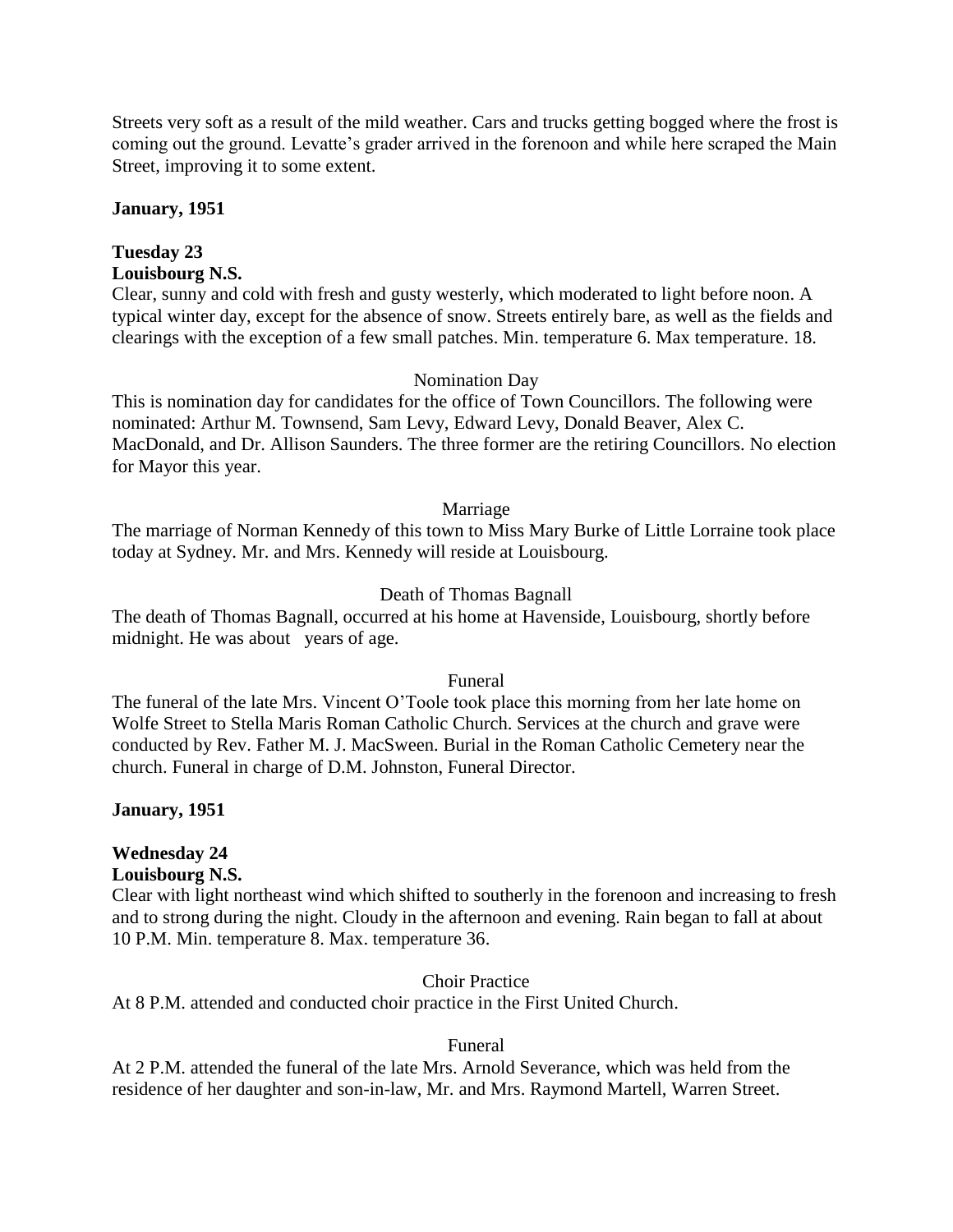Streets very soft as a result of the mild weather. Cars and trucks getting bogged where the frost is coming out the ground. Levatte's grader arrived in the forenoon and while here scraped the Main Street, improving it to some extent.

**January, 1951**

**Tuesday 23**
**Louisbourg N.S.**
Clear, sunny and cold with fresh and gusty westerly, which moderated to light before noon. A typical winter day, except for the absence of snow. Streets entirely bare, as well as the fields and clearings with the exception of a few small patches. Min. temperature 6. Max temperature. 18.

Nomination Day

This is nomination day for candidates for the office of Town Councillors. The following were nominated: Arthur M. Townsend, Sam Levy, Edward Levy, Donald Beaver, Alex C. MacDonald, and Dr. Allison Saunders. The three former are the retiring Councillors. No election for Mayor this year.

Marriage

The marriage of Norman Kennedy of this town to Miss Mary Burke of Little Lorraine took place today at Sydney. Mr. and Mrs. Kennedy will reside at Louisbourg.

Death of Thomas Bagnall

The death of Thomas Bagnall, occurred at his home at Havenside, Louisbourg, shortly before midnight. He was about   years of age.

Funeral

The funeral of the late Mrs. Vincent O'Toole took place this morning from her late home on Wolfe Street to Stella Maris Roman Catholic Church. Services at the church and grave were conducted by Rev. Father M. J. MacSween. Burial in the Roman Catholic Cemetery near the church. Funeral in charge of D.M. Johnston, Funeral Director.

**January, 1951**

**Wednesday 24**
**Louisbourg N.S.**
Clear with light northeast wind which shifted to southerly in the forenoon and increasing to fresh and to strong during the night. Cloudy in the afternoon and evening. Rain began to fall at about 10 P.M. Min. temperature 8. Max. temperature 36.

Choir Practice

At 8 P.M. attended and conducted choir practice in the First United Church.

Funeral

At 2 P.M. attended the funeral of the late Mrs. Arnold Severance, which was held from the residence of her daughter and son-in-law, Mr. and Mrs. Raymond Martell, Warren Street.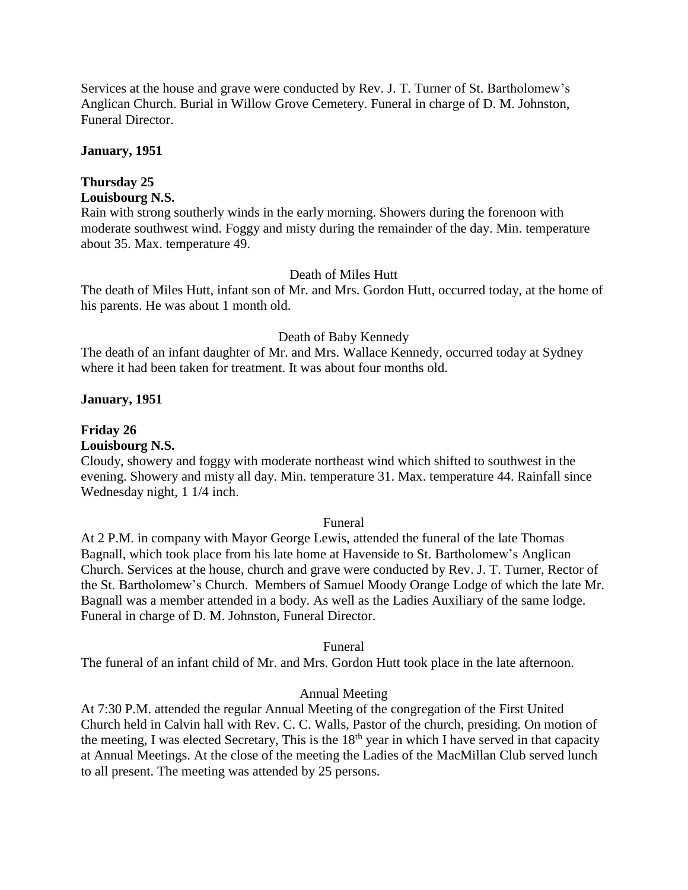Services at the house and grave were conducted by Rev. J. T. Turner of St. Bartholomew's Anglican Church. Burial in Willow Grove Cemetery. Funeral in charge of D. M. Johnston, Funeral Director.

**January, 1951**

**Thursday 25**
**Louisbourg N.S.**

Rain with strong southerly winds in the early morning. Showers during the forenoon with moderate southwest wind. Foggy and misty during the remainder of the day. Min. temperature about 35. Max. temperature 49.

Death of Miles Hutt

The death of Miles Hutt, infant son of Mr. and Mrs. Gordon Hutt, occurred today, at the home of his parents. He was about 1 month old.

Death of Baby Kennedy

The death of an infant daughter of Mr. and Mrs. Wallace Kennedy, occurred today at Sydney where it had been taken for treatment. It was about four months old.

**January, 1951**

**Friday 26**
**Louisbourg N.S.**

Cloudy, showery and foggy with moderate northeast wind which shifted to southwest in the evening. Showery and misty all day. Min. temperature 31. Max. temperature 44. Rainfall since Wednesday night, 1 1/4 inch.

Funeral

At 2 P.M. in company with Mayor George Lewis, attended the funeral of the late Thomas Bagnall, which took place from his late home at Havenside to St. Bartholomew's Anglican Church. Services at the house, church and grave were conducted by Rev. J. T. Turner, Rector of the St. Bartholomew's Church. Members of Samuel Moody Orange Lodge of which the late Mr. Bagnall was a member attended in a body. As well as the Ladies Auxiliary of the same lodge. Funeral in charge of D. M. Johnston, Funeral Director.

Funeral

The funeral of an infant child of Mr. and Mrs. Gordon Hutt took place in the late afternoon.

Annual Meeting

At 7:30 P.M. attended the regular Annual Meeting of the congregation of the First United Church held in Calvin hall with Rev. C. C. Walls, Pastor of the church, presiding. On motion of the meeting, I was elected Secretary, This is the 18th year in which I have served in that capacity at Annual Meetings. At the close of the meeting the Ladies of the MacMillan Club served lunch to all present. The meeting was attended by 25 persons.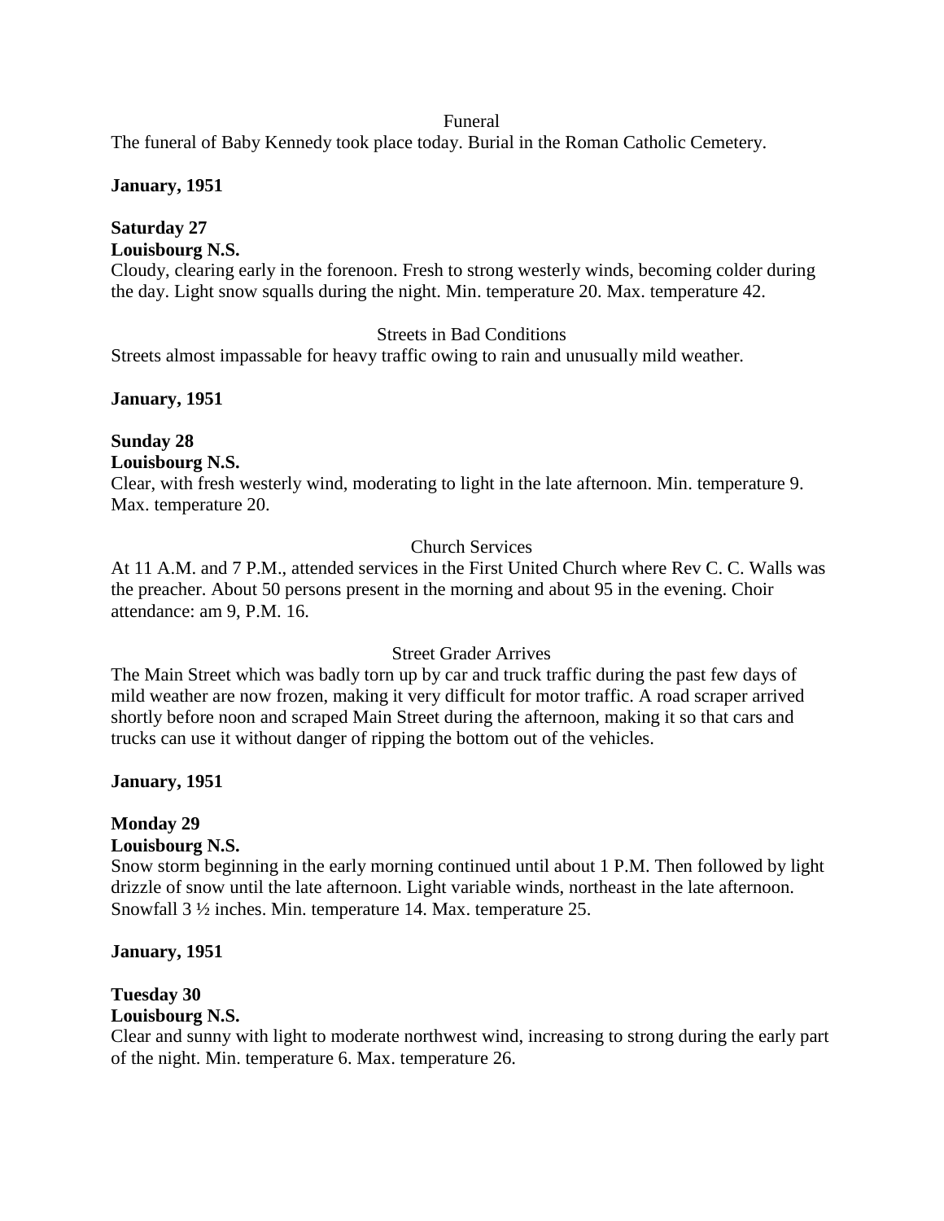Funeral

The funeral of Baby Kennedy took place today. Burial in the Roman Catholic Cemetery.

**January, 1951**

**Saturday 27**
**Louisbourg N.S.**

Cloudy, clearing early in the forenoon. Fresh to strong westerly winds, becoming colder during the day. Light snow squalls during the night. Min. temperature 20. Max. temperature 42.

Streets in Bad Conditions

Streets almost impassable for heavy traffic owing to rain and unusually mild weather.

**January, 1951**

**Sunday 28**
**Louisbourg N.S.**

Clear, with fresh westerly wind, moderating to light in the late afternoon. Min. temperature 9. Max. temperature 20.

Church Services

At 11 A.M. and 7 P.M., attended services in the First United Church where Rev C. C. Walls was the preacher. About 50 persons present in the morning and about 95 in the evening. Choir attendance: am 9, P.M. 16.

Street Grader Arrives

The Main Street which was badly torn up by car and truck traffic during the past few days of mild weather are now frozen, making it very difficult for motor traffic. A road scraper arrived shortly before noon and scraped Main Street during the afternoon, making it so that cars and trucks can use it without danger of ripping the bottom out of the vehicles.

**January, 1951**

**Monday 29**
**Louisbourg N.S.**

Snow storm beginning in the early morning continued until about 1 P.M. Then followed by light drizzle of snow until the late afternoon. Light variable winds, northeast in the late afternoon. Snowfall 3 ½ inches. Min. temperature 14. Max. temperature 25.

**January, 1951**

**Tuesday 30**
**Louisbourg N.S.**

Clear and sunny with light to moderate northwest wind, increasing to strong during the early part of the night. Min. temperature 6. Max. temperature 26.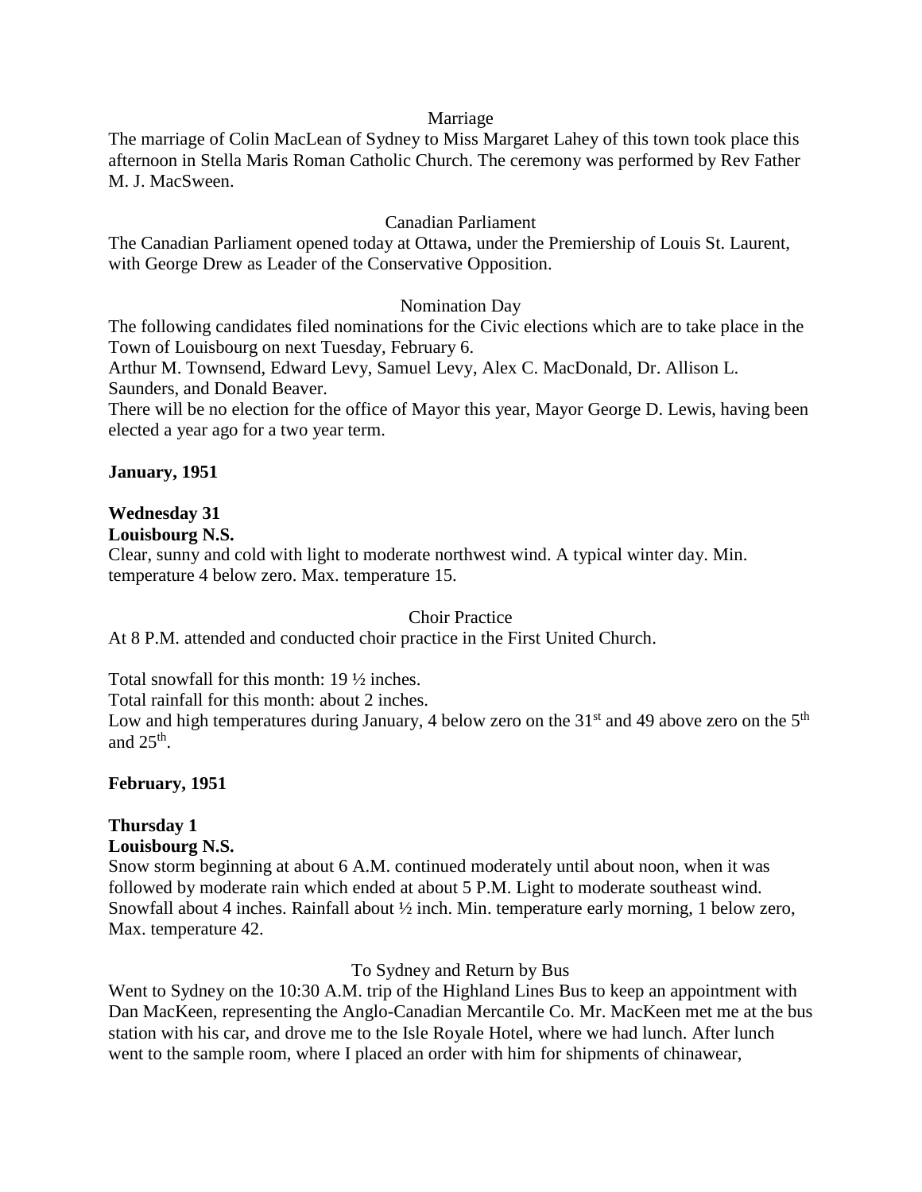Marriage

The marriage of Colin MacLean of Sydney to Miss Margaret Lahey of this town took place this afternoon in Stella Maris Roman Catholic Church. The ceremony was performed by Rev Father M. J. MacSween.

Canadian Parliament

The Canadian Parliament opened today at Ottawa, under the Premiership of Louis St. Laurent, with George Drew as Leader of the Conservative Opposition.

Nomination Day

The following candidates filed nominations for the Civic elections which are to take place in the Town of Louisbourg on next Tuesday, February 6.

Arthur M. Townsend, Edward Levy, Samuel Levy, Alex C. MacDonald, Dr. Allison L. Saunders, and Donald Beaver.

There will be no election for the office of Mayor this year, Mayor George D. Lewis, having been elected a year ago for a two year term.

**January, 1951**

**Wednesday 31**
**Louisbourg N.S.**

Clear, sunny and cold with light to moderate northwest wind. A typical winter day. Min. temperature 4 below zero. Max. temperature 15.

Choir Practice

At 8 P.M. attended and conducted choir practice in the First United Church.

Total snowfall for this month: 19 ½ inches.

Total rainfall for this month: about 2 inches.

Low and high temperatures during January, 4 below zero on the 31st and 49 above zero on the 5th and 25th.

**February, 1951**

**Thursday 1**
**Louisbourg N.S.**

Snow storm beginning at about 6 A.M. continued moderately until about noon, when it was followed by moderate rain which ended at about 5 P.M. Light to moderate southeast wind. Snowfall about 4 inches. Rainfall about ½ inch. Min. temperature early morning, 1 below zero, Max. temperature 42.

To Sydney and Return by Bus

Went to Sydney on the 10:30 A.M. trip of the Highland Lines Bus to keep an appointment with Dan MacKeen, representing the Anglo-Canadian Mercantile Co. Mr. MacKeen met me at the bus station with his car, and drove me to the Isle Royale Hotel, where we had lunch. After lunch went to the sample room, where I placed an order with him for shipments of chinawear,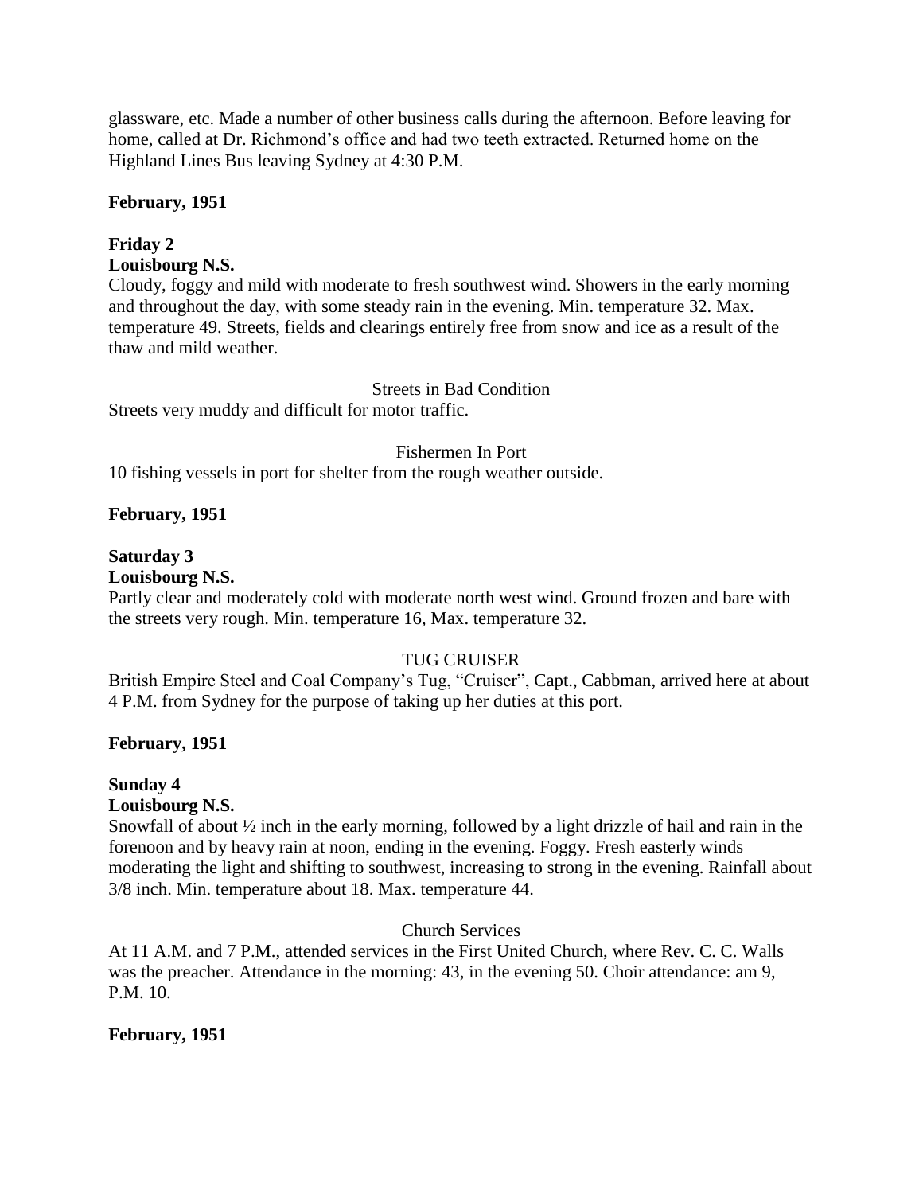glassware, etc. Made a number of other business calls during the afternoon. Before leaving for home, called at Dr. Richmond's office and had two teeth extracted. Returned home on the Highland Lines Bus leaving Sydney at 4:30 P.M.

**February, 1951**

**Friday 2**
**Louisbourg N.S.**
Cloudy, foggy and mild with moderate to fresh southwest wind. Showers in the early morning and throughout the day, with some steady rain in the evening. Min. temperature 32. Max. temperature 49. Streets, fields and clearings entirely free from snow and ice as a result of the thaw and mild weather.

Streets in Bad Condition

Streets very muddy and difficult for motor traffic.

Fishermen In Port

10 fishing vessels in port for shelter from the rough weather outside.

**February, 1951**

**Saturday 3**
**Louisbourg N.S.**
Partly clear and moderately cold with moderate north west wind. Ground frozen and bare with the streets very rough. Min. temperature 16, Max. temperature 32.

TUG CRUISER

British Empire Steel and Coal Company's Tug, "Cruiser", Capt., Cabbman, arrived here at about 4 P.M. from Sydney for the purpose of taking up her duties at this port.

**February, 1951**

**Sunday 4**
**Louisbourg N.S.**
Snowfall of about ½ inch in the early morning, followed by a light drizzle of hail and rain in the forenoon and by heavy rain at noon, ending in the evening. Foggy. Fresh easterly winds moderating the light and shifting to southwest, increasing to strong in the evening. Rainfall about 3/8 inch. Min. temperature about 18. Max. temperature 44.

Church Services

At 11 A.M. and 7 P.M., attended services in the First United Church, where Rev. C. C. Walls was the preacher. Attendance in the morning: 43, in the evening 50. Choir attendance: am 9, P.M. 10.

**February, 1951**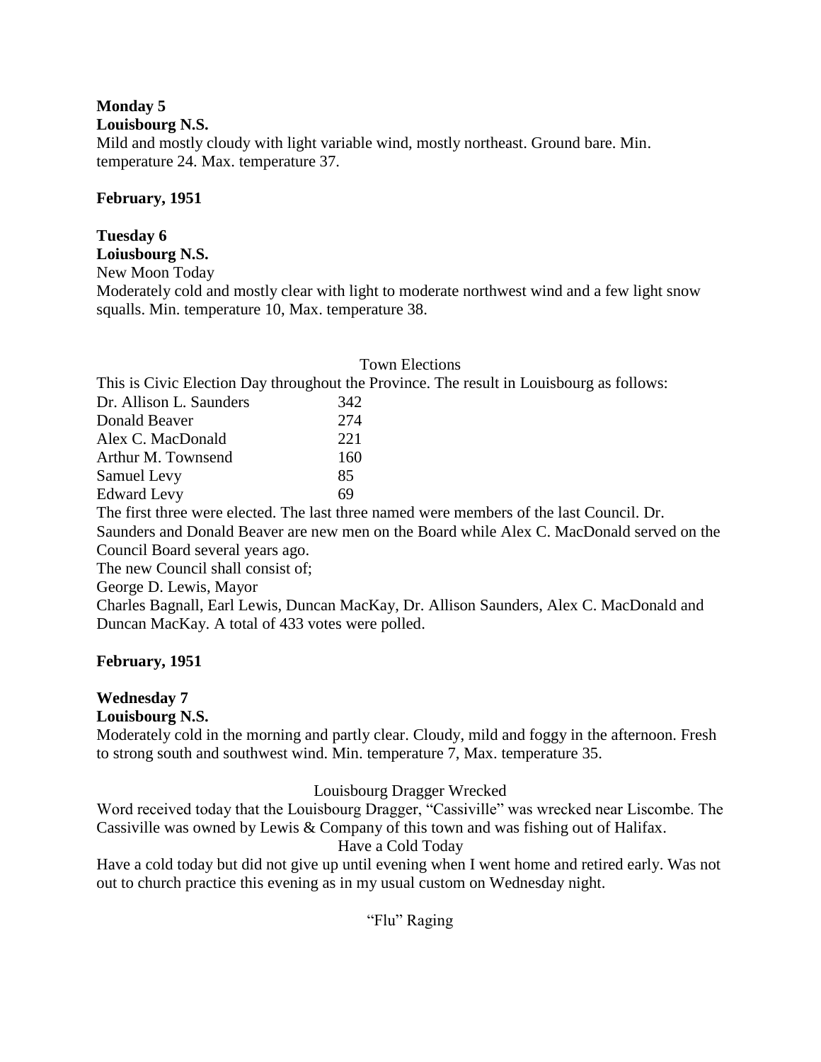**Monday 5**
**Louisbourg N.S.**
Mild and mostly cloudy with light variable wind, mostly northeast. Ground bare. Min. temperature 24. Max. temperature 37.

**February, 1951**

**Tuesday 6**
**Loiusbourg N.S.**
New Moon Today
Moderately cold and mostly clear with light to moderate northwest wind and a few light snow squalls. Min. temperature 10, Max. temperature 38.

Town Elections

This is Civic Election Day throughout the Province. The result in Louisbourg as follows:

| | |
|---|---|
| Dr. Allison L. Saunders | 342 |
| Donald Beaver | 274 |
| Alex C. MacDonald | 221 |
| Arthur M. Townsend | 160 |
| Samuel Levy | 85 |
| Edward Levy | 69 |

The first three were elected. The last three named were members of the last Council. Dr. Saunders and Donald Beaver are new men on the Board while Alex C. MacDonald served on the Council Board several years ago.
The new Council shall consist of;
George D. Lewis, Mayor
Charles Bagnall, Earl Lewis, Duncan MacKay, Dr. Allison Saunders, Alex C. MacDonald and Duncan MacKay. A total of 433 votes were polled.

**February, 1951**

**Wednesday 7**
**Louisbourg N.S.**
Moderately cold in the morning and partly clear. Cloudy, mild and foggy in the afternoon. Fresh to strong south and southwest wind. Min. temperature 7, Max. temperature 35.

Louisbourg Dragger Wrecked

Word received today that the Louisbourg Dragger, "Cassiville" was wrecked near Liscombe. The Cassiville was owned by Lewis & Company of this town and was fishing out of Halifax.

Have a Cold Today

Have a cold today but did not give up until evening when I went home and retired early. Was not out to church practice this evening as in my usual custom on Wednesday night.

"Flu" Raging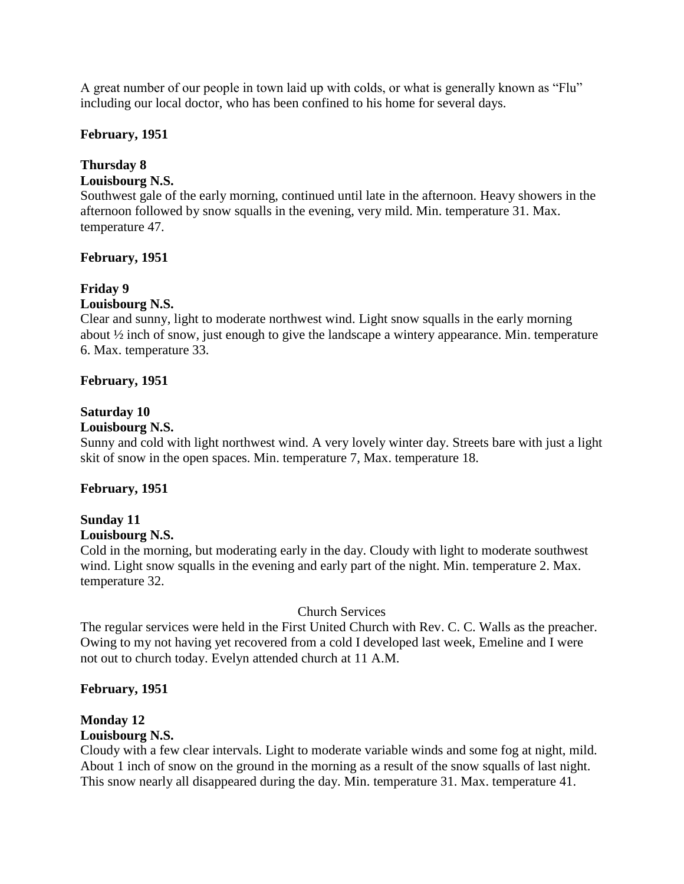A great number of our people in town laid up with colds, or what is generally known as "Flu" including our local doctor, who has been confined to his home for several days.

**February, 1951**

**Thursday 8**
**Louisbourg N.S.**
Southwest gale of the early morning, continued until late in the afternoon. Heavy showers in the afternoon followed by snow squalls in the evening, very mild. Min. temperature 31. Max. temperature 47.

**February, 1951**

**Friday 9**
**Louisbourg N.S.**
Clear and sunny, light to moderate northwest wind. Light snow squalls in the early morning about ½ inch of snow, just enough to give the landscape a wintery appearance. Min. temperature 6. Max. temperature 33.

**February, 1951**

**Saturday 10**
**Louisbourg N.S.**
Sunny and cold with light northwest wind. A very lovely winter day. Streets bare with just a light skit of snow in the open spaces. Min. temperature 7, Max. temperature 18.

**February, 1951**

**Sunday 11**
**Louisbourg N.S.**
Cold in the morning, but moderating early in the day. Cloudy with light to moderate southwest wind. Light snow squalls in the evening and early part of the night. Min. temperature 2. Max. temperature 32.

Church Services

The regular services were held in the First United Church with Rev. C. C. Walls as the preacher. Owing to my not having yet recovered from a cold I developed last week, Emeline and I were not out to church today. Evelyn attended church at 11 A.M.

**February, 1951**

**Monday 12**
**Louisbourg N.S.**
Cloudy with a few clear intervals. Light to moderate variable winds and some fog at night, mild. About 1 inch of snow on the ground in the morning as a result of the snow squalls of last night. This snow nearly all disappeared during the day. Min. temperature 31. Max. temperature 41.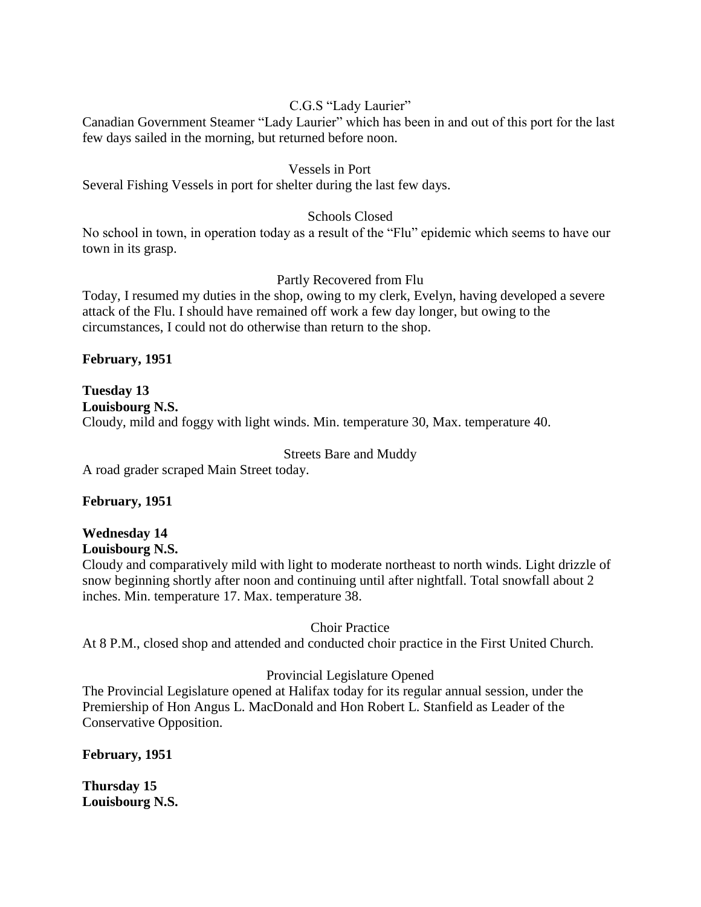C.G.S "Lady Laurier"

Canadian Government Steamer "Lady Laurier" which has been in and out of this port for the last few days sailed in the morning, but returned before noon.

Vessels in Port

Several Fishing Vessels in port for shelter during the last few days.

Schools Closed

No school in town, in operation today as a result of the "Flu" epidemic which seems to have our town in its grasp.

Partly Recovered from Flu

Today, I resumed my duties in the shop, owing to my clerk, Evelyn, having developed a severe attack of the Flu. I should have remained off work a few day longer, but owing to the circumstances, I could not do otherwise than return to the shop.

**February, 1951**

**Tuesday 13**
**Louisbourg N.S.**
Cloudy, mild and foggy with light winds. Min. temperature 30, Max. temperature 40.

Streets Bare and Muddy

A road grader scraped Main Street today.

**February, 1951**

**Wednesday 14**
**Louisbourg N.S.**
Cloudy and comparatively mild with light to moderate northeast to north winds. Light drizzle of snow beginning shortly after noon and continuing until after nightfall. Total snowfall about 2 inches. Min. temperature 17. Max. temperature 38.

Choir Practice

At 8 P.M., closed shop and attended and conducted choir practice in the First United Church.

Provincial Legislature Opened

The Provincial Legislature opened at Halifax today for its regular annual session, under the Premiership of Hon Angus L. MacDonald and Hon Robert L. Stanfield as Leader of the Conservative Opposition.

**February, 1951**

**Thursday 15**
**Louisbourg N.S.**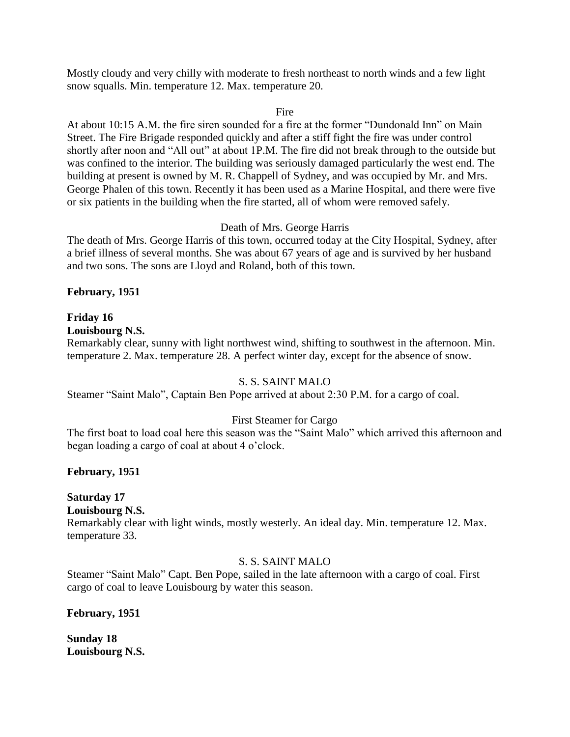Mostly cloudy and very chilly with moderate to fresh northeast to north winds and a few light snow squalls. Min. temperature 12. Max. temperature 20.

Fire

At about 10:15 A.M. the fire siren sounded for a fire at the former "Dundonald Inn" on Main Street. The Fire Brigade responded quickly and after a stiff fight the fire was under control shortly after noon and "All out" at about 1P.M. The fire did not break through to the outside but was confined to the interior. The building was seriously damaged particularly the west end. The building at present is owned by M. R. Chappell of Sydney, and was occupied by Mr. and Mrs. George Phalen of this town. Recently it has been used as a Marine Hospital, and there were five or six patients in the building when the fire started, all of whom were removed safely.

Death of Mrs. George Harris

The death of Mrs. George Harris of this town, occurred today at the City Hospital, Sydney, after a brief illness of several months. She was about 67 years of age and is survived by her husband and two sons. The sons are Lloyd and Roland, both of this town.

**February, 1951**

**Friday 16**
**Louisbourg N.S.**

Remarkably clear, sunny with light northwest wind, shifting to southwest in the afternoon. Min. temperature 2. Max. temperature 28. A perfect winter day, except for the absence of snow.

S. S. SAINT MALO

Steamer "Saint Malo", Captain Ben Pope arrived at about 2:30 P.M. for a cargo of coal.

First Steamer for Cargo

The first boat to load coal here this season was the "Saint Malo" which arrived this afternoon and began loading a cargo of coal at about 4 o'clock.

**February, 1951**

**Saturday 17**
**Louisbourg N.S.**

Remarkably clear with light winds, mostly westerly. An ideal day. Min. temperature 12. Max. temperature 33.

S. S. SAINT MALO

Steamer "Saint Malo" Capt. Ben Pope, sailed in the late afternoon with a cargo of coal. First cargo of coal to leave Louisbourg by water this season.

**February, 1951**

**Sunday 18**
**Louisbourg N.S.**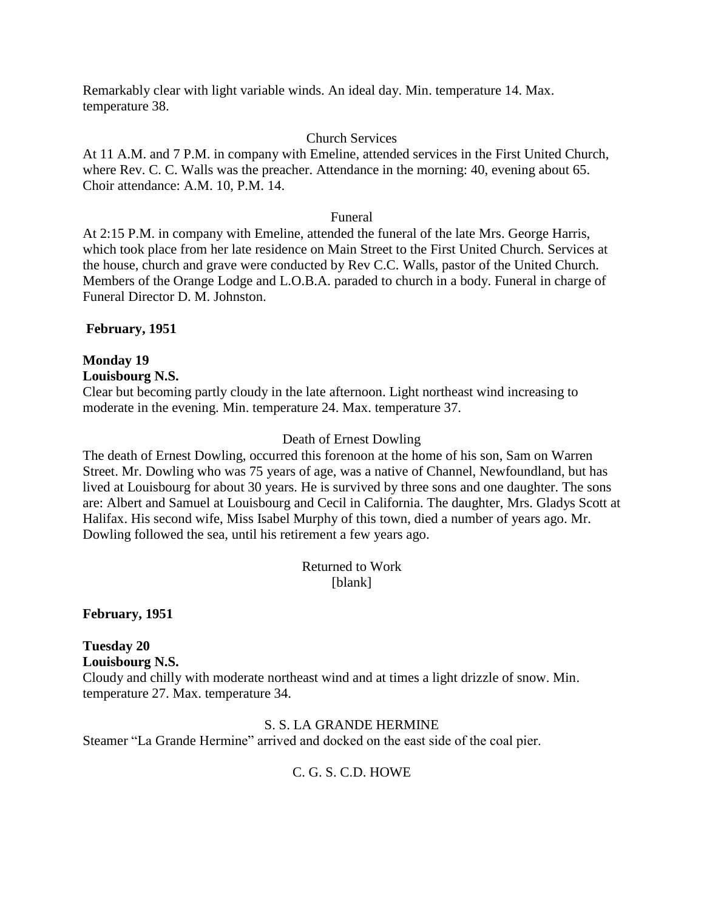Remarkably clear with light variable winds. An ideal day. Min. temperature 14. Max. temperature 38.

Church Services

At 11 A.M. and 7 P.M. in company with Emeline, attended services in the First United Church, where Rev. C. C. Walls was the preacher. Attendance in the morning: 40, evening about 65. Choir attendance: A.M. 10, P.M. 14.

Funeral

At 2:15 P.M. in company with Emeline, attended the funeral of the late Mrs. George Harris, which took place from her late residence on Main Street to the First United Church. Services at the house, church and grave were conducted by Rev C.C. Walls, pastor of the United Church. Members of the Orange Lodge and L.O.B.A. paraded to church in a body. Funeral in charge of Funeral Director D. M. Johnston.

**February, 1951**

**Monday 19**
**Louisbourg N.S.**
Clear but becoming partly cloudy in the late afternoon. Light northeast wind increasing to moderate in the evening. Min. temperature 24. Max. temperature 37.

Death of Ernest Dowling

The death of Ernest Dowling, occurred this forenoon at the home of his son, Sam on Warren Street. Mr. Dowling who was 75 years of age, was a native of Channel, Newfoundland, but has lived at Louisbourg for about 30 years. He is survived by three sons and one daughter. The sons are: Albert and Samuel at Louisbourg and Cecil in California. The daughter, Mrs. Gladys Scott at Halifax. His second wife, Miss Isabel Murphy of this town, died a number of years ago. Mr. Dowling followed the sea, until his retirement a few years ago.

Returned to Work
[blank]

**February, 1951**

**Tuesday 20**
**Louisbourg N.S.**
Cloudy and chilly with moderate northeast wind and at times a light drizzle of snow. Min. temperature 27. Max. temperature 34.

S. S. LA GRANDE HERMINE

Steamer "La Grande Hermine" arrived and docked on the east side of the coal pier.

C. G. S. C.D. HOWE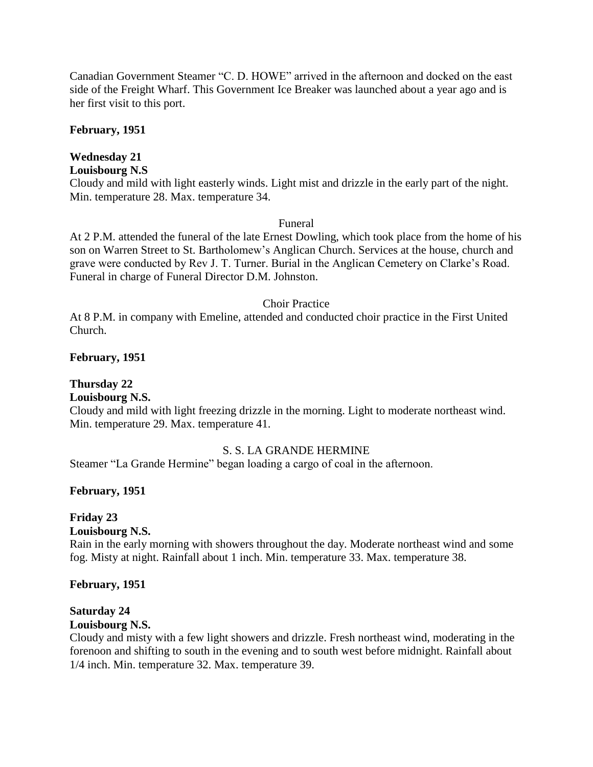Canadian Government Steamer "C. D. HOWE" arrived in the afternoon and docked on the east side of the Freight Wharf. This Government Ice Breaker was launched about a year ago and is her first visit to this port.

**February, 1951**

**Wednesday 21**
**Louisbourg N.S**

Cloudy and mild with light easterly winds. Light mist and drizzle in the early part of the night. Min. temperature 28. Max. temperature 34.

Funeral

At 2 P.M. attended the funeral of the late Ernest Dowling, which took place from the home of his son on Warren Street to St. Bartholomew's Anglican Church. Services at the house, church and grave were conducted by Rev J. T. Turner. Burial in the Anglican Cemetery on Clarke's Road. Funeral in charge of Funeral Director D.M. Johnston.

Choir Practice

At 8 P.M. in company with Emeline, attended and conducted choir practice in the First United Church.

**February, 1951**

**Thursday 22**
**Louisbourg N.S.**

Cloudy and mild with light freezing drizzle in the morning. Light to moderate northeast wind. Min. temperature 29. Max. temperature 41.

S. S. LA GRANDE HERMINE

Steamer "La Grande Hermine" began loading a cargo of coal in the afternoon.

**February, 1951**

**Friday 23**
**Louisbourg N.S.**

Rain in the early morning with showers throughout the day. Moderate northeast wind and some fog. Misty at night. Rainfall about 1 inch. Min. temperature 33. Max. temperature 38.

**February, 1951**

**Saturday 24**
**Louisbourg N.S.**

Cloudy and misty with a few light showers and drizzle. Fresh northeast wind, moderating in the forenoon and shifting to south in the evening and to south west before midnight. Rainfall about 1/4 inch. Min. temperature 32. Max. temperature 39.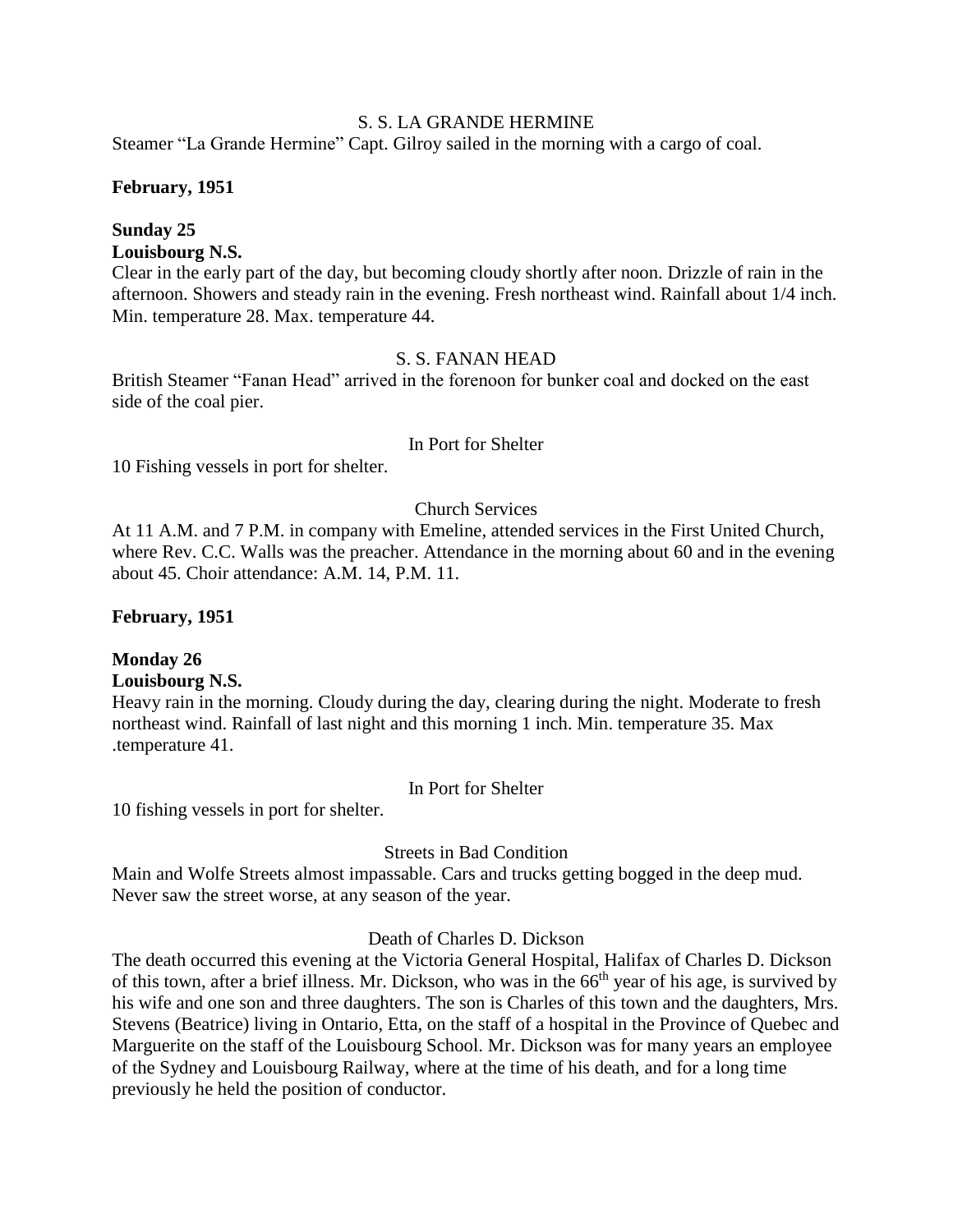S. S. LA GRANDE HERMINE

Steamer "La Grande Hermine" Capt. Gilroy sailed in the morning with a cargo of coal.

**February, 1951**

**Sunday 25**

**Louisbourg N.S.**

Clear in the early part of the day, but becoming cloudy shortly after noon. Drizzle of rain in the afternoon. Showers and steady rain in the evening. Fresh northeast wind. Rainfall about 1/4 inch. Min. temperature 28. Max. temperature 44.

S. S. FANAN HEAD

British Steamer "Fanan Head" arrived in the forenoon for bunker coal and docked on the east side of the coal pier.

In Port for Shelter

10 Fishing vessels in port for shelter.

Church Services

At 11 A.M. and 7 P.M. in company with Emeline, attended services in the First United Church, where Rev. C.C. Walls was the preacher. Attendance in the morning about 60 and in the evening about 45. Choir attendance: A.M. 14, P.M. 11.

**February, 1951**

**Monday 26**

**Louisbourg N.S.**

Heavy rain in the morning. Cloudy during the day, clearing during the night. Moderate to fresh northeast wind. Rainfall of last night and this morning 1 inch. Min. temperature 35. Max .temperature 41.

In Port for Shelter

10 fishing vessels in port for shelter.

Streets in Bad Condition

Main and Wolfe Streets almost impassable. Cars and trucks getting bogged in the deep mud. Never saw the street worse, at any season of the year.

Death of Charles D. Dickson

The death occurred this evening at the Victoria General Hospital, Halifax of Charles D. Dickson of this town, after a brief illness. Mr. Dickson, who was in the 66th year of his age, is survived by his wife and one son and three daughters. The son is Charles of this town and the daughters, Mrs. Stevens (Beatrice) living in Ontario, Etta, on the staff of a hospital in the Province of Quebec and Marguerite on the staff of the Louisbourg School. Mr. Dickson was for many years an employee of the Sydney and Louisbourg Railway, where at the time of his death, and for a long time previously he held the position of conductor.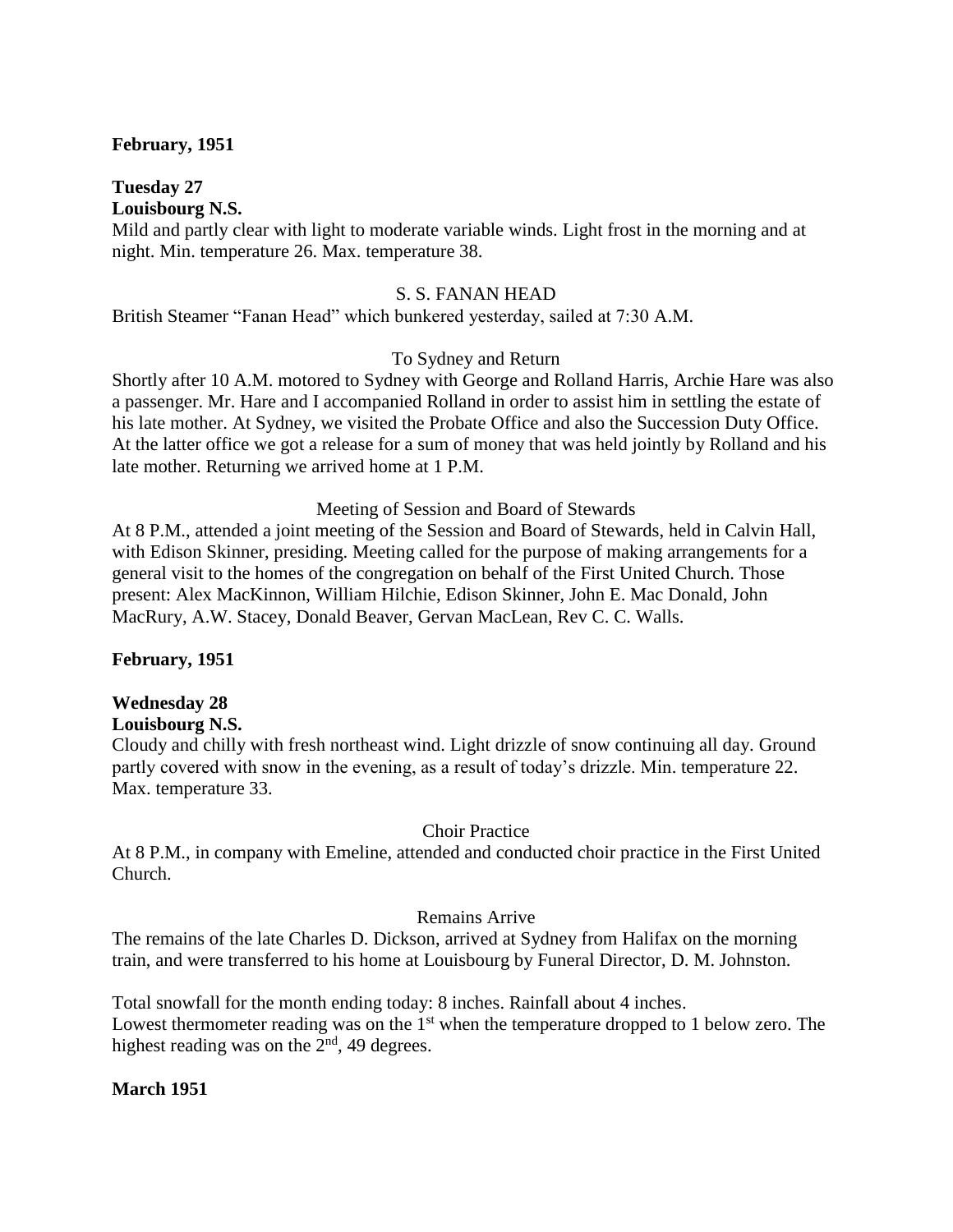**February, 1951**

**Tuesday 27**
**Louisbourg N.S.**

Mild and partly clear with light to moderate variable winds. Light frost in the morning and at night. Min. temperature 26. Max. temperature 38.

S. S. FANAN HEAD

British Steamer "Fanan Head" which bunkered yesterday, sailed at 7:30 A.M.

To Sydney and Return

Shortly after 10 A.M. motored to Sydney with George and Rolland Harris, Archie Hare was also a passenger. Mr. Hare and I accompanied Rolland in order to assist him in settling the estate of his late mother. At Sydney, we visited the Probate Office and also the Succession Duty Office. At the latter office we got a release for a sum of money that was held jointly by Rolland and his late mother. Returning we arrived home at 1 P.M.

Meeting of Session and Board of Stewards

At 8 P.M., attended a joint meeting of the Session and Board of Stewards, held in Calvin Hall, with Edison Skinner, presiding. Meeting called for the purpose of making arrangements for a general visit to the homes of the congregation on behalf of the First United Church. Those present: Alex MacKinnon, William Hilchie, Edison Skinner, John E. Mac Donald, John MacRury, A.W. Stacey, Donald Beaver, Gervan MacLean, Rev C. C. Walls.

**February, 1951**

**Wednesday 28**
**Louisbourg N.S.**

Cloudy and chilly with fresh northeast wind. Light drizzle of snow continuing all day. Ground partly covered with snow in the evening, as a result of today's drizzle. Min. temperature 22. Max. temperature 33.

Choir Practice

At 8 P.M., in company with Emeline, attended and conducted choir practice in the First United Church.

Remains Arrive

The remains of the late Charles D. Dickson, arrived at Sydney from Halifax on the morning train, and were transferred to his home at Louisbourg by Funeral Director, D. M. Johnston.

Total snowfall for the month ending today: 8 inches. Rainfall about 4 inches.
Lowest thermometer reading was on the 1st when the temperature dropped to 1 below zero. The highest reading was on the 2nd, 49 degrees.

**March 1951**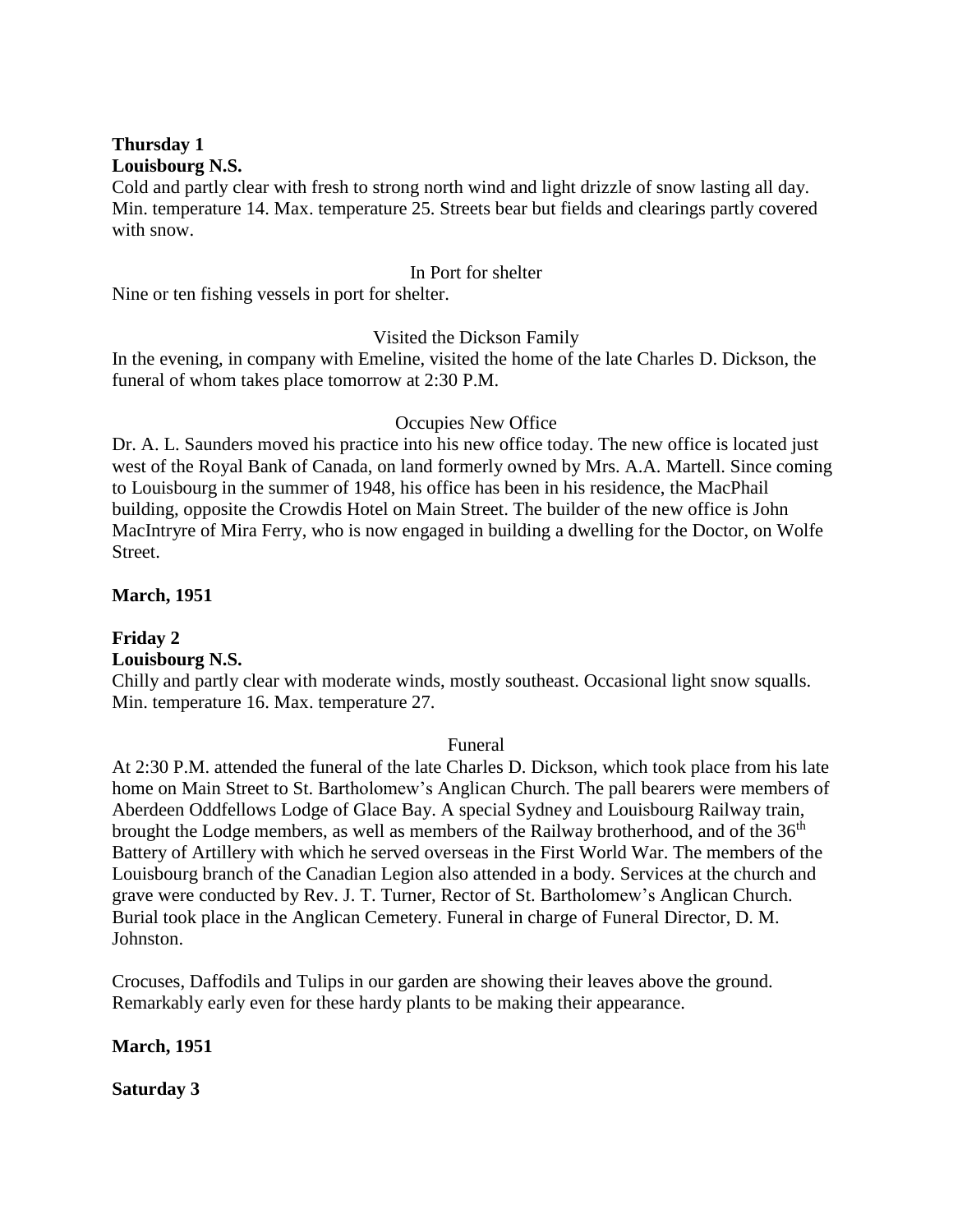**Thursday 1**
**Louisbourg N.S.**
Cold and partly clear with fresh to strong north wind and light drizzle of snow lasting all day. Min. temperature 14. Max. temperature 25. Streets bear but fields and clearings partly covered with snow.

In Port for shelter

Nine or ten fishing vessels in port for shelter.

Visited the Dickson Family

In the evening, in company with Emeline, visited the home of the late Charles D. Dickson, the funeral of whom takes place tomorrow at 2:30 P.M.

Occupies New Office

Dr. A. L. Saunders moved his practice into his new office today. The new office is located just west of the Royal Bank of Canada, on land formerly owned by Mrs. A.A. Martell. Since coming to Louisbourg in the summer of 1948, his office has been in his residence, the MacPhail building, opposite the Crowdis Hotel on Main Street. The builder of the new office is John MacIntryre of Mira Ferry, who is now engaged in building a dwelling for the Doctor, on Wolfe Street.

**March, 1951**

**Friday 2**
**Louisbourg N.S.**
Chilly and partly clear with moderate winds, mostly southeast. Occasional light snow squalls. Min. temperature 16. Max. temperature 27.

Funeral

At 2:30 P.M. attended the funeral of the late Charles D. Dickson, which took place from his late home on Main Street to St. Bartholomew's Anglican Church. The pall bearers were members of Aberdeen Oddfellows Lodge of Glace Bay. A special Sydney and Louisbourg Railway train, brought the Lodge members, as well as members of the Railway brotherhood, and of the 36th Battery of Artillery with which he served overseas in the First World War. The members of the Louisbourg branch of the Canadian Legion also attended in a body. Services at the church and grave were conducted by Rev. J. T. Turner, Rector of St. Bartholomew's Anglican Church. Burial took place in the Anglican Cemetery. Funeral in charge of Funeral Director, D. M. Johnston.

Crocuses, Daffodils and Tulips in our garden are showing their leaves above the ground. Remarkably early even for these hardy plants to be making their appearance.

**March, 1951**

**Saturday 3**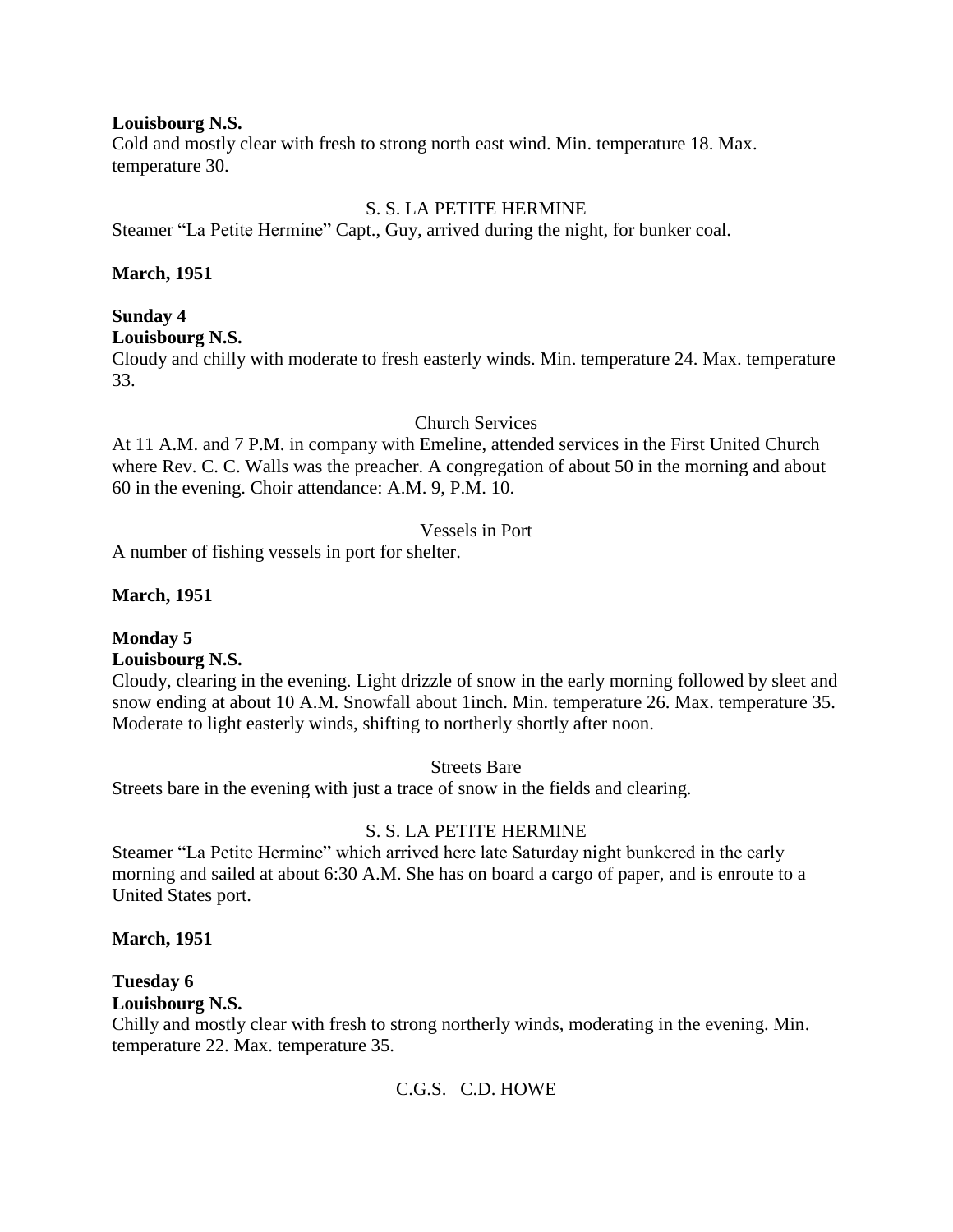**Louisbourg N.S.**

Cold and mostly clear with fresh to strong north east wind. Min. temperature 18. Max. temperature 30.

S. S. LA PETITE HERMINE

Steamer "La Petite Hermine" Capt., Guy, arrived during the night, for bunker coal.

**March, 1951**

**Sunday 4**

**Louisbourg N.S.**

Cloudy and chilly with moderate to fresh easterly winds. Min. temperature 24. Max. temperature 33.

Church Services

At 11 A.M. and 7 P.M. in company with Emeline, attended services in the First United Church where Rev. C. C. Walls was the preacher. A congregation of about 50 in the morning and about 60 in the evening. Choir attendance: A.M. 9, P.M. 10.

Vessels in Port

A number of fishing vessels in port for shelter.

**March, 1951**

**Monday 5**

**Louisbourg N.S.**

Cloudy, clearing in the evening. Light drizzle of snow in the early morning followed by sleet and snow ending at about 10 A.M. Snowfall about 1inch. Min. temperature 26. Max. temperature 35. Moderate to light easterly winds, shifting to northerly shortly after noon.

Streets Bare

Streets bare in the evening with just a trace of snow in the fields and clearing.

S. S. LA PETITE HERMINE

Steamer "La Petite Hermine" which arrived here late Saturday night bunkered in the early morning and sailed at about 6:30 A.M. She has on board a cargo of paper, and is enroute to a United States port.

**March, 1951**

**Tuesday 6**

**Louisbourg N.S.**

Chilly and mostly clear with fresh to strong northerly winds, moderating in the evening. Min. temperature 22. Max. temperature 35.

C.G.S. C.D. HOWE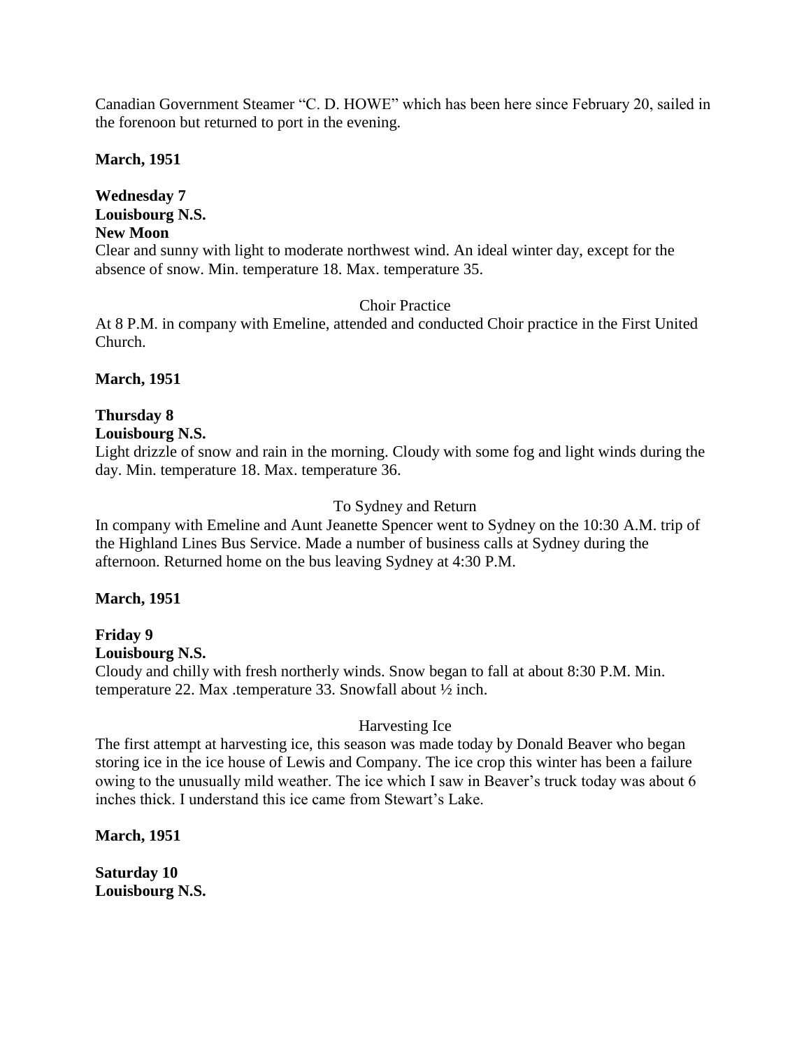Canadian Government Steamer "C. D. HOWE" which has been here since February 20, sailed in the forenoon but returned to port in the evening.

**March, 1951**

**Wednesday 7**
**Louisbourg N.S.**
**New Moon**
Clear and sunny with light to moderate northwest wind. An ideal winter day, except for the absence of snow. Min. temperature 18. Max. temperature 35.

Choir Practice

At 8 P.M. in company with Emeline, attended and conducted Choir practice in the First United Church.

**March, 1951**

**Thursday 8**
**Louisbourg N.S.**
Light drizzle of snow and rain in the morning. Cloudy with some fog and light winds during the day. Min. temperature 18. Max. temperature 36.

To Sydney and Return

In company with Emeline and Aunt Jeanette Spencer went to Sydney on the 10:30 A.M. trip of the Highland Lines Bus Service. Made a number of business calls at Sydney during the afternoon. Returned home on the bus leaving Sydney at 4:30 P.M.

**March, 1951**

**Friday 9**
**Louisbourg N.S.**
Cloudy and chilly with fresh northerly winds. Snow began to fall at about 8:30 P.M. Min. temperature 22. Max .temperature 33. Snowfall about ½ inch.

Harvesting Ice

The first attempt at harvesting ice, this season was made today by Donald Beaver who began storing ice in the ice house of Lewis and Company. The ice crop this winter has been a failure owing to the unusually mild weather. The ice which I saw in Beaver's truck today was about 6 inches thick. I understand this ice came from Stewart's Lake.

**March, 1951**

**Saturday 10**
**Louisbourg N.S.**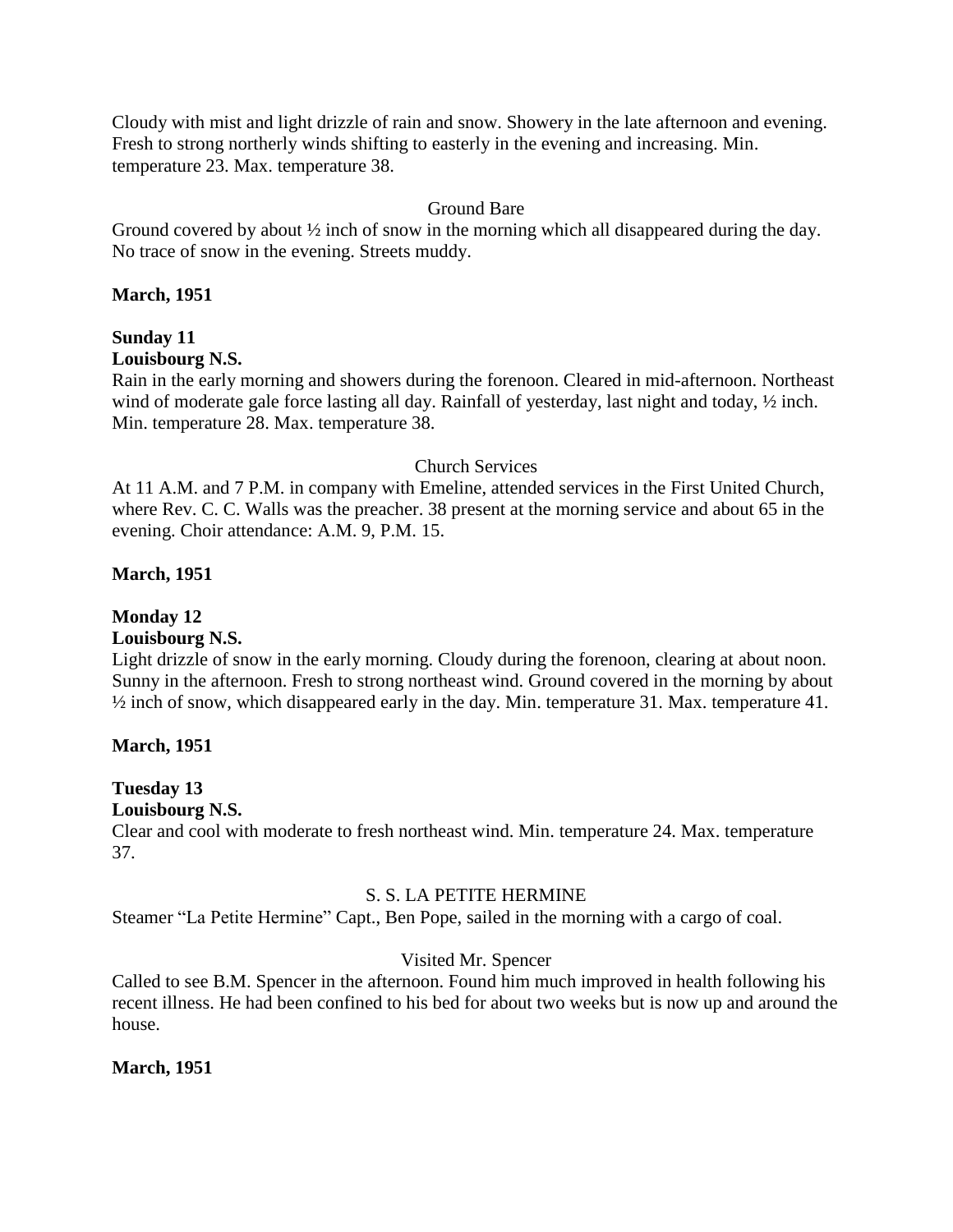Cloudy with mist and light drizzle of rain and snow. Showery in the late afternoon and evening. Fresh to strong northerly winds shifting to easterly in the evening and increasing. Min. temperature 23. Max. temperature 38.

Ground Bare

Ground covered by about ½ inch of snow in the morning which all disappeared during the day. No trace of snow in the evening. Streets muddy.

**March, 1951**

**Sunday 11**
**Louisbourg N.S.**

Rain in the early morning and showers during the forenoon. Cleared in mid-afternoon. Northeast wind of moderate gale force lasting all day. Rainfall of yesterday, last night and today, ½ inch. Min. temperature 28. Max. temperature 38.

Church Services

At 11 A.M. and 7 P.M. in company with Emeline, attended services in the First United Church, where Rev. C. C. Walls was the preacher. 38 present at the morning service and about 65 in the evening. Choir attendance: A.M. 9, P.M. 15.

**March, 1951**

**Monday 12**
**Louisbourg N.S.**

Light drizzle of snow in the early morning. Cloudy during the forenoon, clearing at about noon. Sunny in the afternoon. Fresh to strong northeast wind. Ground covered in the morning by about ½ inch of snow, which disappeared early in the day. Min. temperature 31. Max. temperature 41.

**March, 1951**

**Tuesday 13**
**Louisbourg N.S.**

Clear and cool with moderate to fresh northeast wind. Min. temperature 24. Max. temperature 37.

S. S. LA PETITE HERMINE

Steamer "La Petite Hermine" Capt., Ben Pope, sailed in the morning with a cargo of coal.

Visited Mr. Spencer

Called to see B.M. Spencer in the afternoon. Found him much improved in health following his recent illness. He had been confined to his bed for about two weeks but is now up and around the house.

**March, 1951**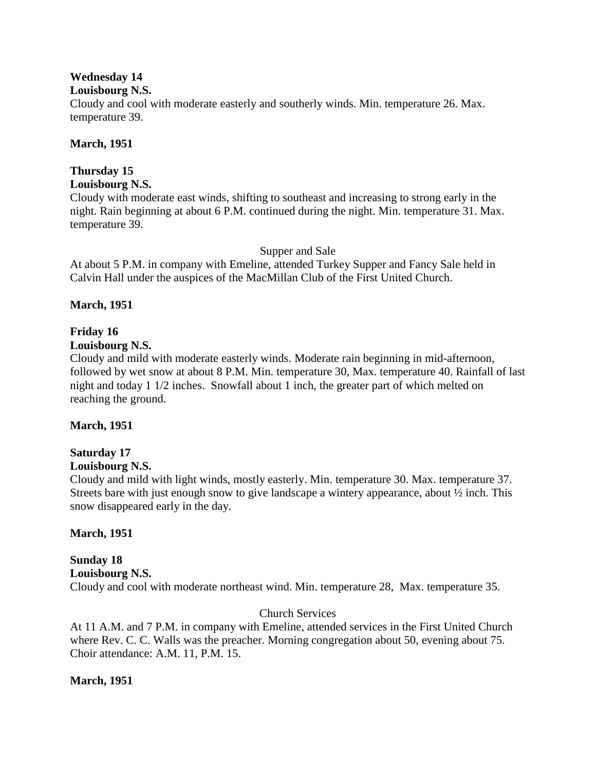**Wednesday 14**
**Louisbourg N.S.**
Cloudy and cool with moderate easterly and southerly winds. Min. temperature 26. Max. temperature 39.

**March, 1951**

**Thursday 15**
**Louisbourg N.S.**
Cloudy with moderate east winds, shifting to southeast and increasing to strong early in the night. Rain beginning at about 6 P.M. continued during the night. Min. temperature 31. Max. temperature 39.

Supper and Sale

At about 5 P.M. in company with Emeline, attended Turkey Supper and Fancy Sale held in Calvin Hall under the auspices of the MacMillan Club of the First United Church.

**March, 1951**

**Friday 16**
**Louisbourg N.S.**
Cloudy and mild with moderate easterly winds. Moderate rain beginning in mid-afternoon, followed by wet snow at about 8 P.M. Min. temperature 30, Max. temperature 40. Rainfall of last night and today 1 1/2 inches. Snowfall about 1 inch, the greater part of which melted on reaching the ground.

**March, 1951**

**Saturday 17**
**Louisbourg N.S.**
Cloudy and mild with light winds, mostly easterly. Min. temperature 30. Max. temperature 37. Streets bare with just enough snow to give landscape a wintery appearance, about ½ inch. This snow disappeared early in the day.

**March, 1951**

**Sunday 18**
**Louisbourg N.S.**
Cloudy and cool with moderate northeast wind. Min. temperature 28, Max. temperature 35.

Church Services

At 11 A.M. and 7 P.M. in company with Emeline, attended services in the First United Church where Rev. C. C. Walls was the preacher. Morning congregation about 50, evening about 75. Choir attendance: A.M. 11, P.M. 15.

**March, 1951**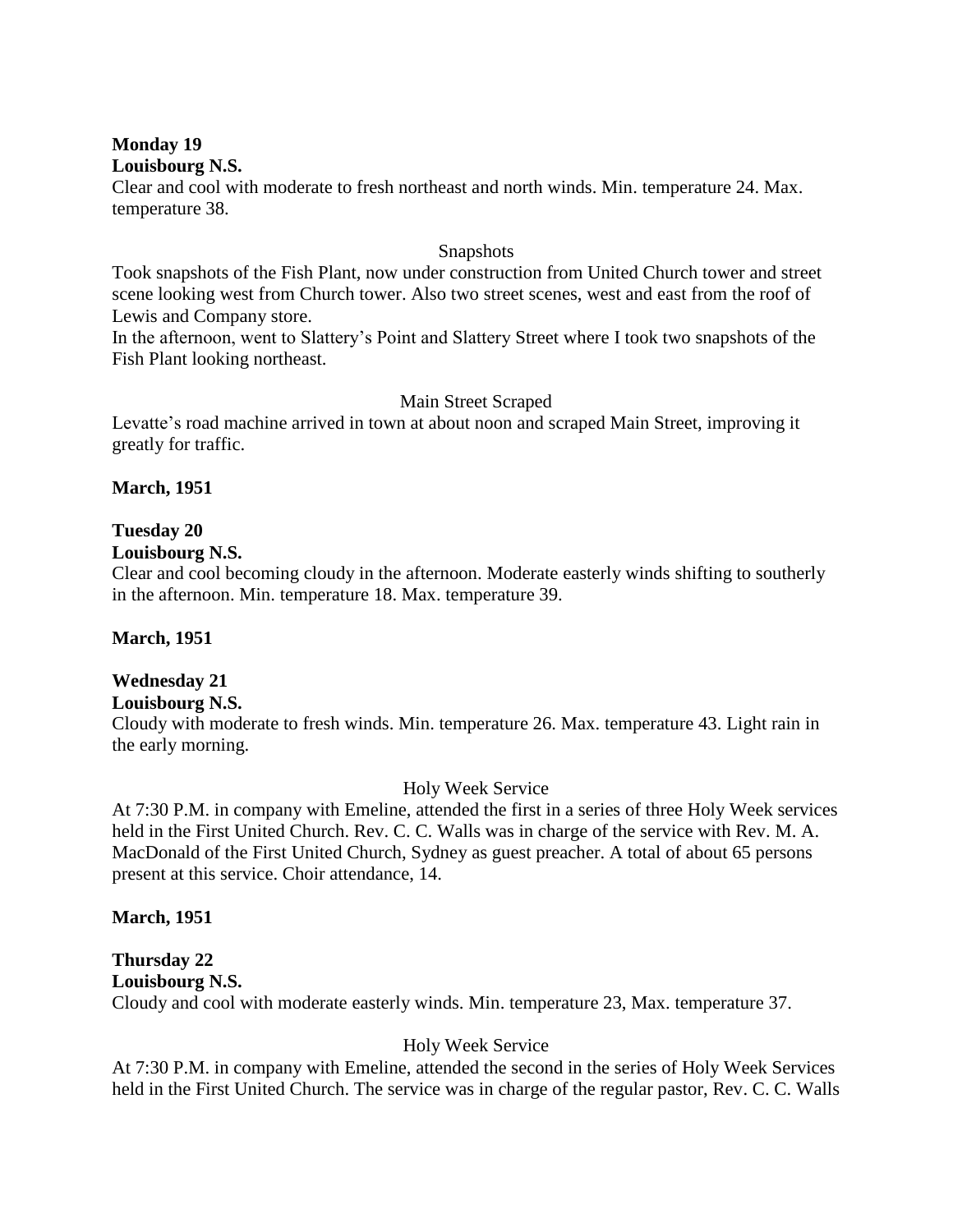**Monday 19**
**Louisbourg N.S.**
Clear and cool with moderate to fresh northeast and north winds. Min. temperature 24. Max. temperature 38.

Snapshots

Took snapshots of the Fish Plant, now under construction from United Church tower and street scene looking west from Church tower. Also two street scenes, west and east from the roof of Lewis and Company store.
In the afternoon, went to Slattery's Point and Slattery Street where I took two snapshots of the Fish Plant looking northeast.

Main Street Scraped

Levatte's road machine arrived in town at about noon and scraped Main Street, improving it greatly for traffic.

**March, 1951**

**Tuesday 20**
**Louisbourg N.S.**
Clear and cool becoming cloudy in the afternoon. Moderate easterly winds shifting to southerly in the afternoon. Min. temperature 18. Max. temperature 39.

**March, 1951**

**Wednesday 21**
**Louisbourg N.S.**
Cloudy with moderate to fresh winds. Min. temperature 26. Max. temperature 43. Light rain in the early morning.

Holy Week Service

At 7:30 P.M. in company with Emeline, attended the first in a series of three Holy Week services held in the First United Church. Rev. C. C. Walls was in charge of the service with Rev. M. A. MacDonald of the First United Church, Sydney as guest preacher. A total of about 65 persons present at this service. Choir attendance, 14.

**March, 1951**

**Thursday 22**
**Louisbourg N.S.**
Cloudy and cool with moderate easterly winds. Min. temperature 23, Max. temperature 37.

Holy Week Service

At 7:30 P.M. in company with Emeline, attended the second in the series of Holy Week Services held in the First United Church. The service was in charge of the regular pastor, Rev. C. C. Walls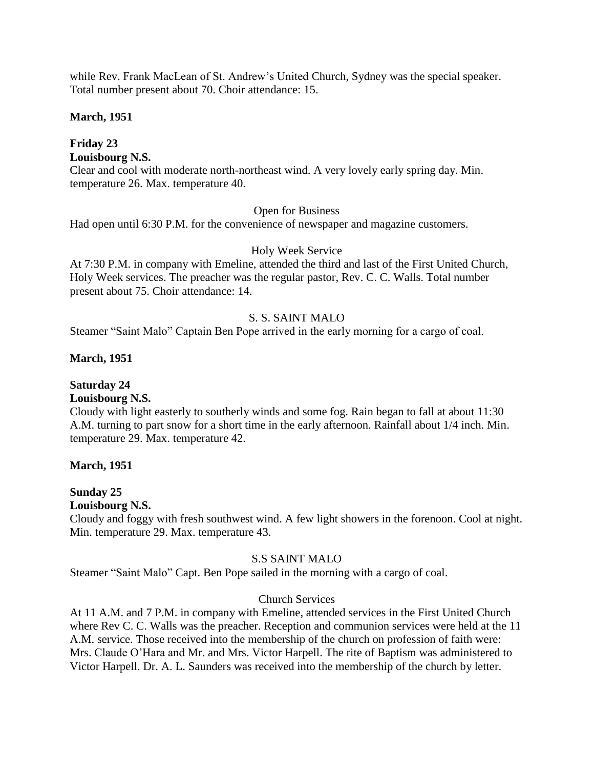while Rev. Frank MacLean of St. Andrew's United Church, Sydney was the special speaker. Total number present about 70. Choir attendance: 15.

**March, 1951**

**Friday 23**
**Louisbourg N.S.**
Clear and cool with moderate north-northeast wind. A very lovely early spring day. Min. temperature 26. Max. temperature 40.

Open for Business

Had open until 6:30 P.M. for the convenience of newspaper and magazine customers.

Holy Week Service

At 7:30 P.M. in company with Emeline, attended the third and last of the First United Church, Holy Week services. The preacher was the regular pastor, Rev. C. C. Walls. Total number present about 75. Choir attendance: 14.

S. S. SAINT MALO

Steamer "Saint Malo" Captain Ben Pope arrived in the early morning for a cargo of coal.

**March, 1951**

**Saturday 24**
**Louisbourg N.S.**
Cloudy with light easterly to southerly winds and some fog. Rain began to fall at about 11:30 A.M. turning to part snow for a short time in the early afternoon. Rainfall about 1/4 inch. Min. temperature 29. Max. temperature 42.

**March, 1951**

**Sunday 25**
**Louisbourg N.S.**
Cloudy and foggy with fresh southwest wind. A few light showers in the forenoon. Cool at night. Min. temperature 29. Max. temperature 43.

S.S SAINT MALO

Steamer "Saint Malo" Capt. Ben Pope sailed in the morning with a cargo of coal.

Church Services

At 11 A.M. and 7 P.M. in company with Emeline, attended services in the First United Church where Rev C. C. Walls was the preacher. Reception and communion services were held at the 11 A.M. service. Those received into the membership of the church on profession of faith were: Mrs. Claude O'Hara and Mr. and Mrs. Victor Harpell. The rite of Baptism was administered to Victor Harpell. Dr. A. L. Saunders was received into the membership of the church by letter.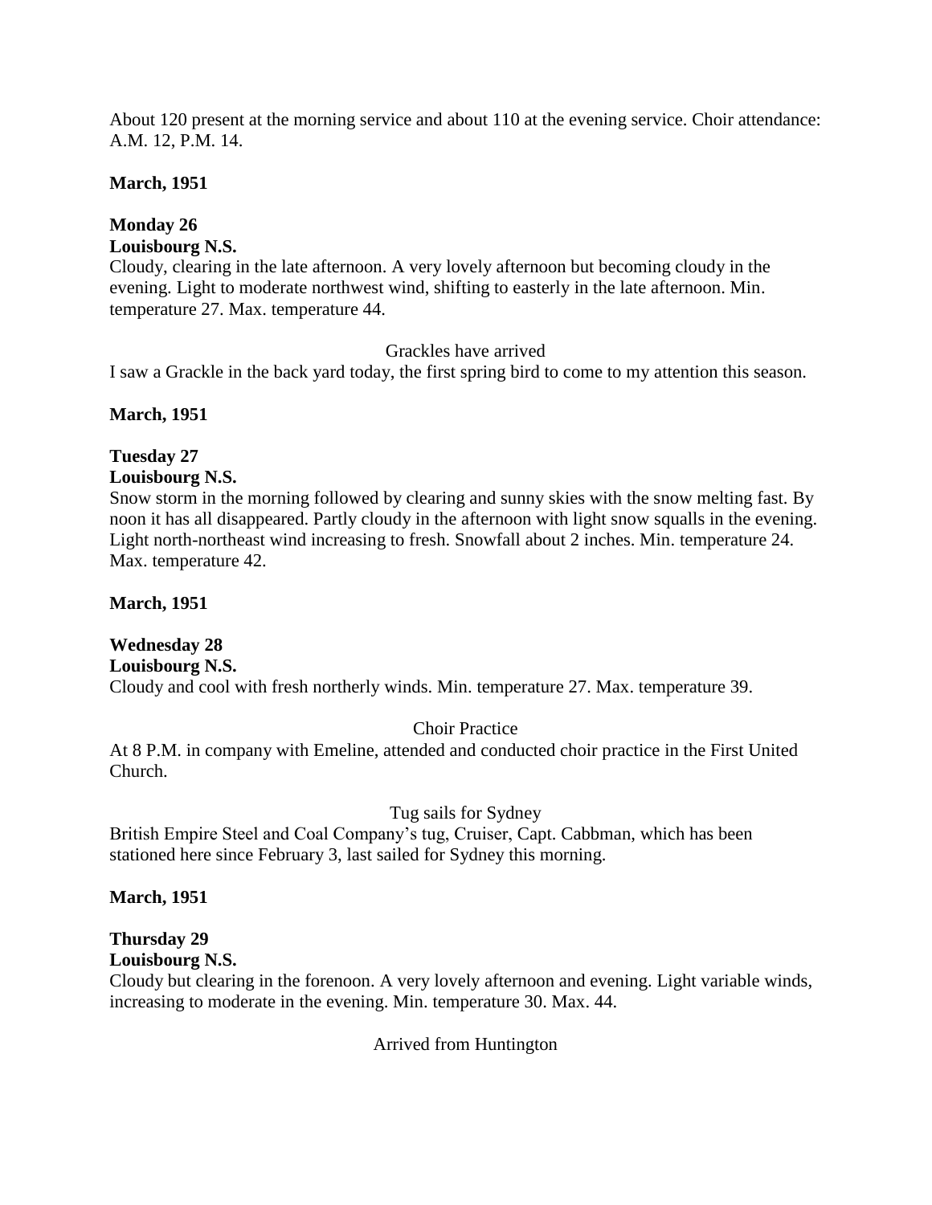About 120 present at the morning service and about 110 at the evening service. Choir attendance: A.M. 12, P.M. 14.

**March, 1951**

**Monday 26**
**Louisbourg N.S.**
Cloudy, clearing in the late afternoon. A very lovely afternoon but becoming cloudy in the evening. Light to moderate northwest wind, shifting to easterly in the late afternoon. Min. temperature 27. Max. temperature 44.

Grackles have arrived

I saw a Grackle in the back yard today, the first spring bird to come to my attention this season.

**March, 1951**

**Tuesday 27**
**Louisbourg N.S.**
Snow storm in the morning followed by clearing and sunny skies with the snow melting fast. By noon it has all disappeared. Partly cloudy in the afternoon with light snow squalls in the evening. Light north-northeast wind increasing to fresh. Snowfall about 2 inches. Min. temperature 24. Max. temperature 42.

**March, 1951**

**Wednesday 28**
**Louisbourg N.S.**
Cloudy and cool with fresh northerly winds. Min. temperature 27. Max. temperature 39.

Choir Practice

At 8 P.M. in company with Emeline, attended and conducted choir practice in the First United Church.

Tug sails for Sydney

British Empire Steel and Coal Company's tug, Cruiser, Capt. Cabbman, which has been stationed here since February 3, last sailed for Sydney this morning.

**March, 1951**

**Thursday 29**
**Louisbourg N.S.**
Cloudy but clearing in the forenoon. A very lovely afternoon and evening. Light variable winds, increasing to moderate in the evening. Min. temperature 30. Max. 44.

Arrived from Huntington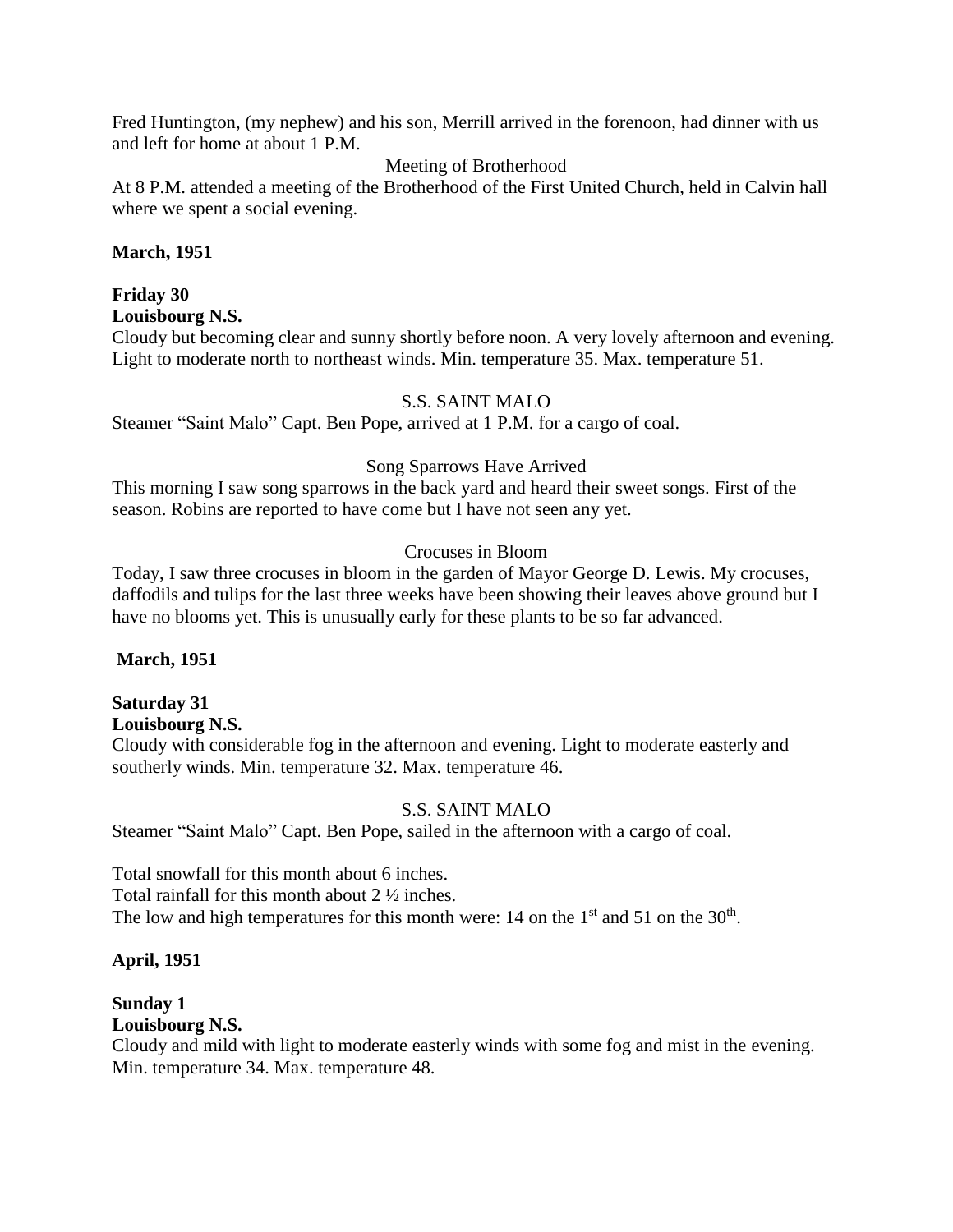Fred Huntington, (my nephew) and his son, Merrill arrived in the forenoon, had dinner with us and left for home at about 1 P.M.

Meeting of Brotherhood

At 8 P.M. attended a meeting of the Brotherhood of the First United Church, held in Calvin hall where we spent a social evening.

**March, 1951**

**Friday 30**
**Louisbourg N.S.**

Cloudy but becoming clear and sunny shortly before noon. A very lovely afternoon and evening. Light to moderate north to northeast winds. Min. temperature 35. Max. temperature 51.

S.S. SAINT MALO

Steamer "Saint Malo" Capt. Ben Pope, arrived at 1 P.M. for a cargo of coal.

Song Sparrows Have Arrived

This morning I saw song sparrows in the back yard and heard their sweet songs. First of the season. Robins are reported to have come but I have not seen any yet.

Crocuses in Bloom

Today, I saw three crocuses in bloom in the garden of Mayor George D. Lewis. My crocuses, daffodils and tulips for the last three weeks have been showing their leaves above ground but I have no blooms yet. This is unusually early for these plants to be so far advanced.

**March, 1951**

**Saturday 31**
**Louisbourg N.S.**

Cloudy with considerable fog in the afternoon and evening. Light to moderate easterly and southerly winds. Min. temperature 32. Max. temperature 46.

S.S. SAINT MALO

Steamer "Saint Malo" Capt. Ben Pope, sailed in the afternoon with a cargo of coal.

Total snowfall for this month about 6 inches.
Total rainfall for this month about 2 ½ inches.
The low and high temperatures for this month were: 14 on the 1st and 51 on the 30th.

**April, 1951**

**Sunday 1**
**Louisbourg N.S.**

Cloudy and mild with light to moderate easterly winds with some fog and mist in the evening. Min. temperature 34. Max. temperature 48.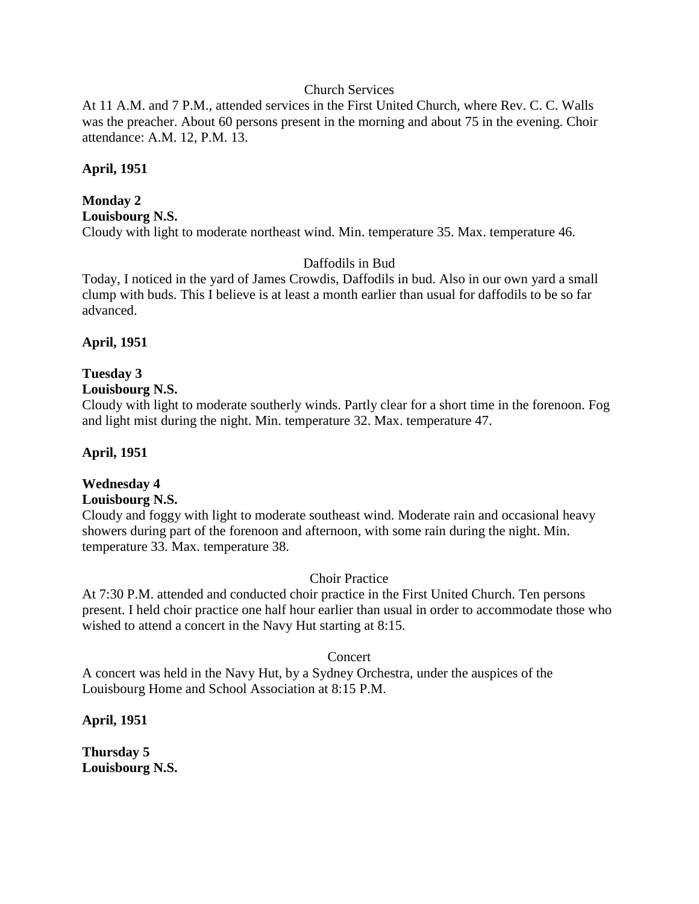Church Services

At 11 A.M. and 7 P.M., attended services in the First United Church, where Rev. C. C. Walls was the preacher. About 60 persons present in the morning and about 75 in the evening. Choir attendance: A.M. 12, P.M. 13.

**April, 1951**

**Monday 2**
**Louisbourg N.S.**
Cloudy with light to moderate northeast wind. Min. temperature 35. Max. temperature 46.

Daffodils in Bud

Today, I noticed in the yard of James Crowdis, Daffodils in bud. Also in our own yard a small clump with buds. This I believe is at least a month earlier than usual for daffodils to be so far advanced.

**April, 1951**

**Tuesday 3**
**Louisbourg N.S.**
Cloudy with light to moderate southerly winds. Partly clear for a short time in the forenoon. Fog and light mist during the night. Min. temperature 32. Max. temperature 47.

**April, 1951**

**Wednesday 4**
**Louisbourg N.S.**
Cloudy and foggy with light to moderate southeast wind. Moderate rain and occasional heavy showers during part of the forenoon and afternoon, with some rain during the night. Min. temperature 33. Max. temperature 38.

Choir Practice

At 7:30 P.M. attended and conducted choir practice in the First United Church. Ten persons present. I held choir practice one half hour earlier than usual in order to accommodate those who wished to attend a concert in the Navy Hut starting at 8:15.

Concert

A concert was held in the Navy Hut, by a Sydney Orchestra, under the auspices of the Louisbourg Home and School Association at 8:15 P.M.

**April, 1951**

**Thursday 5**
**Louisbourg N.S.**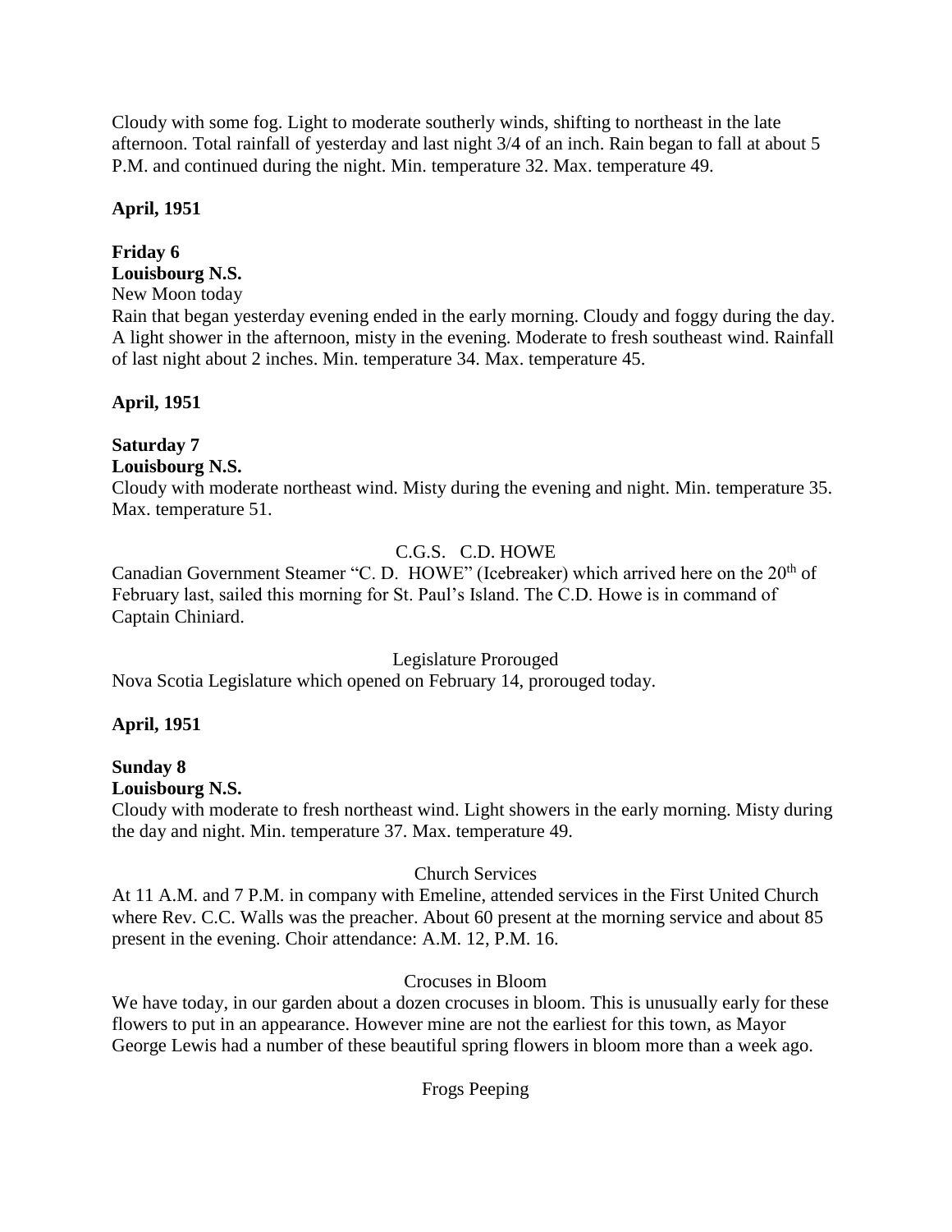Cloudy with some fog. Light to moderate southerly winds, shifting to northeast in the late afternoon. Total rainfall of yesterday and last night 3/4 of an inch. Rain began to fall at about 5 P.M. and continued during the night. Min. temperature 32. Max. temperature 49.

**April, 1951**

**Friday 6**
**Louisbourg N.S.**
New Moon today
Rain that began yesterday evening ended in the early morning. Cloudy and foggy during the day. A light shower in the afternoon, misty in the evening. Moderate to fresh southeast wind. Rainfall of last night about 2 inches. Min. temperature 34. Max. temperature 45.

**April, 1951**

**Saturday 7**
**Louisbourg N.S.**
Cloudy with moderate northeast wind. Misty during the evening and night. Min. temperature 35. Max. temperature 51.

C.G.S. C.D. HOWE

Canadian Government Steamer "C. D. HOWE" (Icebreaker) which arrived here on the 20th of February last, sailed this morning for St. Paul's Island. The C.D. Howe is in command of Captain Chiniard.

Legislature Prorouged

Nova Scotia Legislature which opened on February 14, prorouged today.

**April, 1951**

**Sunday 8**
**Louisbourg N.S.**
Cloudy with moderate to fresh northeast wind. Light showers in the early morning. Misty during the day and night. Min. temperature 37. Max. temperature 49.

Church Services

At 11 A.M. and 7 P.M. in company with Emeline, attended services in the First United Church where Rev. C.C. Walls was the preacher. About 60 present at the morning service and about 85 present in the evening. Choir attendance: A.M. 12, P.M. 16.

Crocuses in Bloom

We have today, in our garden about a dozen crocuses in bloom. This is unusually early for these flowers to put in an appearance. However mine are not the earliest for this town, as Mayor George Lewis had a number of these beautiful spring flowers in bloom more than a week ago.

Frogs Peeping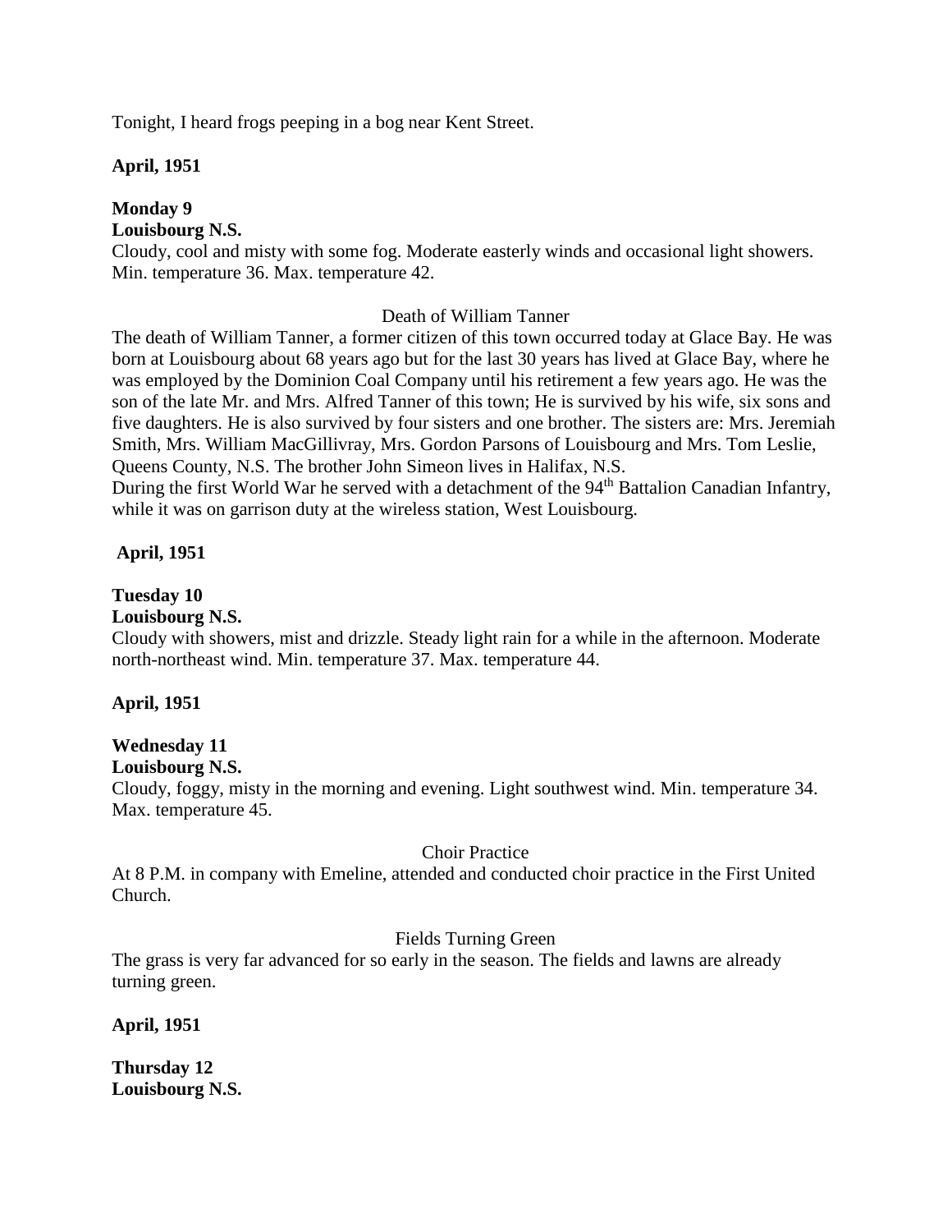Tonight, I heard frogs peeping in a bog near Kent Street.

**April, 1951**

**Monday 9**
**Louisbourg N.S.**
Cloudy, cool and misty with some fog. Moderate easterly winds and occasional light showers. Min. temperature 36. Max. temperature 42.

Death of William Tanner

The death of William Tanner, a former citizen of this town occurred today at Glace Bay. He was born at Louisbourg about 68 years ago but for the last 30 years has lived at Glace Bay, where he was employed by the Dominion Coal Company until his retirement a few years ago. He was the son of the late Mr. and Mrs. Alfred Tanner of this town; He is survived by his wife, six sons and five daughters. He is also survived by four sisters and one brother. The sisters are: Mrs. Jeremiah Smith, Mrs. William MacGillivray, Mrs. Gordon Parsons of Louisbourg and Mrs. Tom Leslie, Queens County, N.S. The brother John Simeon lives in Halifax, N.S.
During the first World War he served with a detachment of the 94th Battalion Canadian Infantry, while it was on garrison duty at the wireless station, West Louisbourg.

**April, 1951**

**Tuesday 10**
**Louisbourg N.S.**
Cloudy with showers, mist and drizzle. Steady light rain for a while in the afternoon. Moderate north-northeast wind. Min. temperature 37. Max. temperature 44.

**April, 1951**

**Wednesday 11**
**Louisbourg N.S.**
Cloudy, foggy, misty in the morning and evening. Light southwest wind. Min. temperature 34. Max. temperature 45.

Choir Practice

At 8 P.M. in company with Emeline, attended and conducted choir practice in the First United Church.

Fields Turning Green

The grass is very far advanced for so early in the season. The fields and lawns are already turning green.

**April, 1951**

**Thursday 12**
**Louisbourg N.S.**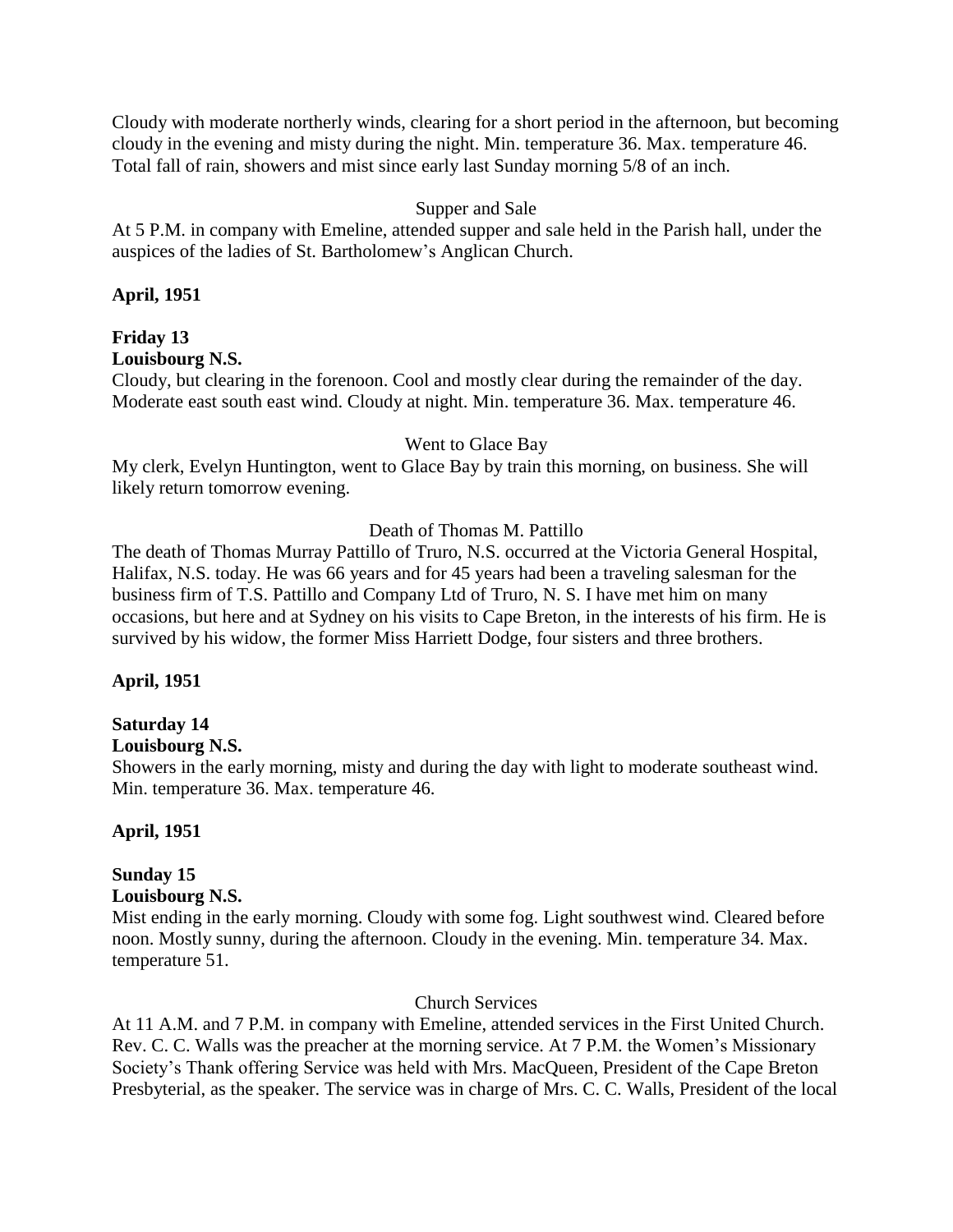Cloudy with moderate northerly winds, clearing for a short period in the afternoon, but becoming cloudy in the evening and misty during the night. Min. temperature 36. Max. temperature 46. Total fall of rain, showers and mist since early last Sunday morning 5/8 of an inch.

Supper and Sale

At 5 P.M. in company with Emeline, attended supper and sale held in the Parish hall, under the auspices of the ladies of St. Bartholomew's Anglican Church.

**April, 1951**

**Friday 13**

**Louisbourg N.S.**

Cloudy, but clearing in the forenoon. Cool and mostly clear during the remainder of the day. Moderate east south east wind. Cloudy at night. Min. temperature 36. Max. temperature 46.

Went to Glace Bay

My clerk, Evelyn Huntington, went to Glace Bay by train this morning, on business. She will likely return tomorrow evening.

Death of Thomas M. Pattillo

The death of Thomas Murray Pattillo of Truro, N.S. occurred at the Victoria General Hospital, Halifax, N.S. today. He was 66 years and for 45 years had been a traveling salesman for the business firm of T.S. Pattillo and Company Ltd of Truro, N. S. I have met him on many occasions, but here and at Sydney on his visits to Cape Breton, in the interests of his firm. He is survived by his widow, the former Miss Harriett Dodge, four sisters and three brothers.

**April, 1951**

**Saturday 14**

**Louisbourg N.S.**

Showers in the early morning, misty and during the day with light to moderate southeast wind. Min. temperature 36. Max. temperature 46.

**April, 1951**

**Sunday 15**

**Louisbourg N.S.**

Mist ending in the early morning. Cloudy with some fog. Light southwest wind. Cleared before noon. Mostly sunny, during the afternoon. Cloudy in the evening. Min. temperature 34. Max. temperature 51.

Church Services

At 11 A.M. and 7 P.M. in company with Emeline, attended services in the First United Church. Rev. C. C. Walls was the preacher at the morning service. At 7 P.M. the Women's Missionary Society's Thank offering Service was held with Mrs. MacQueen, President of the Cape Breton Presbyterial, as the speaker. The service was in charge of Mrs. C. C. Walls, President of the local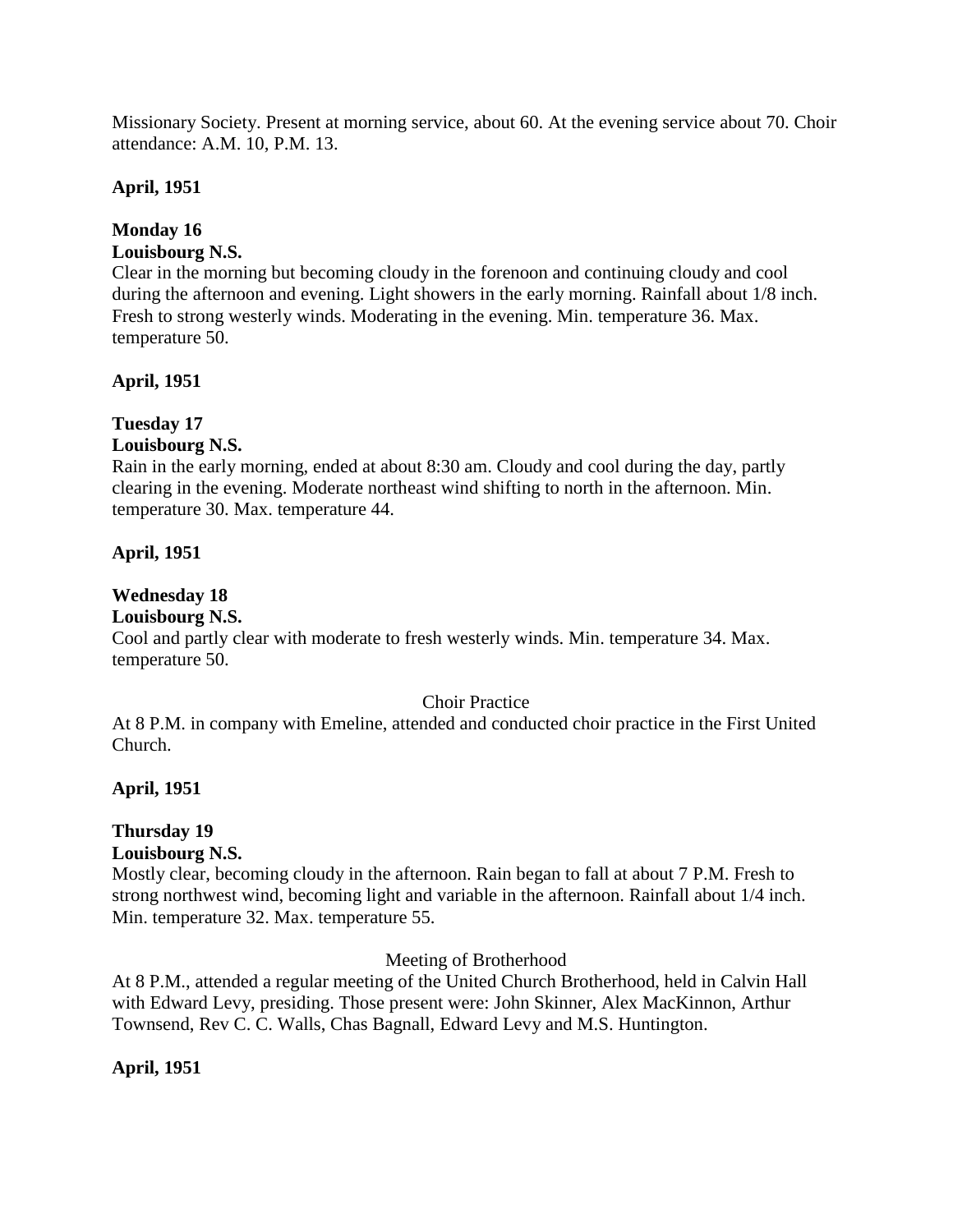Missionary Society. Present at morning service, about 60. At the evening service about 70. Choir attendance: A.M. 10, P.M. 13.

**April, 1951**

**Monday 16**
**Louisbourg N.S.**
Clear in the morning but becoming cloudy in the forenoon and continuing cloudy and cool during the afternoon and evening. Light showers in the early morning. Rainfall about 1/8 inch. Fresh to strong westerly winds. Moderating in the evening. Min. temperature 36. Max. temperature 50.

**April, 1951**

**Tuesday 17**
**Louisbourg N.S.**
Rain in the early morning, ended at about 8:30 am. Cloudy and cool during the day, partly clearing in the evening. Moderate northeast wind shifting to north in the afternoon. Min. temperature 30. Max. temperature 44.

**April, 1951**

**Wednesday 18**
**Louisbourg N.S.**
Cool and partly clear with moderate to fresh westerly winds. Min. temperature 34. Max. temperature 50.

Choir Practice

At 8 P.M. in company with Emeline, attended and conducted choir practice in the First United Church.

**April, 1951**

**Thursday 19**
**Louisbourg N.S.**
Mostly clear, becoming cloudy in the afternoon. Rain began to fall at about 7 P.M. Fresh to strong northwest wind, becoming light and variable in the afternoon. Rainfall about 1/4 inch. Min. temperature 32. Max. temperature 55.

Meeting of Brotherhood

At 8 P.M., attended a regular meeting of the United Church Brotherhood, held in Calvin Hall with Edward Levy, presiding. Those present were: John Skinner, Alex MacKinnon, Arthur Townsend, Rev C. C. Walls, Chas Bagnall, Edward Levy and M.S. Huntington.

**April, 1951**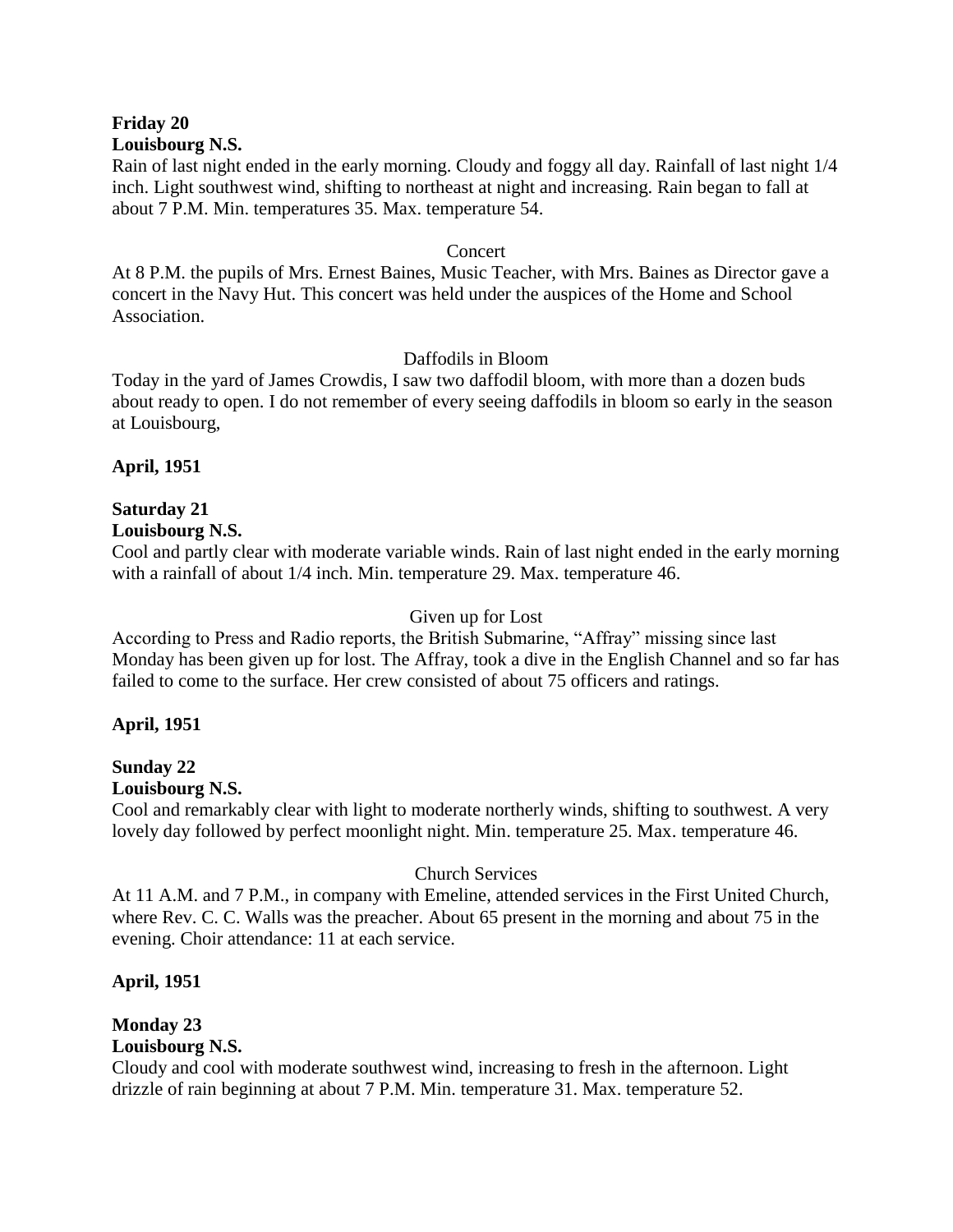**Friday 20**
**Louisbourg N.S.**
Rain of last night ended in the early morning. Cloudy and foggy all day. Rainfall of last night 1/4 inch. Light southwest wind, shifting to northeast at night and increasing. Rain began to fall at about 7 P.M. Min. temperatures 35. Max. temperature 54.

Concert

At 8 P.M. the pupils of Mrs. Ernest Baines, Music Teacher, with Mrs. Baines as Director gave a concert in the Navy Hut. This concert was held under the auspices of the Home and School Association.

Daffodils in Bloom

Today in the yard of James Crowdis, I saw two daffodil bloom, with more than a dozen buds about ready to open. I do not remember of every seeing daffodils in bloom so early in the season at Louisbourg,

**April, 1951**

**Saturday 21**
**Louisbourg N.S.**
Cool and partly clear with moderate variable winds. Rain of last night ended in the early morning with a rainfall of about 1/4 inch. Min. temperature 29. Max. temperature 46.

Given up for Lost

According to Press and Radio reports, the British Submarine, "Affray" missing since last Monday has been given up for lost. The Affray, took a dive in the English Channel and so far has failed to come to the surface. Her crew consisted of about 75 officers and ratings.

**April, 1951**

**Sunday 22**
**Louisbourg N.S.**
Cool and remarkably clear with light to moderate northerly winds, shifting to southwest. A very lovely day followed by perfect moonlight night. Min. temperature 25. Max. temperature 46.

Church Services

At 11 A.M. and 7 P.M., in company with Emeline, attended services in the First United Church, where Rev. C. C. Walls was the preacher. About 65 present in the morning and about 75 in the evening. Choir attendance: 11 at each service.

**April, 1951**

**Monday 23**
**Louisbourg N.S.**
Cloudy and cool with moderate southwest wind, increasing to fresh in the afternoon. Light drizzle of rain beginning at about 7 P.M. Min. temperature 31. Max. temperature 52.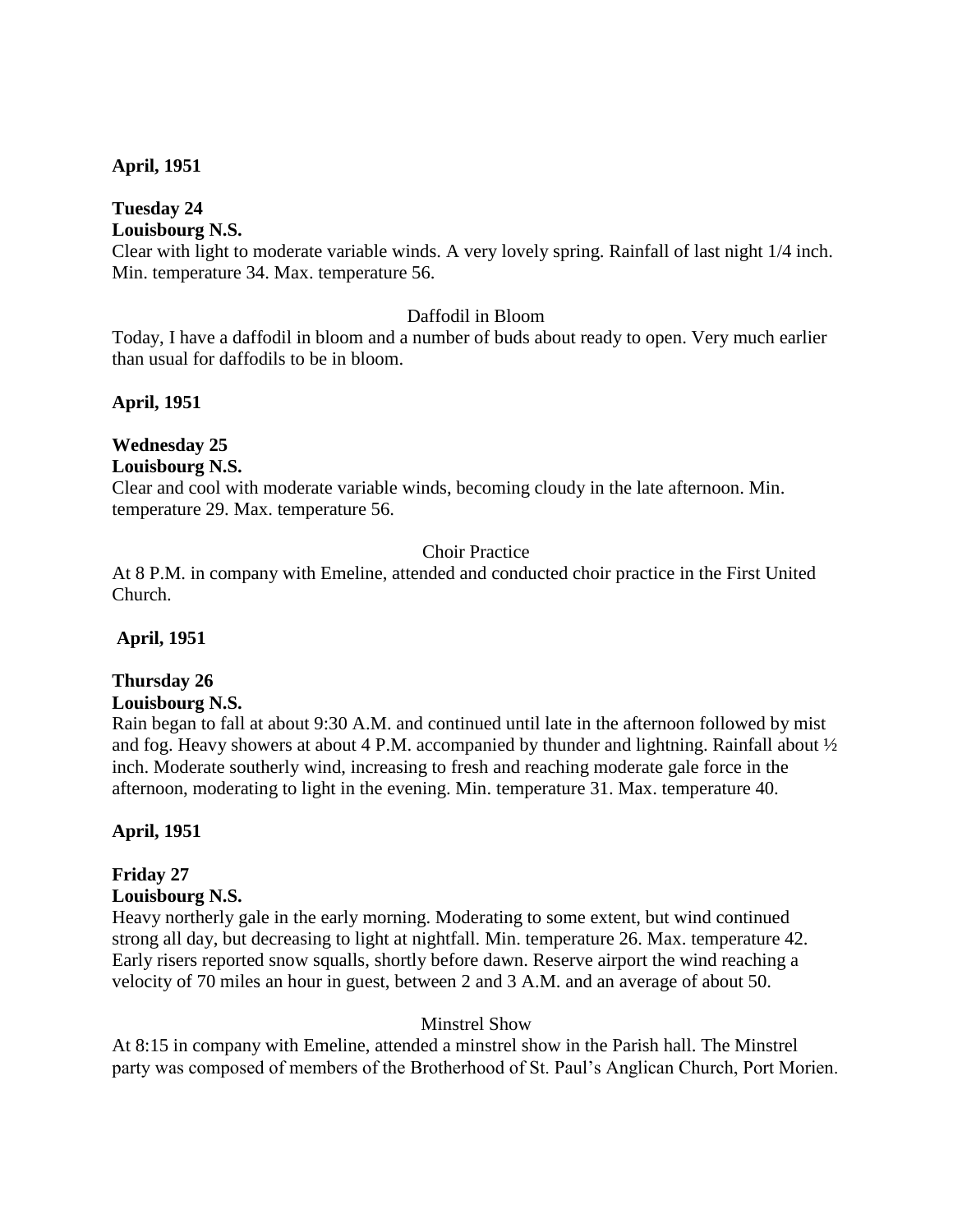**April, 1951**

**Tuesday 24**
**Louisbourg N.S.**
Clear with light to moderate variable winds. A very lovely spring. Rainfall of last night 1/4 inch. Min. temperature 34. Max. temperature 56.

Daffodil in Bloom

Today, I have a daffodil in bloom and a number of buds about ready to open. Very much earlier than usual for daffodils to be in bloom.

**April, 1951**

**Wednesday 25**
**Louisbourg N.S.**
Clear and cool with moderate variable winds, becoming cloudy in the late afternoon. Min. temperature 29. Max. temperature 56.

Choir Practice

At 8 P.M. in company with Emeline, attended and conducted choir practice in the First United Church.

**April, 1951**

**Thursday 26**
**Louisbourg N.S.**
Rain began to fall at about 9:30 A.M. and continued until late in the afternoon followed by mist and fog. Heavy showers at about 4 P.M. accompanied by thunder and lightning. Rainfall about ½ inch. Moderate southerly wind, increasing to fresh and reaching moderate gale force in the afternoon, moderating to light in the evening. Min. temperature 31. Max. temperature 40.

**April, 1951**

**Friday 27**
**Louisbourg N.S.**
Heavy northerly gale in the early morning. Moderating to some extent, but wind continued strong all day, but decreasing to light at nightfall. Min. temperature 26. Max. temperature 42. Early risers reported snow squalls, shortly before dawn. Reserve airport the wind reaching a velocity of 70 miles an hour in guest, between 2 and 3 A.M. and an average of about 50.

Minstrel Show

At 8:15 in company with Emeline, attended a minstrel show in the Parish hall. The Minstrel party was composed of members of the Brotherhood of St. Paul's Anglican Church, Port Morien.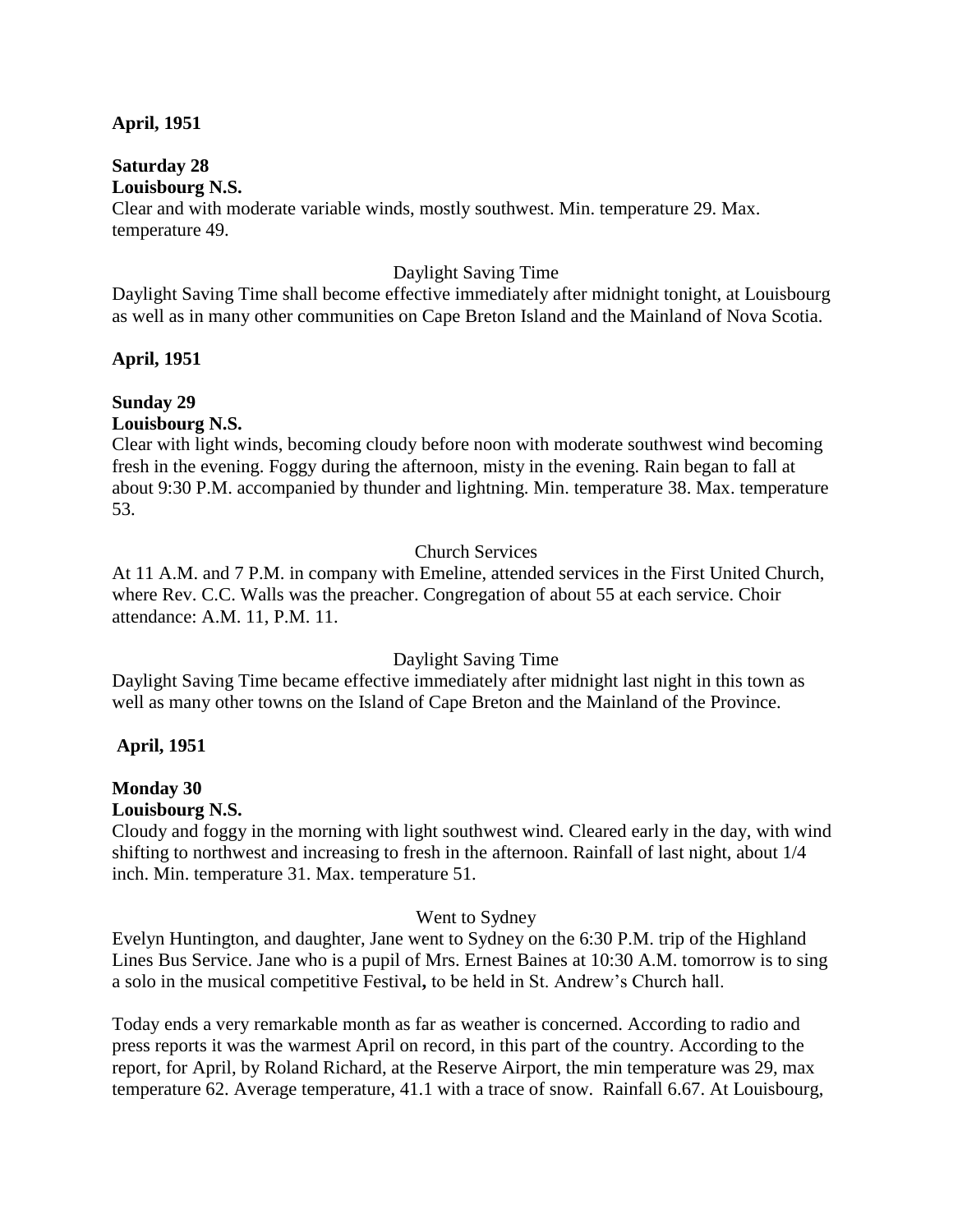**April, 1951**

**Saturday 28**

**Louisbourg N.S.**

Clear and with moderate variable winds, mostly southwest. Min. temperature 29. Max. temperature 49.

Daylight Saving Time

Daylight Saving Time shall become effective immediately after midnight tonight, at Louisbourg as well as in many other communities on Cape Breton Island and the Mainland of Nova Scotia.

**April, 1951**

**Sunday 29**

**Louisbourg N.S.**

Clear with light winds, becoming cloudy before noon with moderate southwest wind becoming fresh in the evening. Foggy during the afternoon, misty in the evening. Rain began to fall at about 9:30 P.M. accompanied by thunder and lightning. Min. temperature 38. Max. temperature 53.

Church Services

At 11 A.M. and 7 P.M. in company with Emeline, attended services in the First United Church, where Rev. C.C. Walls was the preacher. Congregation of about 55 at each service. Choir attendance: A.M. 11, P.M. 11.

Daylight Saving Time

Daylight Saving Time became effective immediately after midnight last night in this town as well as many other towns on the Island of Cape Breton and the Mainland of the Province.

**April, 1951**

**Monday 30**

**Louisbourg N.S.**

Cloudy and foggy in the morning with light southwest wind. Cleared early in the day, with wind shifting to northwest and increasing to fresh in the afternoon. Rainfall of last night, about 1/4 inch. Min. temperature 31. Max. temperature 51.

Went to Sydney

Evelyn Huntington, and daughter, Jane went to Sydney on the 6:30 P.M. trip of the Highland Lines Bus Service. Jane who is a pupil of Mrs. Ernest Baines at 10:30 A.M. tomorrow is to sing a solo in the musical competitive Festival**,** to be held in St. Andrew's Church hall.

Today ends a very remarkable month as far as weather is concerned. According to radio and press reports it was the warmest April on record, in this part of the country. According to the report, for April, by Roland Richard, at the Reserve Airport, the min temperature was 29, max temperature 62. Average temperature, 41.1 with a trace of snow. Rainfall 6.67. At Louisbourg,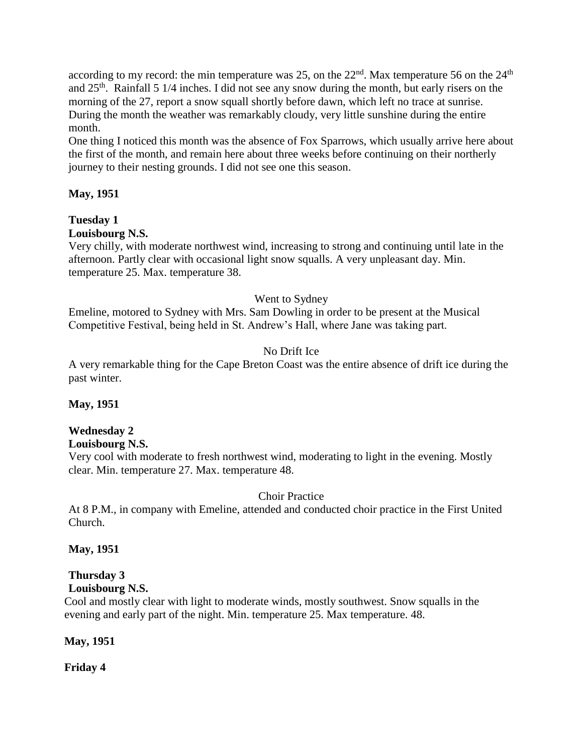according to my record: the min temperature was 25, on the 22nd. Max temperature 56 on the 24th and 25th. Rainfall 5 1/4 inches. I did not see any snow during the month, but early risers on the morning of the 27, report a snow squall shortly before dawn, which left no trace at sunrise. During the month the weather was remarkably cloudy, very little sunshine during the entire month.

One thing I noticed this month was the absence of Fox Sparrows, which usually arrive here about the first of the month, and remain here about three weeks before continuing on their northerly journey to their nesting grounds. I did not see one this season.

**May, 1951**

**Tuesday 1**
**Louisbourg N.S.**

Very chilly, with moderate northwest wind, increasing to strong and continuing until late in the afternoon. Partly clear with occasional light snow squalls. A very unpleasant day. Min. temperature 25. Max. temperature 38.

Went to Sydney

Emeline, motored to Sydney with Mrs. Sam Dowling in order to be present at the Musical Competitive Festival, being held in St. Andrew's Hall, where Jane was taking part.

No Drift Ice

A very remarkable thing for the Cape Breton Coast was the entire absence of drift ice during the past winter.

**May, 1951**

**Wednesday 2**
**Louisbourg N.S.**

Very cool with moderate to fresh northwest wind, moderating to light in the evening. Mostly clear. Min. temperature 27. Max. temperature 48.

Choir Practice

At 8 P.M., in company with Emeline, attended and conducted choir practice in the First United Church.

**May, 1951**

**Thursday 3**
**Louisbourg N.S.**

Cool and mostly clear with light to moderate winds, mostly southwest. Snow squalls in the evening and early part of the night. Min. temperature 25. Max temperature. 48.

**May, 1951**

**Friday 4**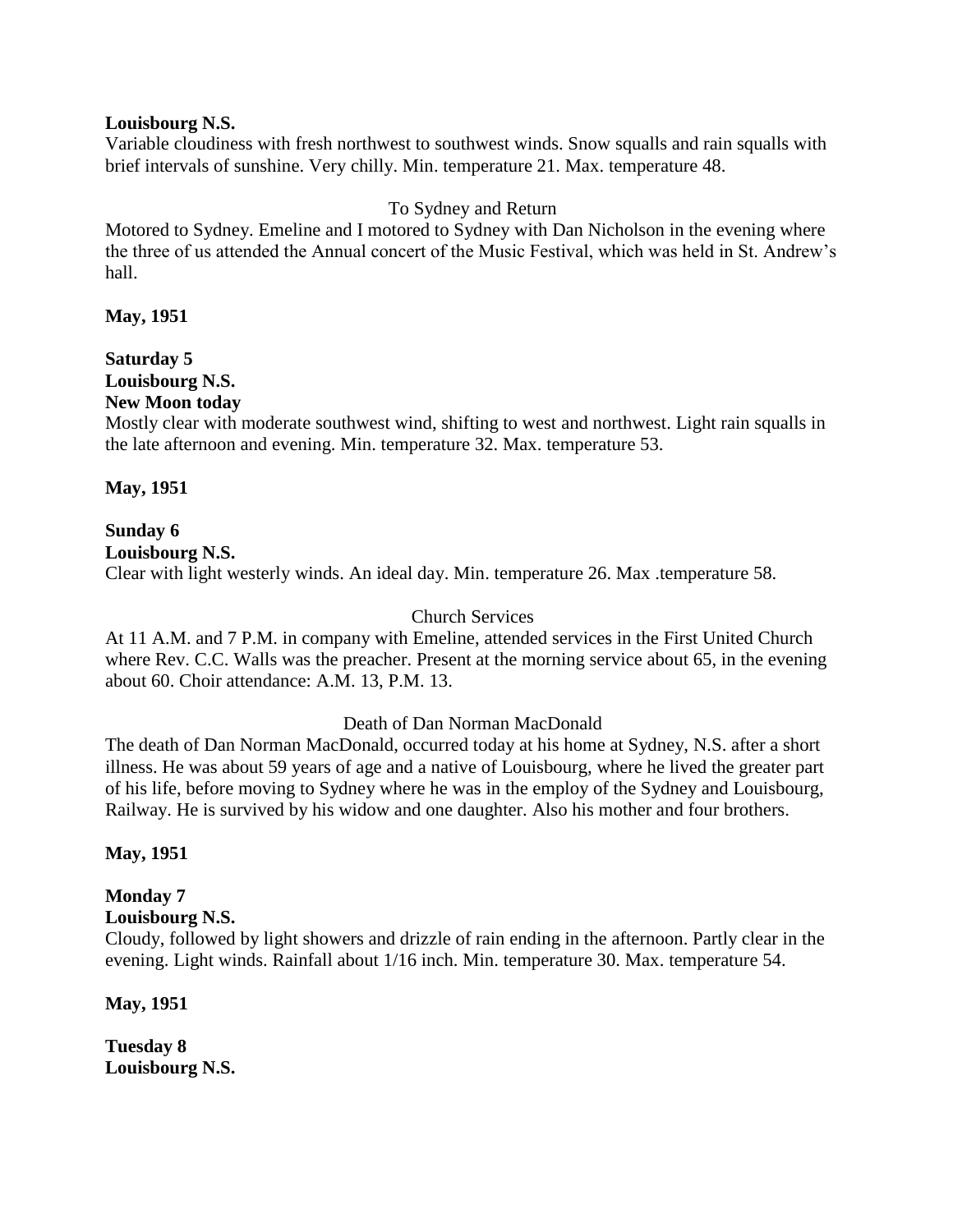**Louisbourg N.S.**

Variable cloudiness with fresh northwest to southwest winds. Snow squalls and rain squalls with brief intervals of sunshine. Very chilly. Min. temperature 21. Max. temperature 48.

To Sydney and Return

Motored to Sydney. Emeline and I motored to Sydney with Dan Nicholson in the evening where the three of us attended the Annual concert of the Music Festival, which was held in St. Andrew's hall.

**May, 1951**

**Saturday 5**
**Louisbourg N.S.**
**New Moon today**

Mostly clear with moderate southwest wind, shifting to west and northwest. Light rain squalls in the late afternoon and evening. Min. temperature 32. Max. temperature 53.

**May, 1951**

**Sunday 6**
**Louisbourg N.S.**

Clear with light westerly winds. An ideal day. Min. temperature 26. Max .temperature 58.

Church Services

At 11 A.M. and 7 P.M. in company with Emeline, attended services in the First United Church where Rev. C.C. Walls was the preacher. Present at the morning service about 65, in the evening about 60. Choir attendance: A.M. 13, P.M. 13.

Death of Dan Norman MacDonald

The death of Dan Norman MacDonald, occurred today at his home at Sydney, N.S. after a short illness. He was about 59 years of age and a native of Louisbourg, where he lived the greater part of his life, before moving to Sydney where he was in the employ of the Sydney and Louisbourg, Railway. He is survived by his widow and one daughter. Also his mother and four brothers.

**May, 1951**

**Monday 7**
**Louisbourg N.S.**

Cloudy, followed by light showers and drizzle of rain ending in the afternoon. Partly clear in the evening. Light winds. Rainfall about 1/16 inch. Min. temperature 30. Max. temperature 54.

**May, 1951**

**Tuesday 8**
**Louisbourg N.S.**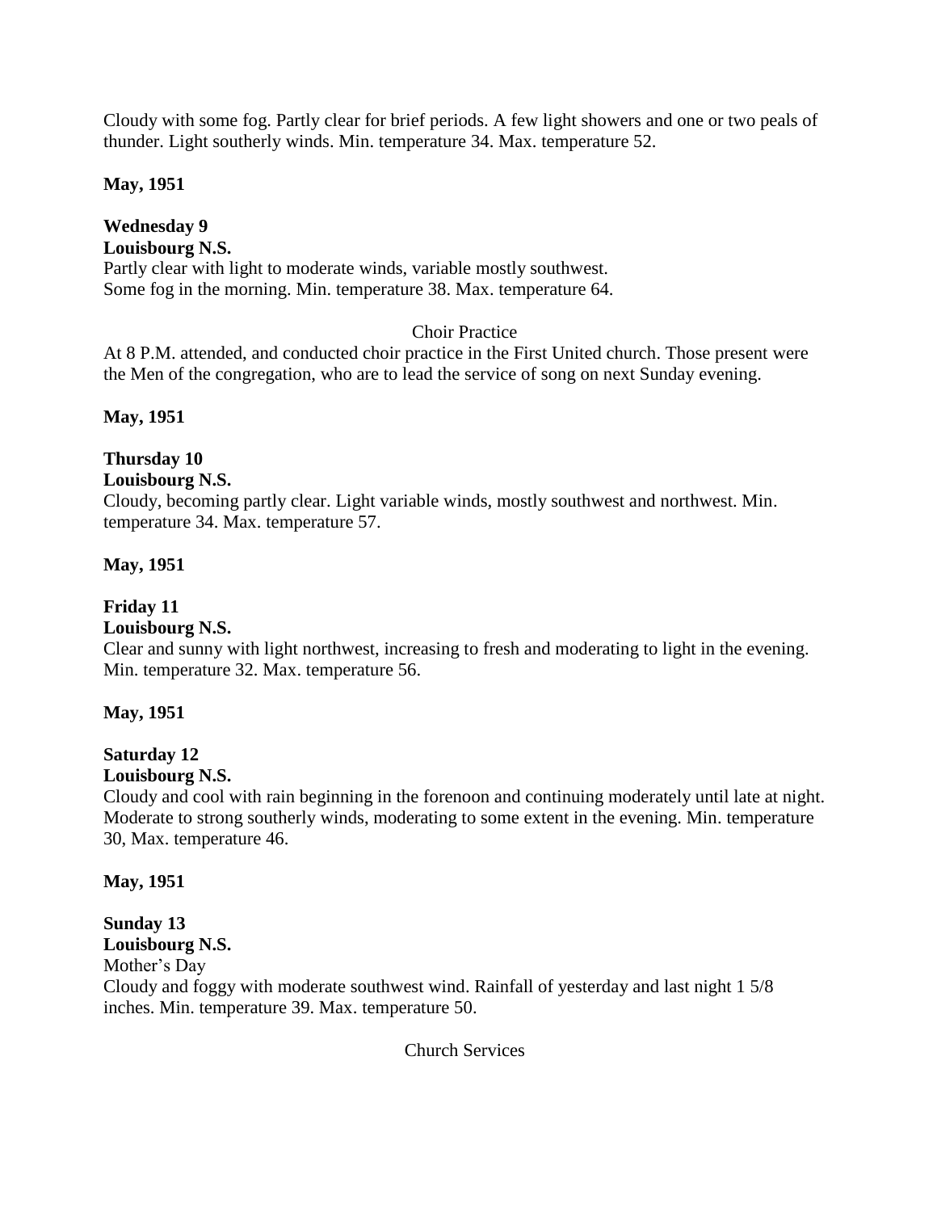Cloudy with some fog. Partly clear for brief periods. A few light showers and one or two peals of thunder. Light southerly winds. Min. temperature 34. Max. temperature 52.

**May, 1951**

**Wednesday 9**
**Louisbourg N.S.**
Partly clear with light to moderate winds, variable mostly southwest.
Some fog in the morning. Min. temperature 38. Max. temperature 64.

Choir Practice

At 8 P.M. attended, and conducted choir practice in the First United church. Those present were the Men of the congregation, who are to lead the service of song on next Sunday evening.

**May, 1951**

**Thursday 10**
**Louisbourg N.S.**
Cloudy, becoming partly clear. Light variable winds, mostly southwest and northwest. Min. temperature 34. Max. temperature 57.

**May, 1951**

**Friday 11**
**Louisbourg N.S.**
Clear and sunny with light northwest, increasing to fresh and moderating to light in the evening. Min. temperature 32. Max. temperature 56.

**May, 1951**

**Saturday 12**
**Louisbourg N.S.**
Cloudy and cool with rain beginning in the forenoon and continuing moderately until late at night. Moderate to strong southerly winds, moderating to some extent in the evening. Min. temperature 30, Max. temperature 46.

**May, 1951**

**Sunday 13**
**Louisbourg N.S.**
Mother's Day
Cloudy and foggy with moderate southwest wind. Rainfall of yesterday and last night 1 5/8 inches. Min. temperature 39. Max. temperature 50.

Church Services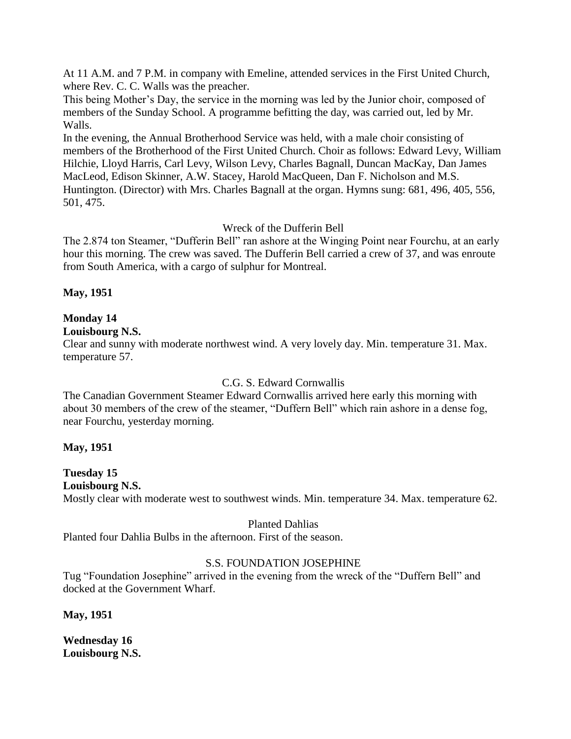At 11 A.M. and 7 P.M. in company with Emeline, attended services in the First United Church, where Rev. C. C. Walls was the preacher.

This being Mother's Day, the service in the morning was led by the Junior choir, composed of members of the Sunday School. A programme befitting the day, was carried out, led by Mr. Walls.

In the evening, the Annual Brotherhood Service was held, with a male choir consisting of members of the Brotherhood of the First United Church. Choir as follows: Edward Levy, William Hilchie, Lloyd Harris, Carl Levy, Wilson Levy, Charles Bagnall, Duncan MacKay, Dan James MacLeod, Edison Skinner, A.W. Stacey, Harold MacQueen, Dan F. Nicholson and M.S. Huntington. (Director) with Mrs. Charles Bagnall at the organ. Hymns sung: 681, 496, 405, 556, 501, 475.

Wreck of the Dufferin Bell

The 2.874 ton Steamer, "Dufferin Bell" ran ashore at the Winging Point near Fourchu, at an early hour this morning. The crew was saved. The Dufferin Bell carried a crew of 37, and was enroute from South America, with a cargo of sulphur for Montreal.

**May, 1951**

**Monday 14**

**Louisbourg N.S.**

Clear and sunny with moderate northwest wind. A very lovely day. Min. temperature 31. Max. temperature 57.

C.G. S. Edward Cornwallis

The Canadian Government Steamer Edward Cornwallis arrived here early this morning with about 30 members of the crew of the steamer, "Duffern Bell" which rain ashore in a dense fog, near Fourchu, yesterday morning.

**May, 1951**

**Tuesday 15**

**Louisbourg N.S.**

Mostly clear with moderate west to southwest winds. Min. temperature 34. Max. temperature 62.

Planted Dahlias

Planted four Dahlia Bulbs in the afternoon. First of the season.

S.S. FOUNDATION JOSEPHINE

Tug "Foundation Josephine" arrived in the evening from the wreck of the "Duffern Bell" and docked at the Government Wharf.

**May, 1951**

**Wednesday 16**

**Louisbourg N.S.**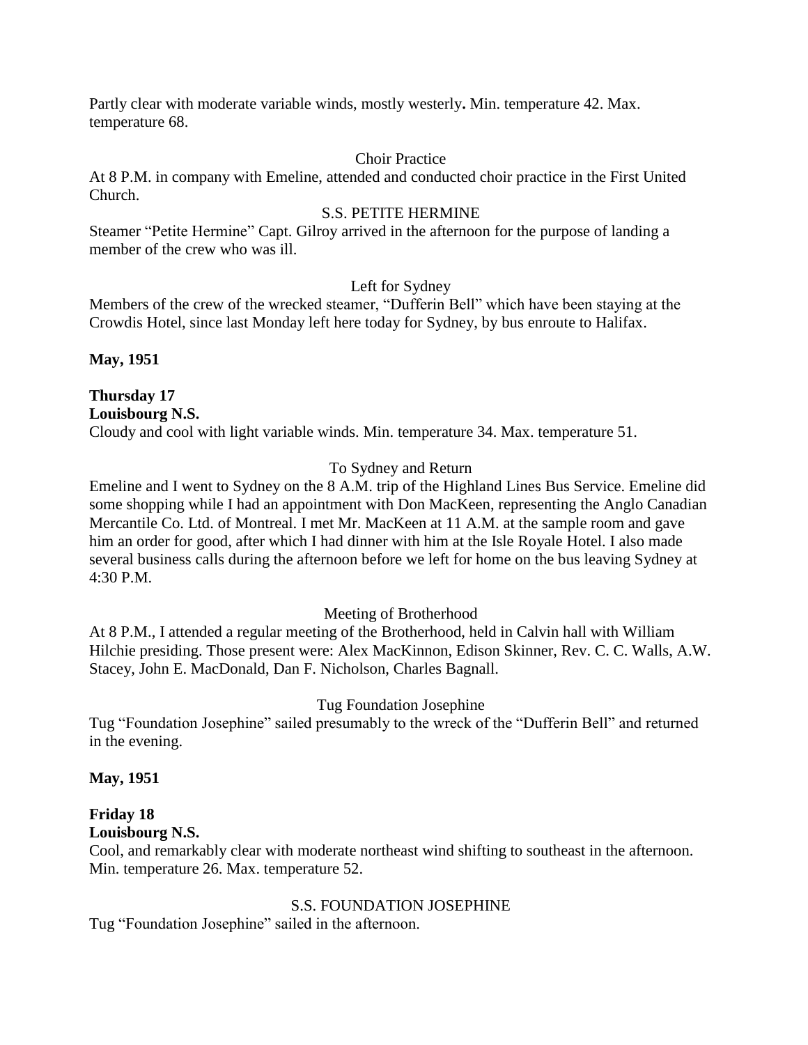Partly clear with moderate variable winds, mostly westerly**.** Min. temperature 42. Max. temperature 68.

Choir Practice

At 8 P.M. in company with Emeline, attended and conducted choir practice in the First United Church.

S.S. PETITE HERMINE

Steamer "Petite Hermine" Capt. Gilroy arrived in the afternoon for the purpose of landing a member of the crew who was ill.

Left for Sydney

Members of the crew of the wrecked steamer, "Dufferin Bell" which have been staying at the Crowdis Hotel, since last Monday left here today for Sydney, by bus enroute to Halifax.

**May, 1951**

**Thursday 17**
**Louisbourg N.S.**

Cloudy and cool with light variable winds. Min. temperature 34. Max. temperature 51.

To Sydney and Return

Emeline and I went to Sydney on the 8 A.M. trip of the Highland Lines Bus Service. Emeline did some shopping while I had an appointment with Don MacKeen, representing the Anglo Canadian Mercantile Co. Ltd. of Montreal. I met Mr. MacKeen at 11 A.M. at the sample room and gave him an order for good, after which I had dinner with him at the Isle Royale Hotel. I also made several business calls during the afternoon before we left for home on the bus leaving Sydney at 4:30 P.M.

Meeting of Brotherhood

At 8 P.M., I attended a regular meeting of the Brotherhood, held in Calvin hall with William Hilchie presiding. Those present were: Alex MacKinnon, Edison Skinner, Rev. C. C. Walls, A.W. Stacey, John E. MacDonald, Dan F. Nicholson, Charles Bagnall.

Tug Foundation Josephine

Tug "Foundation Josephine" sailed presumably to the wreck of the "Dufferin Bell" and returned in the evening.

**May, 1951**

**Friday 18**
**Louisbourg N.S.**

Cool, and remarkably clear with moderate northeast wind shifting to southeast in the afternoon. Min. temperature 26. Max. temperature 52.

S.S. FOUNDATION JOSEPHINE

Tug "Foundation Josephine" sailed in the afternoon.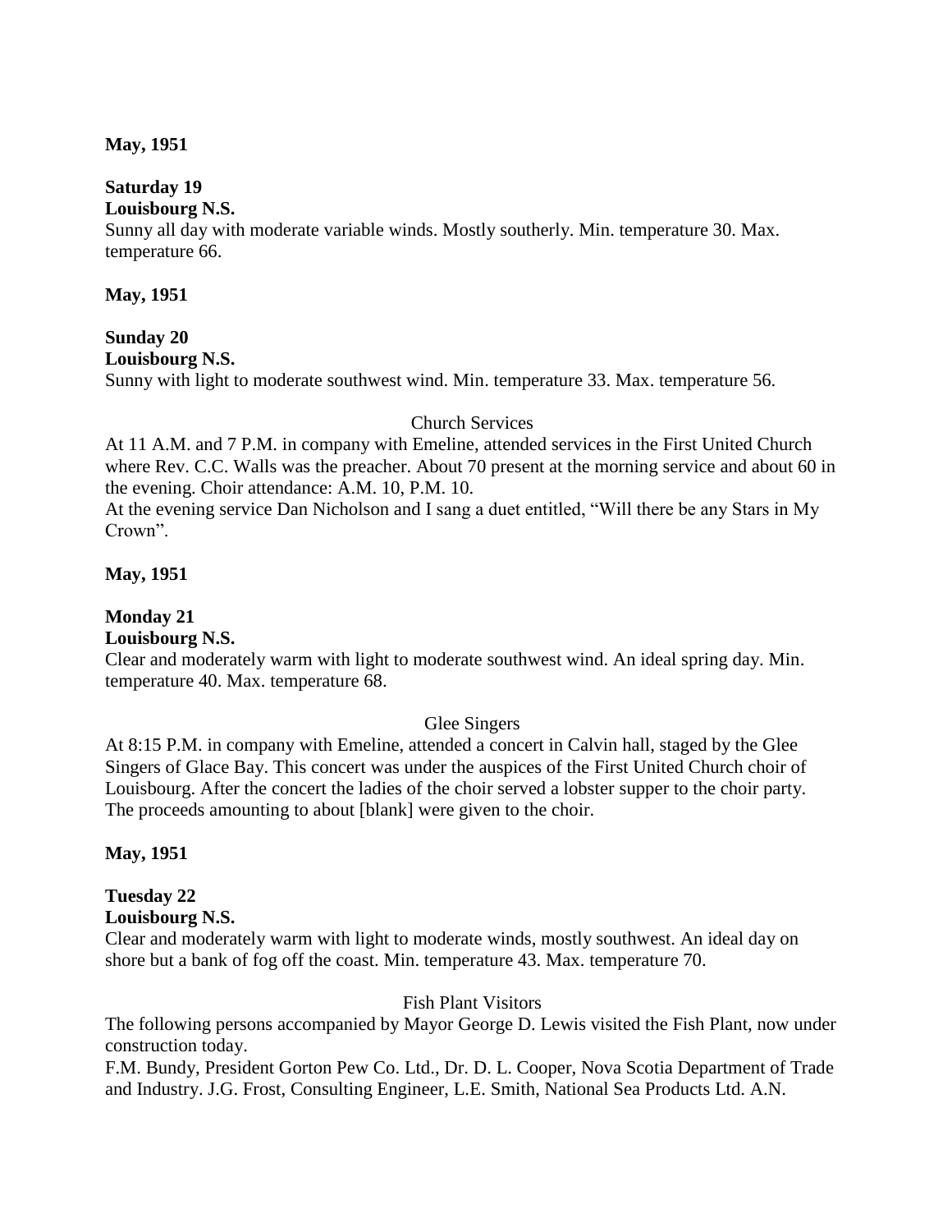**May, 1951**

**Saturday 19**
**Louisbourg N.S.**
Sunny all day with moderate variable winds. Mostly southerly. Min. temperature 30. Max. temperature 66.

**May, 1951**

**Sunday 20**
**Louisbourg N.S.**
Sunny with light to moderate southwest wind. Min. temperature 33. Max. temperature 56.

Church Services

At 11 A.M. and 7 P.M. in company with Emeline, attended services in the First United Church where Rev. C.C. Walls was the preacher. About 70 present at the morning service and about 60 in the evening. Choir attendance: A.M. 10, P.M. 10.
At the evening service Dan Nicholson and I sang a duet entitled, "Will there be any Stars in My Crown".

**May, 1951**

**Monday 21**
**Louisbourg N.S.**
Clear and moderately warm with light to moderate southwest wind. An ideal spring day. Min. temperature 40. Max. temperature 68.

Glee Singers

At 8:15 P.M. in company with Emeline, attended a concert in Calvin hall, staged by the Glee Singers of Glace Bay. This concert was under the auspices of the First United Church choir of Louisbourg. After the concert the ladies of the choir served a lobster supper to the choir party. The proceeds amounting to about [blank] were given to the choir.

**May, 1951**

**Tuesday 22**
**Louisbourg N.S.**
Clear and moderately warm with light to moderate winds, mostly southwest. An ideal day on shore but a bank of fog off the coast. Min. temperature 43. Max. temperature 70.

Fish Plant Visitors

The following persons accompanied by Mayor George D. Lewis visited the Fish Plant, now under construction today.
F.M. Bundy, President Gorton Pew Co. Ltd., Dr. D. L. Cooper, Nova Scotia Department of Trade and Industry. J.G. Frost, Consulting Engineer, L.E. Smith, National Sea Products Ltd. A.N.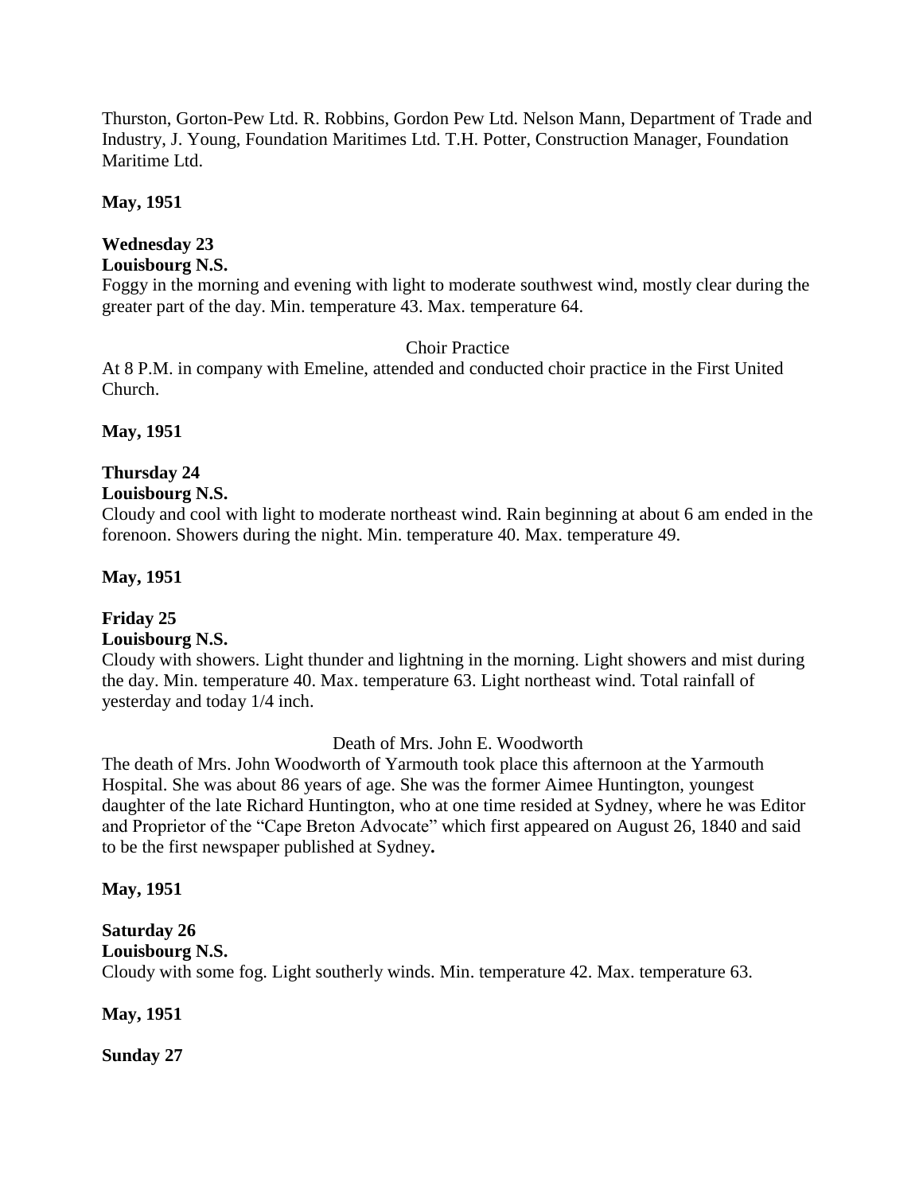Thurston, Gorton-Pew Ltd. R. Robbins, Gordon Pew Ltd. Nelson Mann, Department of Trade and Industry, J. Young, Foundation Maritimes Ltd. T.H. Potter, Construction Manager, Foundation Maritime Ltd.

**May, 1951**

**Wednesday 23**
**Louisbourg N.S.**
Foggy in the morning and evening with light to moderate southwest wind, mostly clear during the greater part of the day. Min. temperature 43. Max. temperature 64.

Choir Practice

At 8 P.M. in company with Emeline, attended and conducted choir practice in the First United Church.

**May, 1951**

**Thursday 24**
**Louisbourg N.S.**
Cloudy and cool with light to moderate northeast wind. Rain beginning at about 6 am ended in the forenoon. Showers during the night. Min. temperature 40. Max. temperature 49.

**May, 1951**

**Friday 25**
**Louisbourg N.S.**
Cloudy with showers. Light thunder and lightning in the morning. Light showers and mist during the day. Min. temperature 40. Max. temperature 63. Light northeast wind. Total rainfall of yesterday and today 1/4 inch.

Death of Mrs. John E. Woodworth

The death of Mrs. John Woodworth of Yarmouth took place this afternoon at the Yarmouth Hospital. She was about 86 years of age. She was the former Aimee Huntington, youngest daughter of the late Richard Huntington, who at one time resided at Sydney, where he was Editor and Proprietor of the "Cape Breton Advocate" which first appeared on August 26, 1840 and said to be the first newspaper published at Sydney**.**

**May, 1951**

**Saturday 26**
**Louisbourg N.S.**
Cloudy with some fog. Light southerly winds. Min. temperature 42. Max. temperature 63.

**May, 1951**

**Sunday 27**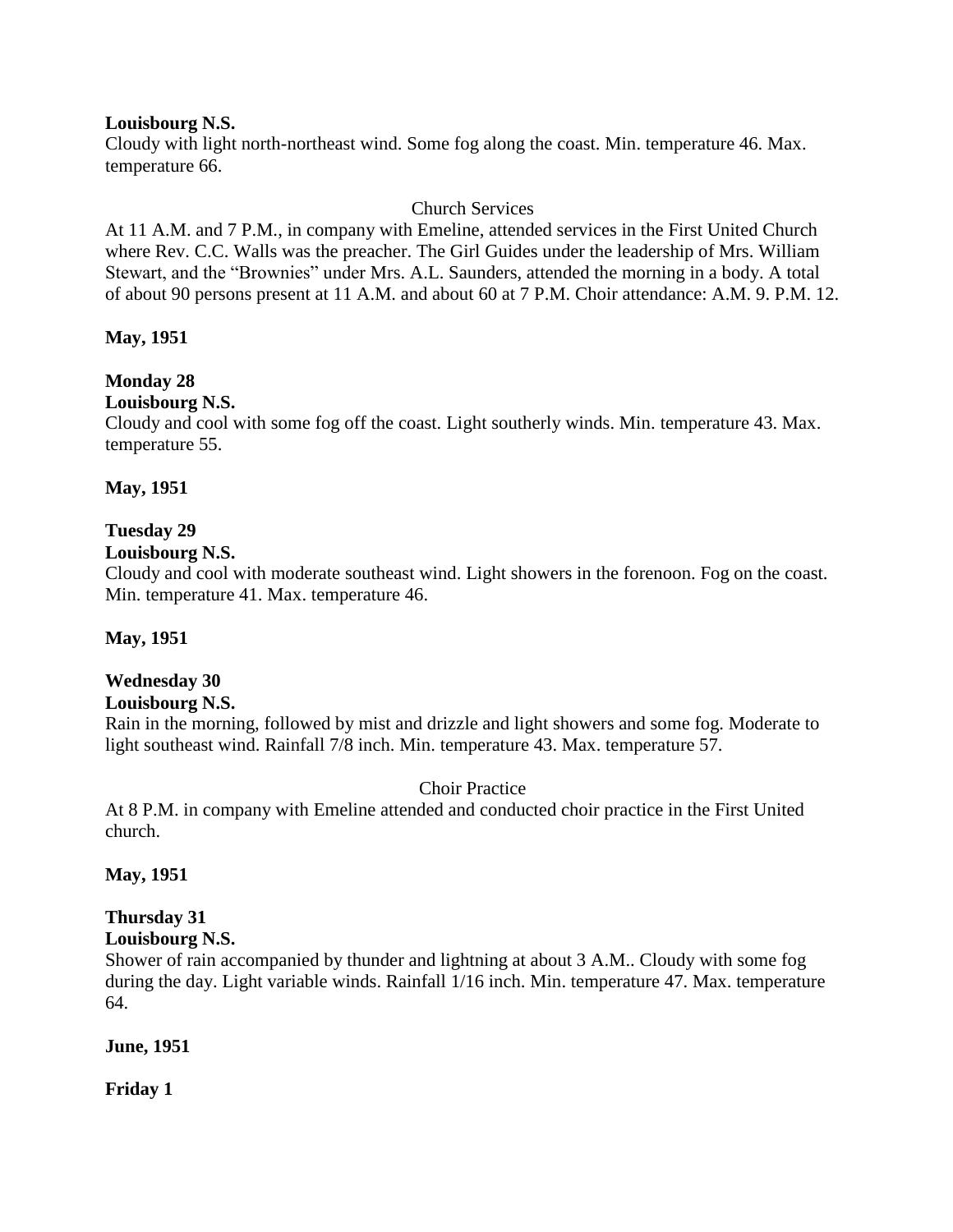**Louisbourg N.S.**
Cloudy with light north-northeast wind. Some fog along the coast. Min. temperature 46. Max. temperature 66.

Church Services

At 11 A.M. and 7 P.M., in company with Emeline, attended services in the First United Church where Rev. C.C. Walls was the preacher. The Girl Guides under the leadership of Mrs. William Stewart, and the "Brownies" under Mrs. A.L. Saunders, attended the morning in a body. A total of about 90 persons present at 11 A.M. and about 60 at 7 P.M. Choir attendance: A.M. 9. P.M. 12.

**May, 1951**

**Monday 28**
**Louisbourg N.S.**
Cloudy and cool with some fog off the coast. Light southerly winds. Min. temperature 43. Max. temperature 55.

**May, 1951**

**Tuesday 29**
**Louisbourg N.S.**
Cloudy and cool with moderate southeast wind. Light showers in the forenoon. Fog on the coast. Min. temperature 41. Max. temperature 46.

**May, 1951**

**Wednesday 30**
**Louisbourg N.S.**
Rain in the morning, followed by mist and drizzle and light showers and some fog. Moderate to light southeast wind. Rainfall 7/8 inch. Min. temperature 43. Max. temperature 57.

Choir Practice

At 8 P.M. in company with Emeline attended and conducted choir practice in the First United church.

**May, 1951**

**Thursday 31**
**Louisbourg N.S.**
Shower of rain accompanied by thunder and lightning at about 3 A.M.. Cloudy with some fog during the day. Light variable winds. Rainfall 1/16 inch. Min. temperature 47. Max. temperature 64.

**June, 1951**

**Friday 1**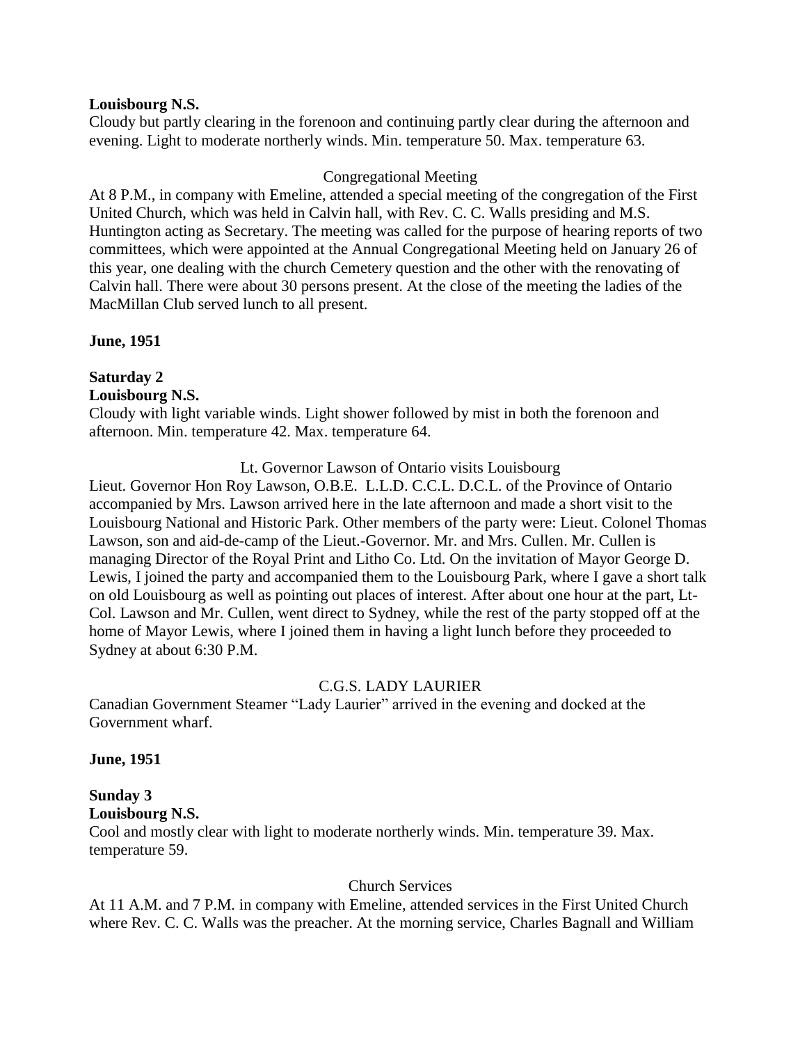**Louisbourg N.S.**
Cloudy but partly clearing in the forenoon and continuing partly clear during the afternoon and evening. Light to moderate northerly winds. Min. temperature 50. Max. temperature 63.

Congregational Meeting

At 8 P.M., in company with Emeline, attended a special meeting of the congregation of the First United Church, which was held in Calvin hall, with Rev. C. C. Walls presiding and M.S. Huntington acting as Secretary. The meeting was called for the purpose of hearing reports of two committees, which were appointed at the Annual Congregational Meeting held on January 26 of this year, one dealing with the church Cemetery question and the other with the renovating of Calvin hall. There were about 30 persons present. At the close of the meeting the ladies of the MacMillan Club served lunch to all present.

**June, 1951**

**Saturday 2**
**Louisbourg N.S.**
Cloudy with light variable winds. Light shower followed by mist in both the forenoon and afternoon. Min. temperature 42. Max. temperature 64.

Lt. Governor Lawson of Ontario visits Louisbourg

Lieut. Governor Hon Roy Lawson, O.B.E. L.L.D. C.C.L. D.C.L. of the Province of Ontario accompanied by Mrs. Lawson arrived here in the late afternoon and made a short visit to the Louisbourg National and Historic Park. Other members of the party were: Lieut. Colonel Thomas Lawson, son and aid-de-camp of the Lieut.-Governor. Mr. and Mrs. Cullen. Mr. Cullen is managing Director of the Royal Print and Litho Co. Ltd. On the invitation of Mayor George D. Lewis, I joined the party and accompanied them to the Louisbourg Park, where I gave a short talk on old Louisbourg as well as pointing out places of interest. After about one hour at the part, Lt-Col. Lawson and Mr. Cullen, went direct to Sydney, while the rest of the party stopped off at the home of Mayor Lewis, where I joined them in having a light lunch before they proceeded to Sydney at about 6:30 P.M.

C.G.S. LADY LAURIER

Canadian Government Steamer "Lady Laurier" arrived in the evening and docked at the Government wharf.

**June, 1951**

**Sunday 3**
**Louisbourg N.S.**
Cool and mostly clear with light to moderate northerly winds. Min. temperature 39. Max. temperature 59.

Church Services

At 11 A.M. and 7 P.M. in company with Emeline, attended services in the First United Church where Rev. C. C. Walls was the preacher. At the morning service, Charles Bagnall and William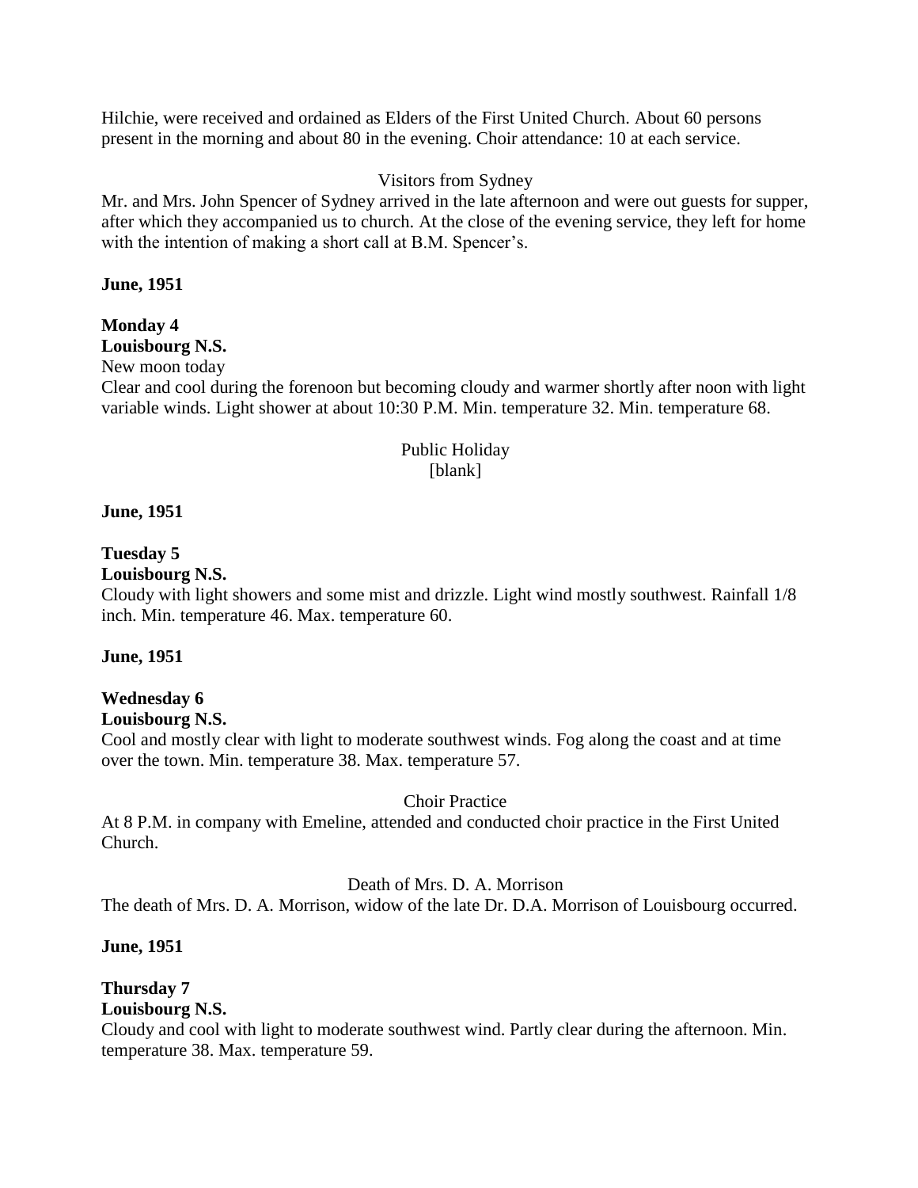Hilchie, were received and ordained as Elders of the First United Church. About 60 persons present in the morning and about 80 in the evening. Choir attendance: 10 at each service.

Visitors from Sydney

Mr. and Mrs. John Spencer of Sydney arrived in the late afternoon and were out guests for supper, after which they accompanied us to church. At the close of the evening service, they left for home with the intention of making a short call at B.M. Spencer's.

**June, 1951**

**Monday 4**
**Louisbourg N.S.**
New moon today
Clear and cool during the forenoon but becoming cloudy and warmer shortly after noon with light variable winds. Light shower at about 10:30 P.M. Min. temperature 32. Min. temperature 68.

Public Holiday
[blank]

**June, 1951**

**Tuesday 5**
**Louisbourg N.S.**
Cloudy with light showers and some mist and drizzle. Light wind mostly southwest. Rainfall 1/8 inch. Min. temperature 46. Max. temperature 60.

**June, 1951**

**Wednesday 6**
**Louisbourg N.S.**
Cool and mostly clear with light to moderate southwest winds. Fog along the coast and at time over the town. Min. temperature 38. Max. temperature 57.

Choir Practice

At 8 P.M. in company with Emeline, attended and conducted choir practice in the First United Church.

Death of Mrs. D. A. Morrison

The death of Mrs. D. A. Morrison, widow of the late Dr. D.A. Morrison of Louisbourg occurred.

**June, 1951**

**Thursday 7**
**Louisbourg N.S.**
Cloudy and cool with light to moderate southwest wind. Partly clear during the afternoon. Min. temperature 38. Max. temperature 59.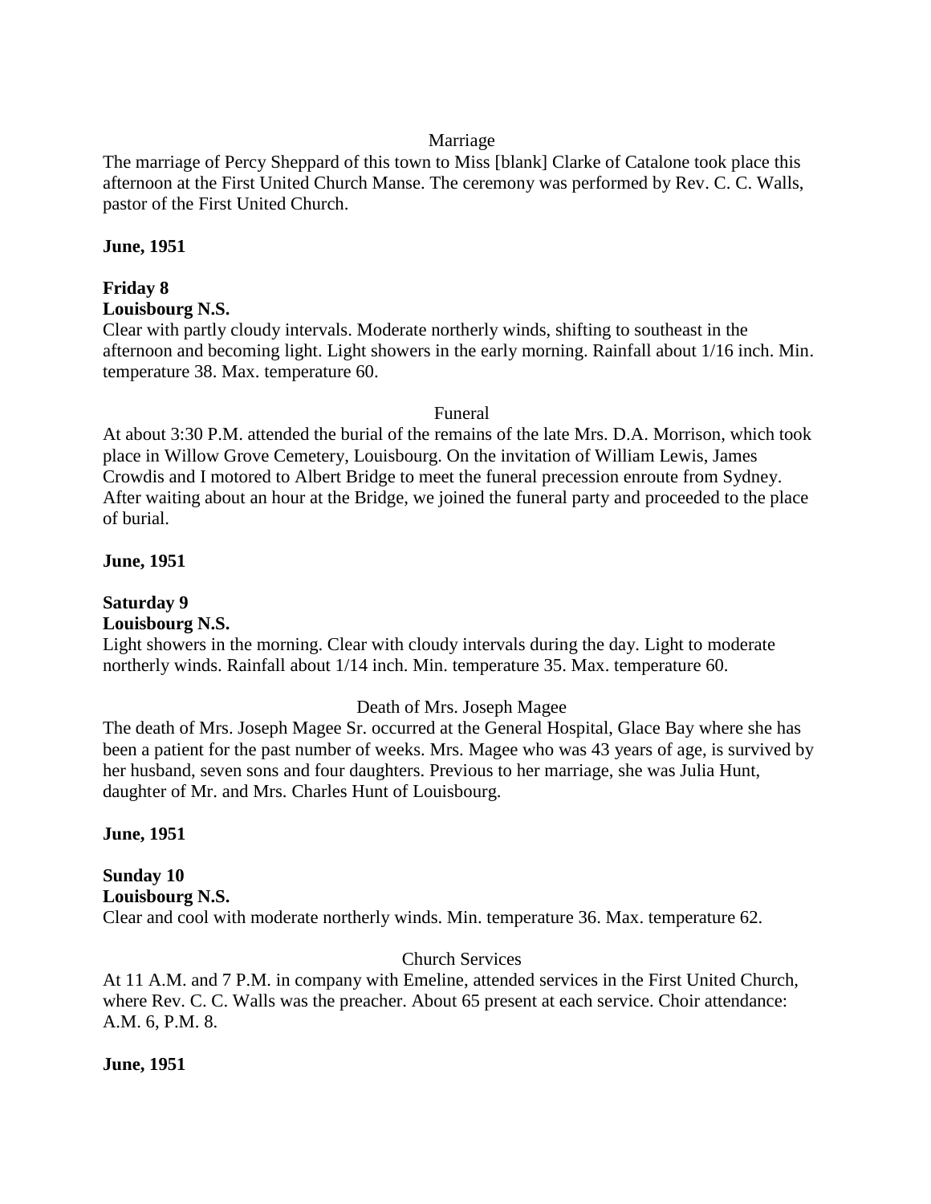Marriage

The marriage of Percy Sheppard of this town to Miss [blank] Clarke of Catalone took place this afternoon at the First United Church Manse. The ceremony was performed by Rev. C. C. Walls, pastor of the First United Church.

**June, 1951**

**Friday 8**
**Louisbourg N.S.**

Clear with partly cloudy intervals. Moderate northerly winds, shifting to southeast in the afternoon and becoming light. Light showers in the early morning. Rainfall about 1/16 inch. Min. temperature 38. Max. temperature 60.

Funeral

At about 3:30 P.M. attended the burial of the remains of the late Mrs. D.A. Morrison, which took place in Willow Grove Cemetery, Louisbourg. On the invitation of William Lewis, James Crowdis and I motored to Albert Bridge to meet the funeral precession enroute from Sydney. After waiting about an hour at the Bridge, we joined the funeral party and proceeded to the place of burial.

**June, 1951**

**Saturday 9**
**Louisbourg N.S.**

Light showers in the morning. Clear with cloudy intervals during the day. Light to moderate northerly winds. Rainfall about 1/14 inch. Min. temperature 35. Max. temperature 60.

Death of Mrs. Joseph Magee

The death of Mrs. Joseph Magee Sr. occurred at the General Hospital, Glace Bay where she has been a patient for the past number of weeks. Mrs. Magee who was 43 years of age, is survived by her husband, seven sons and four daughters. Previous to her marriage, she was Julia Hunt, daughter of Mr. and Mrs. Charles Hunt of Louisbourg.

**June, 1951**

**Sunday 10**
**Louisbourg N.S.**

Clear and cool with moderate northerly winds. Min. temperature 36. Max. temperature 62.

Church Services

At 11 A.M. and 7 P.M. in company with Emeline, attended services in the First United Church, where Rev. C. C. Walls was the preacher. About 65 present at each service. Choir attendance: A.M. 6, P.M. 8.

**June, 1951**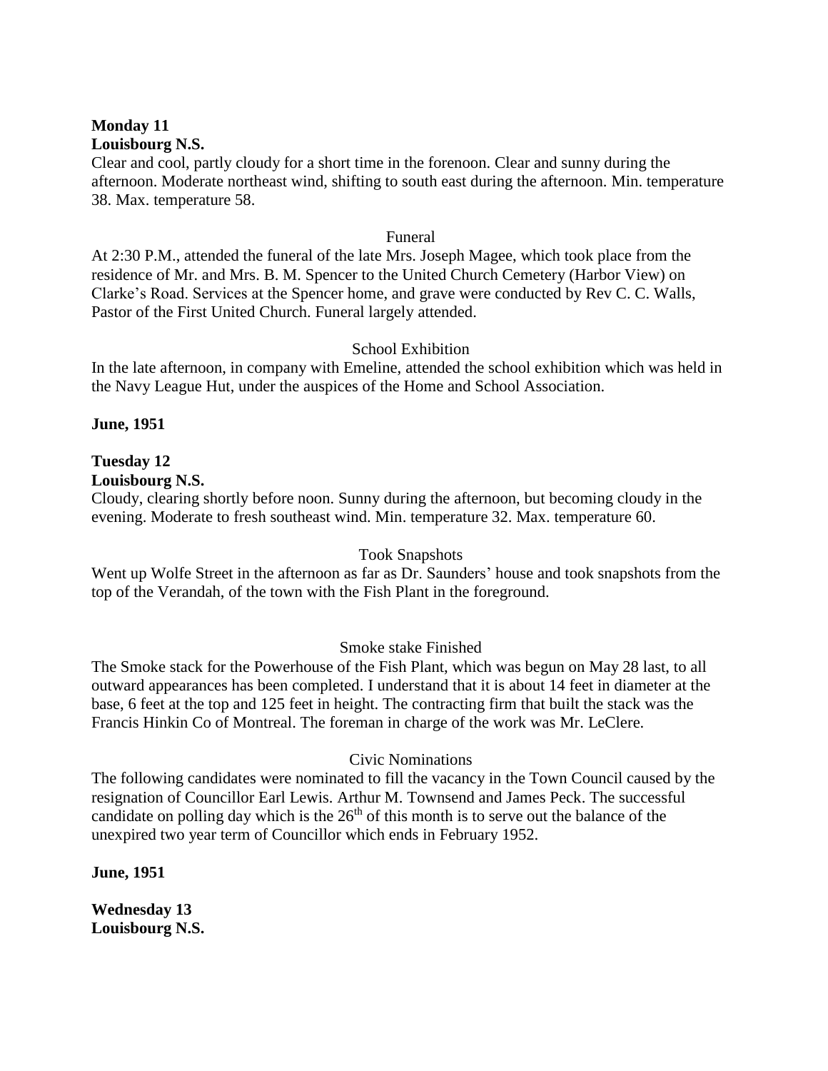**Monday 11**
**Louisbourg N.S.**
Clear and cool, partly cloudy for a short time in the forenoon. Clear and sunny during the afternoon. Moderate northeast wind, shifting to south east during the afternoon. Min. temperature 38. Max. temperature 58.

Funeral

At 2:30 P.M., attended the funeral of the late Mrs. Joseph Magee, which took place from the residence of Mr. and Mrs. B. M. Spencer to the United Church Cemetery (Harbor View) on Clarke's Road. Services at the Spencer home, and grave were conducted by Rev C. C. Walls, Pastor of the First United Church. Funeral largely attended.

School Exhibition

In the late afternoon, in company with Emeline, attended the school exhibition which was held in the Navy League Hut, under the auspices of the Home and School Association.

**June, 1951**

**Tuesday 12**
**Louisbourg N.S.**
Cloudy, clearing shortly before noon. Sunny during the afternoon, but becoming cloudy in the evening. Moderate to fresh southeast wind. Min. temperature 32. Max. temperature 60.

Took Snapshots

Went up Wolfe Street in the afternoon as far as Dr. Saunders' house and took snapshots from the top of the Verandah, of the town with the Fish Plant in the foreground.

Smoke stake Finished

The Smoke stack for the Powerhouse of the Fish Plant, which was begun on May 28 last, to all outward appearances has been completed. I understand that it is about 14 feet in diameter at the base, 6 feet at the top and 125 feet in height. The contracting firm that built the stack was the Francis Hinkin Co of Montreal. The foreman in charge of the work was Mr. LeClere.

Civic Nominations

The following candidates were nominated to fill the vacancy in the Town Council caused by the resignation of Councillor Earl Lewis. Arthur M. Townsend and James Peck. The successful candidate on polling day which is the 26th of this month is to serve out the balance of the unexpired two year term of Councillor which ends in February 1952.

**June, 1951**

**Wednesday 13**
**Louisbourg N.S.**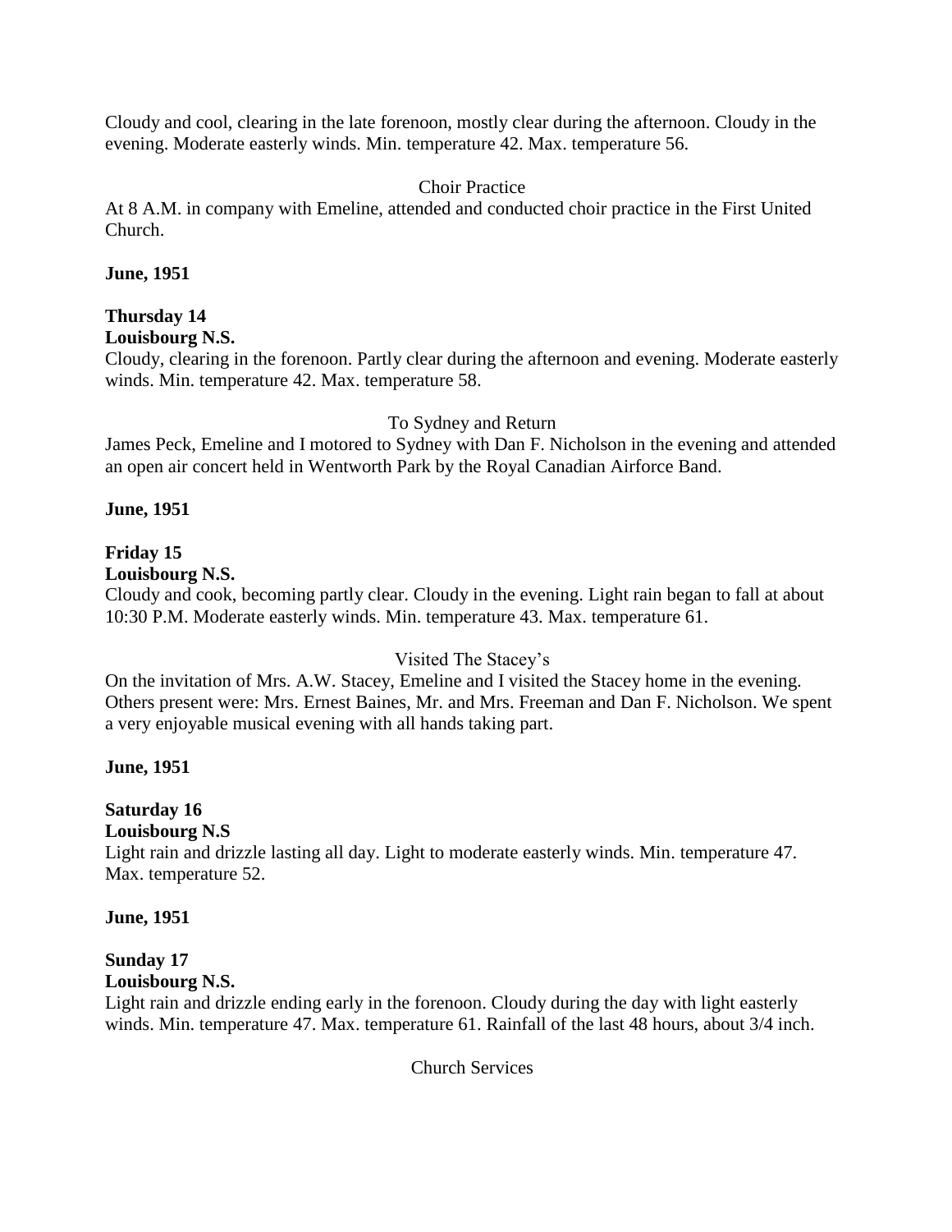Cloudy and cool, clearing in the late forenoon, mostly clear during the afternoon. Cloudy in the evening. Moderate easterly winds. Min. temperature 42. Max. temperature 56.

Choir Practice

At 8 A.M. in company with Emeline, attended and conducted choir practice in the First United Church.

**June, 1951**

**Thursday 14**
**Louisbourg N.S.**

Cloudy, clearing in the forenoon. Partly clear during the afternoon and evening. Moderate easterly winds. Min. temperature 42. Max. temperature 58.

To Sydney and Return

James Peck, Emeline and I motored to Sydney with Dan F. Nicholson in the evening and attended an open air concert held in Wentworth Park by the Royal Canadian Airforce Band.

**June, 1951**

**Friday 15**
**Louisbourg N.S.**

Cloudy and cook, becoming partly clear. Cloudy in the evening. Light rain began to fall at about 10:30 P.M. Moderate easterly winds. Min. temperature 43. Max. temperature 61.

Visited The Stacey's

On the invitation of Mrs. A.W. Stacey, Emeline and I visited the Stacey home in the evening. Others present were: Mrs. Ernest Baines, Mr. and Mrs. Freeman and Dan F. Nicholson. We spent a very enjoyable musical evening with all hands taking part.

**June, 1951**

**Saturday 16**
**Louisbourg N.S**

Light rain and drizzle lasting all day. Light to moderate easterly winds. Min. temperature 47. Max. temperature 52.

**June, 1951**

**Sunday 17**
**Louisbourg N.S.**

Light rain and drizzle ending early in the forenoon. Cloudy during the day with light easterly winds. Min. temperature 47. Max. temperature 61. Rainfall of the last 48 hours, about 3/4 inch.

Church Services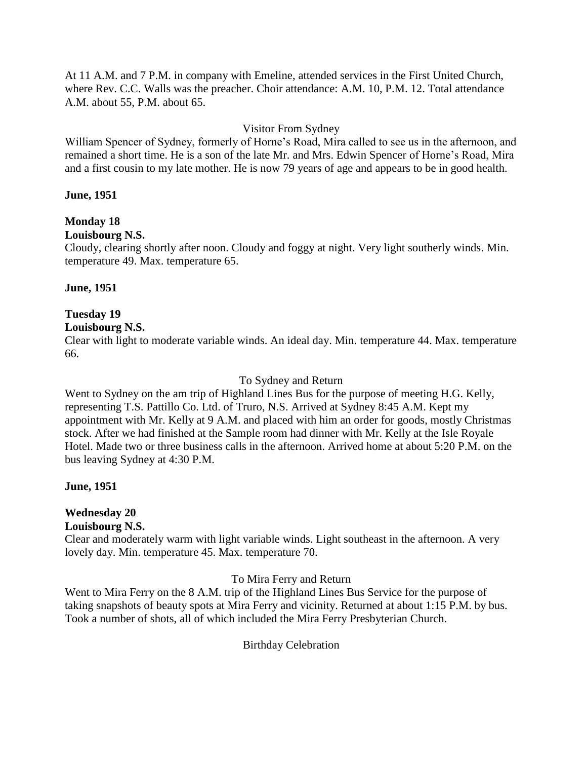At 11 A.M. and 7 P.M. in company with Emeline, attended services in the First United Church, where Rev. C.C. Walls was the preacher. Choir attendance: A.M. 10, P.M. 12. Total attendance A.M. about 55, P.M. about 65.

Visitor From Sydney

William Spencer of Sydney, formerly of Horne's Road, Mira called to see us in the afternoon, and remained a short time. He is a son of the late Mr. and Mrs. Edwin Spencer of Horne's Road, Mira and a first cousin to my late mother. He is now 79 years of age and appears to be in good health.

**June, 1951**

**Monday 18**

**Louisbourg N.S.**

Cloudy, clearing shortly after noon. Cloudy and foggy at night. Very light southerly winds. Min. temperature 49. Max. temperature 65.

**June, 1951**

**Tuesday 19**

**Louisbourg N.S.**

Clear with light to moderate variable winds. An ideal day. Min. temperature 44. Max. temperature 66.

To Sydney and Return

Went to Sydney on the am trip of Highland Lines Bus for the purpose of meeting H.G. Kelly, representing T.S. Pattillo Co. Ltd. of Truro, N.S. Arrived at Sydney 8:45 A.M. Kept my appointment with Mr. Kelly at 9 A.M. and placed with him an order for goods, mostly Christmas stock. After we had finished at the Sample room had dinner with Mr. Kelly at the Isle Royale Hotel. Made two or three business calls in the afternoon. Arrived home at about 5:20 P.M. on the bus leaving Sydney at 4:30 P.M.

**June, 1951**

**Wednesday 20**

**Louisbourg N.S.**

Clear and moderately warm with light variable winds. Light southeast in the afternoon. A very lovely day. Min. temperature 45. Max. temperature 70.

To Mira Ferry and Return

Went to Mira Ferry on the 8 A.M. trip of the Highland Lines Bus Service for the purpose of taking snapshots of beauty spots at Mira Ferry and vicinity. Returned at about 1:15 P.M. by bus. Took a number of shots, all of which included the Mira Ferry Presbyterian Church.

Birthday Celebration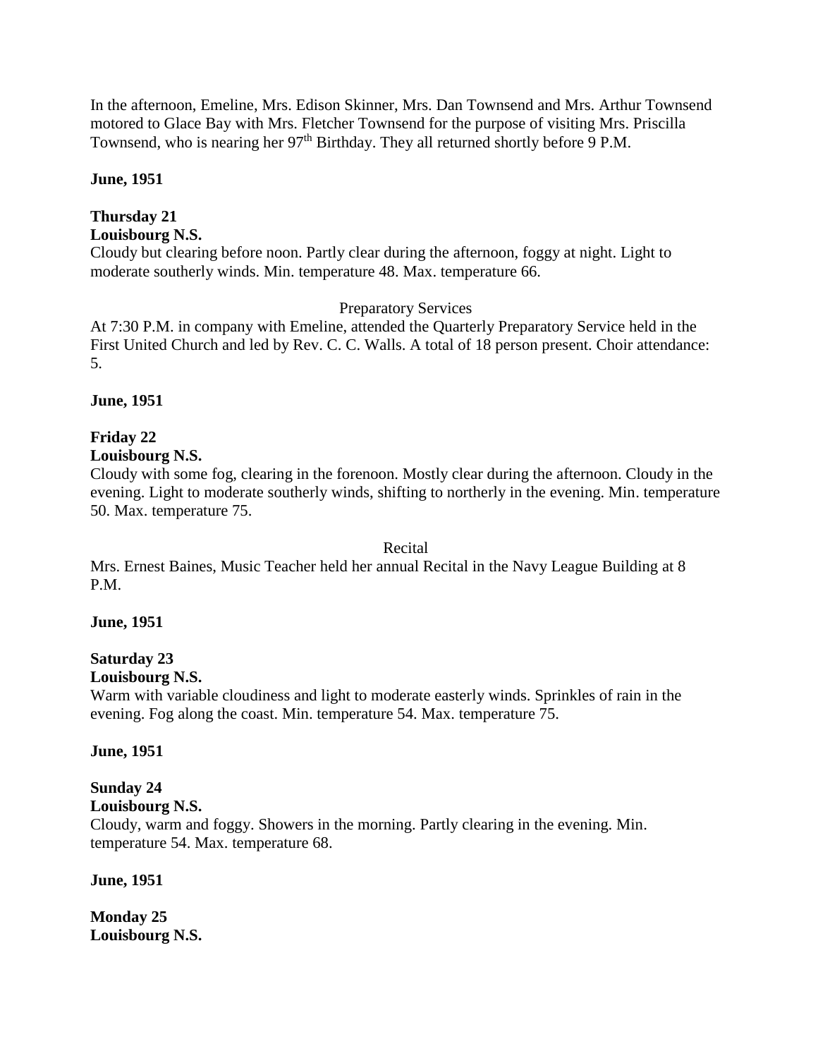In the afternoon, Emeline, Mrs. Edison Skinner, Mrs. Dan Townsend and Mrs. Arthur Townsend motored to Glace Bay with Mrs. Fletcher Townsend for the purpose of visiting Mrs. Priscilla Townsend, who is nearing her 97th Birthday. They all returned shortly before 9 P.M.

**June, 1951**

**Thursday 21**
**Louisbourg N.S.**
Cloudy but clearing before noon. Partly clear during the afternoon, foggy at night. Light to moderate southerly winds. Min. temperature 48. Max. temperature 66.

Preparatory Services

At 7:30 P.M. in company with Emeline, attended the Quarterly Preparatory Service held in the First United Church and led by Rev. C. C. Walls. A total of 18 person present. Choir attendance: 5.

**June, 1951**

**Friday 22**
**Louisbourg N.S.**
Cloudy with some fog, clearing in the forenoon. Mostly clear during the afternoon. Cloudy in the evening. Light to moderate southerly winds, shifting to northerly in the evening. Min. temperature 50. Max. temperature 75.

Recital

Mrs. Ernest Baines, Music Teacher held her annual Recital in the Navy League Building at 8 P.M.

**June, 1951**

**Saturday 23**
**Louisbourg N.S.**
Warm with variable cloudiness and light to moderate easterly winds. Sprinkles of rain in the evening. Fog along the coast. Min. temperature 54. Max. temperature 75.

**June, 1951**

**Sunday 24**
**Louisbourg N.S.**
Cloudy, warm and foggy. Showers in the morning. Partly clearing in the evening. Min. temperature 54. Max. temperature 68.

**June, 1951**

**Monday 25**
**Louisbourg N.S.**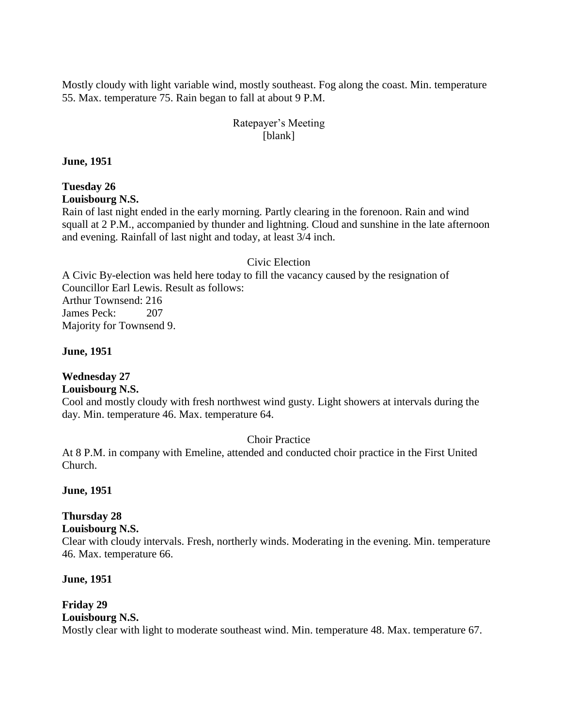Mostly cloudy with light variable wind, mostly southeast. Fog along the coast. Min. temperature 55. Max. temperature 75. Rain began to fall at about 9 P.M.

Ratepayer's Meeting
[blank]

**June, 1951**

**Tuesday 26**
**Louisbourg N.S.**
Rain of last night ended in the early morning. Partly clearing in the forenoon. Rain and wind squall at 2 P.M., accompanied by thunder and lightning. Cloud and sunshine in the late afternoon and evening. Rainfall of last night and today, at least 3/4 inch.

Civic Election
A Civic By-election was held here today to fill the vacancy caused by the resignation of Councillor Earl Lewis. Result as follows:
Arthur Townsend: 216
James Peck: 207
Majority for Townsend 9.

**June, 1951**

**Wednesday 27**
**Louisbourg N.S.**
Cool and mostly cloudy with fresh northwest wind gusty. Light showers at intervals during the day. Min. temperature 46. Max. temperature 64.

Choir Practice
At 8 P.M. in company with Emeline, attended and conducted choir practice in the First United Church.

**June, 1951**

**Thursday 28**
**Louisbourg N.S.**
Clear with cloudy intervals. Fresh, northerly winds. Moderating in the evening. Min. temperature 46. Max. temperature 66.

**June, 1951**

**Friday 29**
**Louisbourg N.S.**
Mostly clear with light to moderate southeast wind. Min. temperature 48. Max. temperature 67.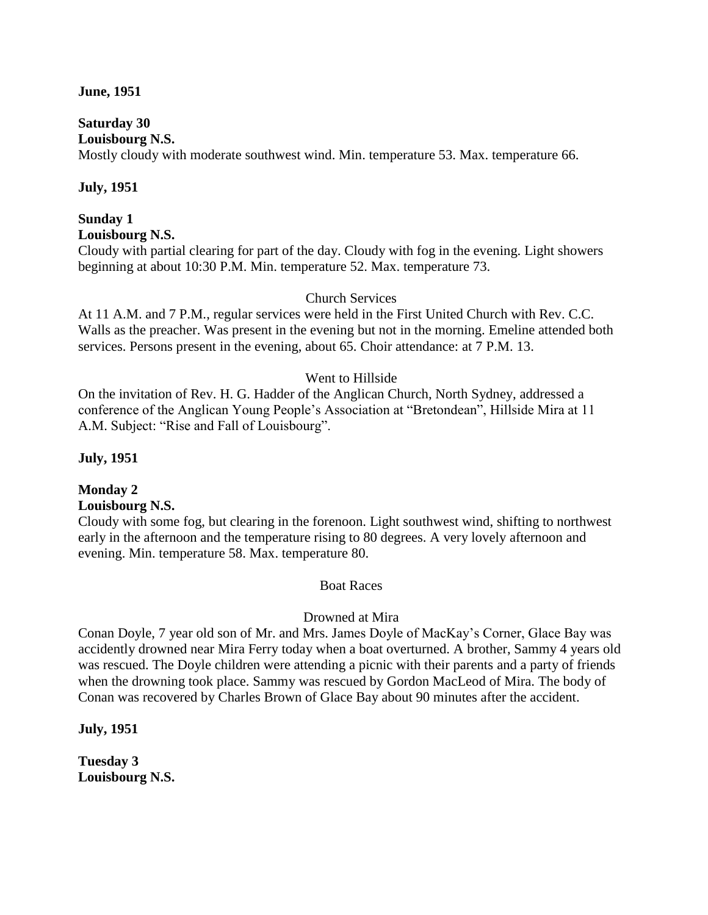**June, 1951**

**Saturday 30**
**Louisbourg N.S.**
Mostly cloudy with moderate southwest wind. Min. temperature 53. Max. temperature 66.

**July, 1951**

**Sunday 1**
**Louisbourg N.S.**
Cloudy with partial clearing for part of the day. Cloudy with fog in the evening. Light showers beginning at about 10:30 P.M. Min. temperature 52. Max. temperature 73.

Church Services

At 11 A.M. and 7 P.M., regular services were held in the First United Church with Rev. C.C. Walls as the preacher. Was present in the evening but not in the morning. Emeline attended both services. Persons present in the evening, about 65. Choir attendance: at 7 P.M. 13.

Went to Hillside

On the invitation of Rev. H. G. Hadder of the Anglican Church, North Sydney, addressed a conference of the Anglican Young People's Association at "Bretondean", Hillside Mira at 11 A.M. Subject: "Rise and Fall of Louisbourg".

**July, 1951**

**Monday 2**
**Louisbourg N.S.**
Cloudy with some fog, but clearing in the forenoon. Light southwest wind, shifting to northwest early in the afternoon and the temperature rising to 80 degrees. A very lovely afternoon and evening. Min. temperature 58. Max. temperature 80.

Boat Races

Drowned at Mira

Conan Doyle, 7 year old son of Mr. and Mrs. James Doyle of MacKay's Corner, Glace Bay was accidently drowned near Mira Ferry today when a boat overturned. A brother, Sammy 4 years old was rescued. The Doyle children were attending a picnic with their parents and a party of friends when the drowning took place. Sammy was rescued by Gordon MacLeod of Mira. The body of Conan was recovered by Charles Brown of Glace Bay about 90 minutes after the accident.

**July, 1951**

**Tuesday 3**
**Louisbourg N.S.**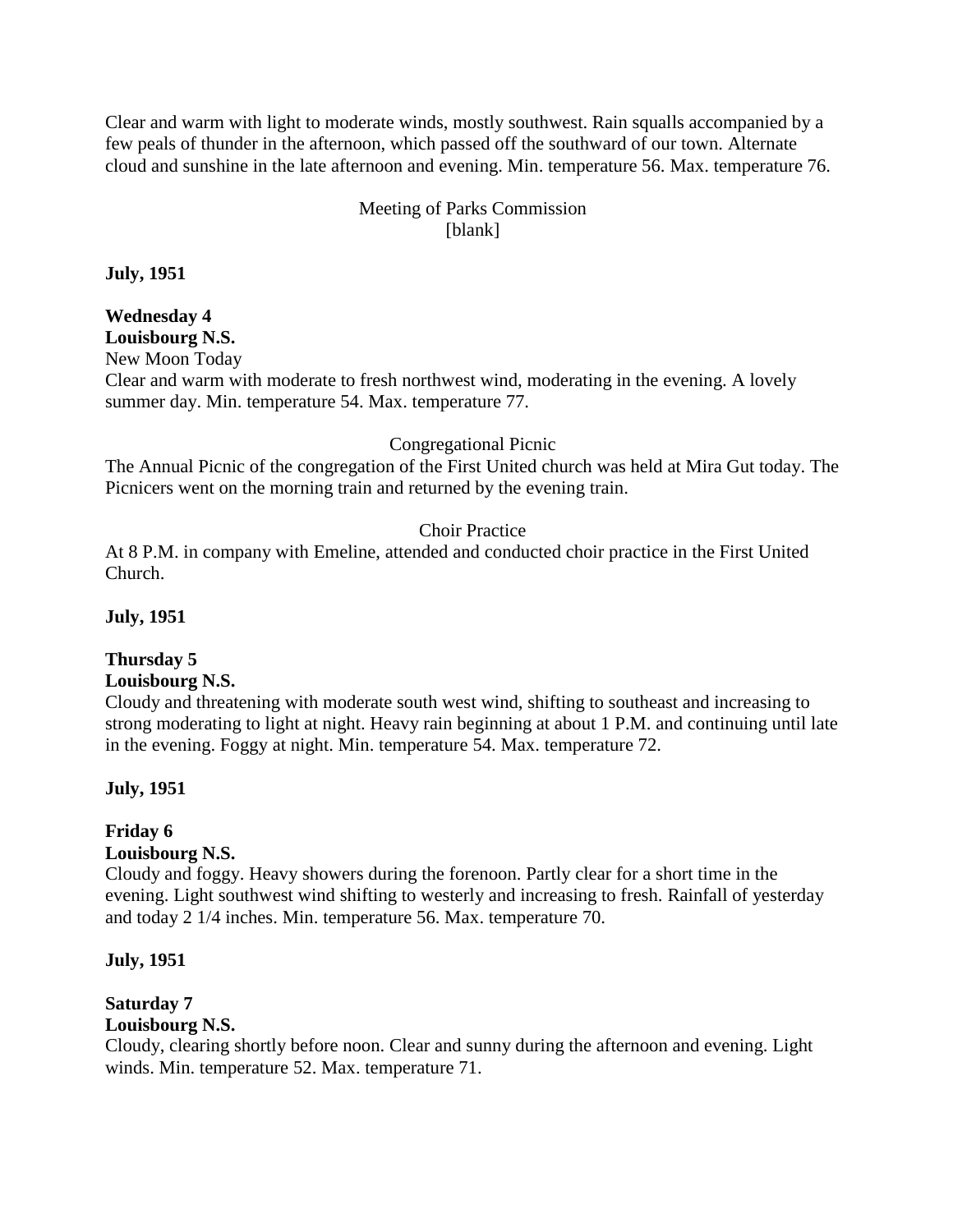Clear and warm with light to moderate winds, mostly southwest. Rain squalls accompanied by a few peals of thunder in the afternoon, which passed off the southward of our town. Alternate cloud and sunshine in the late afternoon and evening. Min. temperature 56. Max. temperature 76.

Meeting of Parks Commission
[blank]

**July, 1951**

**Wednesday 4**
**Louisbourg N.S.**
New Moon Today
Clear and warm with moderate to fresh northwest wind, moderating in the evening. A lovely summer day. Min. temperature 54. Max. temperature 77.

Congregational Picnic
The Annual Picnic of the congregation of the First United church was held at Mira Gut today. The Picnicers went on the morning train and returned by the evening train.

Choir Practice
At 8 P.M. in company with Emeline, attended and conducted choir practice in the First United Church.

**July, 1951**

**Thursday 5**
**Louisbourg N.S.**
Cloudy and threatening with moderate south west wind, shifting to southeast and increasing to strong moderating to light at night. Heavy rain beginning at about 1 P.M. and continuing until late in the evening. Foggy at night. Min. temperature 54. Max. temperature 72.

**July, 1951**

**Friday 6**
**Louisbourg N.S.**
Cloudy and foggy. Heavy showers during the forenoon. Partly clear for a short time in the evening. Light southwest wind shifting to westerly and increasing to fresh. Rainfall of yesterday and today 2 1/4 inches. Min. temperature 56. Max. temperature 70.

**July, 1951**

**Saturday 7**
**Louisbourg N.S.**
Cloudy, clearing shortly before noon. Clear and sunny during the afternoon and evening. Light winds. Min. temperature 52. Max. temperature 71.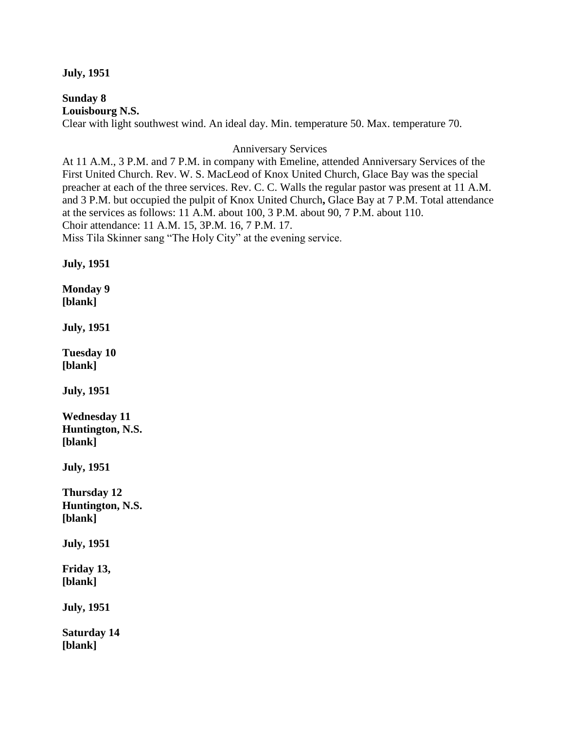**July, 1951**

**Sunday 8**
**Louisbourg N.S.**
Clear with light southwest wind. An ideal day. Min. temperature 50. Max. temperature 70.

Anniversary Services

At 11 A.M., 3 P.M. and 7 P.M. in company with Emeline, attended Anniversary Services of the First United Church. Rev. W. S. MacLeod of Knox United Church, Glace Bay was the special preacher at each of the three services. Rev. C. C. Walls the regular pastor was present at 11 A.M. and 3 P.M. but occupied the pulpit of Knox United Church**,** Glace Bay at 7 P.M. Total attendance at the services as follows: 11 A.M. about 100, 3 P.M. about 90, 7 P.M. about 110.
Choir attendance: 11 A.M. 15, 3P.M. 16, 7 P.M. 17.
Miss Tila Skinner sang "The Holy City" at the evening service.

**July, 1951**

**Monday 9**
**[blank]**

**July, 1951**

**Tuesday 10**
**[blank]**

**July, 1951**

**Wednesday 11**
**Huntington, N.S.**
**[blank]**

**July, 1951**

**Thursday 12**
**Huntington, N.S.**
**[blank]**

**July, 1951**

**Friday 13,**
**[blank]**

**July, 1951**

**Saturday 14**
**[blank]**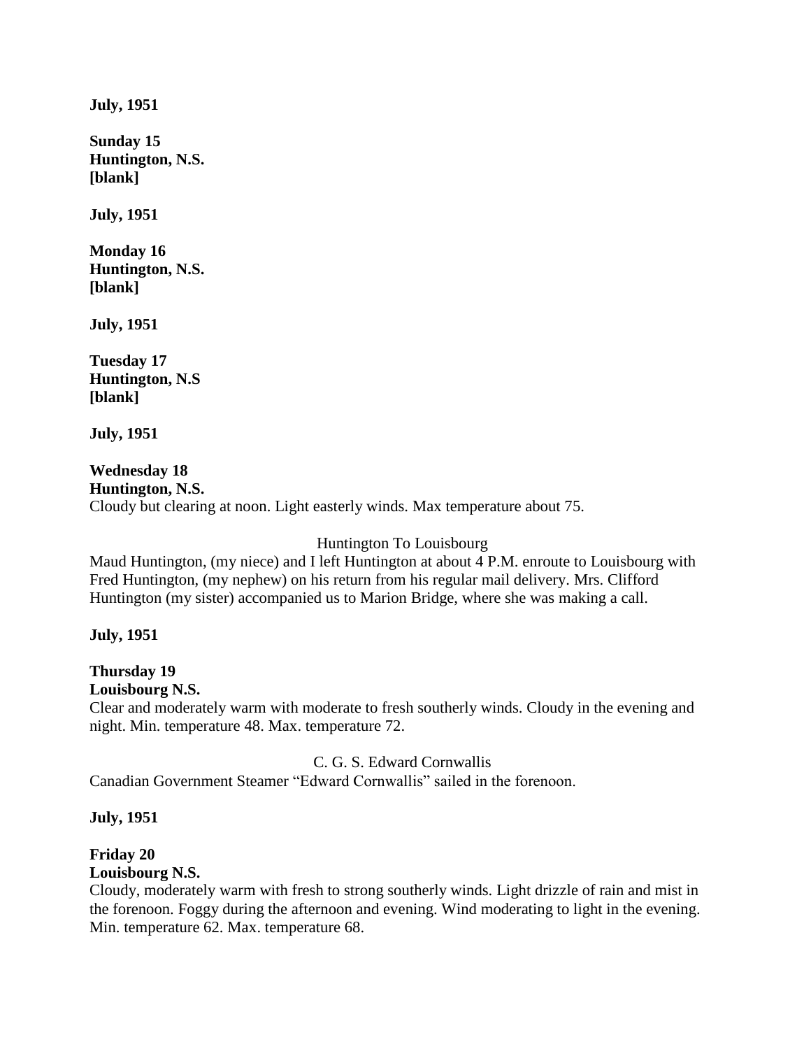**July, 1951**

**Sunday 15**
**Huntington, N.S.**
**[blank]**

**July, 1951**

**Monday 16**
**Huntington, N.S.**
**[blank]**

**July, 1951**

**Tuesday 17**
**Huntington, N.S**
**[blank]**

**July, 1951**

**Wednesday 18**
**Huntington, N.S.**
Cloudy but clearing at noon. Light easterly winds. Max temperature about 75.

Huntington To Louisbourg

Maud Huntington, (my niece) and I left Huntington at about 4 P.M. enroute to Louisbourg with Fred Huntington, (my nephew) on his return from his regular mail delivery. Mrs. Clifford Huntington (my sister) accompanied us to Marion Bridge, where she was making a call.

**July, 1951**

**Thursday 19**
**Louisbourg N.S.**
Clear and moderately warm with moderate to fresh southerly winds. Cloudy in the evening and night. Min. temperature 48. Max. temperature 72.

C. G. S. Edward Cornwallis

Canadian Government Steamer "Edward Cornwallis" sailed in the forenoon.

**July, 1951**

**Friday 20**
**Louisbourg N.S.**
Cloudy, moderately warm with fresh to strong southerly winds. Light drizzle of rain and mist in the forenoon. Foggy during the afternoon and evening. Wind moderating to light in the evening. Min. temperature 62. Max. temperature 68.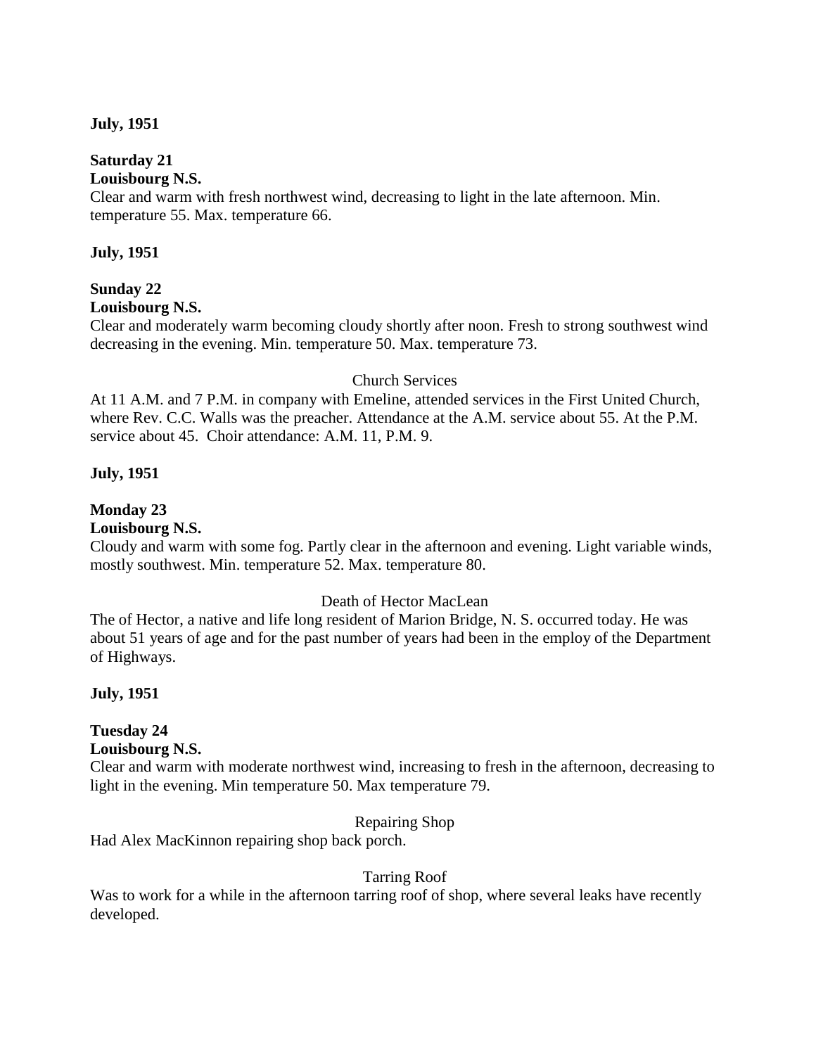**July, 1951**

**Saturday 21**
**Louisbourg N.S.**
Clear and warm with fresh northwest wind, decreasing to light in the late afternoon. Min. temperature 55. Max. temperature 66.

**July, 1951**

**Sunday 22**
**Louisbourg N.S.**
Clear and moderately warm becoming cloudy shortly after noon. Fresh to strong southwest wind decreasing in the evening. Min. temperature 50. Max. temperature 73.

Church Services

At 11 A.M. and 7 P.M. in company with Emeline, attended services in the First United Church, where Rev. C.C. Walls was the preacher. Attendance at the A.M. service about 55. At the P.M. service about 45. Choir attendance: A.M. 11, P.M. 9.

**July, 1951**

**Monday 23**
**Louisbourg N.S.**
Cloudy and warm with some fog. Partly clear in the afternoon and evening. Light variable winds, mostly southwest. Min. temperature 52. Max. temperature 80.

Death of Hector MacLean

The of Hector, a native and life long resident of Marion Bridge, N. S. occurred today. He was about 51 years of age and for the past number of years had been in the employ of the Department of Highways.

**July, 1951**

**Tuesday 24**
**Louisbourg N.S.**
Clear and warm with moderate northwest wind, increasing to fresh in the afternoon, decreasing to light in the evening. Min temperature 50. Max temperature 79.

Repairing Shop

Had Alex MacKinnon repairing shop back porch.

Tarring Roof

Was to work for a while in the afternoon tarring roof of shop, where several leaks have recently developed.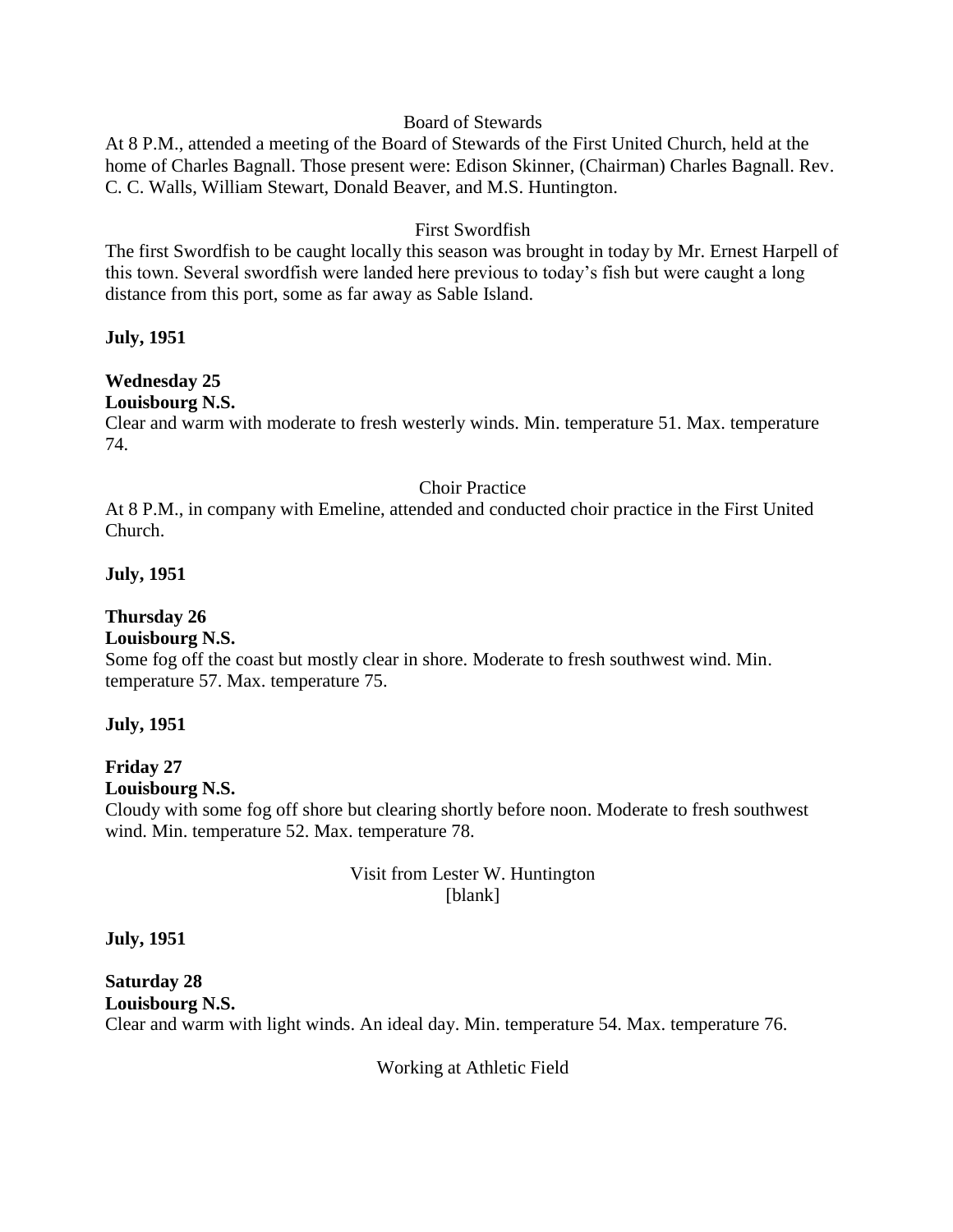Board of Stewards

At 8 P.M., attended a meeting of the Board of Stewards of the First United Church, held at the home of Charles Bagnall. Those present were: Edison Skinner, (Chairman) Charles Bagnall. Rev. C. C. Walls, William Stewart, Donald Beaver, and M.S. Huntington.

First Swordfish

The first Swordfish to be caught locally this season was brought in today by Mr. Ernest Harpell of this town. Several swordfish were landed here previous to today's fish but were caught a long distance from this port, some as far away as Sable Island.

**July, 1951**

**Wednesday 25**
**Louisbourg N.S.**

Clear and warm with moderate to fresh westerly winds. Min. temperature 51. Max. temperature 74.

Choir Practice

At 8 P.M., in company with Emeline, attended and conducted choir practice in the First United Church.

**July, 1951**

**Thursday 26**
**Louisbourg N.S.**

Some fog off the coast but mostly clear in shore. Moderate to fresh southwest wind. Min. temperature 57. Max. temperature 75.

**July, 1951**

**Friday 27**
**Louisbourg N.S.**

Cloudy with some fog off shore but clearing shortly before noon. Moderate to fresh southwest wind. Min. temperature 52. Max. temperature 78.

Visit from Lester W. Huntington
[blank]

**July, 1951**

**Saturday 28**
**Louisbourg N.S.**

Clear and warm with light winds. An ideal day. Min. temperature 54. Max. temperature 76.

Working at Athletic Field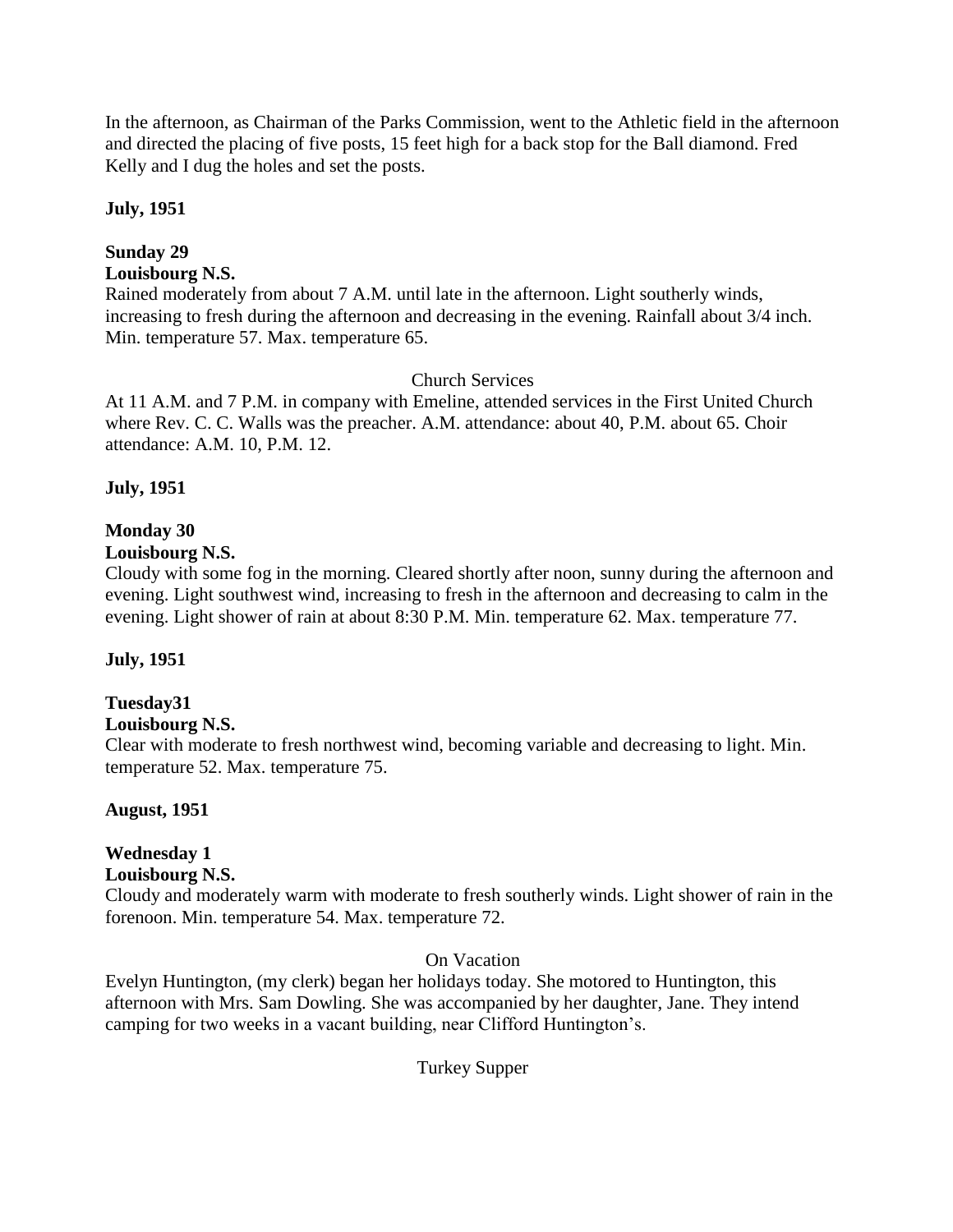In the afternoon, as Chairman of the Parks Commission, went to the Athletic field in the afternoon and directed the placing of five posts, 15 feet high for a back stop for the Ball diamond. Fred Kelly and I dug the holes and set the posts.

**July, 1951**

**Sunday 29**
**Louisbourg N.S.**
Rained moderately from about 7 A.M. until late in the afternoon. Light southerly winds, increasing to fresh during the afternoon and decreasing in the evening. Rainfall about 3/4 inch. Min. temperature 57. Max. temperature 65.

Church Services

At 11 A.M. and 7 P.M. in company with Emeline, attended services in the First United Church where Rev. C. C. Walls was the preacher. A.M. attendance: about 40, P.M. about 65. Choir attendance: A.M. 10, P.M. 12.

**July, 1951**

**Monday 30**
**Louisbourg N.S.**
Cloudy with some fog in the morning. Cleared shortly after noon, sunny during the afternoon and evening. Light southwest wind, increasing to fresh in the afternoon and decreasing to calm in the evening. Light shower of rain at about 8:30 P.M. Min. temperature 62. Max. temperature 77.

**July, 1951**

**Tuesday31**
**Louisbourg N.S.**
Clear with moderate to fresh northwest wind, becoming variable and decreasing to light. Min. temperature 52. Max. temperature 75.

**August, 1951**

**Wednesday 1**
**Louisbourg N.S.**
Cloudy and moderately warm with moderate to fresh southerly winds. Light shower of rain in the forenoon. Min. temperature 54. Max. temperature 72.

On Vacation

Evelyn Huntington, (my clerk) began her holidays today. She motored to Huntington, this afternoon with Mrs. Sam Dowling. She was accompanied by her daughter, Jane. They intend camping for two weeks in a vacant building, near Clifford Huntington's.

Turkey Supper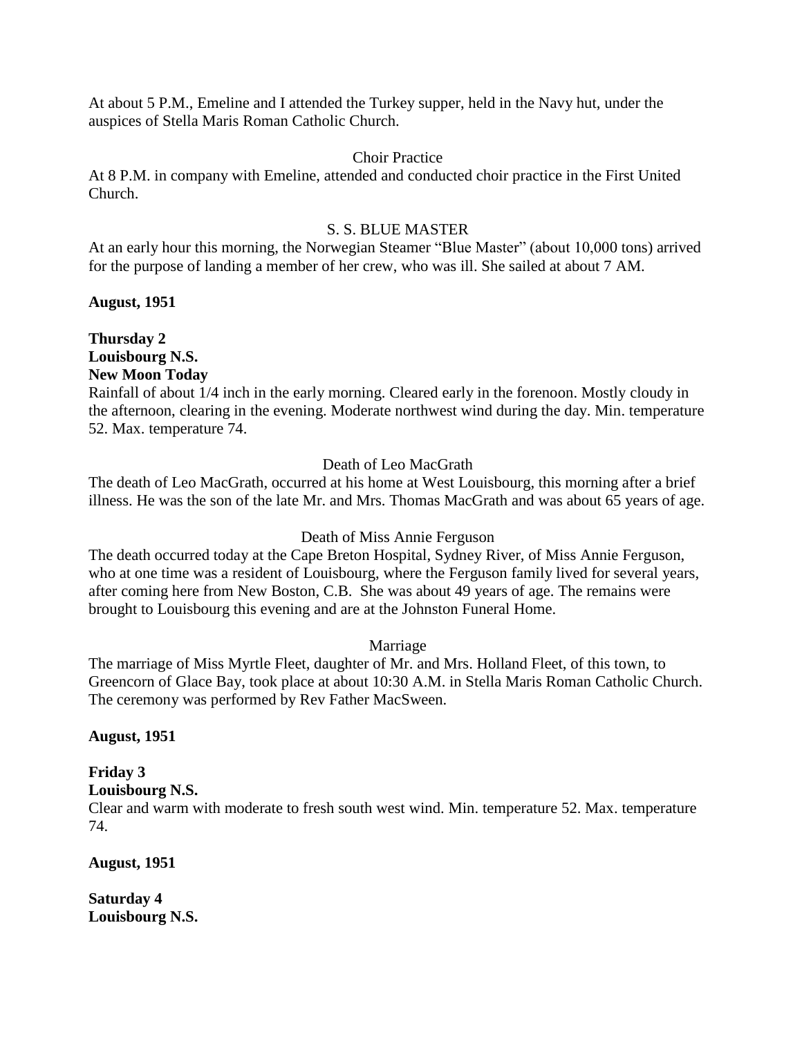At about 5 P.M., Emeline and I attended the Turkey supper, held in the Navy hut, under the auspices of Stella Maris Roman Catholic Church.

Choir Practice

At 8 P.M. in company with Emeline, attended and conducted choir practice in the First United Church.

S. S. BLUE MASTER

At an early hour this morning, the Norwegian Steamer "Blue Master" (about 10,000 tons) arrived for the purpose of landing a member of her crew, who was ill. She sailed at about 7 AM.

**August, 1951**

**Thursday 2**
**Louisbourg N.S.**
**New Moon Today**

Rainfall of about 1/4 inch in the early morning. Cleared early in the forenoon. Mostly cloudy in the afternoon, clearing in the evening. Moderate northwest wind during the day. Min. temperature 52. Max. temperature 74.

Death of Leo MacGrath

The death of Leo MacGrath, occurred at his home at West Louisbourg, this morning after a brief illness. He was the son of the late Mr. and Mrs. Thomas MacGrath and was about 65 years of age.

Death of Miss Annie Ferguson

The death occurred today at the Cape Breton Hospital, Sydney River, of Miss Annie Ferguson, who at one time was a resident of Louisbourg, where the Ferguson family lived for several years, after coming here from New Boston, C.B. She was about 49 years of age. The remains were brought to Louisbourg this evening and are at the Johnston Funeral Home.

Marriage

The marriage of Miss Myrtle Fleet, daughter of Mr. and Mrs. Holland Fleet, of this town, to Greencorn of Glace Bay, took place at about 10:30 A.M. in Stella Maris Roman Catholic Church. The ceremony was performed by Rev Father MacSween.

**August, 1951**

**Friday 3**
**Louisbourg N.S.**

Clear and warm with moderate to fresh south west wind. Min. temperature 52. Max. temperature 74.

**August, 1951**

**Saturday 4**
**Louisbourg N.S.**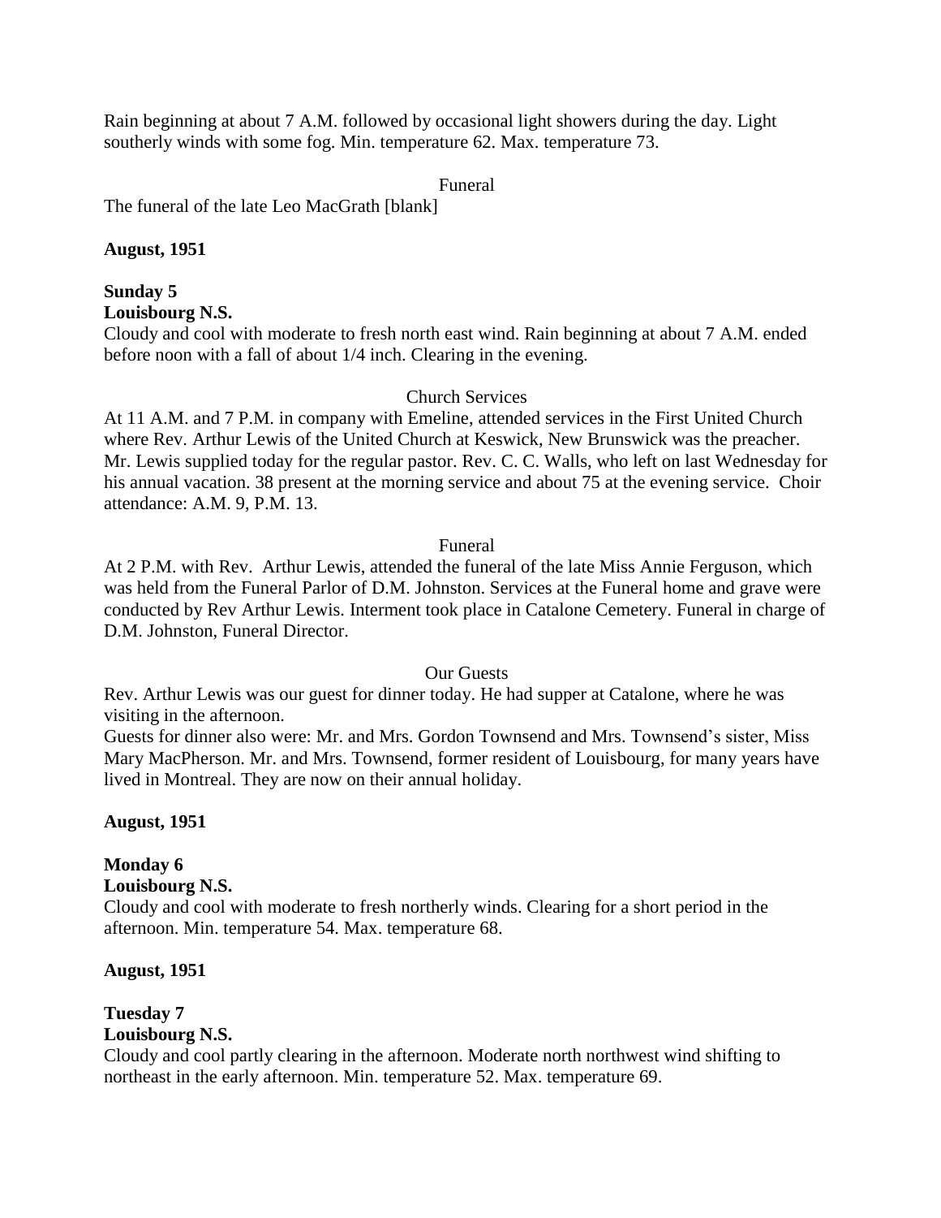Rain beginning at about 7 A.M. followed by occasional light showers during the day. Light southerly winds with some fog. Min. temperature 62. Max. temperature 73.

Funeral

The funeral of the late Leo MacGrath [blank]

**August, 1951**

**Sunday 5**
**Louisbourg N.S.**

Cloudy and cool with moderate to fresh north east wind. Rain beginning at about 7 A.M. ended before noon with a fall of about 1/4 inch. Clearing in the evening.

Church Services

At 11 A.M. and 7 P.M. in company with Emeline, attended services in the First United Church where Rev. Arthur Lewis of the United Church at Keswick, New Brunswick was the preacher. Mr. Lewis supplied today for the regular pastor. Rev. C. C. Walls, who left on last Wednesday for his annual vacation. 38 present at the morning service and about 75 at the evening service. Choir attendance: A.M. 9, P.M. 13.

Funeral

At 2 P.M. with Rev. Arthur Lewis, attended the funeral of the late Miss Annie Ferguson, which was held from the Funeral Parlor of D.M. Johnston. Services at the Funeral home and grave were conducted by Rev Arthur Lewis. Interment took place in Catalone Cemetery. Funeral in charge of D.M. Johnston, Funeral Director.

Our Guests

Rev. Arthur Lewis was our guest for dinner today. He had supper at Catalone, where he was visiting in the afternoon.

Guests for dinner also were: Mr. and Mrs. Gordon Townsend and Mrs. Townsend's sister, Miss Mary MacPherson. Mr. and Mrs. Townsend, former resident of Louisbourg, for many years have lived in Montreal. They are now on their annual holiday.

**August, 1951**

**Monday 6**
**Louisbourg N.S.**

Cloudy and cool with moderate to fresh northerly winds. Clearing for a short period in the afternoon. Min. temperature 54. Max. temperature 68.

**August, 1951**

**Tuesday 7**
**Louisbourg N.S.**

Cloudy and cool partly clearing in the afternoon. Moderate north northwest wind shifting to northeast in the early afternoon. Min. temperature 52. Max. temperature 69.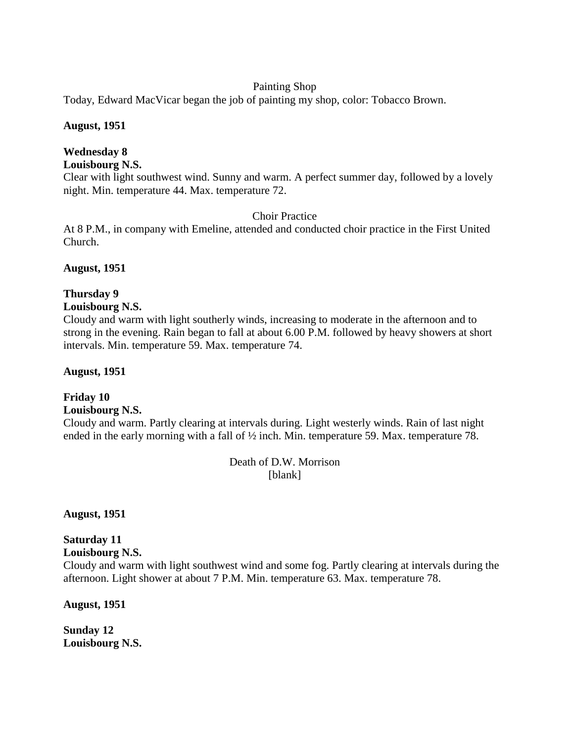Painting Shop

Today, Edward MacVicar began the job of painting my shop, color: Tobacco Brown.

**August, 1951**

**Wednesday 8**
**Louisbourg N.S.**

Clear with light southwest wind. Sunny and warm. A perfect summer day, followed by a lovely night. Min. temperature 44. Max. temperature 72.

Choir Practice

At 8 P.M., in company with Emeline, attended and conducted choir practice in the First United Church.

**August, 1951**

**Thursday 9**
**Louisbourg N.S.**

Cloudy and warm with light southerly winds, increasing to moderate in the afternoon and to strong in the evening. Rain began to fall at about 6.00 P.M. followed by heavy showers at short intervals. Min. temperature 59. Max. temperature 74.

**August, 1951**

**Friday 10**
**Louisbourg N.S.**

Cloudy and warm. Partly clearing at intervals during. Light westerly winds. Rain of last night ended in the early morning with a fall of ½ inch. Min. temperature 59. Max. temperature 78.

Death of D.W. Morrison
[blank]

**August, 1951**

**Saturday 11**
**Louisbourg N.S.**

Cloudy and warm with light southwest wind and some fog. Partly clearing at intervals during the afternoon. Light shower at about 7 P.M. Min. temperature 63. Max. temperature 78.

**August, 1951**

**Sunday 12**
**Louisbourg N.S.**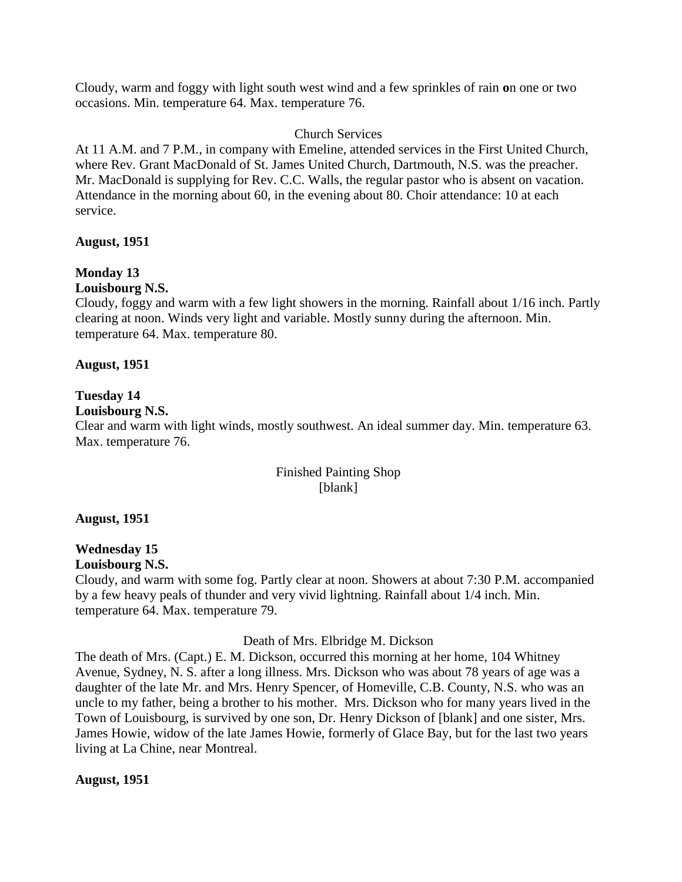Cloudy, warm and foggy with light south west wind and a few sprinkles of rain **o**n one or two occasions. Min. temperature 64. Max. temperature 76.

Church Services

At 11 A.M. and 7 P.M., in company with Emeline, attended services in the First United Church, where Rev. Grant MacDonald of St. James United Church, Dartmouth, N.S. was the preacher. Mr. MacDonald is supplying for Rev. C.C. Walls, the regular pastor who is absent on vacation. Attendance in the morning about 60, in the evening about 80. Choir attendance: 10 at each service.

**August, 1951**

**Monday 13**
**Louisbourg N.S.**

Cloudy, foggy and warm with a few light showers in the morning. Rainfall about 1/16 inch. Partly clearing at noon. Winds very light and variable. Mostly sunny during the afternoon. Min. temperature 64. Max. temperature 80.

**August, 1951**

**Tuesday 14**
**Louisbourg N.S.**

Clear and warm with light winds, mostly southwest. An ideal summer day. Min. temperature 63. Max. temperature 76.

Finished Painting Shop
[blank]

**August, 1951**

**Wednesday 15**
**Louisbourg N.S.**

Cloudy, and warm with some fog. Partly clear at noon. Showers at about 7:30 P.M. accompanied by a few heavy peals of thunder and very vivid lightning. Rainfall about 1/4 inch. Min. temperature 64. Max. temperature 79.

Death of Mrs. Elbridge M. Dickson

The death of Mrs. (Capt.) E. M. Dickson, occurred this morning at her home, 104 Whitney Avenue, Sydney, N. S. after a long illness. Mrs. Dickson who was about 78 years of age was a daughter of the late Mr. and Mrs. Henry Spencer, of Homeville, C.B. County, N.S. who was an uncle to my father, being a brother to his mother. Mrs. Dickson who for many years lived in the Town of Louisbourg, is survived by one son, Dr. Henry Dickson of [blank] and one sister, Mrs. James Howie, widow of the late James Howie, formerly of Glace Bay, but for the last two years living at La Chine, near Montreal.

**August, 1951**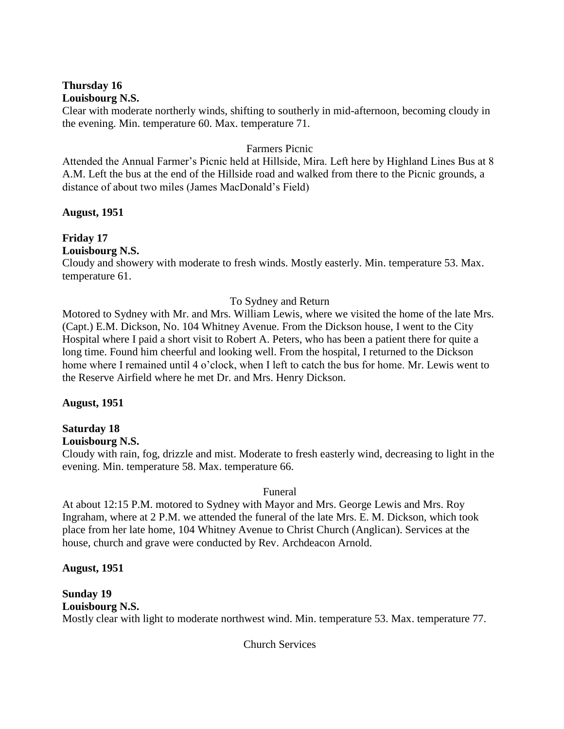**Thursday 16**
**Louisbourg N.S.**
Clear with moderate northerly winds, shifting to southerly in mid-afternoon, becoming cloudy in the evening. Min. temperature 60. Max. temperature 71.

Farmers Picnic

Attended the Annual Farmer's Picnic held at Hillside, Mira. Left here by Highland Lines Bus at 8 A.M. Left the bus at the end of the Hillside road and walked from there to the Picnic grounds, a distance of about two miles (James MacDonald's Field)

**August, 1951**

**Friday 17**
**Louisbourg N.S.**
Cloudy and showery with moderate to fresh winds. Mostly easterly. Min. temperature 53. Max. temperature 61.

To Sydney and Return

Motored to Sydney with Mr. and Mrs. William Lewis, where we visited the home of the late Mrs. (Capt.) E.M. Dickson, No. 104 Whitney Avenue. From the Dickson house, I went to the City Hospital where I paid a short visit to Robert A. Peters, who has been a patient there for quite a long time. Found him cheerful and looking well. From the hospital, I returned to the Dickson home where I remained until 4 o'clock, when I left to catch the bus for home. Mr. Lewis went to the Reserve Airfield where he met Dr. and Mrs. Henry Dickson.

**August, 1951**

**Saturday 18**
**Louisbourg N.S.**
Cloudy with rain, fog, drizzle and mist. Moderate to fresh easterly wind, decreasing to light in the evening. Min. temperature 58. Max. temperature 66.

Funeral

At about 12:15 P.M. motored to Sydney with Mayor and Mrs. George Lewis and Mrs. Roy Ingraham, where at 2 P.M. we attended the funeral of the late Mrs. E. M. Dickson, which took place from her late home, 104 Whitney Avenue to Christ Church (Anglican). Services at the house, church and grave were conducted by Rev. Archdeacon Arnold.

**August, 1951**

**Sunday 19**
**Louisbourg N.S.**
Mostly clear with light to moderate northwest wind. Min. temperature 53. Max. temperature 77.

Church Services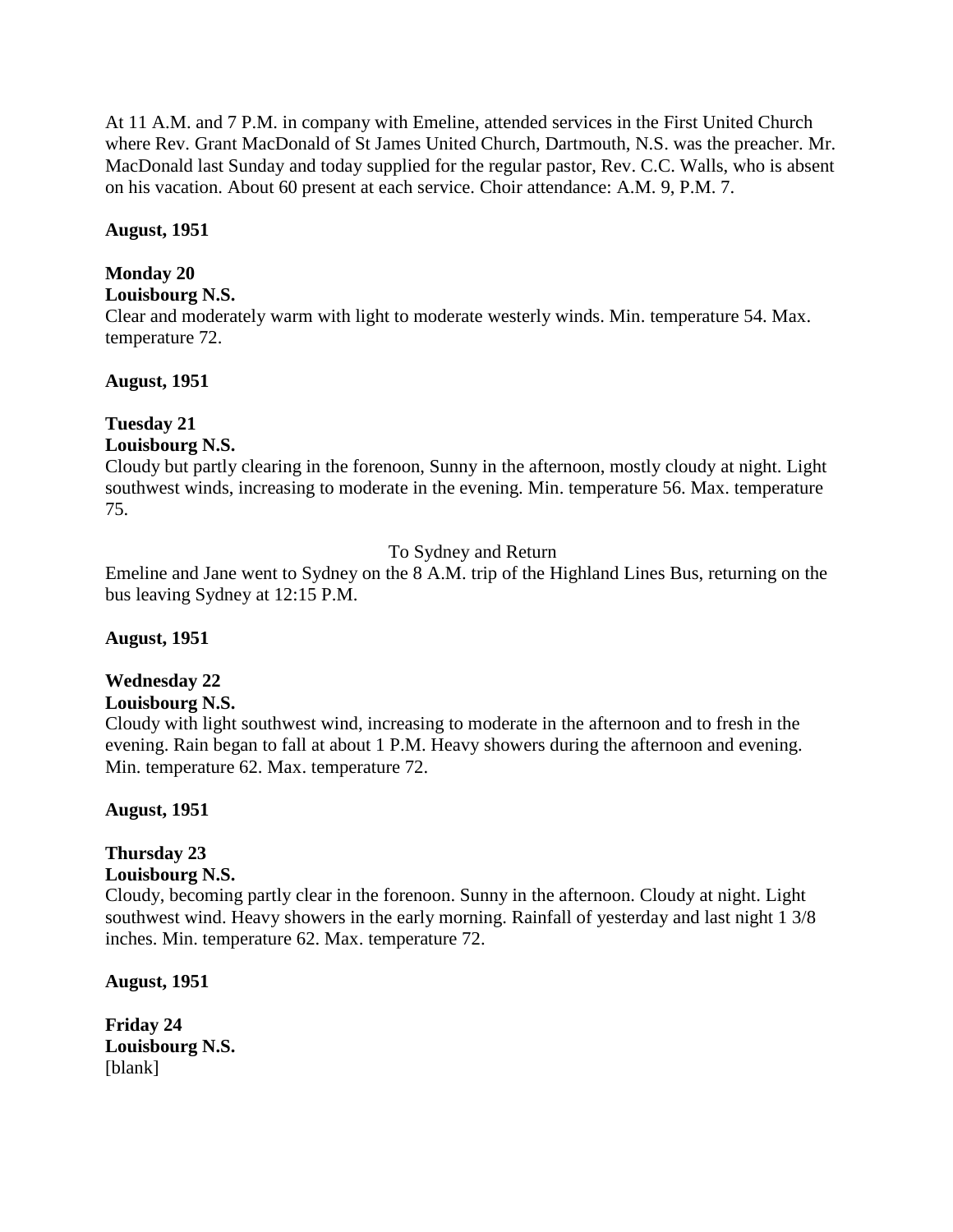At 11 A.M. and 7 P.M. in company with Emeline, attended services in the First United Church where Rev. Grant MacDonald of St James United Church, Dartmouth, N.S. was the preacher. Mr. MacDonald last Sunday and today supplied for the regular pastor, Rev. C.C. Walls, who is absent on his vacation. About 60 present at each service. Choir attendance: A.M. 9, P.M. 7.

**August, 1951**

**Monday 20**
**Louisbourg N.S.**
Clear and moderately warm with light to moderate westerly winds. Min. temperature 54. Max. temperature 72.

**August, 1951**

**Tuesday 21**
**Louisbourg N.S.**
Cloudy but partly clearing in the forenoon, Sunny in the afternoon, mostly cloudy at night. Light southwest winds, increasing to moderate in the evening. Min. temperature 56. Max. temperature 75.

To Sydney and Return

Emeline and Jane went to Sydney on the 8 A.M. trip of the Highland Lines Bus, returning on the bus leaving Sydney at 12:15 P.M.

**August, 1951**

**Wednesday 22**
**Louisbourg N.S.**
Cloudy with light southwest wind, increasing to moderate in the afternoon and to fresh in the evening. Rain began to fall at about 1 P.M. Heavy showers during the afternoon and evening. Min. temperature 62. Max. temperature 72.

**August, 1951**

**Thursday 23**
**Louisbourg N.S.**
Cloudy, becoming partly clear in the forenoon. Sunny in the afternoon. Cloudy at night. Light southwest wind. Heavy showers in the early morning. Rainfall of yesterday and last night 1 3/8 inches. Min. temperature 62. Max. temperature 72.

**August, 1951**

**Friday 24**
**Louisbourg N.S.**
[blank]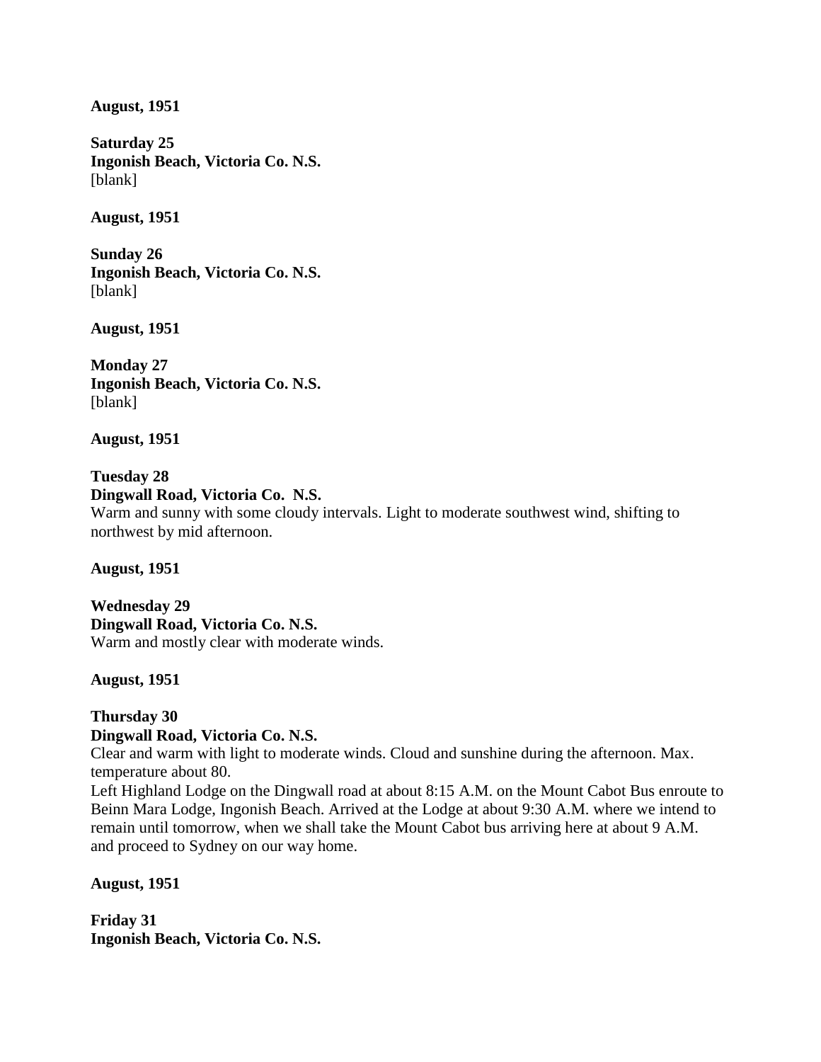**August, 1951**

**Saturday 25**
**Ingonish Beach, Victoria Co. N.S.**
[blank]

**August, 1951**

**Sunday 26**
**Ingonish Beach, Victoria Co. N.S.**
[blank]

**August, 1951**

**Monday 27**
**Ingonish Beach, Victoria Co. N.S.**
[blank]

**August, 1951**

**Tuesday 28**
**Dingwall Road, Victoria Co. N.S.**
Warm and sunny with some cloudy intervals. Light to moderate southwest wind, shifting to northwest by mid afternoon.

**August, 1951**

**Wednesday 29**
**Dingwall Road, Victoria Co. N.S.**
Warm and mostly clear with moderate winds.

**August, 1951**

**Thursday 30**
**Dingwall Road, Victoria Co. N.S.**
Clear and warm with light to moderate winds. Cloud and sunshine during the afternoon. Max. temperature about 80.
Left Highland Lodge on the Dingwall road at about 8:15 A.M. on the Mount Cabot Bus enroute to Beinn Mara Lodge, Ingonish Beach. Arrived at the Lodge at about 9:30 A.M. where we intend to remain until tomorrow, when we shall take the Mount Cabot bus arriving here at about 9 A.M. and proceed to Sydney on our way home.

**August, 1951**

**Friday 31**
**Ingonish Beach, Victoria Co. N.S.**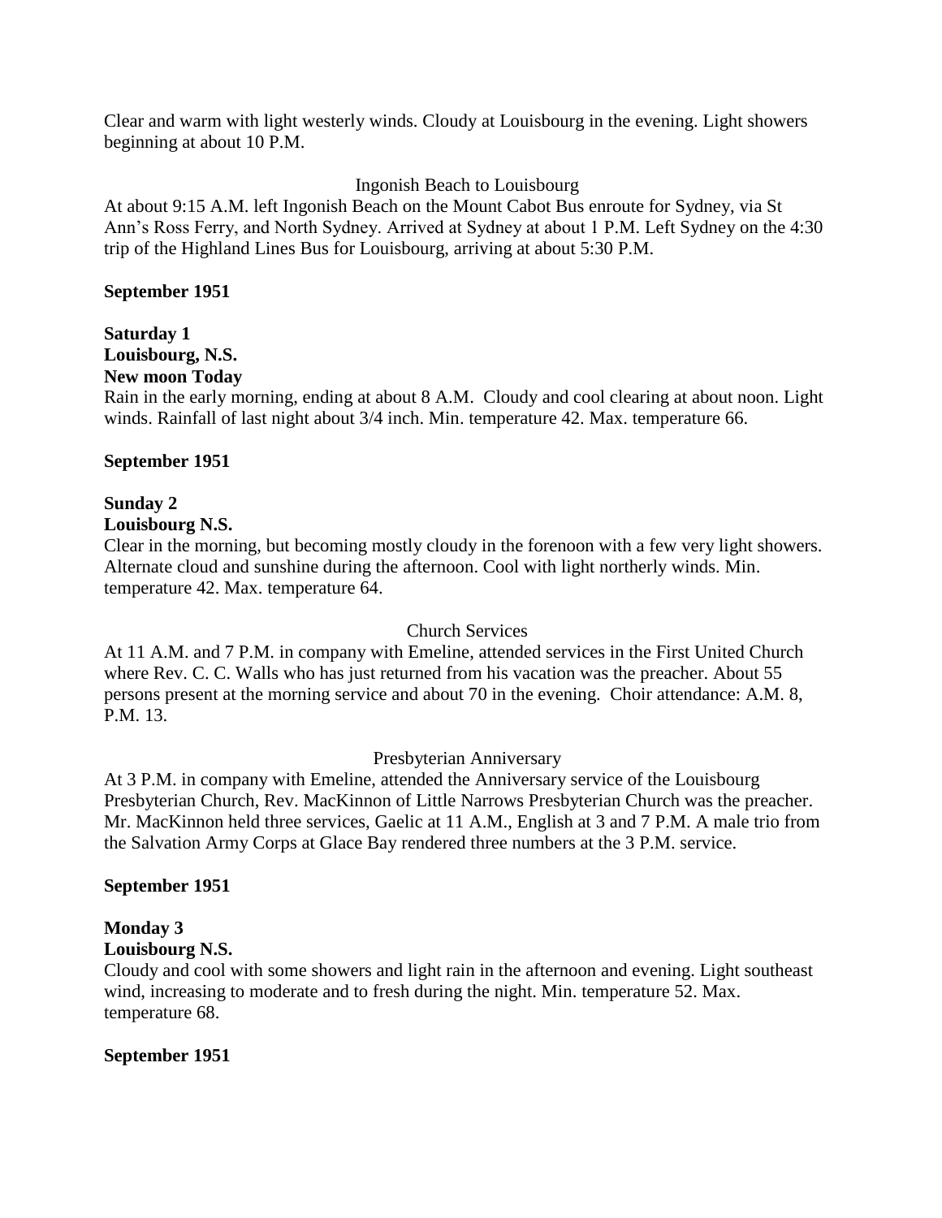Clear and warm with light westerly winds. Cloudy at Louisbourg in the evening. Light showers beginning at about 10 P.M.

Ingonish Beach to Louisbourg

At about 9:15 A.M. left Ingonish Beach on the Mount Cabot Bus enroute for Sydney, via St Ann's Ross Ferry, and North Sydney. Arrived at Sydney at about 1 P.M. Left Sydney on the 4:30 trip of the Highland Lines Bus for Louisbourg, arriving at about 5:30 P.M.

**September 1951**

**Saturday 1**
**Louisbourg, N.S.**
**New moon Today**

Rain in the early morning, ending at about 8 A.M. Cloudy and cool clearing at about noon. Light winds. Rainfall of last night about 3/4 inch. Min. temperature 42. Max. temperature 66.

**September 1951**

**Sunday 2**
**Louisbourg N.S.**

Clear in the morning, but becoming mostly cloudy in the forenoon with a few very light showers. Alternate cloud and sunshine during the afternoon. Cool with light northerly winds. Min. temperature 42. Max. temperature 64.

Church Services

At 11 A.M. and 7 P.M. in company with Emeline, attended services in the First United Church where Rev. C. C. Walls who has just returned from his vacation was the preacher. About 55 persons present at the morning service and about 70 in the evening. Choir attendance: A.M. 8, P.M. 13.

Presbyterian Anniversary

At 3 P.M. in company with Emeline, attended the Anniversary service of the Louisbourg Presbyterian Church, Rev. MacKinnon of Little Narrows Presbyterian Church was the preacher. Mr. MacKinnon held three services, Gaelic at 11 A.M., English at 3 and 7 P.M. A male trio from the Salvation Army Corps at Glace Bay rendered three numbers at the 3 P.M. service.

**September 1951**

**Monday 3**
**Louisbourg N.S.**

Cloudy and cool with some showers and light rain in the afternoon and evening. Light southeast wind, increasing to moderate and to fresh during the night. Min. temperature 52. Max. temperature 68.

**September 1951**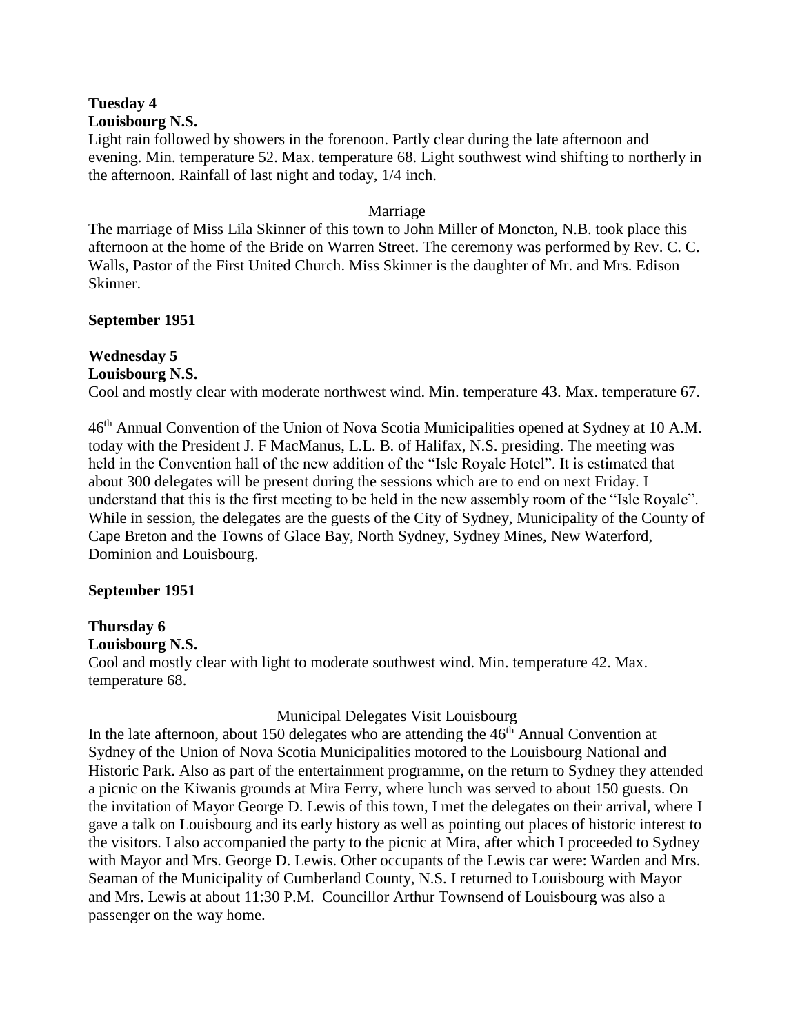**Tuesday 4**
**Louisbourg N.S.**

Light rain followed by showers in the forenoon. Partly clear during the late afternoon and evening. Min. temperature 52. Max. temperature 68. Light southwest wind shifting to northerly in the afternoon. Rainfall of last night and today, 1/4 inch.

Marriage

The marriage of Miss Lila Skinner of this town to John Miller of Moncton, N.B. took place this afternoon at the home of the Bride on Warren Street. The ceremony was performed by Rev. C. C. Walls, Pastor of the First United Church. Miss Skinner is the daughter of Mr. and Mrs. Edison Skinner.

**September 1951**

**Wednesday 5**
**Louisbourg N.S.**

Cool and mostly clear with moderate northwest wind. Min. temperature 43. Max. temperature 67.

46th Annual Convention of the Union of Nova Scotia Municipalities opened at Sydney at 10 A.M. today with the President J. F MacManus, L.L. B. of Halifax, N.S. presiding. The meeting was held in the Convention hall of the new addition of the "Isle Royale Hotel". It is estimated that about 300 delegates will be present during the sessions which are to end on next Friday. I understand that this is the first meeting to be held in the new assembly room of the "Isle Royale". While in session, the delegates are the guests of the City of Sydney, Municipality of the County of Cape Breton and the Towns of Glace Bay, North Sydney, Sydney Mines, New Waterford, Dominion and Louisbourg.

**September 1951**

**Thursday 6**
**Louisbourg N.S.**

Cool and mostly clear with light to moderate southwest wind. Min. temperature 42. Max. temperature 68.

Municipal Delegates Visit Louisbourg

In the late afternoon, about 150 delegates who are attending the 46th Annual Convention at Sydney of the Union of Nova Scotia Municipalities motored to the Louisbourg National and Historic Park. Also as part of the entertainment programme, on the return to Sydney they attended a picnic on the Kiwanis grounds at Mira Ferry, where lunch was served to about 150 guests. On the invitation of Mayor George D. Lewis of this town, I met the delegates on their arrival, where I gave a talk on Louisbourg and its early history as well as pointing out places of historic interest to the visitors. I also accompanied the party to the picnic at Mira, after which I proceeded to Sydney with Mayor and Mrs. George D. Lewis. Other occupants of the Lewis car were: Warden and Mrs. Seaman of the Municipality of Cumberland County, N.S. I returned to Louisbourg with Mayor and Mrs. Lewis at about 11:30 P.M. Councillor Arthur Townsend of Louisbourg was also a passenger on the way home.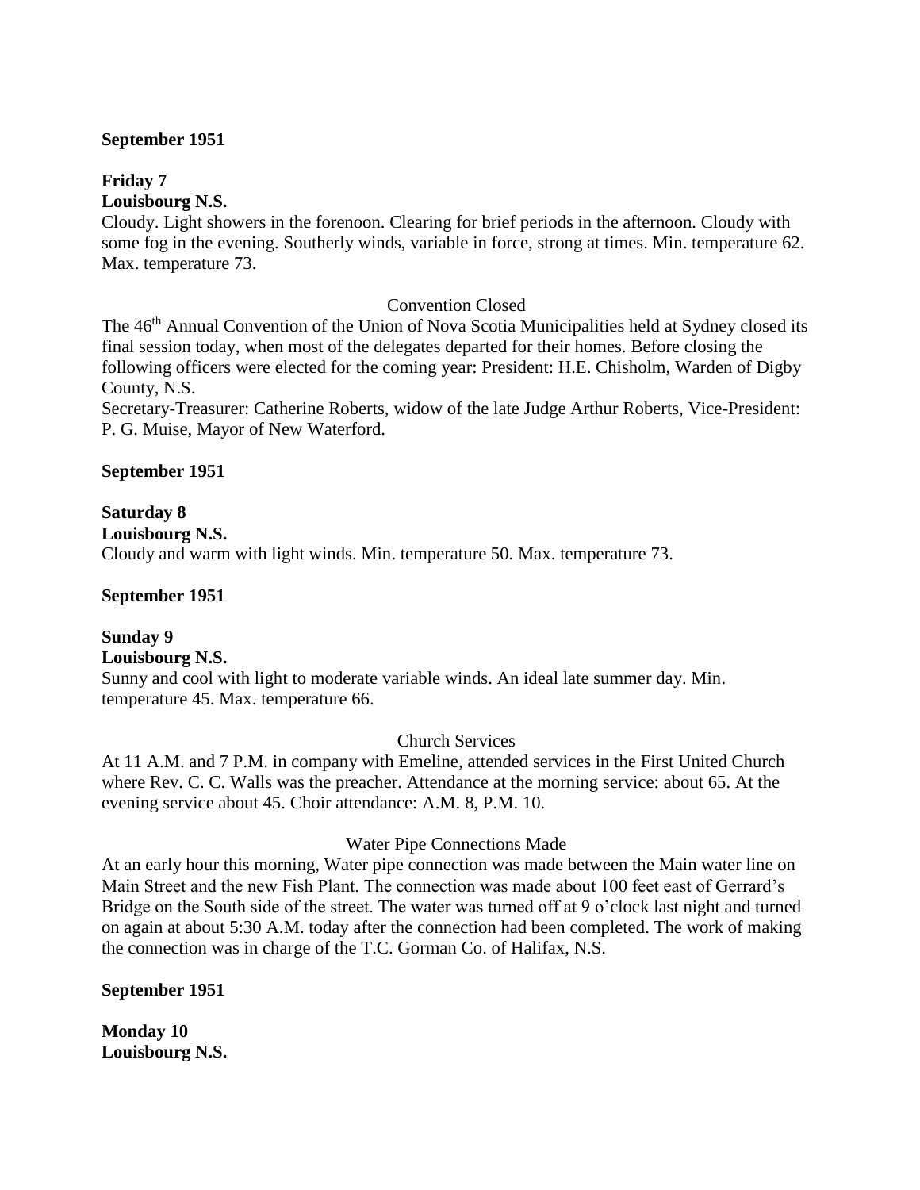**September 1951**

**Friday 7**
**Louisbourg N.S.**
Cloudy. Light showers in the forenoon. Clearing for brief periods in the afternoon. Cloudy with some fog in the evening. Southerly winds, variable in force, strong at times. Min. temperature 62. Max. temperature 73.

Convention Closed

The 46th Annual Convention of the Union of Nova Scotia Municipalities held at Sydney closed its final session today, when most of the delegates departed for their homes. Before closing the following officers were elected for the coming year: President: H.E. Chisholm, Warden of Digby County, N.S.
Secretary-Treasurer: Catherine Roberts, widow of the late Judge Arthur Roberts, Vice-President: P. G. Muise, Mayor of New Waterford.

**September 1951**

**Saturday 8**
**Louisbourg N.S.**
Cloudy and warm with light winds. Min. temperature 50. Max. temperature 73.

**September 1951**

**Sunday 9**
**Louisbourg N.S.**
Sunny and cool with light to moderate variable winds. An ideal late summer day. Min. temperature 45. Max. temperature 66.

Church Services

At 11 A.M. and 7 P.M. in company with Emeline, attended services in the First United Church where Rev. C. C. Walls was the preacher. Attendance at the morning service: about 65. At the evening service about 45. Choir attendance: A.M. 8, P.M. 10.

Water Pipe Connections Made

At an early hour this morning, Water pipe connection was made between the Main water line on Main Street and the new Fish Plant. The connection was made about 100 feet east of Gerrard's Bridge on the South side of the street. The water was turned off at 9 o'clock last night and turned on again at about 5:30 A.M. today after the connection had been completed. The work of making the connection was in charge of the T.C. Gorman Co. of Halifax, N.S.

**September 1951**

**Monday 10**
**Louisbourg N.S.**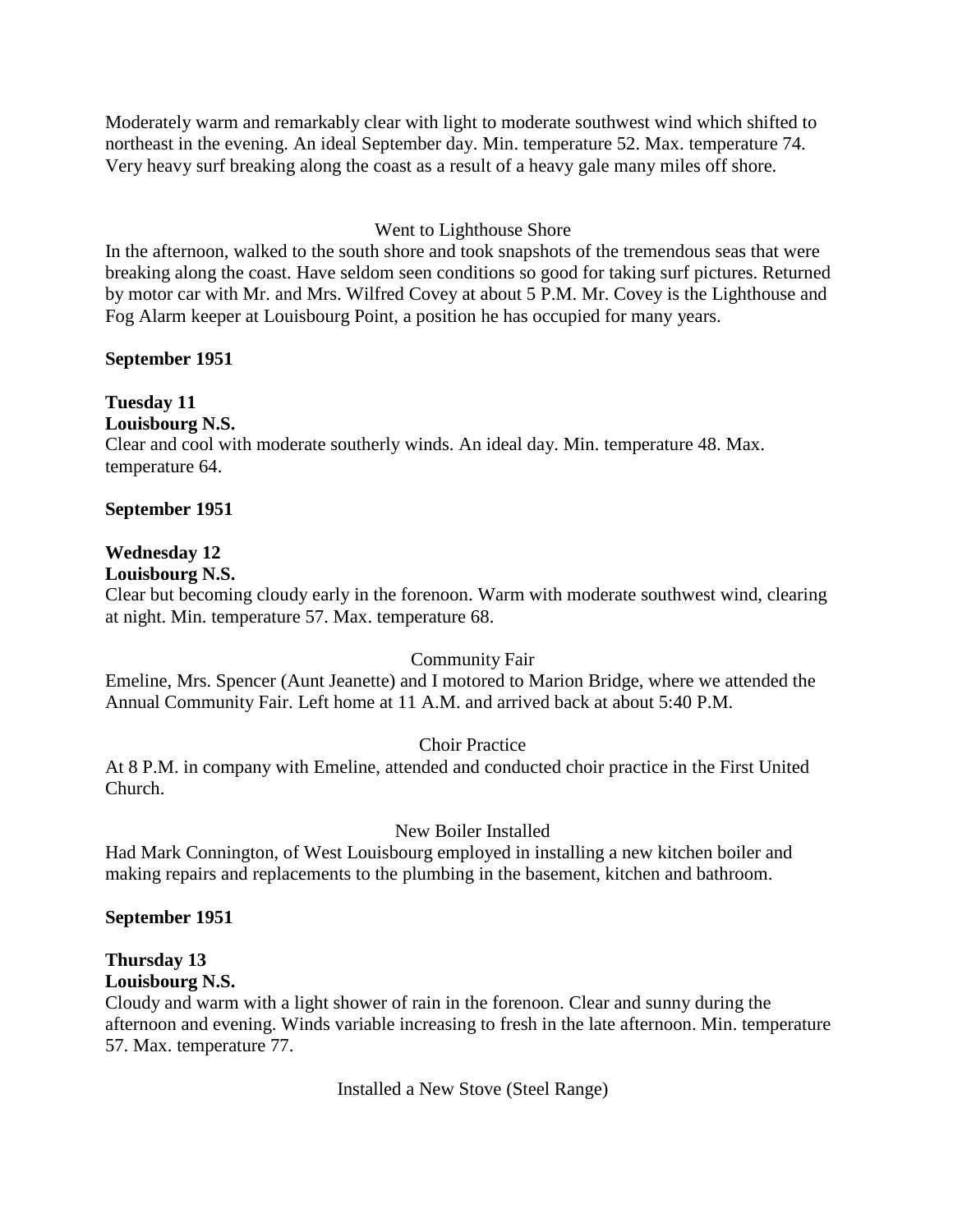Moderately warm and remarkably clear with light to moderate southwest wind which shifted to northeast in the evening. An ideal September day. Min. temperature 52. Max. temperature 74. Very heavy surf breaking along the coast as a result of a heavy gale many miles off shore.

Went to Lighthouse Shore

In the afternoon, walked to the south shore and took snapshots of the tremendous seas that were breaking along the coast. Have seldom seen conditions so good for taking surf pictures. Returned by motor car with Mr. and Mrs. Wilfred Covey at about 5 P.M. Mr. Covey is the Lighthouse and Fog Alarm keeper at Louisbourg Point, a position he has occupied for many years.

**September 1951**

**Tuesday 11**
**Louisbourg N.S.**

Clear and cool with moderate southerly winds. An ideal day. Min. temperature 48. Max. temperature 64.

**September 1951**

**Wednesday 12**
**Louisbourg N.S.**

Clear but becoming cloudy early in the forenoon. Warm with moderate southwest wind, clearing at night. Min. temperature 57. Max. temperature 68.

Community Fair

Emeline, Mrs. Spencer (Aunt Jeanette) and I motored to Marion Bridge, where we attended the Annual Community Fair. Left home at 11 A.M. and arrived back at about 5:40 P.M.

Choir Practice

At 8 P.M. in company with Emeline, attended and conducted choir practice in the First United Church.

New Boiler Installed

Had Mark Connington, of West Louisbourg employed in installing a new kitchen boiler and making repairs and replacements to the plumbing in the basement, kitchen and bathroom.

**September 1951**

**Thursday 13**
**Louisbourg N.S.**

Cloudy and warm with a light shower of rain in the forenoon. Clear and sunny during the afternoon and evening. Winds variable increasing to fresh in the late afternoon. Min. temperature 57. Max. temperature 77.

Installed a New Stove (Steel Range)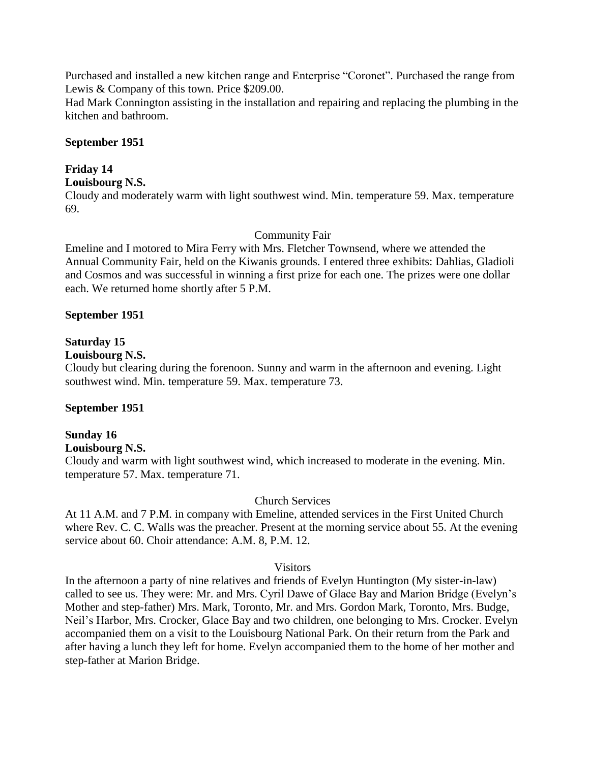Purchased and installed a new kitchen range and Enterprise "Coronet". Purchased the range from Lewis & Company of this town. Price $209.00.
Had Mark Connington assisting in the installation and repairing and replacing the plumbing in the kitchen and bathroom.

**September 1951**

**Friday 14**
**Louisbourg N.S.**
Cloudy and moderately warm with light southwest wind. Min. temperature 59. Max. temperature 69.

Community Fair

Emeline and I motored to Mira Ferry with Mrs. Fletcher Townsend, where we attended the Annual Community Fair, held on the Kiwanis grounds. I entered three exhibits: Dahlias, Gladioli and Cosmos and was successful in winning a first prize for each one. The prizes were one dollar each. We returned home shortly after 5 P.M.

**September 1951**

**Saturday 15**
**Louisbourg N.S.**
Cloudy but clearing during the forenoon. Sunny and warm in the afternoon and evening. Light southwest wind. Min. temperature 59. Max. temperature 73.

**September 1951**

**Sunday 16**
**Louisbourg N.S.**
Cloudy and warm with light southwest wind, which increased to moderate in the evening. Min. temperature 57. Max. temperature 71.

Church Services

At 11 A.M. and 7 P.M. in company with Emeline, attended services in the First United Church where Rev. C. C. Walls was the preacher. Present at the morning service about 55. At the evening service about 60. Choir attendance: A.M. 8, P.M. 12.

Visitors

In the afternoon a party of nine relatives and friends of Evelyn Huntington (My sister-in-law) called to see us. They were: Mr. and Mrs. Cyril Dawe of Glace Bay and Marion Bridge (Evelyn's Mother and step-father) Mrs. Mark, Toronto, Mr. and Mrs. Gordon Mark, Toronto, Mrs. Budge, Neil's Harbor, Mrs. Crocker, Glace Bay and two children, one belonging to Mrs. Crocker. Evelyn accompanied them on a visit to the Louisbourg National Park. On their return from the Park and after having a lunch they left for home. Evelyn accompanied them to the home of her mother and step-father at Marion Bridge.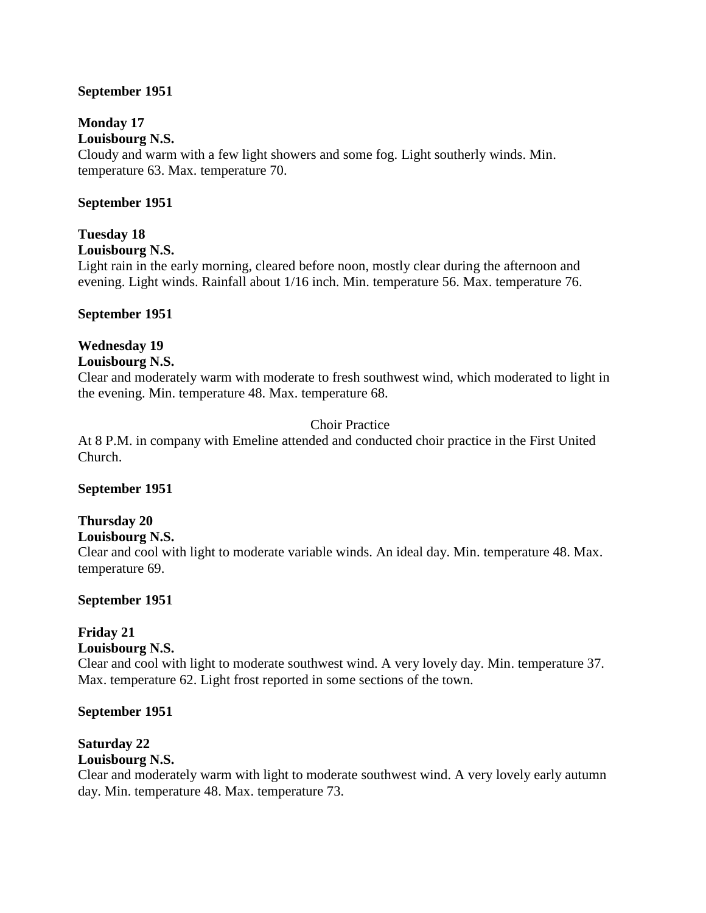**September 1951**

**Monday 17**
**Louisbourg N.S.**
Cloudy and warm with a few light showers and some fog. Light southerly winds. Min. temperature 63. Max. temperature 70.

**September 1951**

**Tuesday 18**
**Louisbourg N.S.**
Light rain in the early morning, cleared before noon, mostly clear during the afternoon and evening. Light winds. Rainfall about 1/16 inch. Min. temperature 56. Max. temperature 76.

**September 1951**

**Wednesday 19**
**Louisbourg N.S.**
Clear and moderately warm with moderate to fresh southwest wind, which moderated to light in the evening. Min. temperature 48. Max. temperature 68.

Choir Practice

At 8 P.M. in company with Emeline attended and conducted choir practice in the First United Church.

**September 1951**

**Thursday 20**
**Louisbourg N.S.**
Clear and cool with light to moderate variable winds. An ideal day. Min. temperature 48. Max. temperature 69.

**September 1951**

**Friday 21**
**Louisbourg N.S.**
Clear and cool with light to moderate southwest wind. A very lovely day. Min. temperature 37. Max. temperature 62. Light frost reported in some sections of the town.

**September 1951**

**Saturday 22**
**Louisbourg N.S.**
Clear and moderately warm with light to moderate southwest wind. A very lovely early autumn day. Min. temperature 48. Max. temperature 73.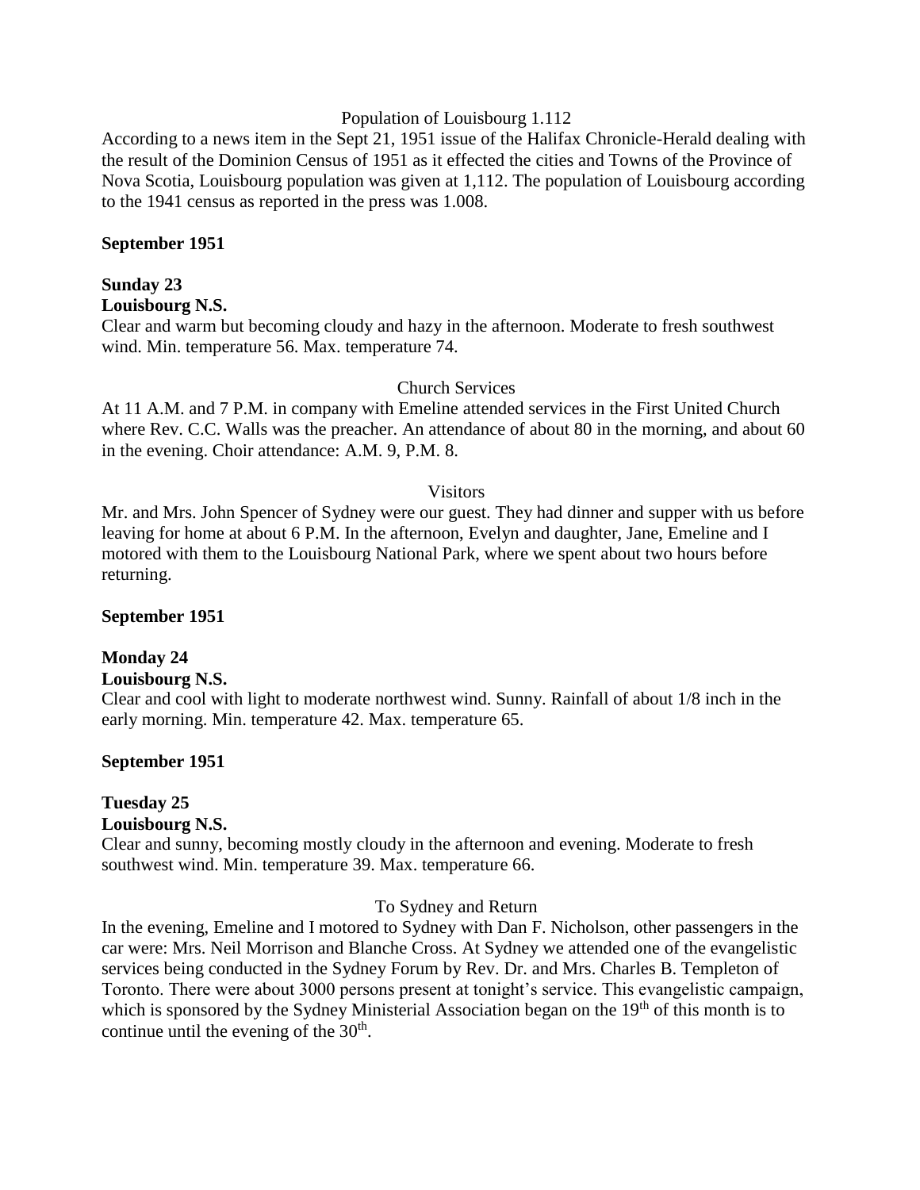Population of Louisbourg 1.112

According to a news item in the Sept 21, 1951 issue of the Halifax Chronicle-Herald dealing with the result of the Dominion Census of 1951 as it effected the cities and Towns of the Province of Nova Scotia, Louisbourg population was given at 1,112. The population of Louisbourg according to the 1941 census as reported in the press was 1.008.

**September 1951**

**Sunday 23**
**Louisbourg N.S.**

Clear and warm but becoming cloudy and hazy in the afternoon. Moderate to fresh southwest wind. Min. temperature 56. Max. temperature 74.

Church Services

At 11 A.M. and 7 P.M. in company with Emeline attended services in the First United Church where Rev. C.C. Walls was the preacher. An attendance of about 80 in the morning, and about 60 in the evening. Choir attendance: A.M. 9, P.M. 8.

Visitors

Mr. and Mrs. John Spencer of Sydney were our guest. They had dinner and supper with us before leaving for home at about 6 P.M. In the afternoon, Evelyn and daughter, Jane, Emeline and I motored with them to the Louisbourg National Park, where we spent about two hours before returning.

**September 1951**

**Monday 24**
**Louisbourg N.S.**

Clear and cool with light to moderate northwest wind. Sunny. Rainfall of about 1/8 inch in the early morning. Min. temperature 42. Max. temperature 65.

**September 1951**

**Tuesday 25**
**Louisbourg N.S.**

Clear and sunny, becoming mostly cloudy in the afternoon and evening. Moderate to fresh southwest wind. Min. temperature 39. Max. temperature 66.

To Sydney and Return

In the evening, Emeline and I motored to Sydney with Dan F. Nicholson, other passengers in the car were: Mrs. Neil Morrison and Blanche Cross. At Sydney we attended one of the evangelistic services being conducted in the Sydney Forum by Rev. Dr. and Mrs. Charles B. Templeton of Toronto. There were about 3000 persons present at tonight's service. This evangelistic campaign, which is sponsored by the Sydney Ministerial Association began on the 19th of this month is to continue until the evening of the 30th.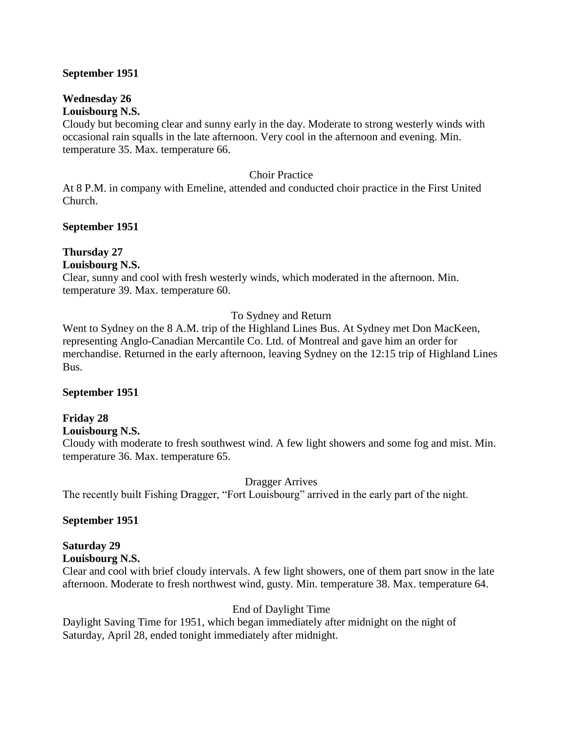**September 1951**

**Wednesday 26**
**Louisbourg N.S.**
Cloudy but becoming clear and sunny early in the day. Moderate to strong westerly winds with occasional rain squalls in the late afternoon. Very cool in the afternoon and evening. Min. temperature 35. Max. temperature 66.

Choir Practice

At 8 P.M. in company with Emeline, attended and conducted choir practice in the First United Church.

**September 1951**

**Thursday 27**
**Louisbourg N.S.**
Clear, sunny and cool with fresh westerly winds, which moderated in the afternoon. Min. temperature 39. Max. temperature 60.

To Sydney and Return

Went to Sydney on the 8 A.M. trip of the Highland Lines Bus. At Sydney met Don MacKeen, representing Anglo-Canadian Mercantile Co. Ltd. of Montreal and gave him an order for merchandise. Returned in the early afternoon, leaving Sydney on the 12:15 trip of Highland Lines Bus.

**September 1951**

**Friday 28**
**Louisbourg N.S.**
Cloudy with moderate to fresh southwest wind. A few light showers and some fog and mist. Min. temperature 36. Max. temperature 65.

Dragger Arrives

The recently built Fishing Dragger, "Fort Louisbourg" arrived in the early part of the night.

**September 1951**

**Saturday 29**
**Louisbourg N.S.**
Clear and cool with brief cloudy intervals. A few light showers, one of them part snow in the late afternoon. Moderate to fresh northwest wind, gusty. Min. temperature 38. Max. temperature 64.

End of Daylight Time

Daylight Saving Time for 1951, which began immediately after midnight on the night of Saturday, April 28, ended tonight immediately after midnight.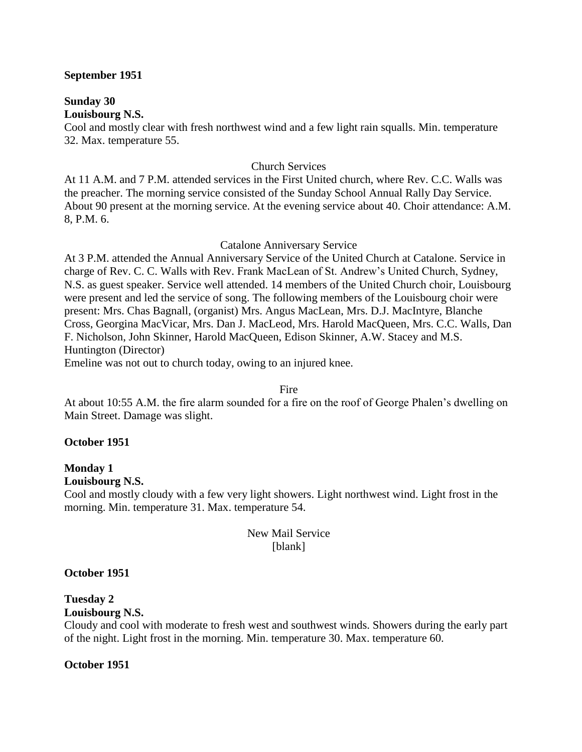**September 1951**

**Sunday 30**
**Louisbourg N.S.**
Cool and mostly clear with fresh northwest wind and a few light rain squalls. Min. temperature 32. Max. temperature 55.

Church Services

At 11 A.M. and 7 P.M. attended services in the First United church, where Rev. C.C. Walls was the preacher. The morning service consisted of the Sunday School Annual Rally Day Service. About 90 present at the morning service. At the evening service about 40. Choir attendance: A.M. 8, P.M. 6.

Catalone Anniversary Service

At 3 P.M. attended the Annual Anniversary Service of the United Church at Catalone. Service in charge of Rev. C. C. Walls with Rev. Frank MacLean of St. Andrew's United Church, Sydney, N.S. as guest speaker. Service well attended. 14 members of the United Church choir, Louisbourg were present and led the service of song. The following members of the Louisbourg choir were present: Mrs. Chas Bagnall, (organist) Mrs. Angus MacLean, Mrs. D.J. MacIntyre, Blanche Cross, Georgina MacVicar, Mrs. Dan J. MacLeod, Mrs. Harold MacQueen, Mrs. C.C. Walls, Dan F. Nicholson, John Skinner, Harold MacQueen, Edison Skinner, A.W. Stacey and M.S. Huntington (Director)
Emeline was not out to church today, owing to an injured knee.

Fire

At about 10:55 A.M. the fire alarm sounded for a fire on the roof of George Phalen's dwelling on Main Street. Damage was slight.

**October 1951**

**Monday 1**
**Louisbourg N.S.**
Cool and mostly cloudy with a few very light showers. Light northwest wind. Light frost in the morning. Min. temperature 31. Max. temperature 54.

New Mail Service
[blank]

**October 1951**

**Tuesday 2**
**Louisbourg N.S.**
Cloudy and cool with moderate to fresh west and southwest winds. Showers during the early part of the night. Light frost in the morning. Min. temperature 30. Max. temperature 60.

**October 1951**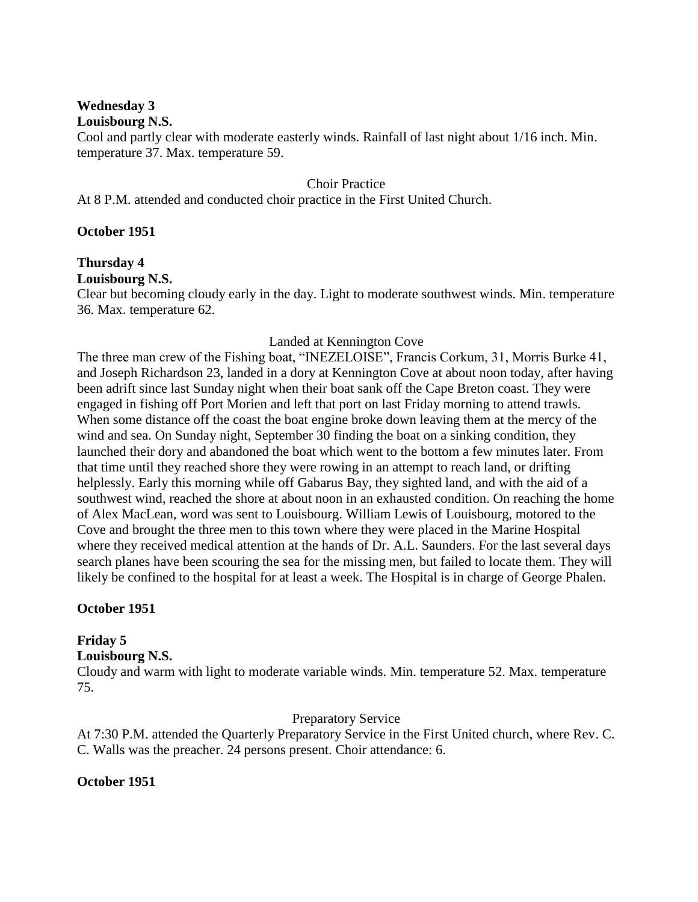**Wednesday 3**
**Louisbourg N.S.**
Cool and partly clear with moderate easterly winds. Rainfall of last night about 1/16 inch. Min. temperature 37. Max. temperature 59.

Choir Practice
At 8 P.M. attended and conducted choir practice in the First United Church.

**October 1951**

**Thursday 4**
**Louisbourg N.S.**
Clear but becoming cloudy early in the day. Light to moderate southwest winds. Min. temperature 36. Max. temperature 62.

Landed at Kennington Cove
The three man crew of the Fishing boat, "INEZELOISE", Francis Corkum, 31, Morris Burke 41, and Joseph Richardson 23, landed in a dory at Kennington Cove at about noon today, after having been adrift since last Sunday night when their boat sank off the Cape Breton coast. They were engaged in fishing off Port Morien and left that port on last Friday morning to attend trawls. When some distance off the coast the boat engine broke down leaving them at the mercy of the wind and sea. On Sunday night, September 30 finding the boat on a sinking condition, they launched their dory and abandoned the boat which went to the bottom a few minutes later. From that time until they reached shore they were rowing in an attempt to reach land, or drifting helplessly. Early this morning while off Gabarus Bay, they sighted land, and with the aid of a southwest wind, reached the shore at about noon in an exhausted condition. On reaching the home of Alex MacLean, word was sent to Louisbourg. William Lewis of Louisbourg, motored to the Cove and brought the three men to this town where they were placed in the Marine Hospital where they received medical attention at the hands of Dr. A.L. Saunders. For the last several days search planes have been scouring the sea for the missing men, but failed to locate them. They will likely be confined to the hospital for at least a week. The Hospital is in charge of George Phalen.

**October 1951**

**Friday 5**
**Louisbourg N.S.**
Cloudy and warm with light to moderate variable winds. Min. temperature 52. Max. temperature 75.

Preparatory Service
At 7:30 P.M. attended the Quarterly Preparatory Service in the First United church, where Rev. C. C. Walls was the preacher. 24 persons present. Choir attendance: 6.

**October 1951**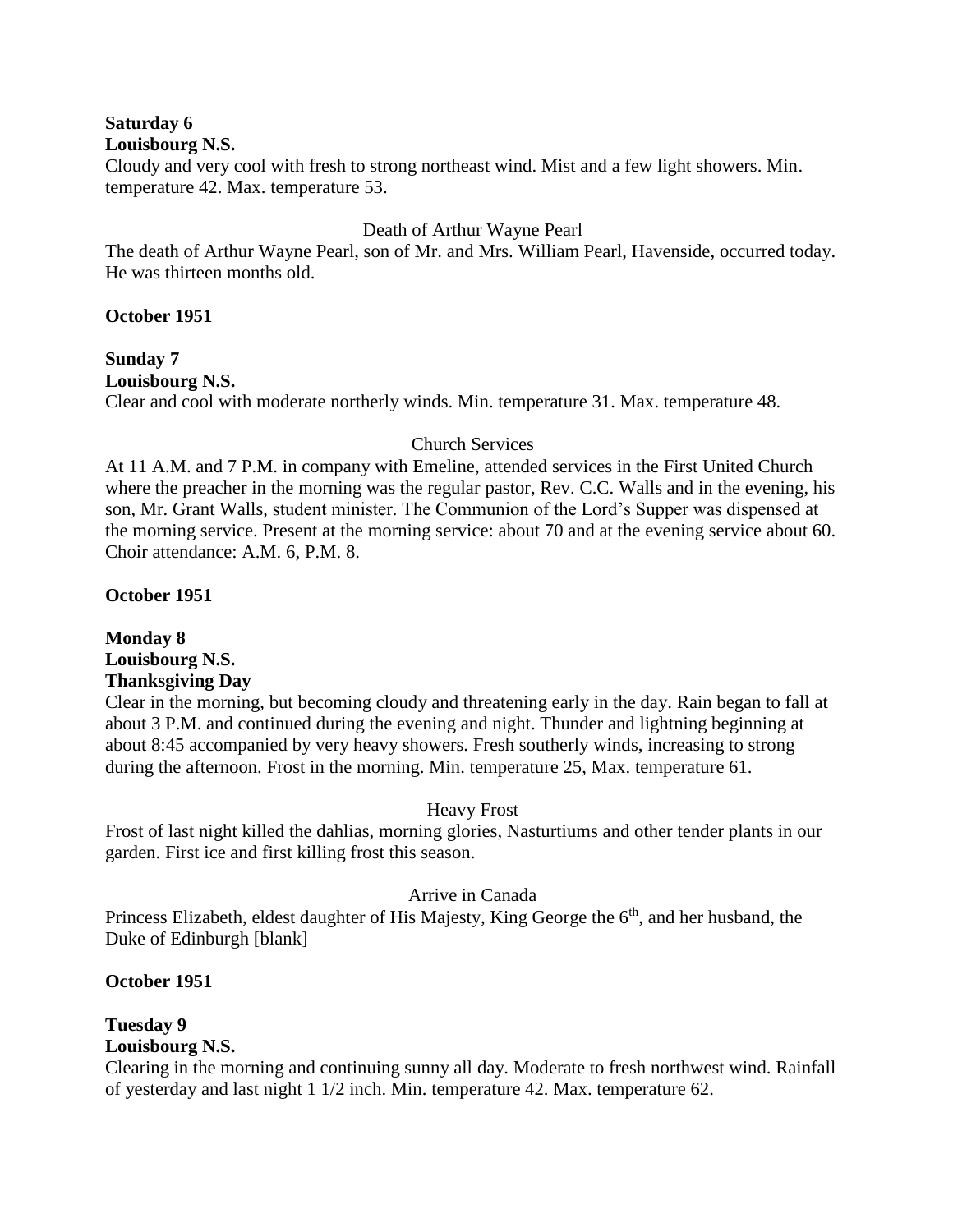**Saturday 6**
**Louisbourg N.S.**
Cloudy and very cool with fresh to strong northeast wind. Mist and a few light showers. Min. temperature 42. Max. temperature 53.

Death of Arthur Wayne Pearl

The death of Arthur Wayne Pearl, son of Mr. and Mrs. William Pearl, Havenside, occurred today. He was thirteen months old.

**October 1951**

**Sunday 7**
**Louisbourg N.S.**
Clear and cool with moderate northerly winds. Min. temperature 31. Max. temperature 48.

Church Services

At 11 A.M. and 7 P.M. in company with Emeline, attended services in the First United Church where the preacher in the morning was the regular pastor, Rev. C.C. Walls and in the evening, his son, Mr. Grant Walls, student minister. The Communion of the Lord's Supper was dispensed at the morning service. Present at the morning service: about 70 and at the evening service about 60. Choir attendance: A.M. 6, P.M. 8.

**October 1951**

**Monday 8**
**Louisbourg N.S.**
**Thanksgiving Day**
Clear in the morning, but becoming cloudy and threatening early in the day. Rain began to fall at about 3 P.M. and continued during the evening and night. Thunder and lightning beginning at about 8:45 accompanied by very heavy showers. Fresh southerly winds, increasing to strong during the afternoon. Frost in the morning. Min. temperature 25, Max. temperature 61.

Heavy Frost

Frost of last night killed the dahlias, morning glories, Nasturtiums and other tender plants in our garden. First ice and first killing frost this season.

Arrive in Canada

Princess Elizabeth, eldest daughter of His Majesty, King George the 6th, and her husband, the Duke of Edinburgh [blank]

**October 1951**

**Tuesday 9**
**Louisbourg N.S.**
Clearing in the morning and continuing sunny all day. Moderate to fresh northwest wind. Rainfall of yesterday and last night 1 1/2 inch. Min. temperature 42. Max. temperature 62.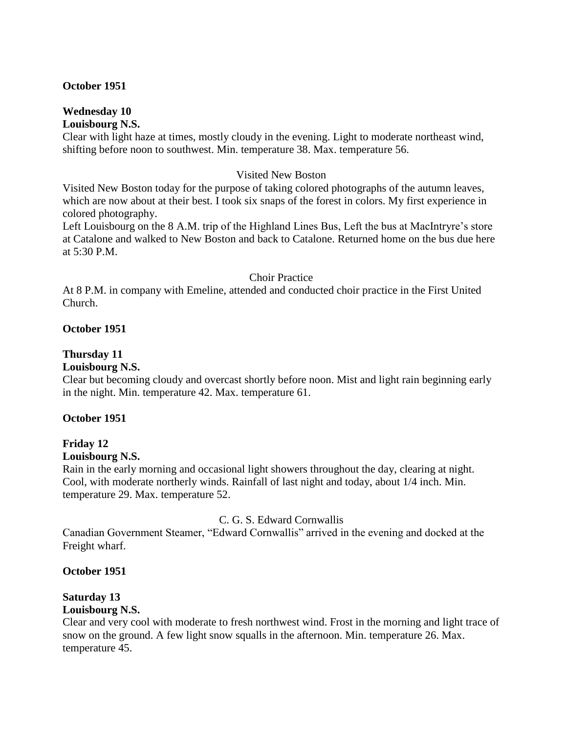**October 1951**

**Wednesday 10**
**Louisbourg N.S.**
Clear with light haze at times, mostly cloudy in the evening. Light to moderate northeast wind, shifting before noon to southwest. Min. temperature 38. Max. temperature 56.

Visited New Boston

Visited New Boston today for the purpose of taking colored photographs of the autumn leaves, which are now about at their best. I took six snaps of the forest in colors. My first experience in colored photography.
Left Louisbourg on the 8 A.M. trip of the Highland Lines Bus, Left the bus at MacIntryre's store at Catalone and walked to New Boston and back to Catalone. Returned home on the bus due here at 5:30 P.M.

Choir Practice

At 8 P.M. in company with Emeline, attended and conducted choir practice in the First United Church.

**October 1951**

**Thursday 11**
**Louisbourg N.S.**
Clear but becoming cloudy and overcast shortly before noon. Mist and light rain beginning early in the night. Min. temperature 42. Max. temperature 61.

**October 1951**

**Friday 12**
**Louisbourg N.S.**
Rain in the early morning and occasional light showers throughout the day, clearing at night. Cool, with moderate northerly winds. Rainfall of last night and today, about 1/4 inch. Min. temperature 29. Max. temperature 52.

C. G. S. Edward Cornwallis

Canadian Government Steamer, "Edward Cornwallis" arrived in the evening and docked at the Freight wharf.

**October 1951**

**Saturday 13**
**Louisbourg N.S.**
Clear and very cool with moderate to fresh northwest wind. Frost in the morning and light trace of snow on the ground. A few light snow squalls in the afternoon. Min. temperature 26. Max. temperature 45.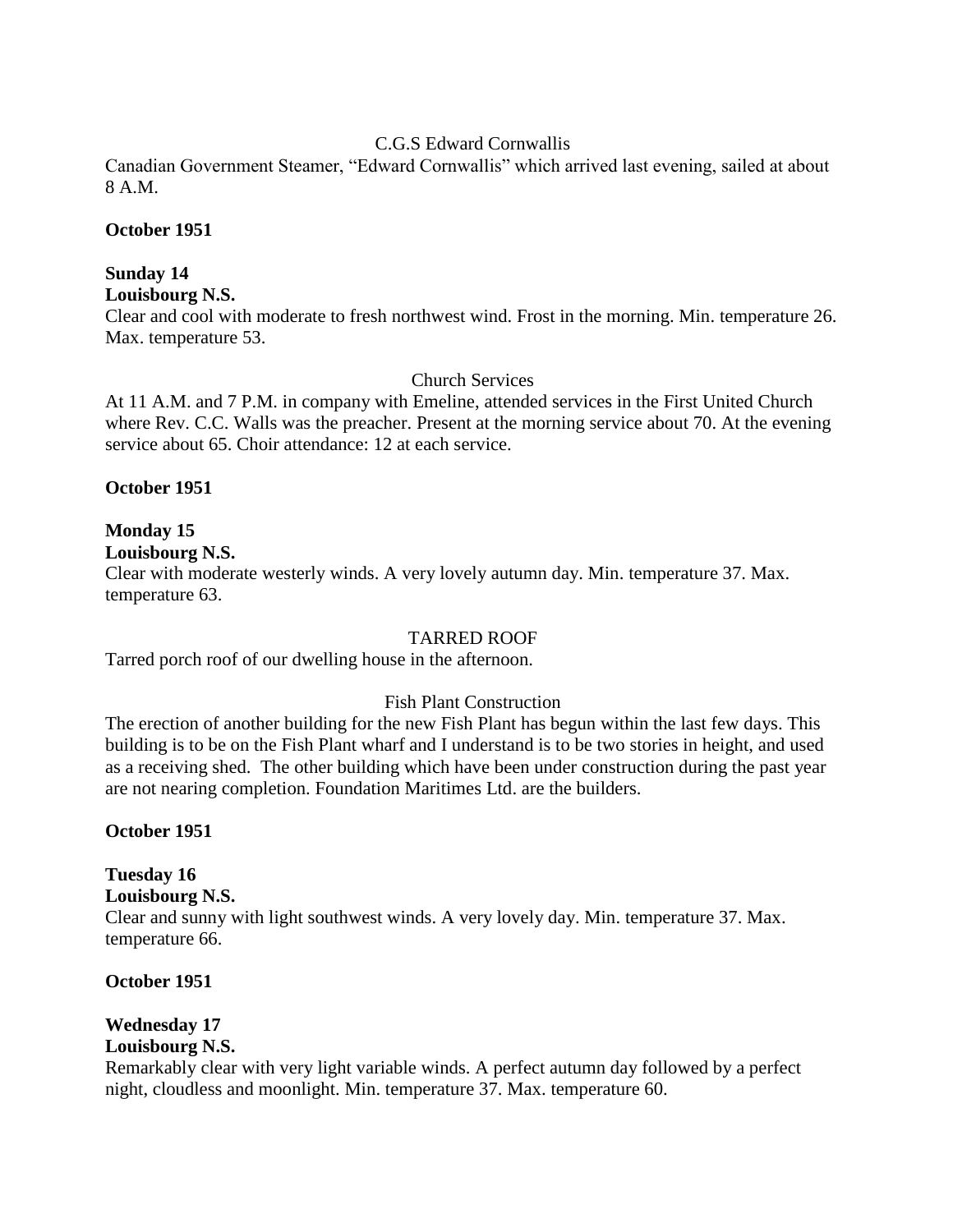C.G.S Edward Cornwallis

Canadian Government Steamer, "Edward Cornwallis" which arrived last evening, sailed at about 8 A.M.

**October 1951**

**Sunday 14**
**Louisbourg N.S.**

Clear and cool with moderate to fresh northwest wind. Frost in the morning. Min. temperature 26. Max. temperature 53.

Church Services

At 11 A.M. and 7 P.M. in company with Emeline, attended services in the First United Church where Rev. C.C. Walls was the preacher. Present at the morning service about 70. At the evening service about 65. Choir attendance: 12 at each service.

**October 1951**

**Monday 15**
**Louisbourg N.S.**

Clear with moderate westerly winds. A very lovely autumn day. Min. temperature 37. Max. temperature 63.

TARRED ROOF

Tarred porch roof of our dwelling house in the afternoon.

Fish Plant Construction

The erection of another building for the new Fish Plant has begun within the last few days. This building is to be on the Fish Plant wharf and I understand is to be two stories in height, and used as a receiving shed. The other building which have been under construction during the past year are not nearing completion. Foundation Maritimes Ltd. are the builders.

**October 1951**

**Tuesday 16**
**Louisbourg N.S.**

Clear and sunny with light southwest winds. A very lovely day. Min. temperature 37. Max. temperature 66.

**October 1951**

**Wednesday 17**
**Louisbourg N.S.**

Remarkably clear with very light variable winds. A perfect autumn day followed by a perfect night, cloudless and moonlight. Min. temperature 37. Max. temperature 60.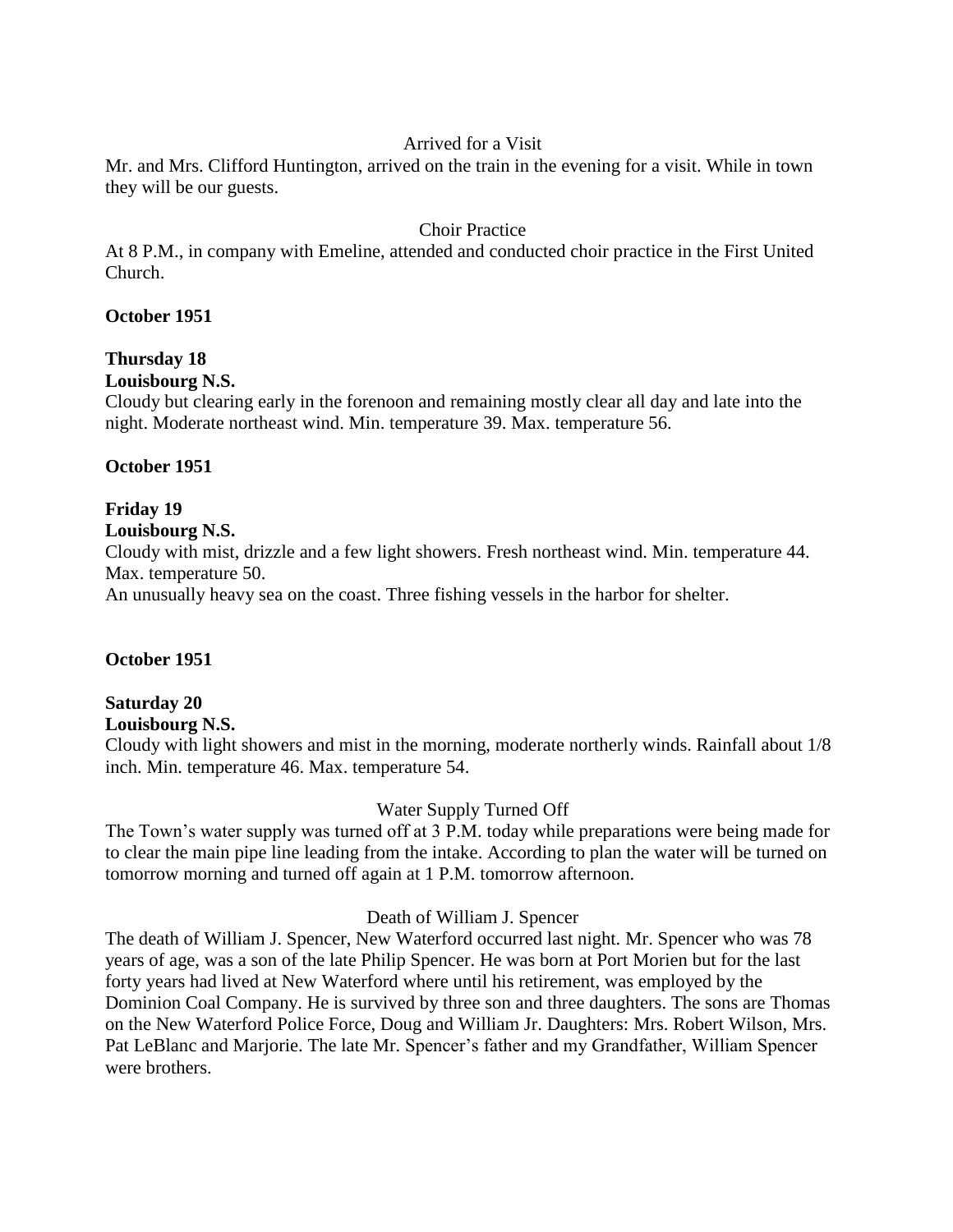Arrived for a Visit

Mr. and Mrs. Clifford Huntington, arrived on the train in the evening for a visit. While in town they will be our guests.

Choir Practice

At 8 P.M., in company with Emeline, attended and conducted choir practice in the First United Church.

**October 1951**

**Thursday 18**
**Louisbourg N.S.**

Cloudy but clearing early in the forenoon and remaining mostly clear all day and late into the night. Moderate northeast wind. Min. temperature 39. Max. temperature 56.

**October 1951**

**Friday 19**
**Louisbourg N.S.**

Cloudy with mist, drizzle and a few light showers. Fresh northeast wind. Min. temperature 44. Max. temperature 50.
An unusually heavy sea on the coast. Three fishing vessels in the harbor for shelter.

**October 1951**

**Saturday 20**
**Louisbourg N.S.**

Cloudy with light showers and mist in the morning, moderate northerly winds. Rainfall about 1/8 inch. Min. temperature 46. Max. temperature 54.

Water Supply Turned Off

The Town's water supply was turned off at 3 P.M. today while preparations were being made for to clear the main pipe line leading from the intake. According to plan the water will be turned on tomorrow morning and turned off again at 1 P.M. tomorrow afternoon.

Death of William J. Spencer

The death of William J. Spencer, New Waterford occurred last night. Mr. Spencer who was 78 years of age, was a son of the late Philip Spencer. He was born at Port Morien but for the last forty years had lived at New Waterford where until his retirement, was employed by the Dominion Coal Company. He is survived by three son and three daughters. The sons are Thomas on the New Waterford Police Force, Doug and William Jr. Daughters: Mrs. Robert Wilson, Mrs. Pat LeBlanc and Marjorie. The late Mr. Spencer's father and my Grandfather, William Spencer were brothers.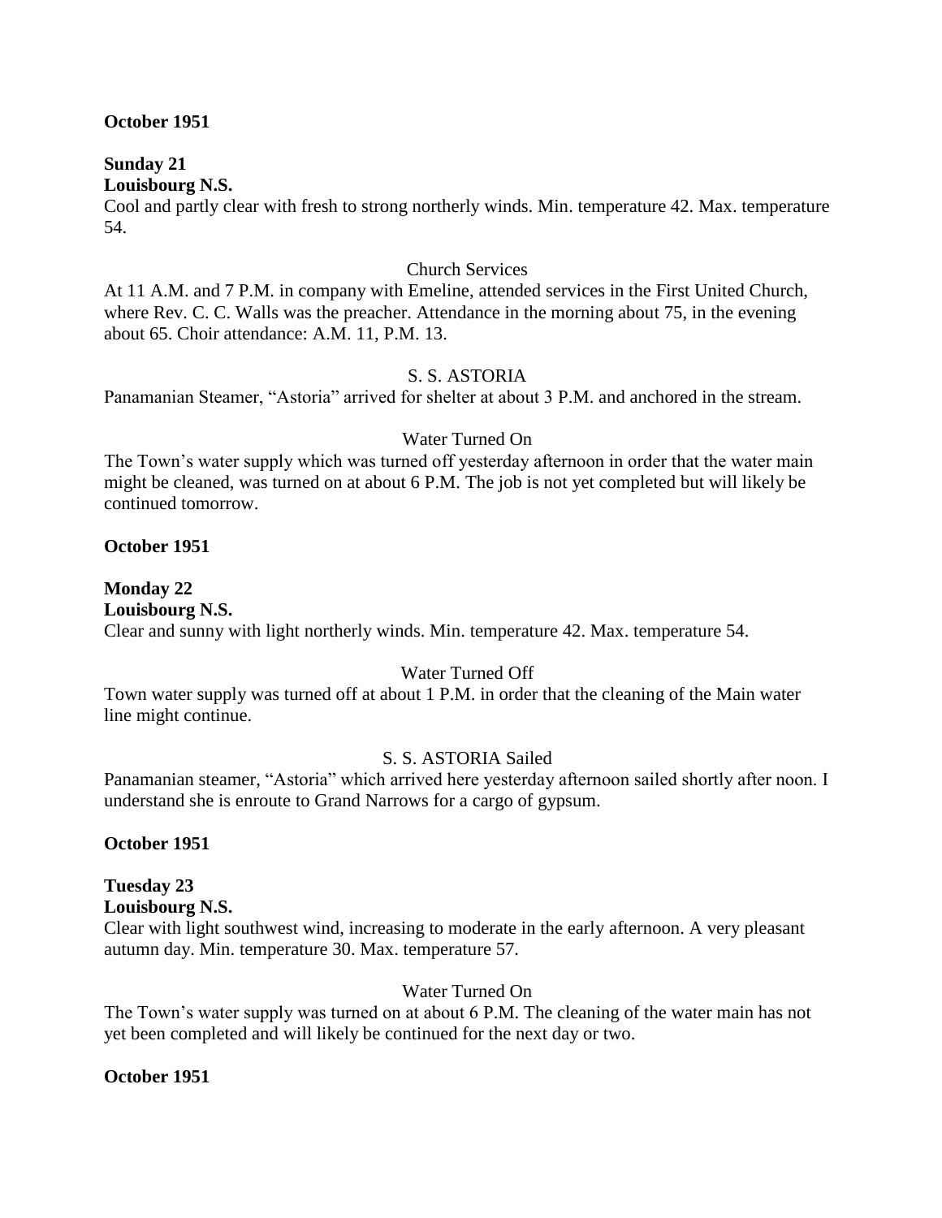**October 1951**

**Sunday 21**
**Louisbourg N.S.**
Cool and partly clear with fresh to strong northerly winds. Min. temperature 42. Max. temperature 54.

Church Services

At 11 A.M. and 7 P.M. in company with Emeline, attended services in the First United Church, where Rev. C. C. Walls was the preacher. Attendance in the morning about 75, in the evening about 65. Choir attendance: A.M. 11, P.M. 13.

S. S. ASTORIA

Panamanian Steamer, "Astoria" arrived for shelter at about 3 P.M. and anchored in the stream.

Water Turned On

The Town's water supply which was turned off yesterday afternoon in order that the water main might be cleaned, was turned on at about 6 P.M. The job is not yet completed but will likely be continued tomorrow.

**October 1951**

**Monday 22**
**Louisbourg N.S.**
Clear and sunny with light northerly winds. Min. temperature 42. Max. temperature 54.

Water Turned Off

Town water supply was turned off at about 1 P.M. in order that the cleaning of the Main water line might continue.

S. S. ASTORIA Sailed

Panamanian steamer, "Astoria" which arrived here yesterday afternoon sailed shortly after noon. I understand she is enroute to Grand Narrows for a cargo of gypsum.

**October 1951**

**Tuesday 23**
**Louisbourg N.S.**
Clear with light southwest wind, increasing to moderate in the early afternoon. A very pleasant autumn day. Min. temperature 30. Max. temperature 57.

Water Turned On

The Town's water supply was turned on at about 6 P.M. The cleaning of the water main has not yet been completed and will likely be continued for the next day or two.

**October 1951**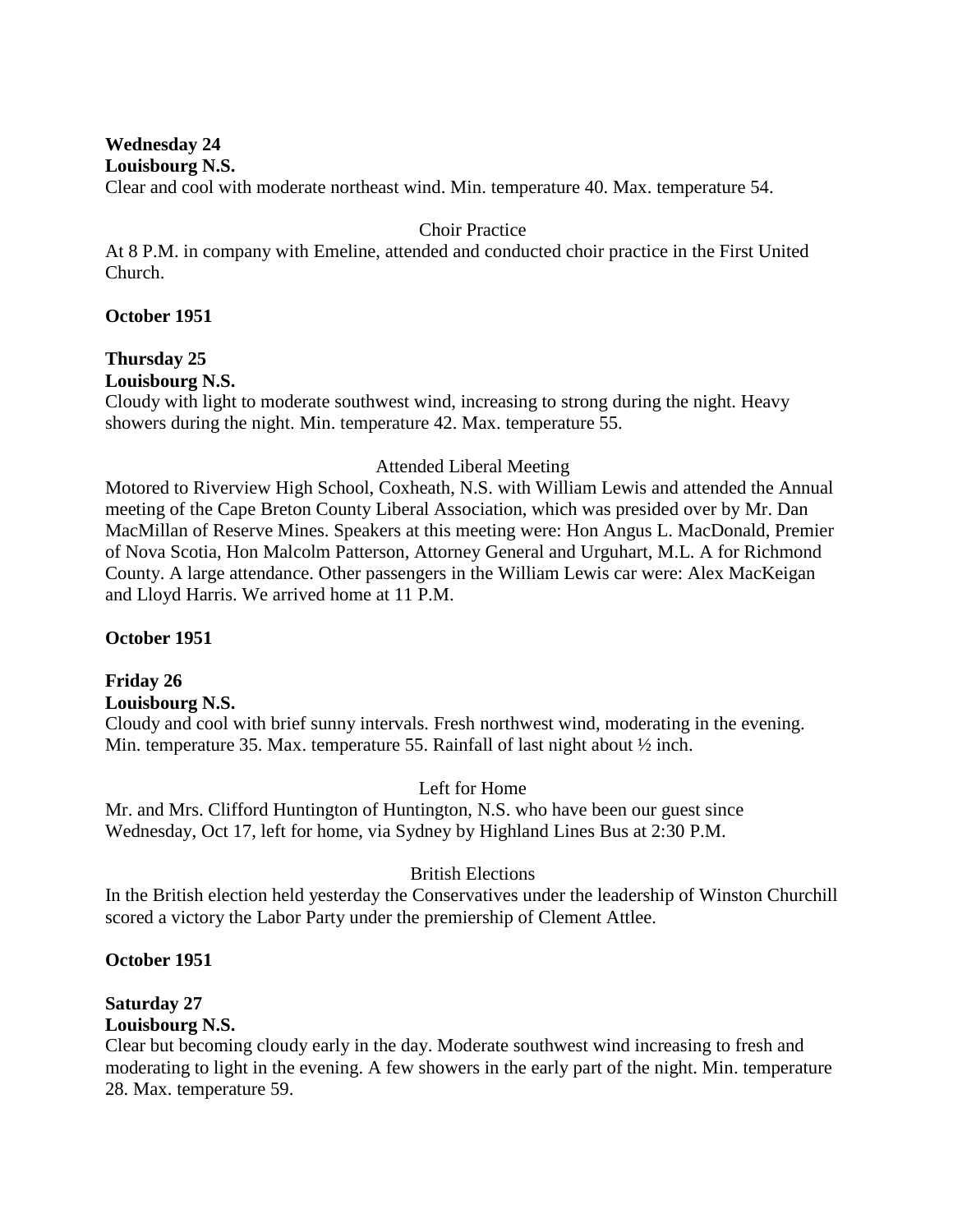**Wednesday 24**
**Louisbourg N.S.**
Clear and cool with moderate northeast wind. Min. temperature 40. Max. temperature 54.

Choir Practice

At 8 P.M. in company with Emeline, attended and conducted choir practice in the First United Church.

**October 1951**

**Thursday 25**
**Louisbourg N.S.**
Cloudy with light to moderate southwest wind, increasing to strong during the night. Heavy showers during the night. Min. temperature 42. Max. temperature 55.

Attended Liberal Meeting

Motored to Riverview High School, Coxheath, N.S. with William Lewis and attended the Annual meeting of the Cape Breton County Liberal Association, which was presided over by Mr. Dan MacMillan of Reserve Mines. Speakers at this meeting were: Hon Angus L. MacDonald, Premier of Nova Scotia, Hon Malcolm Patterson, Attorney General and Urguhart, M.L. A for Richmond County. A large attendance. Other passengers in the William Lewis car were: Alex MacKeigan and Lloyd Harris. We arrived home at 11 P.M.

**October 1951**

**Friday 26**
**Louisbourg N.S.**
Cloudy and cool with brief sunny intervals. Fresh northwest wind, moderating in the evening. Min. temperature 35. Max. temperature 55. Rainfall of last night about ½ inch.

Left for Home

Mr. and Mrs. Clifford Huntington of Huntington, N.S. who have been our guest since Wednesday, Oct 17, left for home, via Sydney by Highland Lines Bus at 2:30 P.M.

British Elections

In the British election held yesterday the Conservatives under the leadership of Winston Churchill scored a victory the Labor Party under the premiership of Clement Attlee.

**October 1951**

**Saturday 27**
**Louisbourg N.S.**
Clear but becoming cloudy early in the day. Moderate southwest wind increasing to fresh and moderating to light in the evening. A few showers in the early part of the night. Min. temperature 28. Max. temperature 59.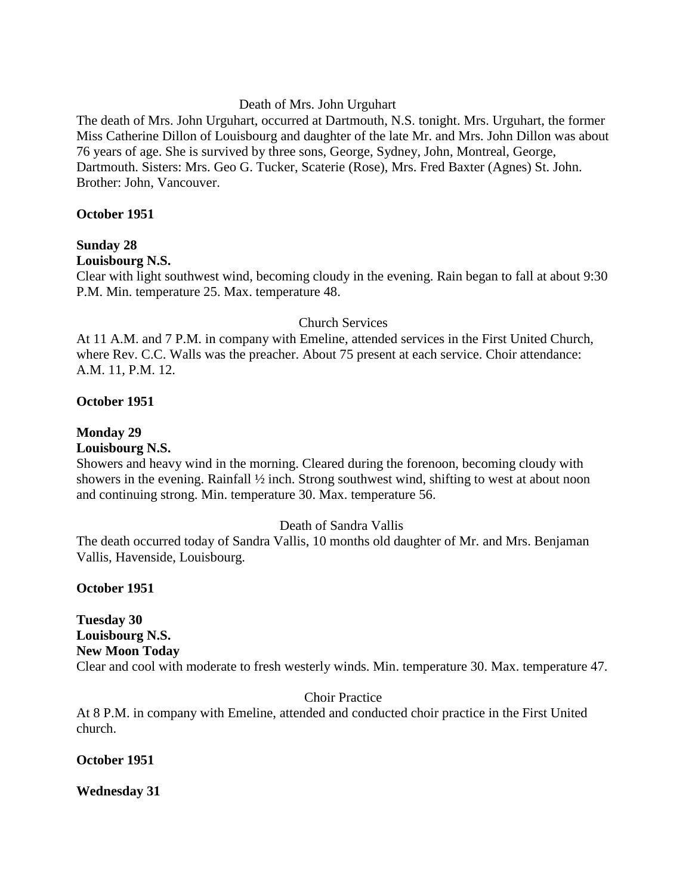Death of Mrs. John Urguhart

The death of Mrs. John Urguhart, occurred at Dartmouth, N.S. tonight. Mrs. Urguhart, the former Miss Catherine Dillon of Louisbourg and daughter of the late Mr. and Mrs. John Dillon was about 76 years of age. She is survived by three sons, George, Sydney, John, Montreal, George, Dartmouth. Sisters: Mrs. Geo G. Tucker, Scaterie (Rose), Mrs. Fred Baxter (Agnes) St. John. Brother: John, Vancouver.

**October 1951**

**Sunday 28**
**Louisbourg N.S.**

Clear with light southwest wind, becoming cloudy in the evening. Rain began to fall at about 9:30 P.M. Min. temperature 25. Max. temperature 48.

Church Services

At 11 A.M. and 7 P.M. in company with Emeline, attended services in the First United Church, where Rev. C.C. Walls was the preacher. About 75 present at each service. Choir attendance: A.M. 11, P.M. 12.

**October 1951**

**Monday 29**
**Louisbourg N.S.**

Showers and heavy wind in the morning. Cleared during the forenoon, becoming cloudy with showers in the evening. Rainfall ½ inch. Strong southwest wind, shifting to west at about noon and continuing strong. Min. temperature 30. Max. temperature 56.

Death of Sandra Vallis

The death occurred today of Sandra Vallis, 10 months old daughter of Mr. and Mrs. Benjaman Vallis, Havenside, Louisbourg.

**October 1951**

**Tuesday 30**
**Louisbourg N.S.**
**New Moon Today**

Clear and cool with moderate to fresh westerly winds. Min. temperature 30. Max. temperature 47.

Choir Practice

At 8 P.M. in company with Emeline, attended and conducted choir practice in the First United church.

**October 1951**

**Wednesday 31**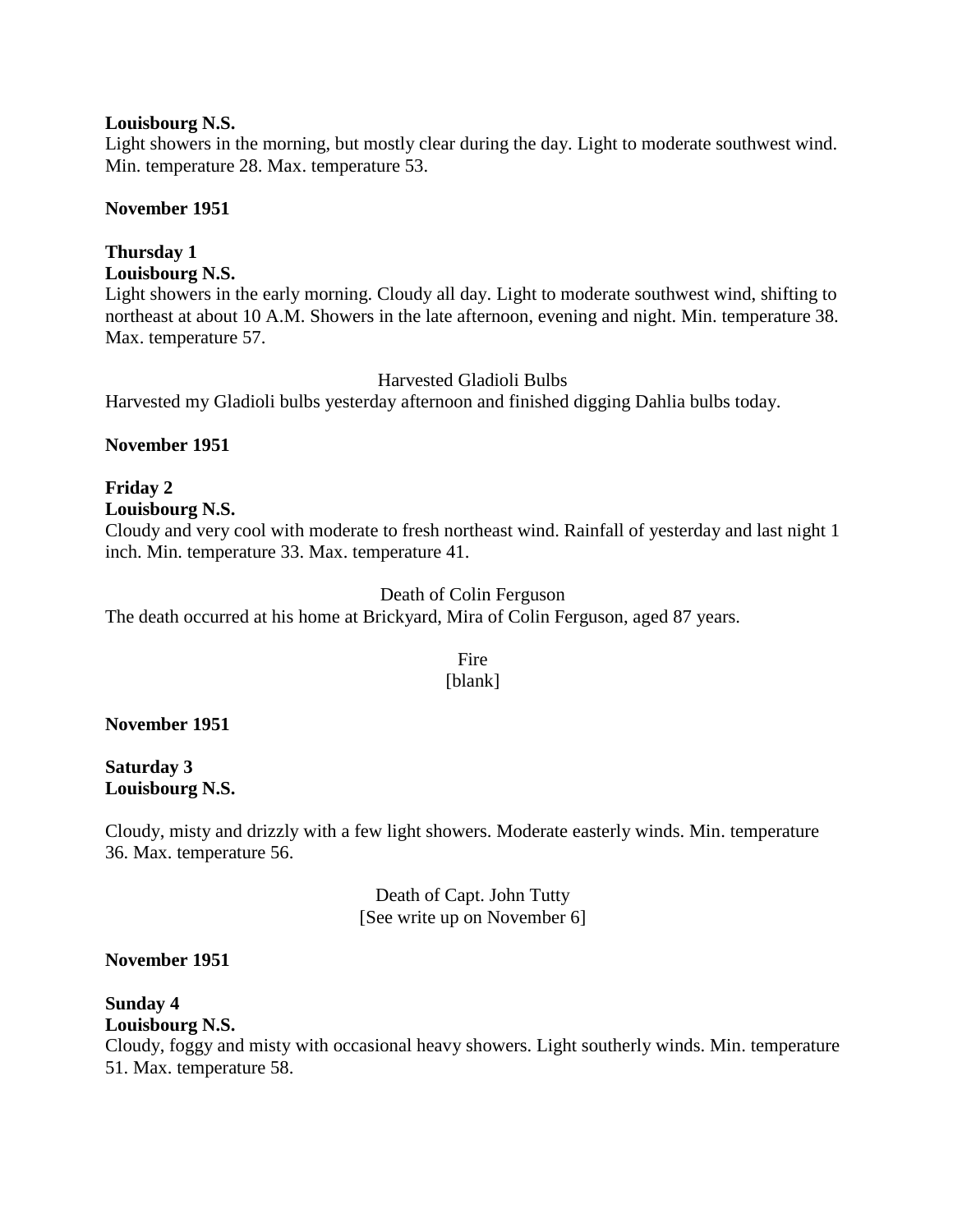**Louisbourg N.S.**
Light showers in the morning, but mostly clear during the day. Light to moderate southwest wind. Min. temperature 28. Max. temperature 53.

**November 1951**

**Thursday 1**
**Louisbourg N.S.**
Light showers in the early morning. Cloudy all day. Light to moderate southwest wind, shifting to northeast at about 10 A.M. Showers in the late afternoon, evening and night. Min. temperature 38. Max. temperature 57.

Harvested Gladioli Bulbs

Harvested my Gladioli bulbs yesterday afternoon and finished digging Dahlia bulbs today.

**November 1951**

**Friday 2**
**Louisbourg N.S.**
Cloudy and very cool with moderate to fresh northeast wind. Rainfall of yesterday and last night 1 inch. Min. temperature 33. Max. temperature 41.

Death of Colin Ferguson

The death occurred at his home at Brickyard, Mira of Colin Ferguson, aged 87 years.

Fire
[blank]

**November 1951**

**Saturday 3**
**Louisbourg N.S.**

Cloudy, misty and drizzly with a few light showers. Moderate easterly winds. Min. temperature 36. Max. temperature 56.

Death of Capt. John Tutty
[See write up on November 6]

**November 1951**

**Sunday 4**
**Louisbourg N.S.**
Cloudy, foggy and misty with occasional heavy showers. Light southerly winds. Min. temperature 51. Max. temperature 58.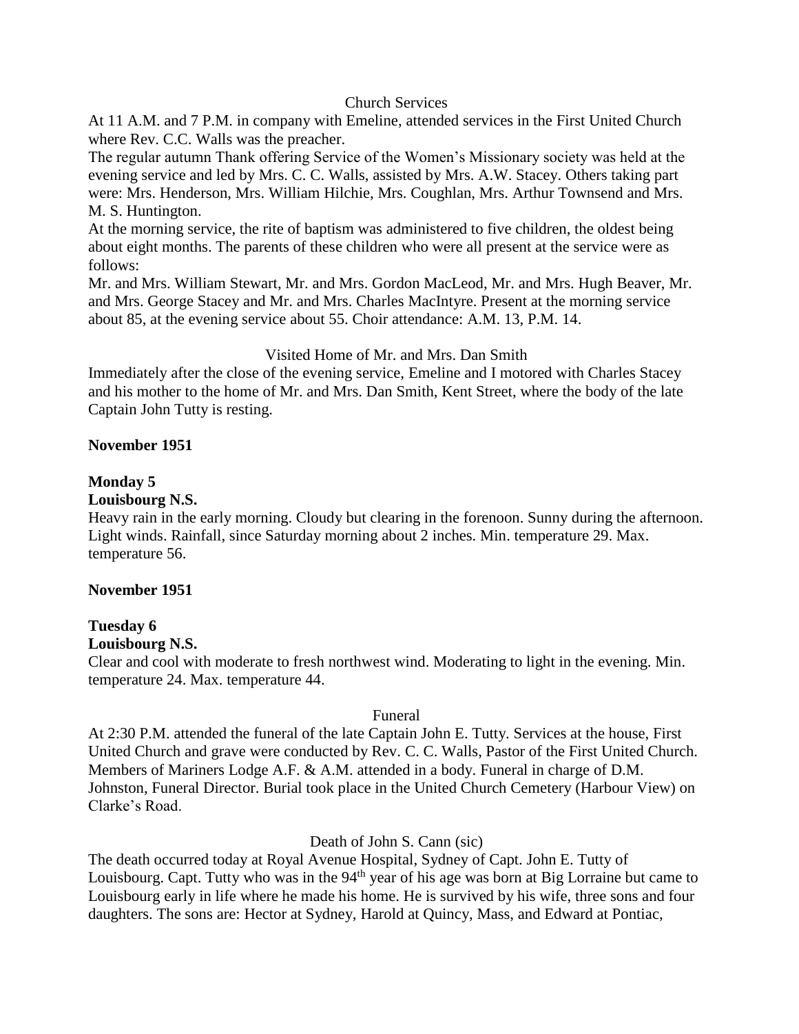Church Services

At 11 A.M. and 7 P.M. in company with Emeline, attended services in the First United Church where Rev. C.C. Walls was the preacher.

The regular autumn Thank offering Service of the Women's Missionary society was held at the evening service and led by Mrs. C. C. Walls, assisted by Mrs. A.W. Stacey. Others taking part were: Mrs. Henderson, Mrs. William Hilchie, Mrs. Coughlan, Mrs. Arthur Townsend and Mrs. M. S. Huntington.

At the morning service, the rite of baptism was administered to five children, the oldest being about eight months. The parents of these children who were all present at the service were as follows:

Mr. and Mrs. William Stewart, Mr. and Mrs. Gordon MacLeod, Mr. and Mrs. Hugh Beaver, Mr. and Mrs. George Stacey and Mr. and Mrs. Charles MacIntyre. Present at the morning service about 85, at the evening service about 55. Choir attendance: A.M. 13, P.M. 14.

Visited Home of Mr. and Mrs. Dan Smith

Immediately after the close of the evening service, Emeline and I motored with Charles Stacey and his mother to the home of Mr. and Mrs. Dan Smith, Kent Street, where the body of the late Captain John Tutty is resting.

**November 1951**

**Monday 5**

**Louisbourg N.S.**

Heavy rain in the early morning. Cloudy but clearing in the forenoon. Sunny during the afternoon. Light winds. Rainfall, since Saturday morning about 2 inches. Min. temperature 29. Max. temperature 56.

**November 1951**

**Tuesday 6**

**Louisbourg N.S.**

Clear and cool with moderate to fresh northwest wind. Moderating to light in the evening. Min. temperature 24. Max. temperature 44.

Funeral

At 2:30 P.M. attended the funeral of the late Captain John E. Tutty. Services at the house, First United Church and grave were conducted by Rev. C. C. Walls, Pastor of the First United Church. Members of Mariners Lodge A.F. & A.M. attended in a body. Funeral in charge of D.M. Johnston, Funeral Director. Burial took place in the United Church Cemetery (Harbour View) on Clarke's Road.

Death of John S. Cann (sic)

The death occurred today at Royal Avenue Hospital, Sydney of Capt. John E. Tutty of Louisbourg. Capt. Tutty who was in the 94th year of his age was born at Big Lorraine but came to Louisbourg early in life where he made his home. He is survived by his wife, three sons and four daughters. The sons are: Hector at Sydney, Harold at Quincy, Mass, and Edward at Pontiac,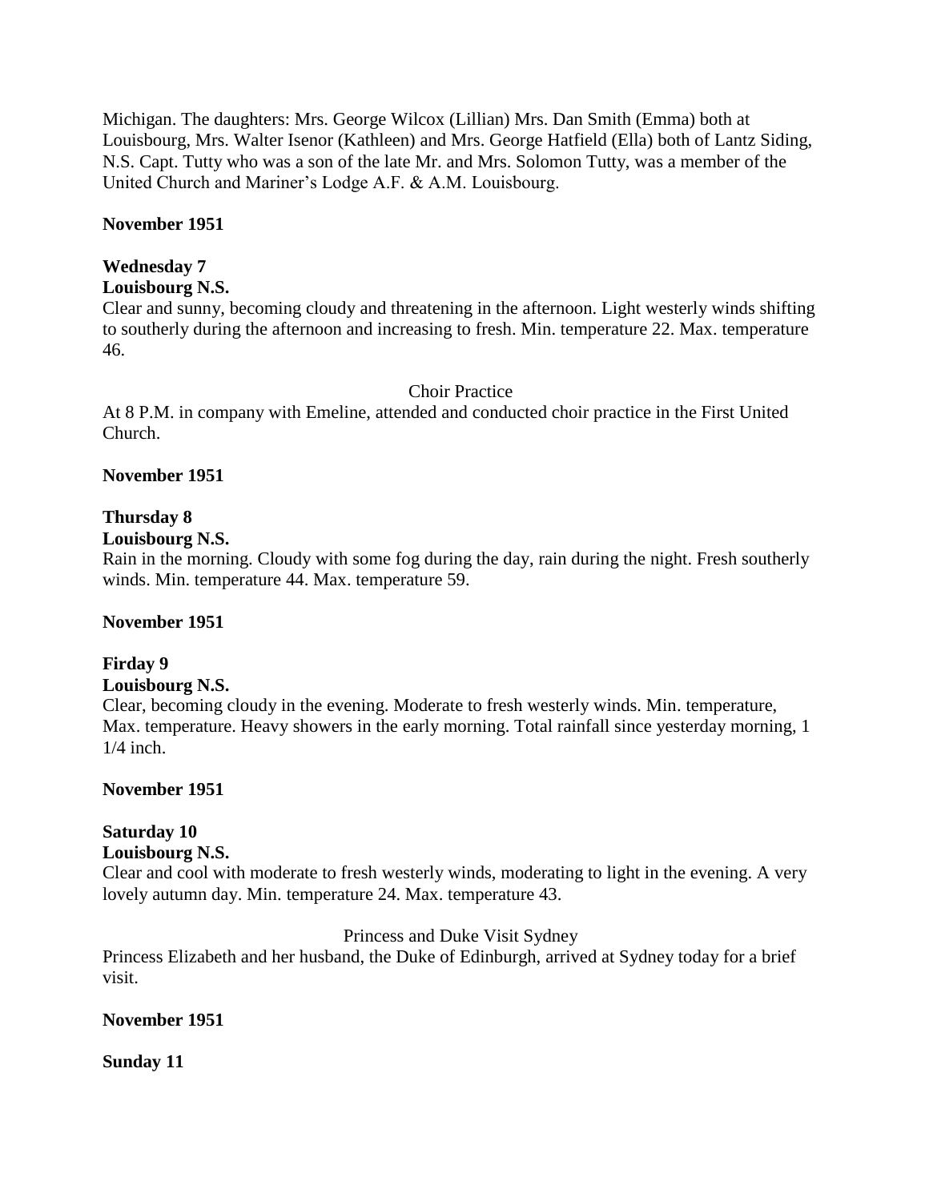Michigan. The daughters: Mrs. George Wilcox (Lillian) Mrs. Dan Smith (Emma) both at Louisbourg, Mrs. Walter Isenor (Kathleen) and Mrs. George Hatfield (Ella) both of Lantz Siding, N.S. Capt. Tutty who was a son of the late Mr. and Mrs. Solomon Tutty, was a member of the United Church and Mariner's Lodge A.F. & A.M. Louisbourg.

**November 1951**

**Wednesday 7**
**Louisbourg N.S.**
Clear and sunny, becoming cloudy and threatening in the afternoon. Light westerly winds shifting to southerly during the afternoon and increasing to fresh. Min. temperature 22. Max. temperature 46.

Choir Practice

At 8 P.M. in company with Emeline, attended and conducted choir practice in the First United Church.

**November 1951**

**Thursday 8**
**Louisbourg N.S.**
Rain in the morning. Cloudy with some fog during the day, rain during the night. Fresh southerly winds. Min. temperature 44. Max. temperature 59.

**November 1951**

**Firday 9**
**Louisbourg N.S.**
Clear, becoming cloudy in the evening. Moderate to fresh westerly winds. Min. temperature, Max. temperature. Heavy showers in the early morning. Total rainfall since yesterday morning, 1 1/4 inch.

**November 1951**

**Saturday 10**
**Louisbourg N.S.**
Clear and cool with moderate to fresh westerly winds, moderating to light in the evening. A very lovely autumn day. Min. temperature 24. Max. temperature 43.

Princess and Duke Visit Sydney

Princess Elizabeth and her husband, the Duke of Edinburgh, arrived at Sydney today for a brief visit.

**November 1951**

**Sunday 11**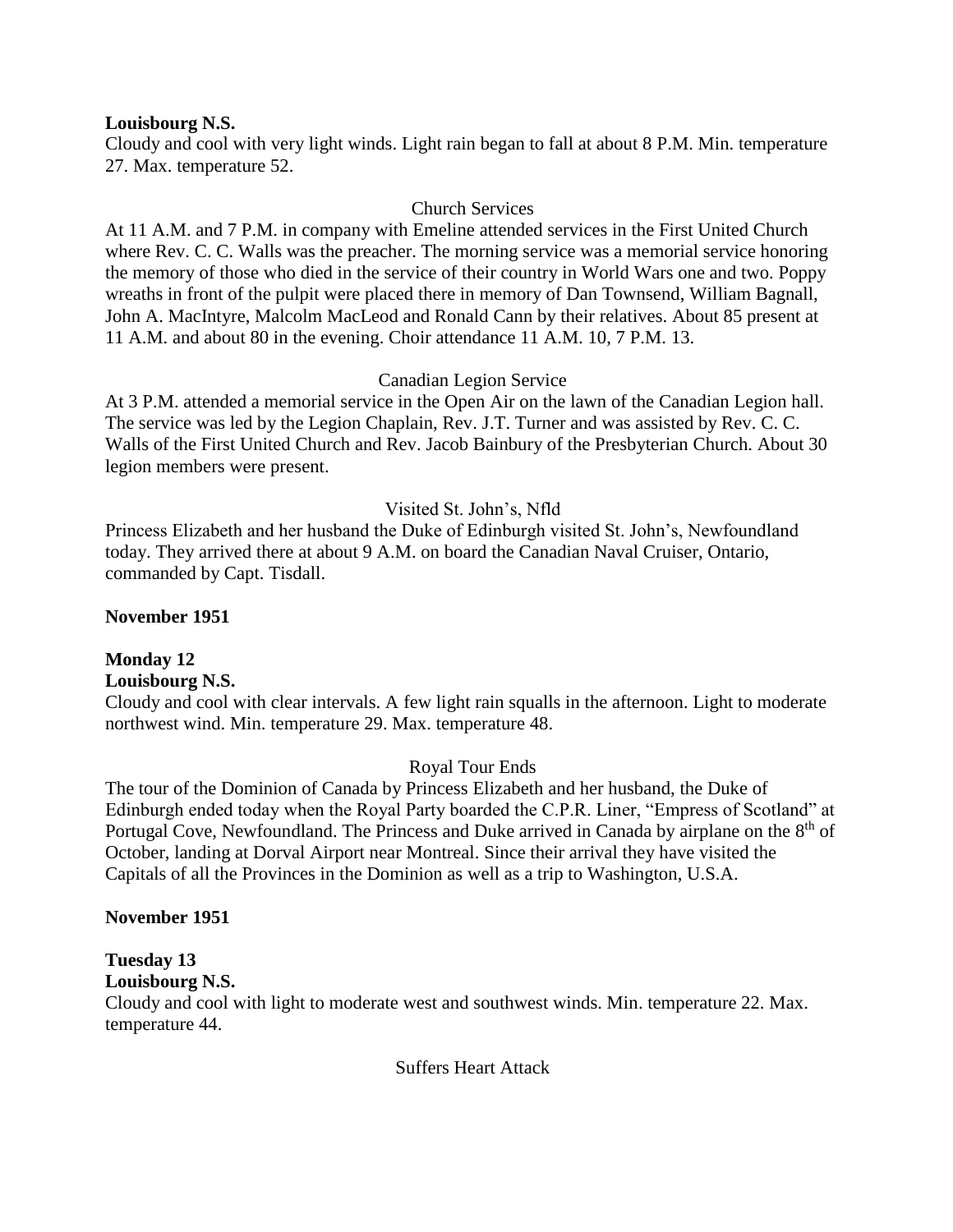**Louisbourg N.S.**

Cloudy and cool with very light winds. Light rain began to fall at about 8 P.M. Min. temperature 27. Max. temperature 52.

Church Services

At 11 A.M. and 7 P.M. in company with Emeline attended services in the First United Church where Rev. C. C. Walls was the preacher. The morning service was a memorial service honoring the memory of those who died in the service of their country in World Wars one and two. Poppy wreaths in front of the pulpit were placed there in memory of Dan Townsend, William Bagnall, John A. MacIntyre, Malcolm MacLeod and Ronald Cann by their relatives. About 85 present at 11 A.M. and about 80 in the evening. Choir attendance 11 A.M. 10, 7 P.M. 13.

Canadian Legion Service

At 3 P.M. attended a memorial service in the Open Air on the lawn of the Canadian Legion hall. The service was led by the Legion Chaplain, Rev. J.T. Turner and was assisted by Rev. C. C. Walls of the First United Church and Rev. Jacob Bainbury of the Presbyterian Church. About 30 legion members were present.

Visited St. John's, Nfld

Princess Elizabeth and her husband the Duke of Edinburgh visited St. John's, Newfoundland today. They arrived there at about 9 A.M. on board the Canadian Naval Cruiser, Ontario, commanded by Capt. Tisdall.

**November 1951**

**Monday 12**

**Louisbourg N.S.**

Cloudy and cool with clear intervals. A few light rain squalls in the afternoon. Light to moderate northwest wind. Min. temperature 29. Max. temperature 48.

Royal Tour Ends

The tour of the Dominion of Canada by Princess Elizabeth and her husband, the Duke of Edinburgh ended today when the Royal Party boarded the C.P.R. Liner, "Empress of Scotland" at Portugal Cove, Newfoundland. The Princess and Duke arrived in Canada by airplane on the 8th of October, landing at Dorval Airport near Montreal. Since their arrival they have visited the Capitals of all the Provinces in the Dominion as well as a trip to Washington, U.S.A.

**November 1951**

**Tuesday 13**

**Louisbourg N.S.**

Cloudy and cool with light to moderate west and southwest winds. Min. temperature 22. Max. temperature 44.

Suffers Heart Attack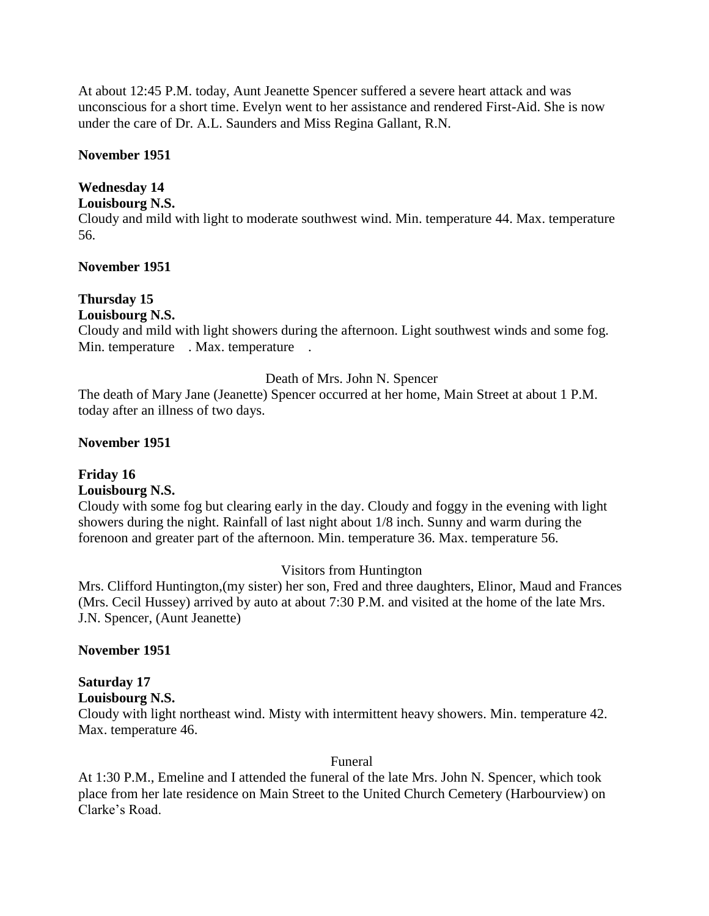At about 12:45 P.M. today, Aunt Jeanette Spencer suffered a severe heart attack and was unconscious for a short time. Evelyn went to her assistance and rendered First-Aid. She is now under the care of Dr. A.L. Saunders and Miss Regina Gallant, R.N.

**November 1951**

**Wednesday 14**
**Louisbourg N.S.**
Cloudy and mild with light to moderate southwest wind. Min. temperature 44. Max. temperature 56.

**November 1951**

**Thursday 15**
**Louisbourg N.S.**
Cloudy and mild with light showers during the afternoon. Light southwest winds and some fog. Min. temperature . Max. temperature .

Death of Mrs. John N. Spencer

The death of Mary Jane (Jeanette) Spencer occurred at her home, Main Street at about 1 P.M. today after an illness of two days.

**November 1951**

**Friday 16**
**Louisbourg N.S.**
Cloudy with some fog but clearing early in the day. Cloudy and foggy in the evening with light showers during the night. Rainfall of last night about 1/8 inch. Sunny and warm during the forenoon and greater part of the afternoon. Min. temperature 36. Max. temperature 56.

Visitors from Huntington

Mrs. Clifford Huntington,(my sister) her son, Fred and three daughters, Elinor, Maud and Frances (Mrs. Cecil Hussey) arrived by auto at about 7:30 P.M. and visited at the home of the late Mrs. J.N. Spencer, (Aunt Jeanette)

**November 1951**

**Saturday 17**
**Louisbourg N.S.**
Cloudy with light northeast wind. Misty with intermittent heavy showers. Min. temperature 42. Max. temperature 46.

Funeral

At 1:30 P.M., Emeline and I attended the funeral of the late Mrs. John N. Spencer, which took place from her late residence on Main Street to the United Church Cemetery (Harbourview) on Clarke's Road.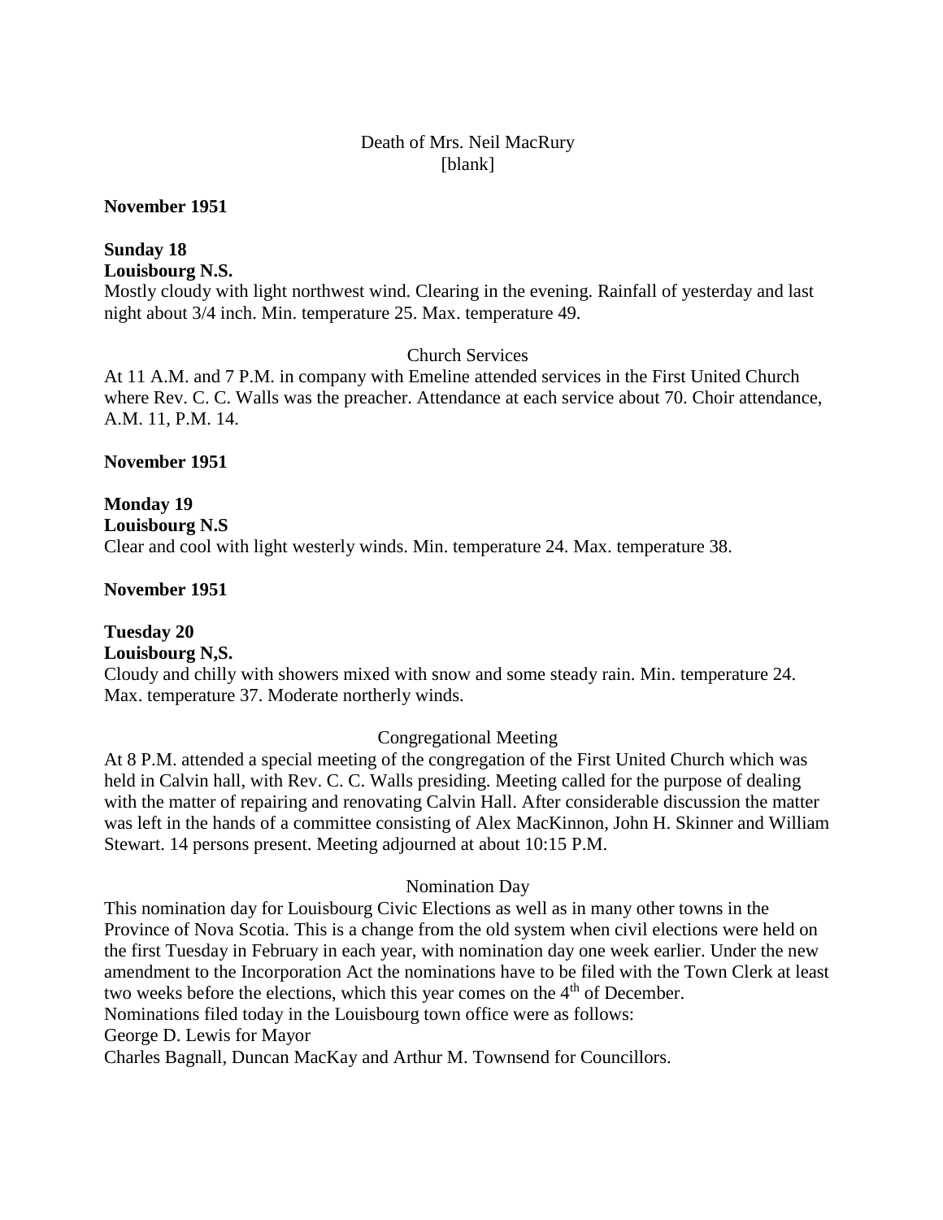Death of Mrs. Neil MacRury
[blank]

**November 1951**

**Sunday 18**
**Louisbourg N.S.**
Mostly cloudy with light northwest wind. Clearing in the evening. Rainfall of yesterday and last night about 3/4 inch. Min. temperature 25. Max. temperature 49.

Church Services

At 11 A.M. and 7 P.M. in company with Emeline attended services in the First United Church where Rev. C. C. Walls was the preacher. Attendance at each service about 70. Choir attendance, A.M. 11, P.M. 14.

**November 1951**

**Monday 19**
**Louisbourg N.S**
Clear and cool with light westerly winds. Min. temperature 24. Max. temperature 38.

**November 1951**

**Tuesday 20**
**Louisbourg N,S.**
Cloudy and chilly with showers mixed with snow and some steady rain. Min. temperature 24. Max. temperature 37. Moderate northerly winds.

Congregational Meeting

At 8 P.M. attended a special meeting of the congregation of the First United Church which was held in Calvin hall, with Rev. C. C. Walls presiding. Meeting called for the purpose of dealing with the matter of repairing and renovating Calvin Hall. After considerable discussion the matter was left in the hands of a committee consisting of Alex MacKinnon, John H. Skinner and William Stewart. 14 persons present. Meeting adjourned at about 10:15 P.M.

Nomination Day

This nomination day for Louisbourg Civic Elections as well as in many other towns in the Province of Nova Scotia. This is a change from the old system when civil elections were held on the first Tuesday in February in each year, with nomination day one week earlier. Under the new amendment to the Incorporation Act the nominations have to be filed with the Town Clerk at least two weeks before the elections, which this year comes on the 4th of December.
Nominations filed today in the Louisbourg town office were as follows:
George D. Lewis for Mayor
Charles Bagnall, Duncan MacKay and Arthur M. Townsend for Councillors.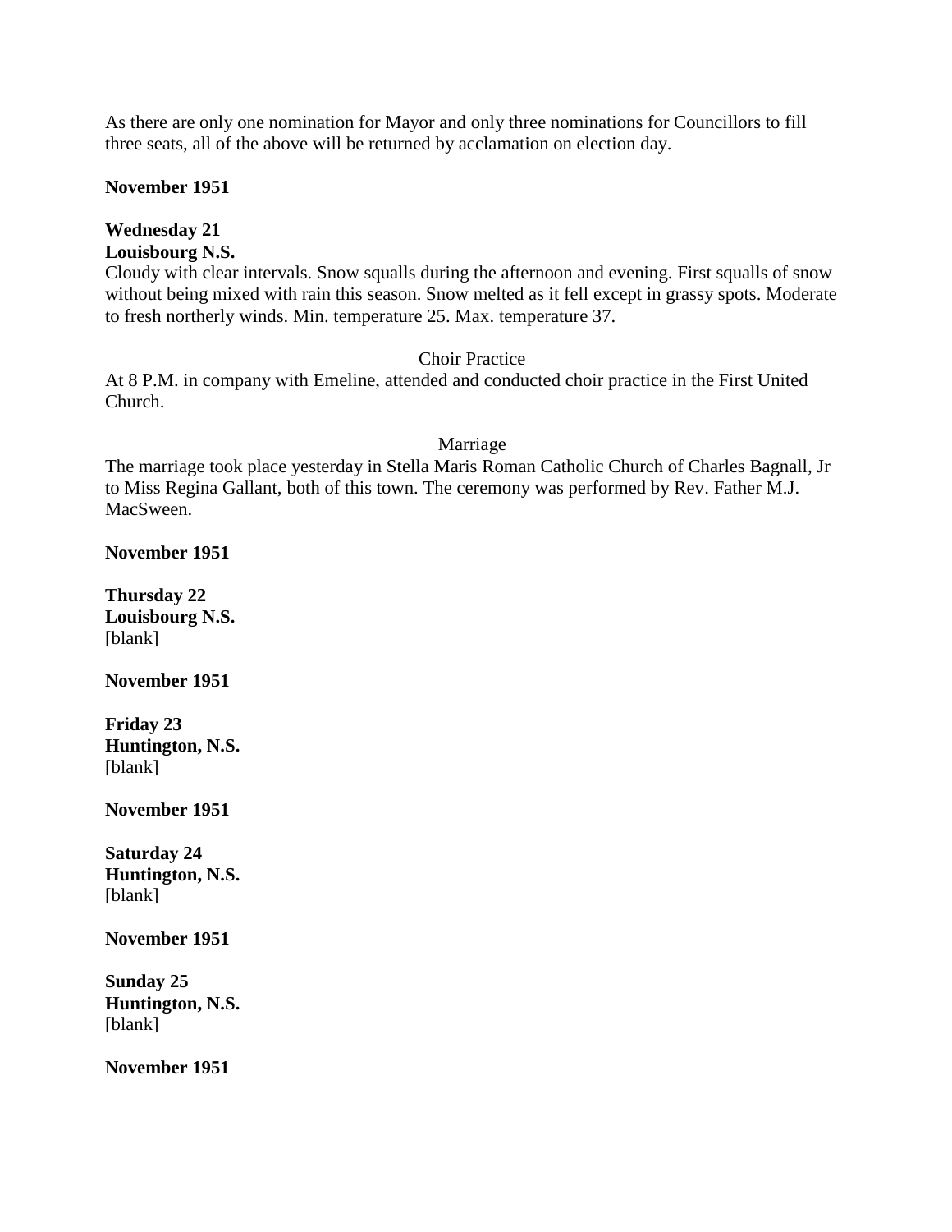As there are only one nomination for Mayor and only three nominations for Councillors to fill three seats, all of the above will be returned by acclamation on election day.

**November 1951**

**Wednesday 21**
**Louisbourg N.S.**
Cloudy with clear intervals. Snow squalls during the afternoon and evening. First squalls of snow without being mixed with rain this season. Snow melted as it fell except in grassy spots. Moderate to fresh northerly winds. Min. temperature 25. Max. temperature 37.

Choir Practice

At 8 P.M. in company with Emeline, attended and conducted choir practice in the First United Church.

Marriage

The marriage took place yesterday in Stella Maris Roman Catholic Church of Charles Bagnall, Jr to Miss Regina Gallant, both of this town. The ceremony was performed by Rev. Father M.J. MacSween.

**November 1951**

**Thursday 22**
**Louisbourg N.S.**
[blank]

**November 1951**

**Friday 23**
**Huntington, N.S.**
[blank]

**November 1951**

**Saturday 24**
**Huntington, N.S.**
[blank]

**November 1951**

**Sunday 25**
**Huntington, N.S.**
[blank]

**November 1951**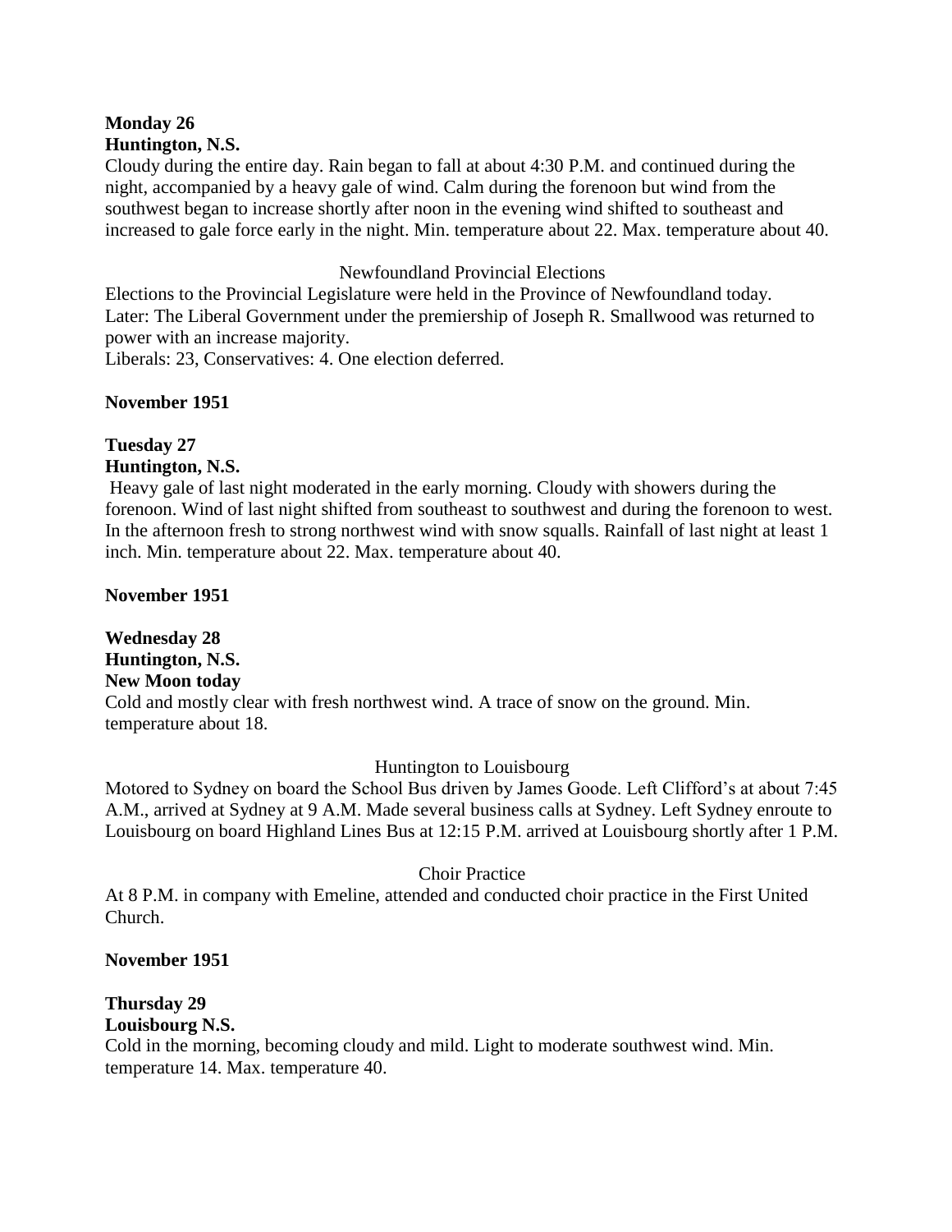**Monday 26**
**Huntington, N.S.**
Cloudy during the entire day. Rain began to fall at about 4:30 P.M. and continued during the night, accompanied by a heavy gale of wind. Calm during the forenoon but wind from the southwest began to increase shortly after noon in the evening wind shifted to southeast and increased to gale force early in the night. Min. temperature about 22. Max. temperature about 40.

Newfoundland Provincial Elections

Elections to the Provincial Legislature were held in the Province of Newfoundland today.
Later: The Liberal Government under the premiership of Joseph R. Smallwood was returned to power with an increase majority.
Liberals: 23, Conservatives: 4. One election deferred.

**November 1951**

**Tuesday 27**
**Huntington, N.S.**
Heavy gale of last night moderated in the early morning. Cloudy with showers during the forenoon. Wind of last night shifted from southeast to southwest and during the forenoon to west. In the afternoon fresh to strong northwest wind with snow squalls. Rainfall of last night at least 1 inch. Min. temperature about 22. Max. temperature about 40.

**November 1951**

**Wednesday 28**
**Huntington, N.S.**
**New Moon today**
Cold and mostly clear with fresh northwest wind. A trace of snow on the ground. Min. temperature about 18.

Huntington to Louisbourg

Motored to Sydney on board the School Bus driven by James Goode. Left Clifford's at about 7:45 A.M., arrived at Sydney at 9 A.M. Made several business calls at Sydney. Left Sydney enroute to Louisbourg on board Highland Lines Bus at 12:15 P.M. arrived at Louisbourg shortly after 1 P.M.

Choir Practice

At 8 P.M. in company with Emeline, attended and conducted choir practice in the First United Church.

**November 1951**

**Thursday 29**
**Louisbourg N.S.**
Cold in the morning, becoming cloudy and mild. Light to moderate southwest wind. Min. temperature 14. Max. temperature 40.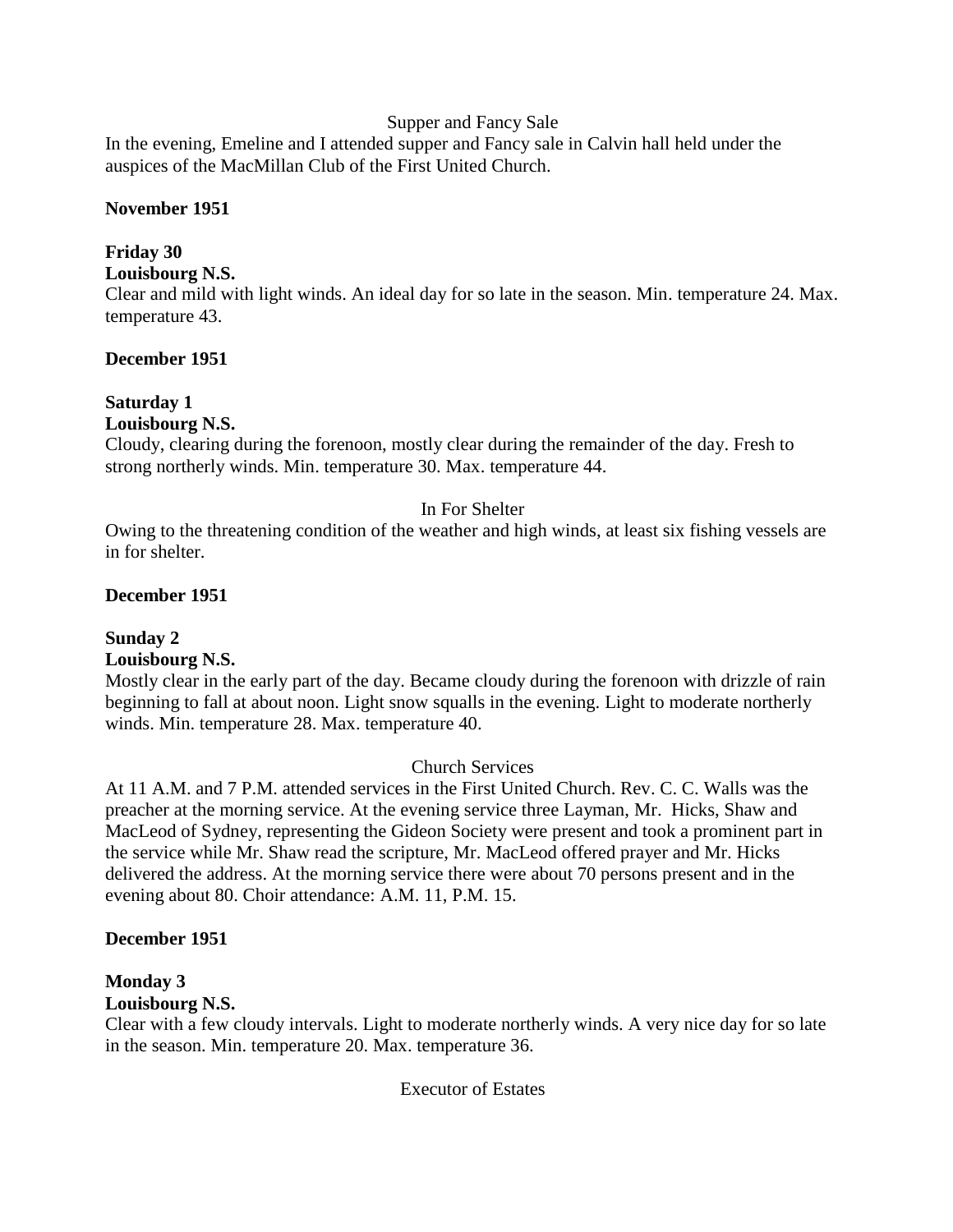Supper and Fancy Sale

In the evening, Emeline and I attended supper and Fancy sale in Calvin hall held under the auspices of the MacMillan Club of the First United Church.

**November 1951**

**Friday 30**
**Louisbourg N.S.**
Clear and mild with light winds. An ideal day for so late in the season. Min. temperature 24. Max. temperature 43.

**December 1951**

**Saturday 1**
**Louisbourg N.S.**
Cloudy, clearing during the forenoon, mostly clear during the remainder of the day. Fresh to strong northerly winds. Min. temperature 30. Max. temperature 44.

In For Shelter

Owing to the threatening condition of the weather and high winds, at least six fishing vessels are in for shelter.

**December 1951**

**Sunday 2**
**Louisbourg N.S.**
Mostly clear in the early part of the day. Became cloudy during the forenoon with drizzle of rain beginning to fall at about noon. Light snow squalls in the evening. Light to moderate northerly winds. Min. temperature 28. Max. temperature 40.

Church Services

At 11 A.M. and 7 P.M. attended services in the First United Church. Rev. C. C. Walls was the preacher at the morning service. At the evening service three Layman, Mr. Hicks, Shaw and MacLeod of Sydney, representing the Gideon Society were present and took a prominent part in the service while Mr. Shaw read the scripture, Mr. MacLeod offered prayer and Mr. Hicks delivered the address. At the morning service there were about 70 persons present and in the evening about 80. Choir attendance: A.M. 11, P.M. 15.

**December 1951**

**Monday 3**
**Louisbourg N.S.**
Clear with a few cloudy intervals. Light to moderate northerly winds. A very nice day for so late in the season. Min. temperature 20. Max. temperature 36.

Executor of Estates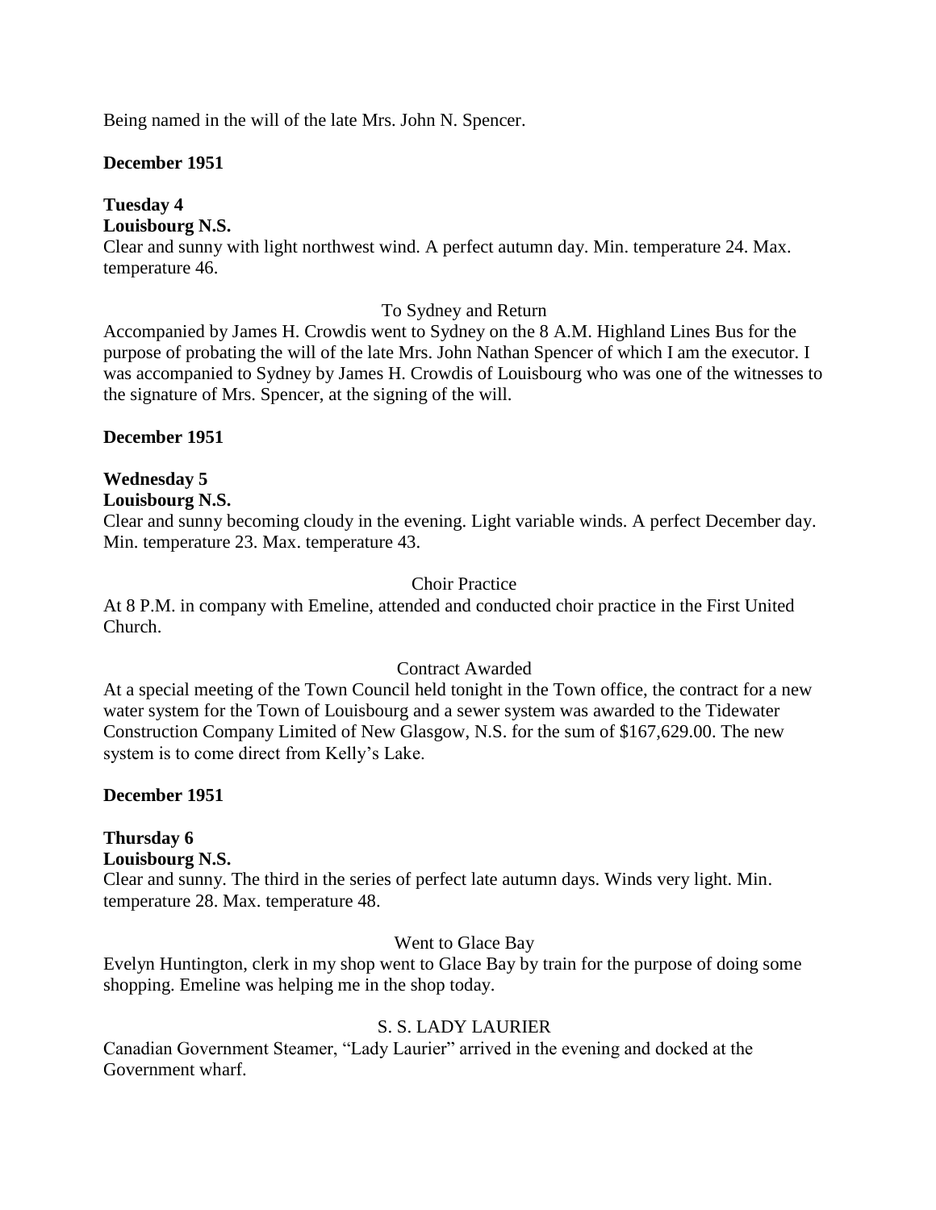Being named in the will of the late Mrs. John N. Spencer.

**December 1951**

**Tuesday 4**
**Louisbourg N.S.**
Clear and sunny with light northwest wind. A perfect autumn day. Min. temperature 24. Max. temperature 46.

To Sydney and Return

Accompanied by James H. Crowdis went to Sydney on the 8 A.M. Highland Lines Bus for the purpose of probating the will of the late Mrs. John Nathan Spencer of which I am the executor. I was accompanied to Sydney by James H. Crowdis of Louisbourg who was one of the witnesses to the signature of Mrs. Spencer, at the signing of the will.

**December 1951**

**Wednesday 5**
**Louisbourg N.S.**
Clear and sunny becoming cloudy in the evening. Light variable winds. A perfect December day. Min. temperature 23. Max. temperature 43.

Choir Practice

At 8 P.M. in company with Emeline, attended and conducted choir practice in the First United Church.

Contract Awarded

At a special meeting of the Town Council held tonight in the Town office, the contract for a new water system for the Town of Louisbourg and a sewer system was awarded to the Tidewater Construction Company Limited of New Glasgow, N.S. for the sum of $167,629.00. The new system is to come direct from Kelly's Lake.

**December 1951**

**Thursday 6**
**Louisbourg N.S.**
Clear and sunny. The third in the series of perfect late autumn days. Winds very light. Min. temperature 28. Max. temperature 48.

Went to Glace Bay

Evelyn Huntington, clerk in my shop went to Glace Bay by train for the purpose of doing some shopping. Emeline was helping me in the shop today.

S. S. LADY LAURIER

Canadian Government Steamer, "Lady Laurier" arrived in the evening and docked at the Government wharf.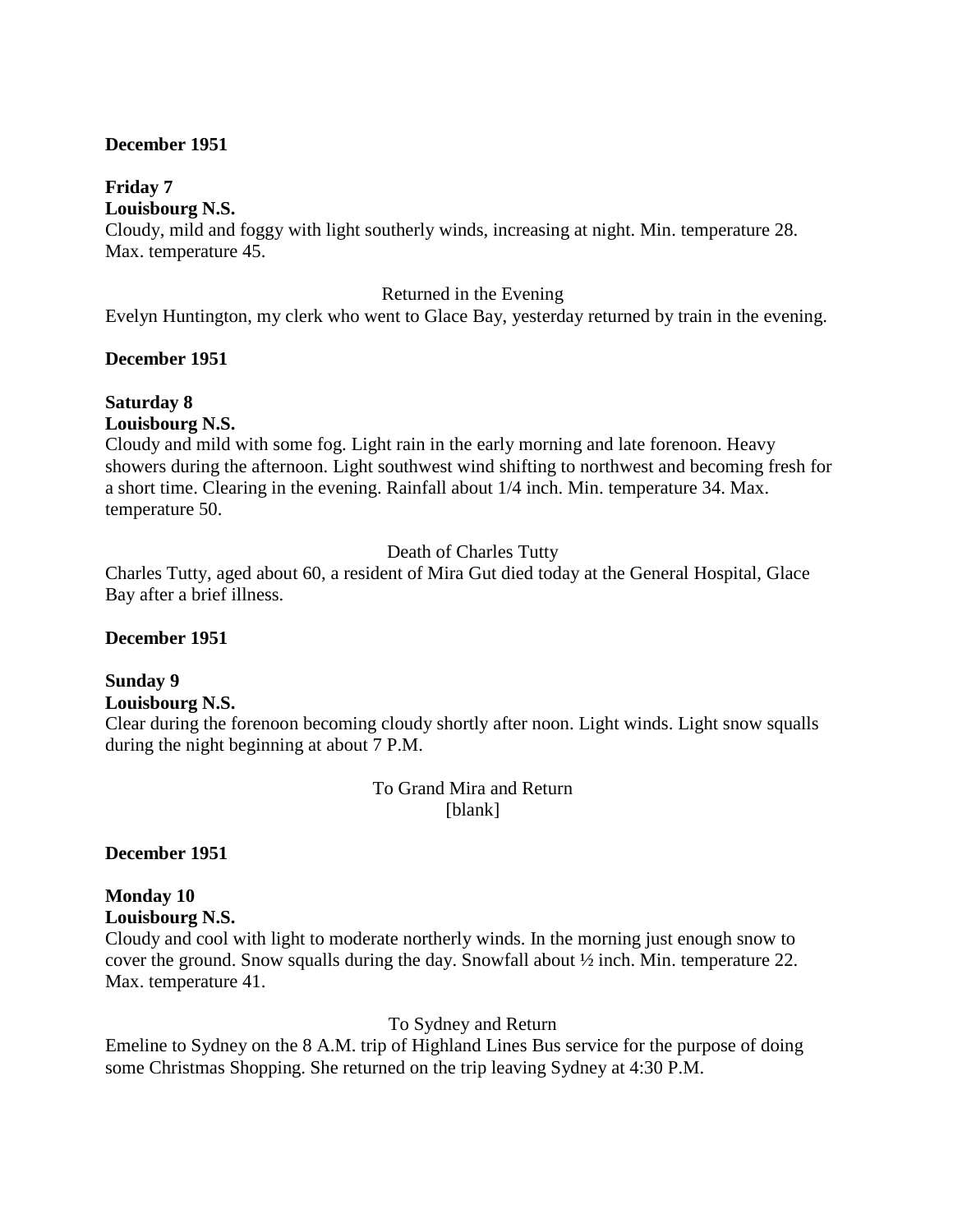**December 1951**

**Friday 7**
**Louisbourg N.S.**
Cloudy, mild and foggy with light southerly winds, increasing at night. Min. temperature 28. Max. temperature 45.

Returned in the Evening
Evelyn Huntington, my clerk who went to Glace Bay, yesterday returned by train in the evening.

**December 1951**

**Saturday 8**
**Louisbourg N.S.**
Cloudy and mild with some fog. Light rain in the early morning and late forenoon. Heavy showers during the afternoon. Light southwest wind shifting to northwest and becoming fresh for a short time. Clearing in the evening. Rainfall about 1/4 inch. Min. temperature 34. Max. temperature 50.

Death of Charles Tutty
Charles Tutty, aged about 60, a resident of Mira Gut died today at the General Hospital, Glace Bay after a brief illness.

**December 1951**

**Sunday 9**
**Louisbourg N.S.**
Clear during the forenoon becoming cloudy shortly after noon. Light winds. Light snow squalls during the night beginning at about 7 P.M.

To Grand Mira and Return
[blank]

**December 1951**

**Monday 10**
**Louisbourg N.S.**
Cloudy and cool with light to moderate northerly winds. In the morning just enough snow to cover the ground. Snow squalls during the day. Snowfall about ½ inch. Min. temperature 22. Max. temperature 41.

To Sydney and Return
Emeline to Sydney on the 8 A.M. trip of Highland Lines Bus service for the purpose of doing some Christmas Shopping. She returned on the trip leaving Sydney at 4:30 P.M.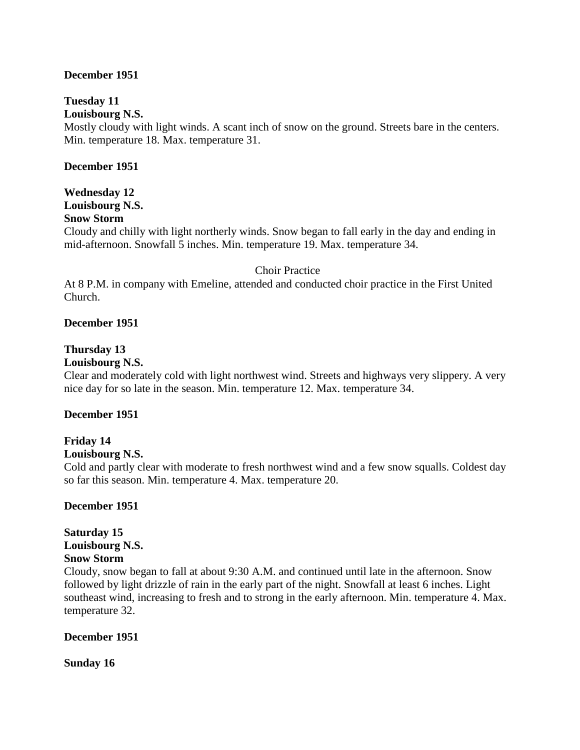**December 1951**

**Tuesday 11**
**Louisbourg N.S.**
Mostly cloudy with light winds. A scant inch of snow on the ground. Streets bare in the centers. Min. temperature 18. Max. temperature 31.

**December 1951**

**Wednesday 12**
**Louisbourg N.S.**
**Snow Storm**
Cloudy and chilly with light northerly winds. Snow began to fall early in the day and ending in mid-afternoon. Snowfall 5 inches. Min. temperature 19. Max. temperature 34.

Choir Practice

At 8 P.M. in company with Emeline, attended and conducted choir practice in the First United Church.

**December 1951**

**Thursday 13**
**Louisbourg N.S.**
Clear and moderately cold with light northwest wind. Streets and highways very slippery. A very nice day for so late in the season. Min. temperature 12. Max. temperature 34.

**December 1951**

**Friday 14**
**Louisbourg N.S.**
Cold and partly clear with moderate to fresh northwest wind and a few snow squalls. Coldest day so far this season. Min. temperature 4. Max. temperature 20.

**December 1951**

**Saturday 15**
**Louisbourg N.S.**
**Snow Storm**
Cloudy, snow began to fall at about 9:30 A.M. and continued until late in the afternoon. Snow followed by light drizzle of rain in the early part of the night. Snowfall at least 6 inches. Light southeast wind, increasing to fresh and to strong in the early afternoon. Min. temperature 4. Max. temperature 32.

**December 1951**

**Sunday 16**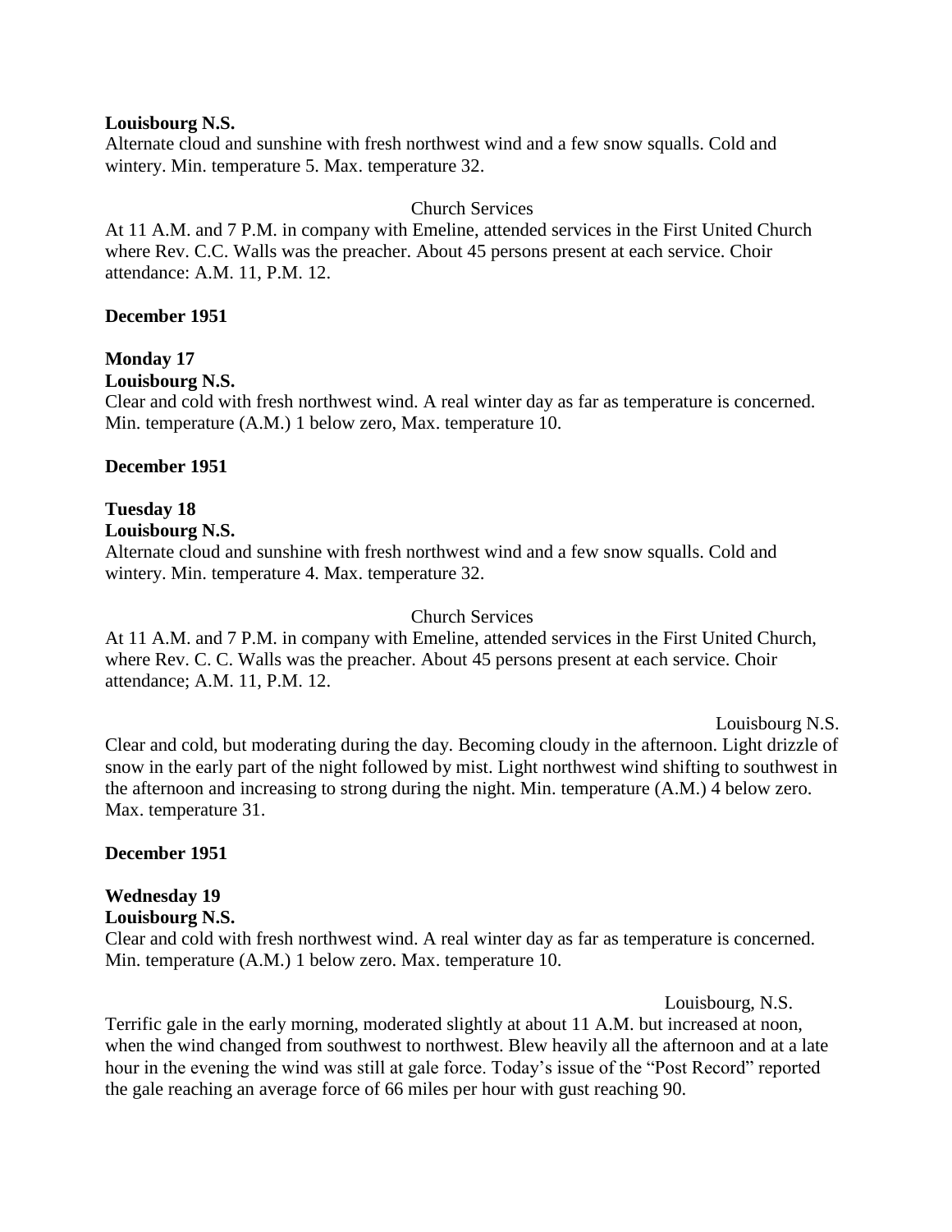**Louisbourg N.S.**
Alternate cloud and sunshine with fresh northwest wind and a few snow squalls. Cold and wintery. Min. temperature 5. Max. temperature 32.

Church Services

At 11 A.M. and 7 P.M. in company with Emeline, attended services in the First United Church where Rev. C.C. Walls was the preacher. About 45 persons present at each service. Choir attendance: A.M. 11, P.M. 12.

**December 1951**

**Monday 17**
**Louisbourg N.S.**
Clear and cold with fresh northwest wind. A real winter day as far as temperature is concerned. Min. temperature (A.M.) 1 below zero, Max. temperature 10.

**December 1951**

**Tuesday 18**
**Louisbourg N.S.**
Alternate cloud and sunshine with fresh northwest wind and a few snow squalls. Cold and wintery. Min. temperature 4. Max. temperature 32.

Church Services

At 11 A.M. and 7 P.M. in company with Emeline, attended services in the First United Church, where Rev. C. C. Walls was the preacher. About 45 persons present at each service. Choir attendance; A.M. 11, P.M. 12.

Louisbourg N.S.

Clear and cold, but moderating during the day. Becoming cloudy in the afternoon. Light drizzle of snow in the early part of the night followed by mist. Light northwest wind shifting to southwest in the afternoon and increasing to strong during the night. Min. temperature (A.M.) 4 below zero. Max. temperature 31.

**December 1951**

**Wednesday 19**
**Louisbourg N.S.**
Clear and cold with fresh northwest wind. A real winter day as far as temperature is concerned. Min. temperature (A.M.) 1 below zero. Max. temperature 10.

Louisbourg, N.S.

Terrific gale in the early morning, moderated slightly at about 11 A.M. but increased at noon, when the wind changed from southwest to northwest. Blew heavily all the afternoon and at a late hour in the evening the wind was still at gale force. Today's issue of the "Post Record" reported the gale reaching an average force of 66 miles per hour with gust reaching 90.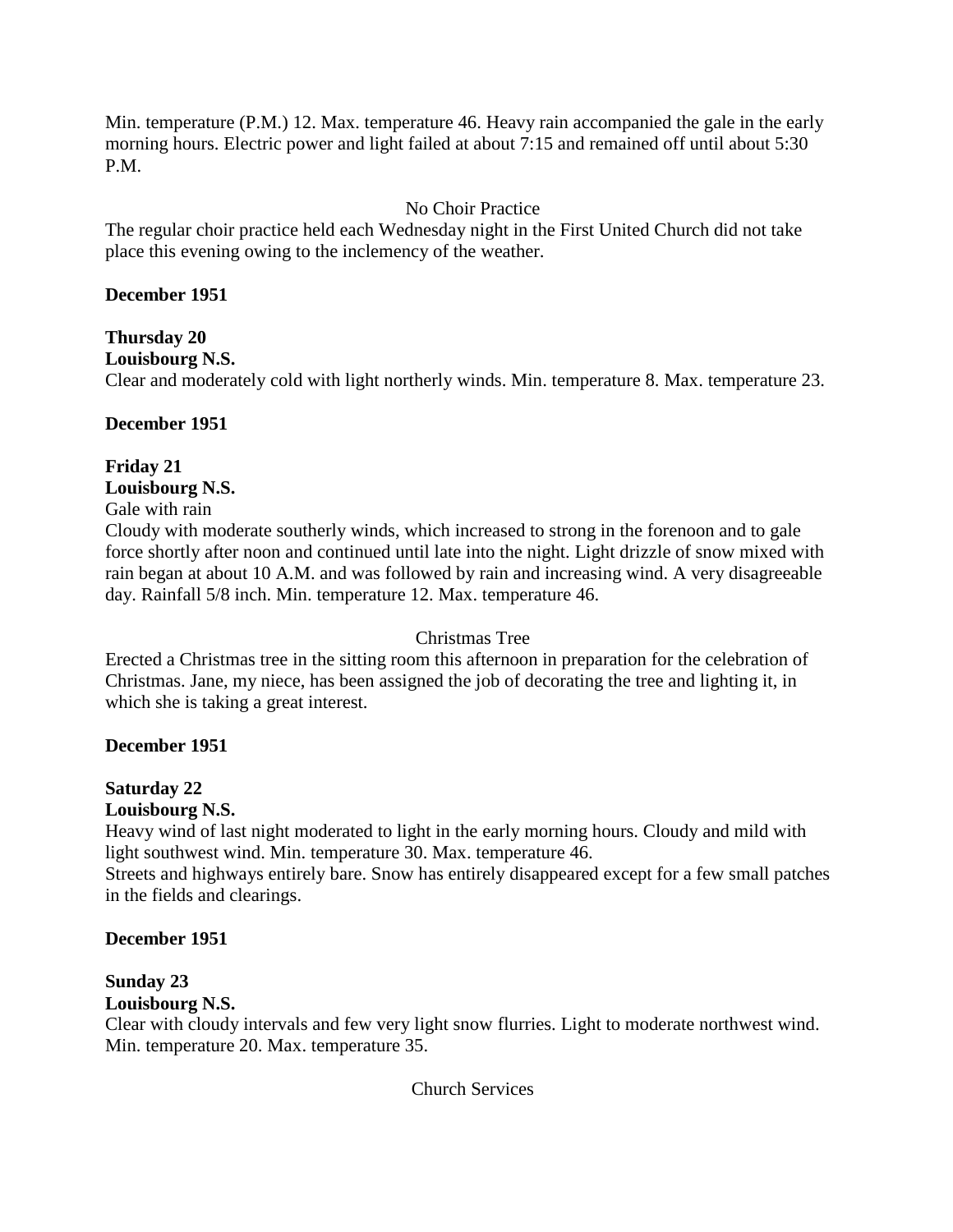Min. temperature (P.M.) 12. Max. temperature 46. Heavy rain accompanied the gale in the early morning hours. Electric power and light failed at about 7:15 and remained off until about 5:30 P.M.

No Choir Practice

The regular choir practice held each Wednesday night in the First United Church did not take place this evening owing to the inclemency of the weather.

**December 1951**

**Thursday 20**
**Louisbourg N.S.**
Clear and moderately cold with light northerly winds. Min. temperature 8. Max. temperature 23.

**December 1951**

**Friday 21**
**Louisbourg N.S.**
Gale with rain
Cloudy with moderate southerly winds, which increased to strong in the forenoon and to gale force shortly after noon and continued until late into the night. Light drizzle of snow mixed with rain began at about 10 A.M. and was followed by rain and increasing wind. A very disagreeable day. Rainfall 5/8 inch. Min. temperature 12. Max. temperature 46.

Christmas Tree

Erected a Christmas tree in the sitting room this afternoon in preparation for the celebration of Christmas. Jane, my niece, has been assigned the job of decorating the tree and lighting it, in which she is taking a great interest.

**December 1951**

**Saturday 22**
**Louisbourg N.S.**
Heavy wind of last night moderated to light in the early morning hours. Cloudy and mild with light southwest wind. Min. temperature 30. Max. temperature 46.
Streets and highways entirely bare. Snow has entirely disappeared except for a few small patches in the fields and clearings.

**December 1951**

**Sunday 23**
**Louisbourg N.S.**
Clear with cloudy intervals and few very light snow flurries. Light to moderate northwest wind. Min. temperature 20. Max. temperature 35.

Church Services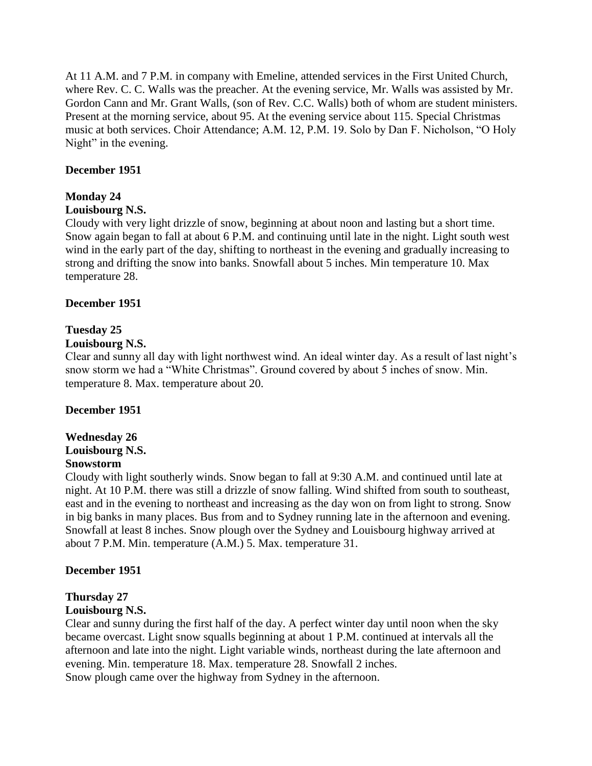At 11 A.M. and 7 P.M. in company with Emeline, attended services in the First United Church, where Rev. C. C. Walls was the preacher. At the evening service, Mr. Walls was assisted by Mr. Gordon Cann and Mr. Grant Walls, (son of Rev. C.C. Walls) both of whom are student ministers. Present at the morning service, about 95. At the evening service about 115. Special Christmas music at both services. Choir Attendance; A.M. 12, P.M. 19. Solo by Dan F. Nicholson, "O Holy Night" in the evening.

**December 1951**

**Monday 24**
**Louisbourg N.S.**
Cloudy with very light drizzle of snow, beginning at about noon and lasting but a short time. Snow again began to fall at about 6 P.M. and continuing until late in the night. Light south west wind in the early part of the day, shifting to northeast in the evening and gradually increasing to strong and drifting the snow into banks. Snowfall about 5 inches. Min temperature 10. Max temperature 28.

**December 1951**

**Tuesday 25**
**Louisbourg N.S.**
Clear and sunny all day with light northwest wind. An ideal winter day. As a result of last night's snow storm we had a "White Christmas". Ground covered by about 5 inches of snow. Min. temperature 8. Max. temperature about 20.

**December 1951**

**Wednesday 26**
**Louisbourg N.S.**
**Snowstorm**
Cloudy with light southerly winds. Snow began to fall at 9:30 A.M. and continued until late at night. At 10 P.M. there was still a drizzle of snow falling. Wind shifted from south to southeast, east and in the evening to northeast and increasing as the day won on from light to strong. Snow in big banks in many places. Bus from and to Sydney running late in the afternoon and evening. Snowfall at least 8 inches. Snow plough over the Sydney and Louisbourg highway arrived at about 7 P.M. Min. temperature (A.M.) 5. Max. temperature 31.

**December 1951**

**Thursday 27**
**Louisbourg N.S.**
Clear and sunny during the first half of the day. A perfect winter day until noon when the sky became overcast. Light snow squalls beginning at about 1 P.M. continued at intervals all the afternoon and late into the night. Light variable winds, northeast during the late afternoon and evening. Min. temperature 18. Max. temperature 28. Snowfall 2 inches.
Snow plough came over the highway from Sydney in the afternoon.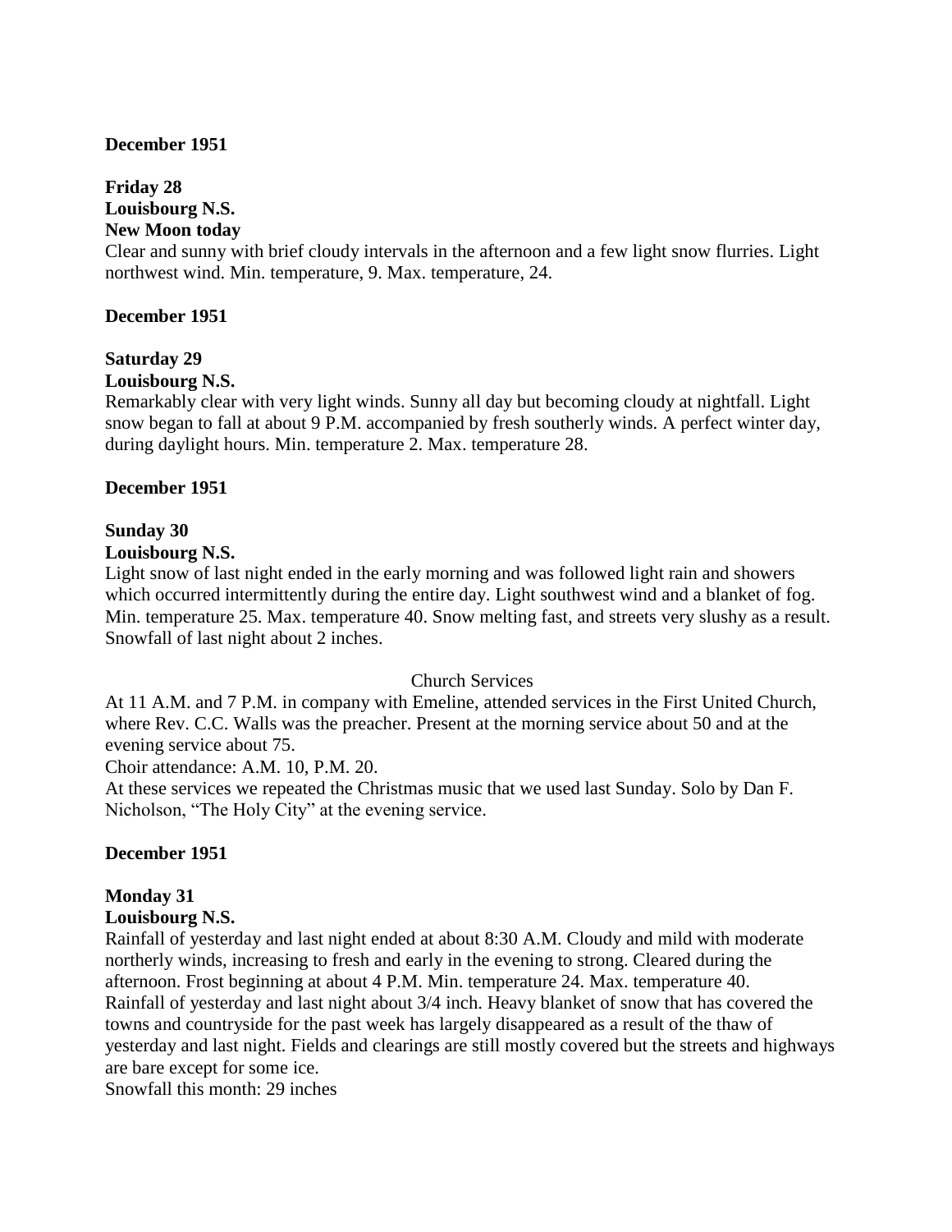**December 1951**

**Friday 28**
**Louisbourg N.S.**
**New Moon today**
Clear and sunny with brief cloudy intervals in the afternoon and a few light snow flurries. Light northwest wind. Min. temperature, 9. Max. temperature, 24.

**December 1951**

**Saturday 29**
**Louisbourg N.S.**
Remarkably clear with very light winds. Sunny all day but becoming cloudy at nightfall. Light snow began to fall at about 9 P.M. accompanied by fresh southerly winds. A perfect winter day, during daylight hours. Min. temperature 2. Max. temperature 28.

**December 1951**

**Sunday 30**
**Louisbourg N.S.**
Light snow of last night ended in the early morning and was followed light rain and showers which occurred intermittently during the entire day. Light southwest wind and a blanket of fog. Min. temperature 25. Max. temperature 40. Snow melting fast, and streets very slushy as a result. Snowfall of last night about 2 inches.

Church Services

At 11 A.M. and 7 P.M. in company with Emeline, attended services in the First United Church, where Rev. C.C. Walls was the preacher. Present at the morning service about 50 and at the evening service about 75.
Choir attendance: A.M. 10, P.M. 20.
At these services we repeated the Christmas music that we used last Sunday. Solo by Dan F. Nicholson, "The Holy City" at the evening service.

**December 1951**

**Monday 31**
**Louisbourg N.S.**
Rainfall of yesterday and last night ended at about 8:30 A.M. Cloudy and mild with moderate northerly winds, increasing to fresh and early in the evening to strong. Cleared during the afternoon. Frost beginning at about 4 P.M. Min. temperature 24. Max. temperature 40.
Rainfall of yesterday and last night about 3/4 inch. Heavy blanket of snow that has covered the towns and countryside for the past week has largely disappeared as a result of the thaw of yesterday and last night. Fields and clearings are still mostly covered but the streets and highways are bare except for some ice.
Snowfall this month: 29 inches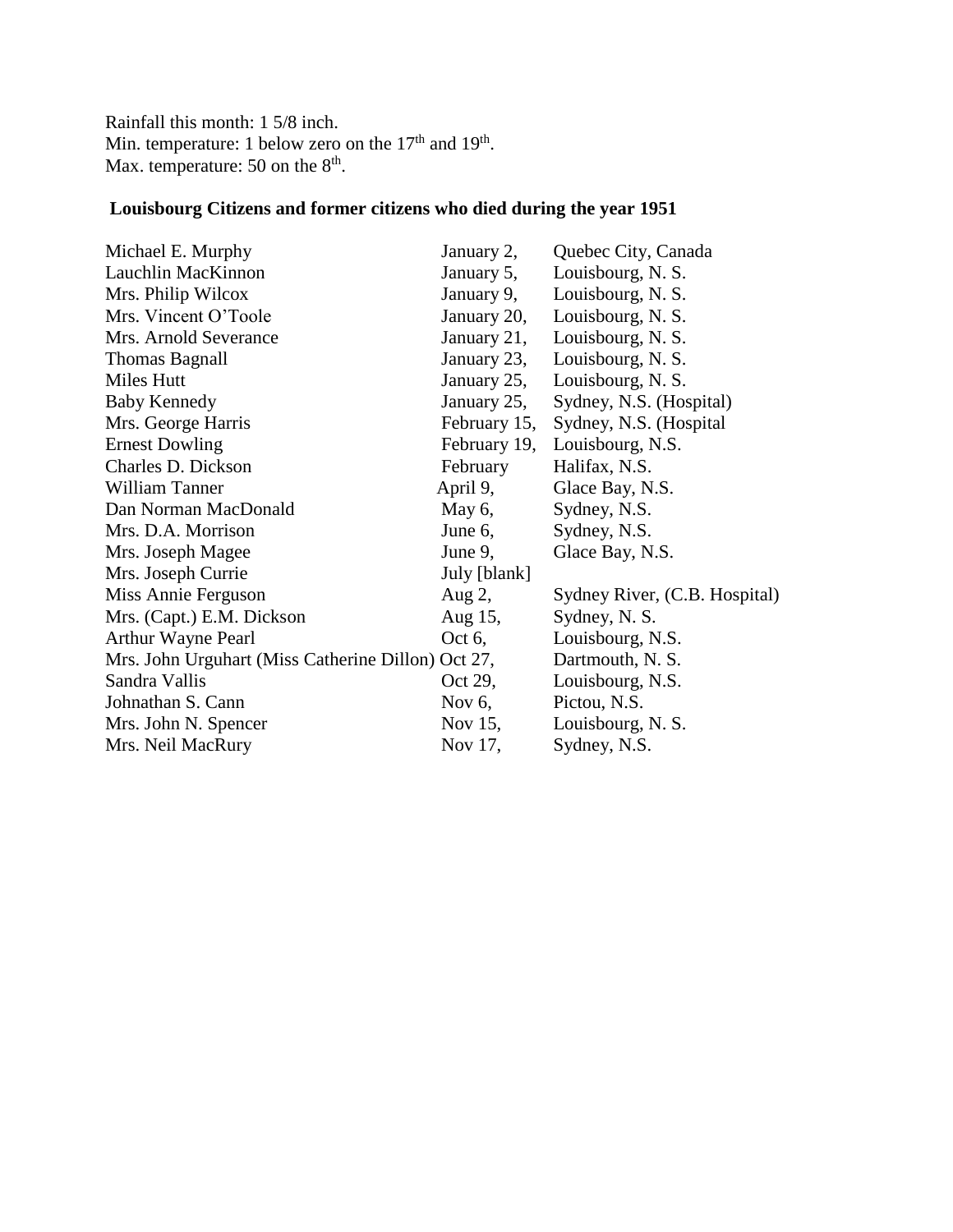Rainfall this month: 1 5/8 inch.
Min. temperature: 1 below zero on the 17th and 19th.
Max. temperature: 50 on the 8th.

**Louisbourg Citizens and former citizens who died during the year 1951**

| | | |
|---|---|---|
| Michael E. Murphy | January 2, | Quebec City, Canada |
| Lauchlin MacKinnon | January 5, | Louisbourg, N. S. |
| Mrs. Philip Wilcox | January 9, | Louisbourg, N. S. |
| Mrs. Vincent O'Toole | January 20, | Louisbourg, N. S. |
| Mrs. Arnold Severance | January 21, | Louisbourg, N. S. |
| Thomas Bagnall | January 23, | Louisbourg, N. S. |
| Miles Hutt | January 25, | Louisbourg, N. S. |
| Baby Kennedy | January 25, | Sydney, N.S. (Hospital) |
| Mrs. George Harris | February 15, | Sydney, N.S. (Hospital |
| Ernest Dowling | February 19, | Louisbourg, N.S. |
| Charles D. Dickson | February | Halifax, N.S. |
| William Tanner | April 9, | Glace Bay, N.S. |
| Dan Norman MacDonald | May 6, | Sydney, N.S. |
| Mrs. D.A. Morrison | June 6, | Sydney, N.S. |
| Mrs. Joseph Magee | June 9, | Glace Bay, N.S. |
| Mrs. Joseph Currie | July [blank] | |
| Miss Annie Ferguson | Aug 2, | Sydney River, (C.B. Hospital) |
| Mrs. (Capt.) E.M. Dickson | Aug 15, | Sydney, N. S. |
| Arthur Wayne Pearl | Oct 6, | Louisbourg, N.S. |
| Mrs. John Urguhart (Miss Catherine Dillon) | Oct 27, | Dartmouth, N. S. |
| Sandra Vallis | Oct 29, | Louisbourg, N.S. |
| Johnathan S. Cann | Nov 6, | Pictou, N.S. |
| Mrs. John N. Spencer | Nov 15, | Louisbourg, N. S. |
| Mrs. Neil MacRury | Nov 17, | Sydney, N.S. |